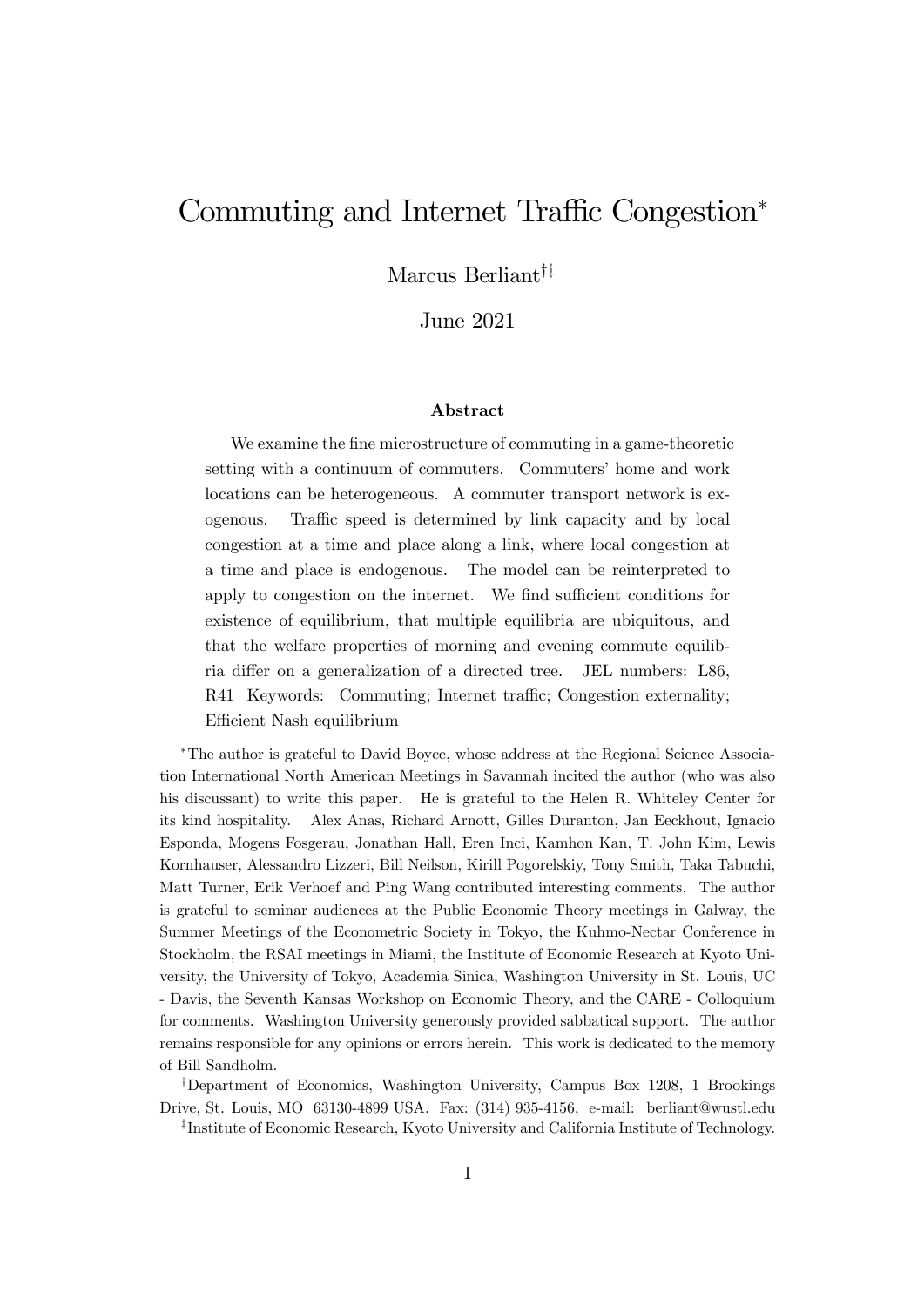# Commuting and Internet Traffic Congestion*

Marcus Berliant[†‡]

June 2021

### Abstract

We examine the fine microstructure of commuting in a game-theoretic setting with a continuum of commuters. Commuters' home and work locations can be heterogeneous. A commuter transport network is exogenous. Traffic speed is determined by link capacity and by local congestion at a time and place along a link, where local congestion at a time and place is endogenous. The model can be reinterpreted to apply to congestion on the internet. We find sufficient conditions for existence of equilibrium, that multiple equilibria are ubiquitous, and that the welfare properties of morning and evening commute equilibria differ on a generalization of a directed tree. JEL numbers: L86, R41 Keywords: Commuting; Internet traffic; Congestion externality; Efficient Nash equilibrium

---

*The author is grateful to David Boyce, whose address at the Regional Science Association International North American Meetings in Savannah incited the author (who was also his discussant) to write this paper. He is grateful to the Helen R. Whiteley Center for its kind hospitality. Alex Anas, Richard Arnott, Gilles Duranton, Jan Eeckhout, Ignacio Esponda, Mogens Fosgerau, Jonathan Hall, Eren Inci, Kamhon Kan, T. John Kim, Lewis Kornhauser, Alessandro Lizzeri, Bill Neilson, Kirill Pogorelskiy, Tony Smith, Taka Tabuchi, Matt Turner, Erik Verhoef and Ping Wang contributed interesting comments. The author is grateful to seminar audiences at the Public Economic Theory meetings in Galway, the Summer Meetings of the Econometric Society in Tokyo, the Kuhmo-Nectar Conference in Stockholm, the RSAI meetings in Miami, the Institute of Economic Research at Kyoto University, the University of Tokyo, Academia Sinica, Washington University in St. Louis, UC - Davis, the Seventh Kansas Workshop on Economic Theory, and the CARE - Colloquium for comments. Washington University generously provided sabbatical support. The author remains responsible for any opinions or errors herein. This work is dedicated to the memory of Bill Sandholm.

†Department of Economics, Washington University, Campus Box 1208, 1 Brookings Drive, St. Louis, MO 63130-4899 USA. Fax: (314) 935-4156, e-mail: berliant@wustl.edu

‡Institute of Economic Research, Kyoto University and California Institute of Technology.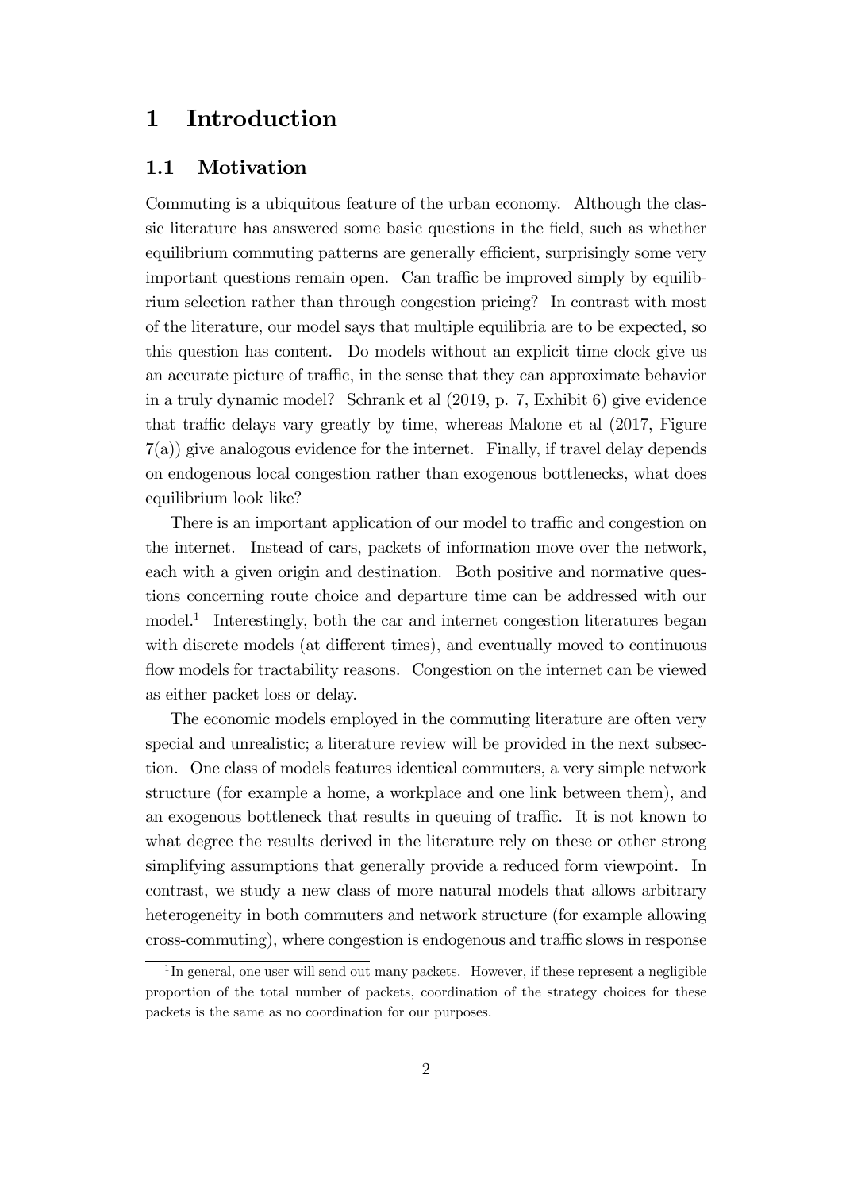# 1 Introduction

## 1.1 Motivation

Commuting is a ubiquitous feature of the urban economy. Although the classic literature has answered some basic questions in the field, such as whether equilibrium commuting patterns are generally efficient, surprisingly some very important questions remain open. Can traffic be improved simply by equilibrium selection rather than through congestion pricing? In contrast with most of the literature, our model says that multiple equilibria are to be expected, so this question has content. Do models without an explicit time clock give us an accurate picture of traffic, in the sense that they can approximate behavior in a truly dynamic model? Schrank et al (2019, p. 7, Exhibit 6) give evidence that traffic delays vary greatly by time, whereas Malone et al (2017, Figure 7(a)) give analogous evidence for the internet. Finally, if travel delay depends on endogenous local congestion rather than exogenous bottlenecks, what does equilibrium look like?

There is an important application of our model to traffic and congestion on the internet. Instead of cars, packets of information move over the network, each with a given origin and destination. Both positive and normative questions concerning route choice and departure time can be addressed with our model.[1] Interestingly, both the car and internet congestion literatures began with discrete models (at different times), and eventually moved to continuous flow models for tractability reasons. Congestion on the internet can be viewed as either packet loss or delay.

The economic models employed in the commuting literature are often very special and unrealistic; a literature review will be provided in the next subsection. One class of models features identical commuters, a very simple network structure (for example a home, a workplace and one link between them), and an exogenous bottleneck that results in queuing of traffic. It is not known to what degree the results derived in the literature rely on these or other strong simplifying assumptions that generally provide a reduced form viewpoint. In contrast, we study a new class of more natural models that allows arbitrary heterogeneity in both commuters and network structure (for example allowing cross-commuting), where congestion is endogenous and traffic slows in response

[1] In general, one user will send out many packets. However, if these represent a negligible proportion of the total number of packets, coordination of the strategy choices for these packets is the same as no coordination for our purposes.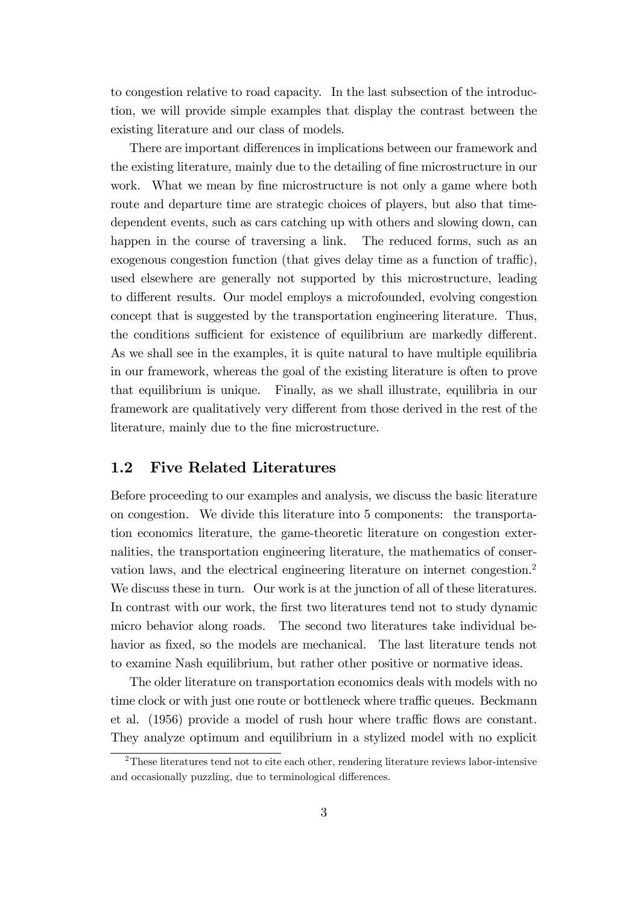to congestion relative to road capacity. In the last subsection of the introduction, we will provide simple examples that display the contrast between the existing literature and our class of models.

There are important differences in implications between our framework and the existing literature, mainly due to the detailing of fine microstructure in our work. What we mean by fine microstructure is not only a game where both route and departure time are strategic choices of players, but also that time-dependent events, such as cars catching up with others and slowing down, can happen in the course of traversing a link. The reduced forms, such as an exogenous congestion function (that gives delay time as a function of traffic), used elsewhere are generally not supported by this microstructure, leading to different results. Our model employs a microfounded, evolving congestion concept that is suggested by the transportation engineering literature. Thus, the conditions sufficient for existence of equilibrium are markedly different. As we shall see in the examples, it is quite natural to have multiple equilibria in our framework, whereas the goal of the existing literature is often to prove that equilibrium is unique. Finally, as we shall illustrate, equilibria in our framework are qualitatively very different from those derived in the rest of the literature, mainly due to the fine microstructure.

## 1.2 Five Related Literatures

Before proceeding to our examples and analysis, we discuss the basic literature on congestion. We divide this literature into 5 components: the transportation economics literature, the game-theoretic literature on congestion externalities, the transportation engineering literature, the mathematics of conservation laws, and the electrical engineering literature on internet congestion.[2] We discuss these in turn. Our work is at the junction of all of these literatures. In contrast with our work, the first two literatures tend not to study dynamic micro behavior along roads. The second two literatures take individual behavior as fixed, so the models are mechanical. The last literature tends not to examine Nash equilibrium, but rather other positive or normative ideas.

The older literature on transportation economics deals with models with no time clock or with just one route or bottleneck where traffic queues. Beckmann et al. (1956) provide a model of rush hour where traffic flows are constant. They analyze optimum and equilibrium in a stylized model with no explicit

[2] These literatures tend not to cite each other, rendering literature reviews labor-intensive and occasionally puzzling, due to terminological differences.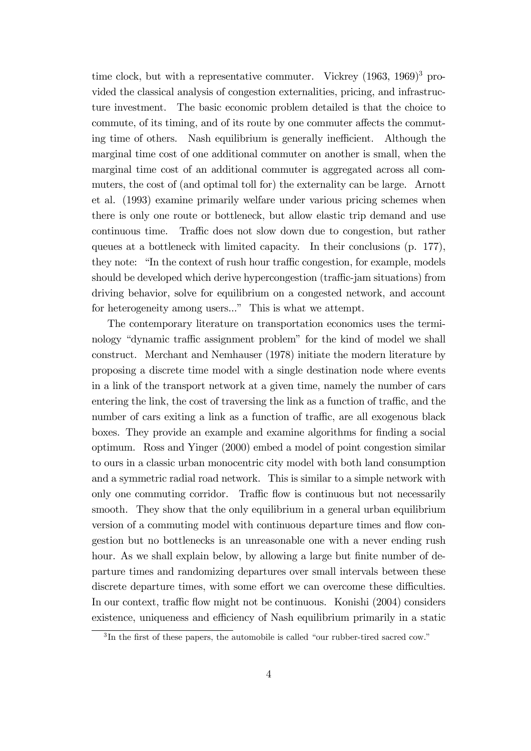time clock, but with a representative commuter. Vickrey (1963, 1969)[3] provided the classical analysis of congestion externalities, pricing, and infrastructure investment. The basic economic problem detailed is that the choice to commute, of its timing, and of its route by one commuter affects the commuting time of others. Nash equilibrium is generally inefficient. Although the marginal time cost of one additional commuter on another is small, when the marginal time cost of an additional commuter is aggregated across all commuters, the cost of (and optimal toll for) the externality can be large. Arnott et al. (1993) examine primarily welfare under various pricing schemes when there is only one route or bottleneck, but allow elastic trip demand and use continuous time. Traffic does not slow down due to congestion, but rather queues at a bottleneck with limited capacity. In their conclusions (p. 177), they note: "In the context of rush hour traffic congestion, for example, models should be developed which derive hypercongestion (traffic-jam situations) from driving behavior, solve for equilibrium on a congested network, and account for heterogeneity among users..." This is what we attempt.

The contemporary literature on transportation economics uses the terminology "dynamic traffic assignment problem" for the kind of model we shall construct. Merchant and Nemhauser (1978) initiate the modern literature by proposing a discrete time model with a single destination node where events in a link of the transport network at a given time, namely the number of cars entering the link, the cost of traversing the link as a function of traffic, and the number of cars exiting a link as a function of traffic, are all exogenous black boxes. They provide an example and examine algorithms for finding a social optimum. Ross and Yinger (2000) embed a model of point congestion similar to ours in a classic urban monocentric city model with both land consumption and a symmetric radial road network. This is similar to a simple network with only one commuting corridor. Traffic flow is continuous but not necessarily smooth. They show that the only equilibrium in a general urban equilibrium version of a commuting model with continuous departure times and flow congestion but no bottlenecks is an unreasonable one with a never ending rush hour. As we shall explain below, by allowing a large but finite number of departure times and randomizing departures over small intervals between these discrete departure times, with some effort we can overcome these difficulties. In our context, traffic flow might not be continuous. Konishi (2004) considers existence, uniqueness and efficiency of Nash equilibrium primarily in a static

[3] In the first of these papers, the automobile is called "our rubber-tired sacred cow."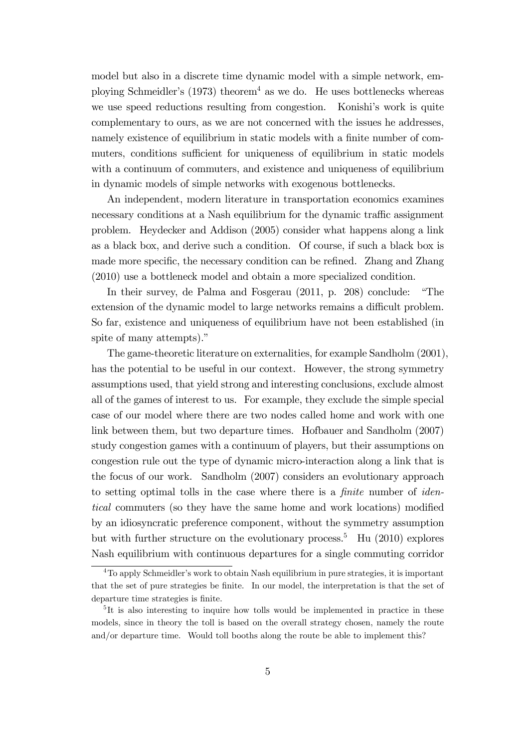model but also in a discrete time dynamic model with a simple network, employing Schmeidler's (1973) theorem[4] as we do. He uses bottlenecks whereas we use speed reductions resulting from congestion. Konishi's work is quite complementary to ours, as we are not concerned with the issues he addresses, namely existence of equilibrium in static models with a finite number of commuters, conditions sufficient for uniqueness of equilibrium in static models with a continuum of commuters, and existence and uniqueness of equilibrium in dynamic models of simple networks with exogenous bottlenecks.

An independent, modern literature in transportation economics examines necessary conditions at a Nash equilibrium for the dynamic traffic assignment problem. Heydecker and Addison (2005) consider what happens along a link as a black box, and derive such a condition. Of course, if such a black box is made more specific, the necessary condition can be refined. Zhang and Zhang (2010) use a bottleneck model and obtain a more specialized condition.

In their survey, de Palma and Fosgerau (2011, p. 208) conclude: "The extension of the dynamic model to large networks remains a difficult problem. So far, existence and uniqueness of equilibrium have not been established (in spite of many attempts)."

The game-theoretic literature on externalities, for example Sandholm (2001), has the potential to be useful in our context. However, the strong symmetry assumptions used, that yield strong and interesting conclusions, exclude almost all of the games of interest to us. For example, they exclude the simple special case of our model where there are two nodes called home and work with one link between them, but two departure times. Hofbauer and Sandholm (2007) study congestion games with a continuum of players, but their assumptions on congestion rule out the type of dynamic micro-interaction along a link that is the focus of our work. Sandholm (2007) considers an evolutionary approach to setting optimal tolls in the case where there is a *finite* number of *identical* commuters (so they have the same home and work locations) modified by an idiosyncratic preference component, without the symmetry assumption but with further structure on the evolutionary process.[5] Hu (2010) explores Nash equilibrium with continuous departures for a single commuting corridor

[4] To apply Schmeidler's work to obtain Nash equilibrium in pure strategies, it is important that the set of pure strategies be finite. In our model, the interpretation is that the set of departure time strategies is finite.

[5] It is also interesting to inquire how tolls would be implemented in practice in these models, since in theory the toll is based on the overall strategy chosen, namely the route and/or departure time. Would toll booths along the route be able to implement this?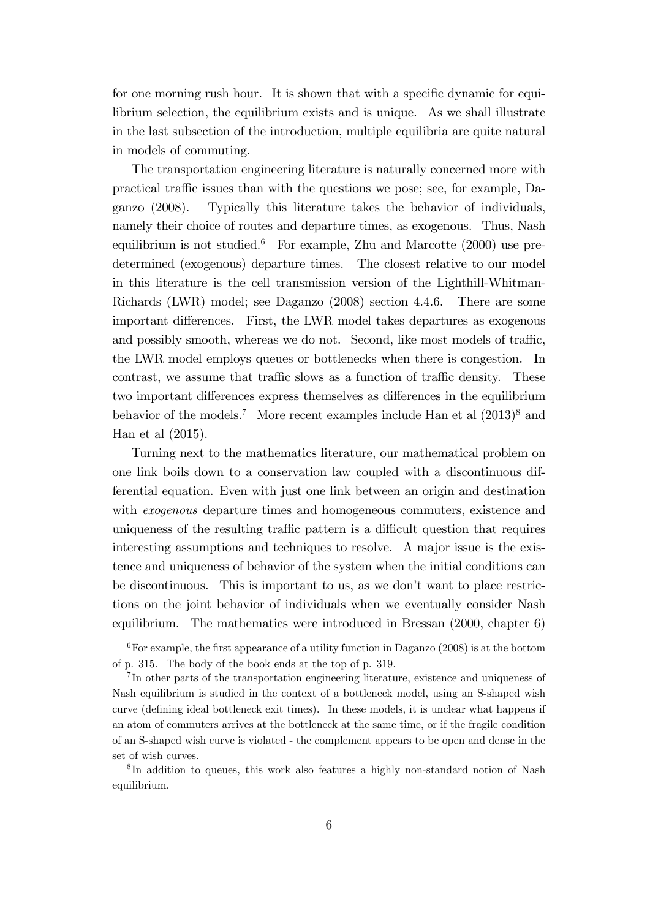for one morning rush hour. It is shown that with a specific dynamic for equilibrium selection, the equilibrium exists and is unique. As we shall illustrate in the last subsection of the introduction, multiple equilibria are quite natural in models of commuting.

The transportation engineering literature is naturally concerned more with practical traffic issues than with the questions we pose; see, for example, Daganzo (2008). Typically this literature takes the behavior of individuals, namely their choice of routes and departure times, as exogenous. Thus, Nash equilibrium is not studied.[6] For example, Zhu and Marcotte (2000) use predetermined (exogenous) departure times. The closest relative to our model in this literature is the cell transmission version of the Lighthill-Whitman-Richards (LWR) model; see Daganzo (2008) section 4.4.6. There are some important differences. First, the LWR model takes departures as exogenous and possibly smooth, whereas we do not. Second, like most models of traffic, the LWR model employs queues or bottlenecks when there is congestion. In contrast, we assume that traffic slows as a function of traffic density. These two important differences express themselves as differences in the equilibrium behavior of the models.[7] More recent examples include Han et al (2013)[8] and Han et al (2015).

Turning next to the mathematics literature, our mathematical problem on one link boils down to a conservation law coupled with a discontinuous differential equation. Even with just one link between an origin and destination with *exogenous* departure times and homogeneous commuters, existence and uniqueness of the resulting traffic pattern is a difficult question that requires interesting assumptions and techniques to resolve. A major issue is the existence and uniqueness of behavior of the system when the initial conditions can be discontinuous. This is important to us, as we don't want to place restrictions on the joint behavior of individuals when we eventually consider Nash equilibrium. The mathematics were introduced in Bressan (2000, chapter 6)

---

[6] For example, the first appearance of a utility function in Daganzo (2008) is at the bottom of p. 315. The body of the book ends at the top of p. 319.

[7] In other parts of the transportation engineering literature, existence and uniqueness of Nash equilibrium is studied in the context of a bottleneck model, using an S-shaped wish curve (defining ideal bottleneck exit times). In these models, it is unclear what happens if an atom of commuters arrives at the bottleneck at the same time, or if the fragile condition of an S-shaped wish curve is violated - the complement appears to be open and dense in the set of wish curves.

[8] In addition to queues, this work also features a highly non-standard notion of Nash equilibrium.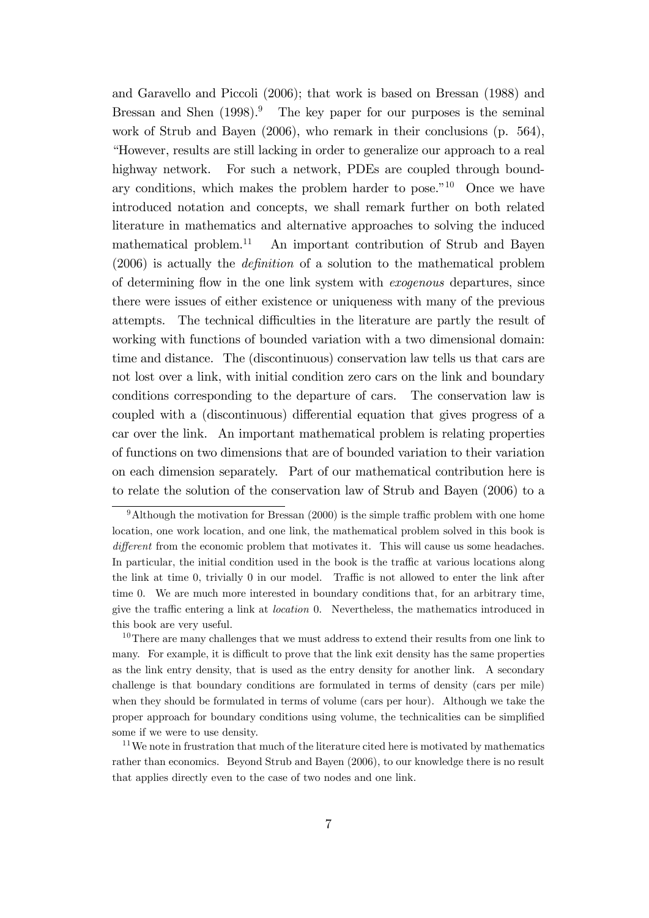and Garavello and Piccoli (2006); that work is based on Bressan (1988) and Bressan and Shen (1998).[9] The key paper for our purposes is the seminal work of Strub and Bayen (2006), who remark in their conclusions (p. 564), "However, results are still lacking in order to generalize our approach to a real highway network. For such a network, PDEs are coupled through boundary conditions, which makes the problem harder to pose."[10] Once we have introduced notation and concepts, we shall remark further on both related literature in mathematics and alternative approaches to solving the induced mathematical problem.[11] An important contribution of Strub and Bayen (2006) is actually the *definition* of a solution to the mathematical problem of determining flow in the one link system with *exogenous* departures, since there were issues of either existence or uniqueness with many of the previous attempts. The technical difficulties in the literature are partly the result of working with functions of bounded variation with a two dimensional domain: time and distance. The (discontinuous) conservation law tells us that cars are not lost over a link, with initial condition zero cars on the link and boundary conditions corresponding to the departure of cars. The conservation law is coupled with a (discontinuous) differential equation that gives progress of a car over the link. An important mathematical problem is relating properties of functions on two dimensions that are of bounded variation to their variation on each dimension separately. Part of our mathematical contribution here is to relate the solution of the conservation law of Strub and Bayen (2006) to a

[9] Although the motivation for Bressan (2000) is the simple traffic problem with one home location, one work location, and one link, the mathematical problem solved in this book is *different* from the economic problem that motivates it. This will cause us some headaches. In particular, the initial condition used in the book is the traffic at various locations along the link at time 0, trivially 0 in our model. Traffic is not allowed to enter the link after time 0. We are much more interested in boundary conditions that, for an arbitrary time, give the traffic entering a link at *location* 0. Nevertheless, the mathematics introduced in this book are very useful.

[10] There are many challenges that we must address to extend their results from one link to many. For example, it is difficult to prove that the link exit density has the same properties as the link entry density, that is used as the entry density for another link. A secondary challenge is that boundary conditions are formulated in terms of density (cars per mile) when they should be formulated in terms of volume (cars per hour). Although we take the proper approach for boundary conditions using volume, the technicalities can be simplified some if we were to use density.

[11] We note in frustration that much of the literature cited here is motivated by mathematics rather than economics. Beyond Strub and Bayen (2006), to our knowledge there is no result that applies directly even to the case of two nodes and one link.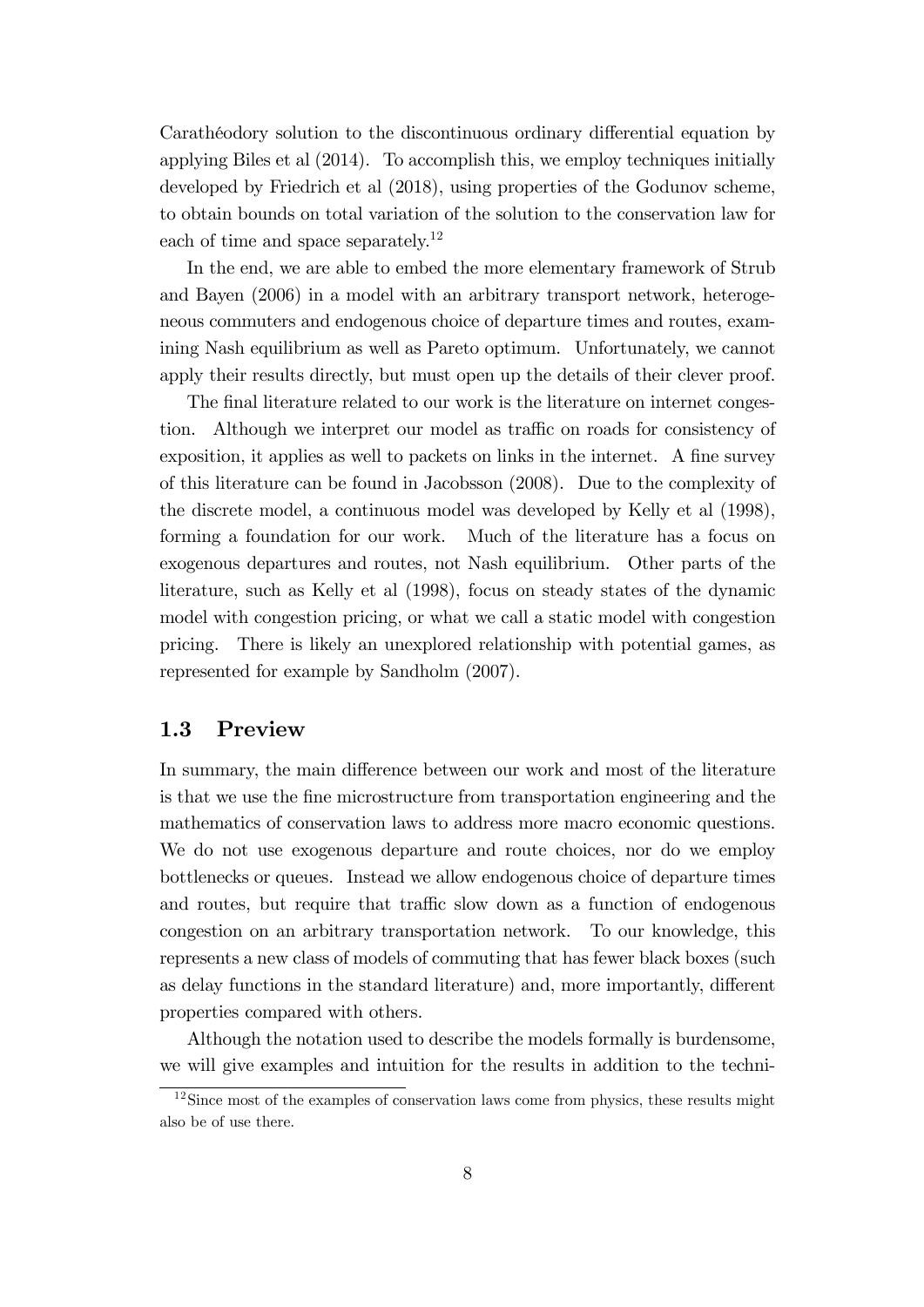Carathéodory solution to the discontinuous ordinary differential equation by applying Biles et al (2014). To accomplish this, we employ techniques initially developed by Friedrich et al (2018), using properties of the Godunov scheme, to obtain bounds on total variation of the solution to the conservation law for each of time and space separately.[12]

In the end, we are able to embed the more elementary framework of Strub and Bayen (2006) in a model with an arbitrary transport network, heterogeneous commuters and endogenous choice of departure times and routes, examining Nash equilibrium as well as Pareto optimum. Unfortunately, we cannot apply their results directly, but must open up the details of their clever proof.

The final literature related to our work is the literature on internet congestion. Although we interpret our model as traffic on roads for consistency of exposition, it applies as well to packets on links in the internet. A fine survey of this literature can be found in Jacobsson (2008). Due to the complexity of the discrete model, a continuous model was developed by Kelly et al (1998), forming a foundation for our work. Much of the literature has a focus on exogenous departures and routes, not Nash equilibrium. Other parts of the literature, such as Kelly et al (1998), focus on steady states of the dynamic model with congestion pricing, or what we call a static model with congestion pricing. There is likely an unexplored relationship with potential games, as represented for example by Sandholm (2007).

## 1.3 Preview

In summary, the main difference between our work and most of the literature is that we use the fine microstructure from transportation engineering and the mathematics of conservation laws to address more macro economic questions. We do not use exogenous departure and route choices, nor do we employ bottlenecks or queues. Instead we allow endogenous choice of departure times and routes, but require that traffic slow down as a function of endogenous congestion on an arbitrary transportation network. To our knowledge, this represents a new class of models of commuting that has fewer black boxes (such as delay functions in the standard literature) and, more importantly, different properties compared with others.

Although the notation used to describe the models formally is burdensome, we will give examples and intuition for the results in addition to the techni-

[12] Since most of the examples of conservation laws come from physics, these results might also be of use there.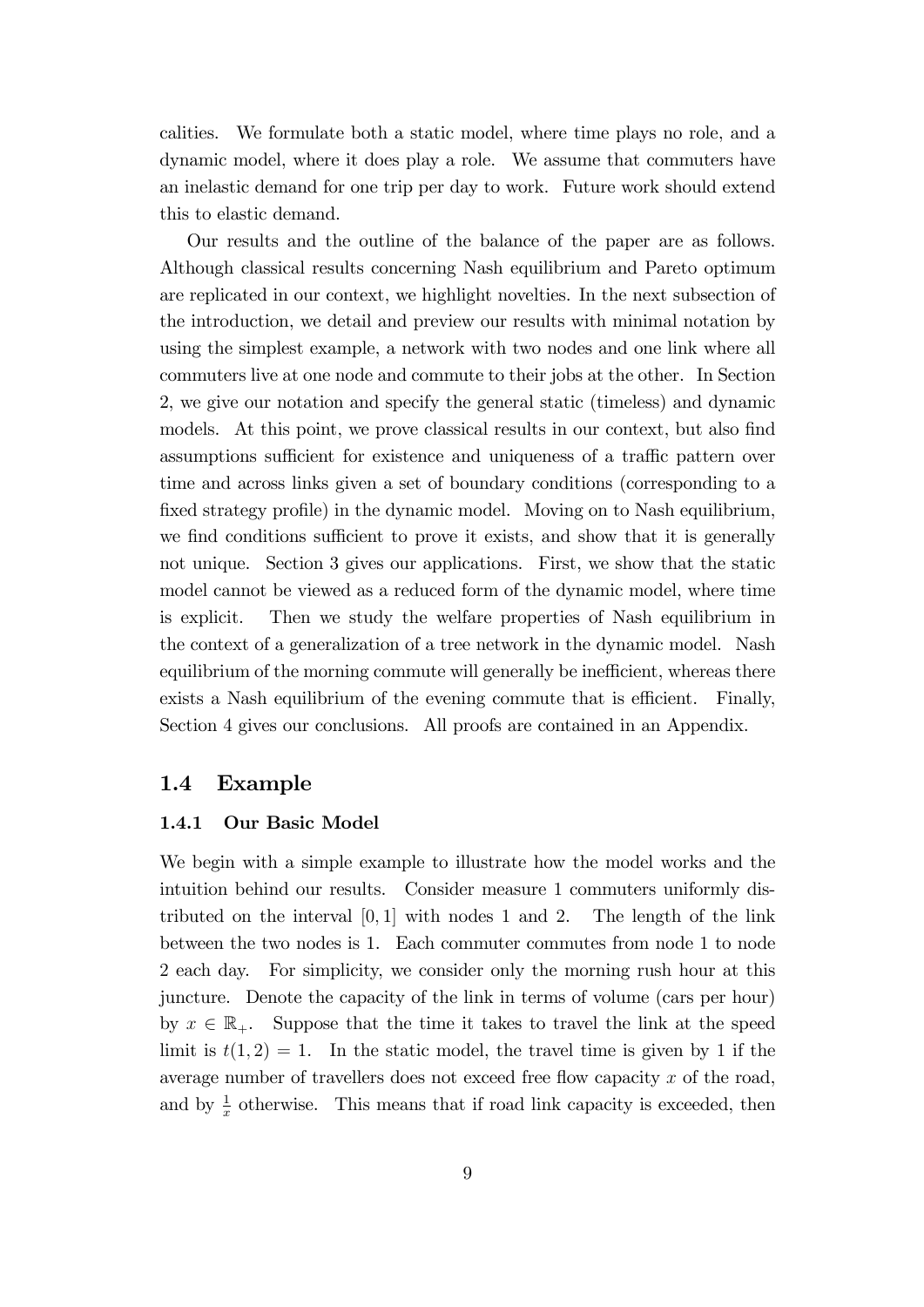calities. We formulate both a static model, where time plays no role, and a dynamic model, where it does play a role. We assume that commuters have an inelastic demand for one trip per day to work. Future work should extend this to elastic demand.

Our results and the outline of the balance of the paper are as follows. Although classical results concerning Nash equilibrium and Pareto optimum are replicated in our context, we highlight novelties. In the next subsection of the introduction, we detail and preview our results with minimal notation by using the simplest example, a network with two nodes and one link where all commuters live at one node and commute to their jobs at the other. In Section 2, we give our notation and specify the general static (timeless) and dynamic models. At this point, we prove classical results in our context, but also find assumptions sufficient for existence and uniqueness of a traffic pattern over time and across links given a set of boundary conditions (corresponding to a fixed strategy profile) in the dynamic model. Moving on to Nash equilibrium, we find conditions sufficient to prove it exists, and show that it is generally not unique. Section 3 gives our applications. First, we show that the static model cannot be viewed as a reduced form of the dynamic model, where time is explicit. Then we study the welfare properties of Nash equilibrium in the context of a generalization of a tree network in the dynamic model. Nash equilibrium of the morning commute will generally be inefficient, whereas there exists a Nash equilibrium of the evening commute that is efficient. Finally, Section 4 gives our conclusions. All proofs are contained in an Appendix.

## 1.4 Example

### 1.4.1 Our Basic Model

We begin with a simple example to illustrate how the model works and the intuition behind our results. Consider measure 1 commuters uniformly distributed on the interval $[0, 1]$ with nodes 1 and 2. The length of the link between the two nodes is 1. Each commuter commutes from node 1 to node 2 each day. For simplicity, we consider only the morning rush hour at this juncture. Denote the capacity of the link in terms of volume (cars per hour) by $x \in \mathbb{R}_+$. Suppose that the time it takes to travel the link at the speed limit is $t(1, 2) = 1$. In the static model, the travel time is given by 1 if the average number of travellers does not exceed free flow capacity $x$ of the road, and by $\frac{1}{x}$ otherwise. This means that if road link capacity is exceeded, then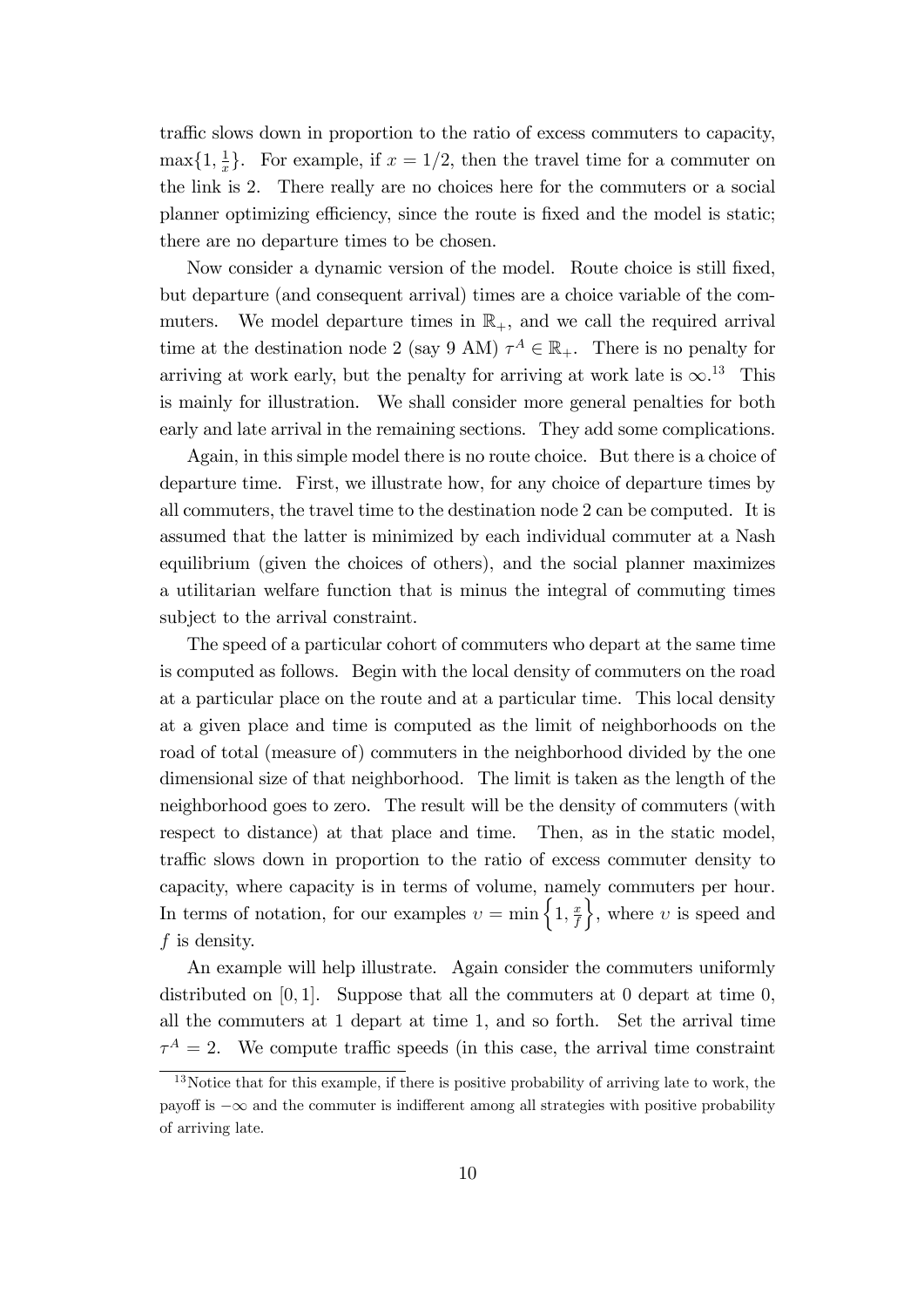traffic slows down in proportion to the ratio of excess commuters to capacity, $\max\{1, \frac{1}{x}\}$. For example, if $x = 1/2$, then the travel time for a commuter on the link is 2. There really are no choices here for the commuters or a social planner optimizing efficiency, since the route is fixed and the model is static; there are no departure times to be chosen.

Now consider a dynamic version of the model. Route choice is still fixed, but departure (and consequent arrival) times are a choice variable of the commuters. We model departure times in $\mathbb{R}_+$, and we call the required arrival time at the destination node 2 (say 9 AM) $\tau^A \in \mathbb{R}_+$. There is no penalty for arriving at work early, but the penalty for arriving at work late is $\infty$.[13] This is mainly for illustration. We shall consider more general penalties for both early and late arrival in the remaining sections. They add some complications.

Again, in this simple model there is no route choice. But there is a choice of departure time. First, we illustrate how, for any choice of departure times by all commuters, the travel time to the destination node 2 can be computed. It is assumed that the latter is minimized by each individual commuter at a Nash equilibrium (given the choices of others), and the social planner maximizes a utilitarian welfare function that is minus the integral of commuting times subject to the arrival constraint.

The speed of a particular cohort of commuters who depart at the same time is computed as follows. Begin with the local density of commuters on the road at a particular place on the route and at a particular time. This local density at a given place and time is computed as the limit of neighborhoods on the road of total (measure of) commuters in the neighborhood divided by the one dimensional size of that neighborhood. The limit is taken as the length of the neighborhood goes to zero. The result will be the density of commuters (with respect to distance) at that place and time. Then, as in the static model, traffic slows down in proportion to the ratio of excess commuter density to capacity, where capacity is in terms of volume, namely commuters per hour. In terms of notation, for our examples $\upsilon = \min\left\{1, \frac{x}{f}\right\}$, where $\upsilon$ is speed and $f$ is density.

An example will help illustrate. Again consider the commuters uniformly distributed on $[0, 1]$. Suppose that all the commuters at 0 depart at time 0, all the commuters at 1 depart at time 1, and so forth. Set the arrival time $\tau^A = 2$. We compute traffic speeds (in this case, the arrival time constraint

[13] Notice that for this example, if there is positive probability of arriving late to work, the payoff is $-\infty$ and the commuter is indifferent among all strategies with positive probability of arriving late.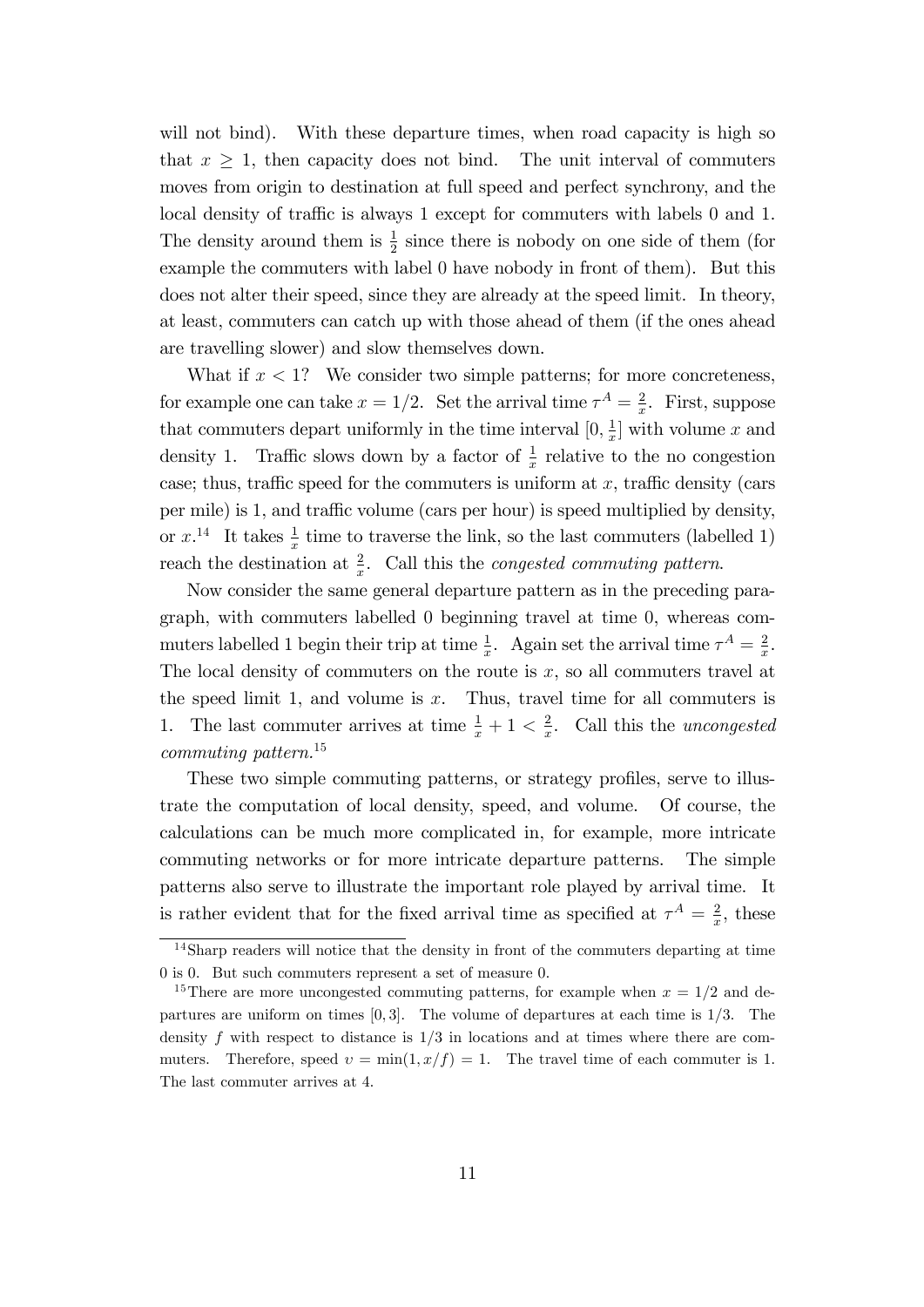will not bind). With these departure times, when road capacity is high so that $x \geq 1$, then capacity does not bind. The unit interval of commuters moves from origin to destination at full speed and perfect synchrony, and the local density of traffic is always 1 except for commuters with labels 0 and 1. The density around them is $\frac{1}{2}$ since there is nobody on one side of them (for example the commuters with label 0 have nobody in front of them). But this does not alter their speed, since they are already at the speed limit. In theory, at least, commuters can catch up with those ahead of them (if the ones ahead are travelling slower) and slow themselves down.

What if $x < 1$? We consider two simple patterns; for more concreteness, for example one can take $x = 1/2$. Set the arrival time $\tau^A = \frac{2}{x}$. First, suppose that commuters depart uniformly in the time interval $[0, \frac{1}{x}]$ with volume $x$ and density 1. Traffic slows down by a factor of $\frac{1}{x}$ relative to the no congestion case; thus, traffic speed for the commuters is uniform at $x$, traffic density (cars per mile) is 1, and traffic volume (cars per hour) is speed multiplied by density, or $x$.[14] It takes $\frac{1}{x}$ time to traverse the link, so the last commuters (labelled 1) reach the destination at $\frac{2}{x}$. Call this the *congested commuting pattern*.

Now consider the same general departure pattern as in the preceding paragraph, with commuters labelled 0 beginning travel at time 0, whereas commuters labelled 1 begin their trip at time $\frac{1}{x}$. Again set the arrival time $\tau^A = \frac{2}{x}$. The local density of commuters on the route is $x$, so all commuters travel at the speed limit 1, and volume is $x$. Thus, travel time for all commuters is 1. The last commuter arrives at time $\frac{1}{x} + 1 < \frac{2}{x}$. Call this the *uncongested commuting pattern*.[15]

These two simple commuting patterns, or strategy profiles, serve to illustrate the computation of local density, speed, and volume. Of course, the calculations can be much more complicated in, for example, more intricate commuting networks or for more intricate departure patterns. The simple patterns also serve to illustrate the important role played by arrival time. It is rather evident that for the fixed arrival time as specified at $\tau^A = \frac{2}{x}$, these

---

[14] Sharp readers will notice that the density in front of the commuters departing at time 0 is 0. But such commuters represent a set of measure 0.

[15] There are more uncongested commuting patterns, for example when $x = 1/2$ and departures are uniform on times $[0, 3]$. The volume of departures at each time is $1/3$. The density $f$ with respect to distance is $1/3$ in locations and at times where there are commuters. Therefore, speed $v = \min(1, x/f) = 1$. The travel time of each commuter is 1. The last commuter arrives at 4.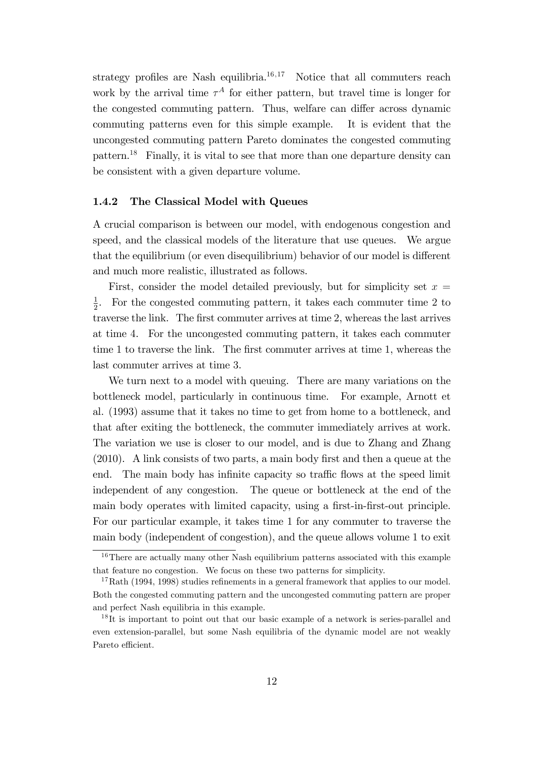strategy profiles are Nash equilibria.[16,17] Notice that all commuters reach work by the arrival time $\tau^A$ for either pattern, but travel time is longer for the congested commuting pattern. Thus, welfare can differ across dynamic commuting patterns even for this simple example. It is evident that the uncongested commuting pattern Pareto dominates the congested commuting pattern.[18] Finally, it is vital to see that more than one departure density can be consistent with a given departure volume.

### 1.4.2 The Classical Model with Queues

A crucial comparison is between our model, with endogenous congestion and speed, and the classical models of the literature that use queues. We argue that the equilibrium (or even disequilibrium) behavior of our model is different and much more realistic, illustrated as follows.

First, consider the model detailed previously, but for simplicity set $x = \frac{1}{2}$. For the congested commuting pattern, it takes each commuter time 2 to traverse the link. The first commuter arrives at time 2, whereas the last arrives at time 4. For the uncongested commuting pattern, it takes each commuter time 1 to traverse the link. The first commuter arrives at time 1, whereas the last commuter arrives at time 3.

We turn next to a model with queuing. There are many variations on the bottleneck model, particularly in continuous time. For example, Arnott et al. (1993) assume that it takes no time to get from home to a bottleneck, and that after exiting the bottleneck, the commuter immediately arrives at work. The variation we use is closer to our model, and is due to Zhang and Zhang (2010). A link consists of two parts, a main body first and then a queue at the end. The main body has infinite capacity so traffic flows at the speed limit independent of any congestion. The queue or bottleneck at the end of the main body operates with limited capacity, using a first-in-first-out principle. For our particular example, it takes time 1 for any commuter to traverse the main body (independent of congestion), and the queue allows volume 1 to exit

[16] There are actually many other Nash equilibrium patterns associated with this example that feature no congestion. We focus on these two patterns for simplicity.

[17] Rath (1994, 1998) studies refinements in a general framework that applies to our model. Both the congested commuting pattern and the uncongested commuting pattern are proper and perfect Nash equilibria in this example.

[18] It is important to point out that our basic example of a network is series-parallel and even extension-parallel, but some Nash equilibria of the dynamic model are not weakly Pareto efficient.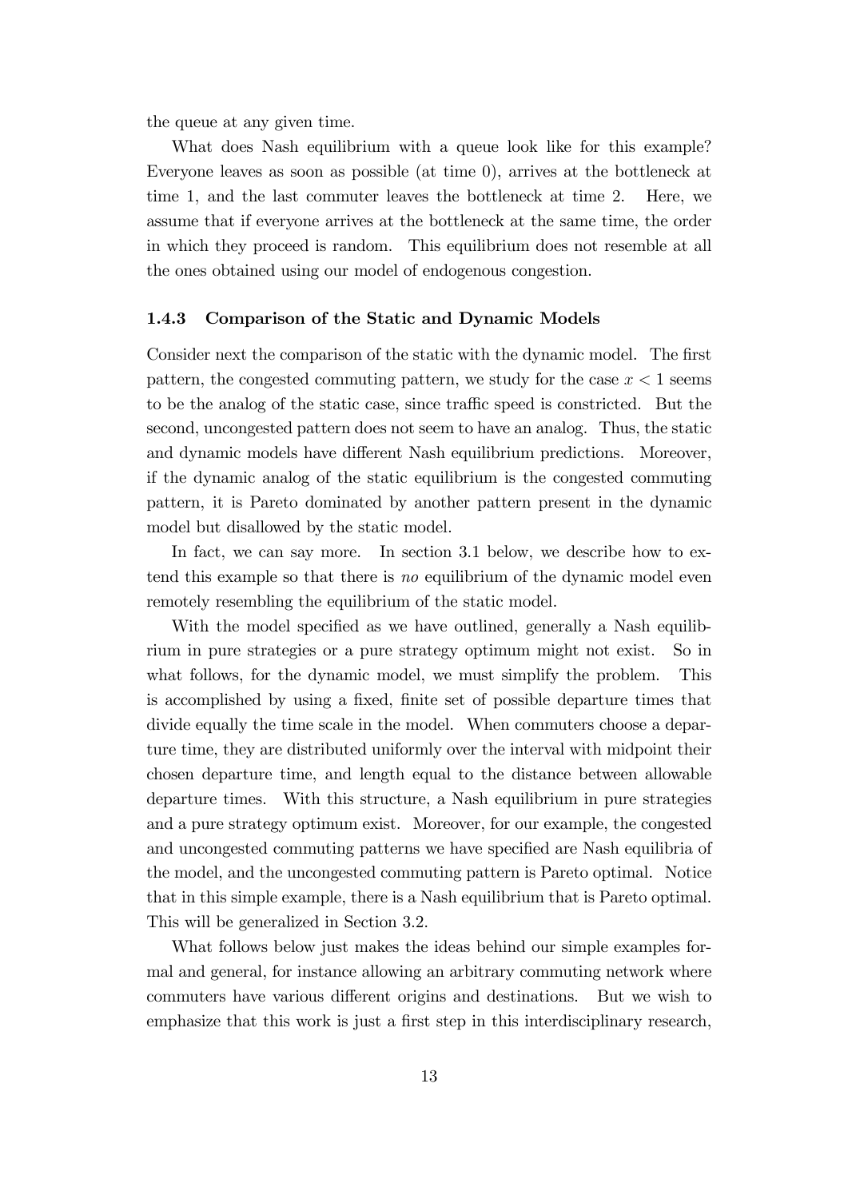the queue at any given time.

What does Nash equilibrium with a queue look like for this example? Everyone leaves as soon as possible (at time 0), arrives at the bottleneck at time 1, and the last commuter leaves the bottleneck at time 2. Here, we assume that if everyone arrives at the bottleneck at the same time, the order in which they proceed is random. This equilibrium does not resemble at all the ones obtained using our model of endogenous congestion.

### 1.4.3 Comparison of the Static and Dynamic Models

Consider next the comparison of the static with the dynamic model. The first pattern, the congested commuting pattern, we study for the case $x < 1$ seems to be the analog of the static case, since traffic speed is constricted. But the second, uncongested pattern does not seem to have an analog. Thus, the static and dynamic models have different Nash equilibrium predictions. Moreover, if the dynamic analog of the static equilibrium is the congested commuting pattern, it is Pareto dominated by another pattern present in the dynamic model but disallowed by the static model.

In fact, we can say more. In section 3.1 below, we describe how to extend this example so that there is *no* equilibrium of the dynamic model even remotely resembling the equilibrium of the static model.

With the model specified as we have outlined, generally a Nash equilibrium in pure strategies or a pure strategy optimum might not exist. So in what follows, for the dynamic model, we must simplify the problem. This is accomplished by using a fixed, finite set of possible departure times that divide equally the time scale in the model. When commuters choose a departure time, they are distributed uniformly over the interval with midpoint their chosen departure time, and length equal to the distance between allowable departure times. With this structure, a Nash equilibrium in pure strategies and a pure strategy optimum exist. Moreover, for our example, the congested and uncongested commuting patterns we have specified are Nash equilibria of the model, and the uncongested commuting pattern is Pareto optimal. Notice that in this simple example, there is a Nash equilibrium that is Pareto optimal. This will be generalized in Section 3.2.

What follows below just makes the ideas behind our simple examples formal and general, for instance allowing an arbitrary commuting network where commuters have various different origins and destinations. But we wish to emphasize that this work is just a first step in this interdisciplinary research,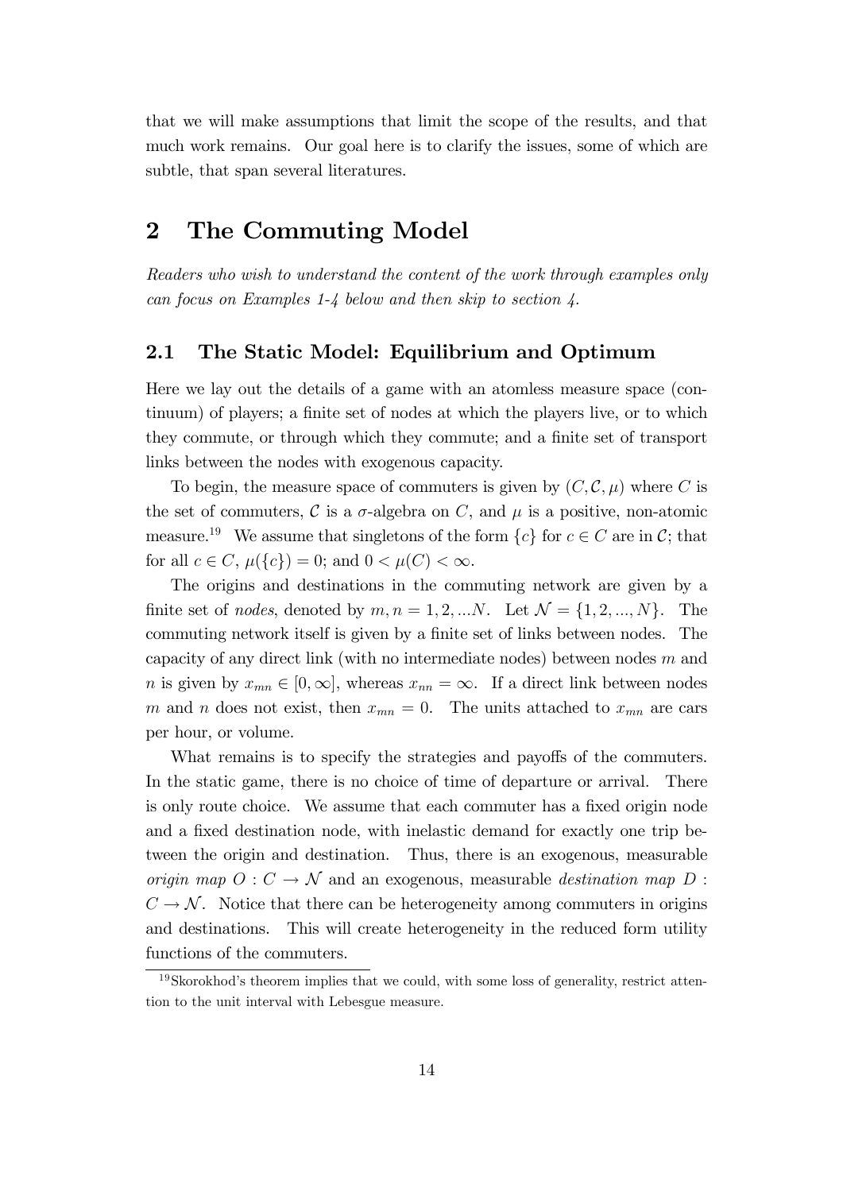that we will make assumptions that limit the scope of the results, and that much work remains. Our goal here is to clarify the issues, some of which are subtle, that span several literatures.

# 2 The Commuting Model

*Readers who wish to understand the content of the work through examples only can focus on Examples 1-4 below and then skip to section 4.*

## 2.1 The Static Model: Equilibrium and Optimum

Here we lay out the details of a game with an atomless measure space (continuum) of players; a finite set of nodes at which the players live, or to which they commute, or through which they commute; and a finite set of transport links between the nodes with exogenous capacity.

To begin, the measure space of commuters is given by $(C, \mathcal{C}, \mu)$ where $C$ is the set of commuters, $\mathcal{C}$ is a $\sigma$-algebra on $C$, and $\mu$ is a positive, non-atomic measure.[19] We assume that singletons of the form $\{c\}$ for $c \in C$ are in $\mathcal{C}$; that for all $c \in C$, $\mu(\{c\}) = 0$; and $0 < \mu(C) < \infty$.

The origins and destinations in the commuting network are given by a finite set of *nodes*, denoted by $m, n = 1, 2, ...N$. Let $\mathcal{N} = \{1, 2, ..., N\}$. The commuting network itself is given by a finite set of links between nodes. The capacity of any direct link (with no intermediate nodes) between nodes $m$ and $n$ is given by $x_{mn} \in [0, \infty]$, whereas $x_{nn} = \infty$. If a direct link between nodes $m$ and $n$ does not exist, then $x_{mn} = 0$. The units attached to $x_{mn}$ are cars per hour, or volume.

What remains is to specify the strategies and payoffs of the commuters. In the static game, there is no choice of time of departure or arrival. There is only route choice. We assume that each commuter has a fixed origin node and a fixed destination node, with inelastic demand for exactly one trip between the origin and destination. Thus, there is an exogenous, measurable *origin map* $O : C \to \mathcal{N}$ and an exogenous, measurable *destination map* $D : C \to \mathcal{N}$. Notice that there can be heterogeneity among commuters in origins and destinations. This will create heterogeneity in the reduced form utility functions of the commuters.

[19] Skorokhod's theorem implies that we could, with some loss of generality, restrict attention to the unit interval with Lebesgue measure.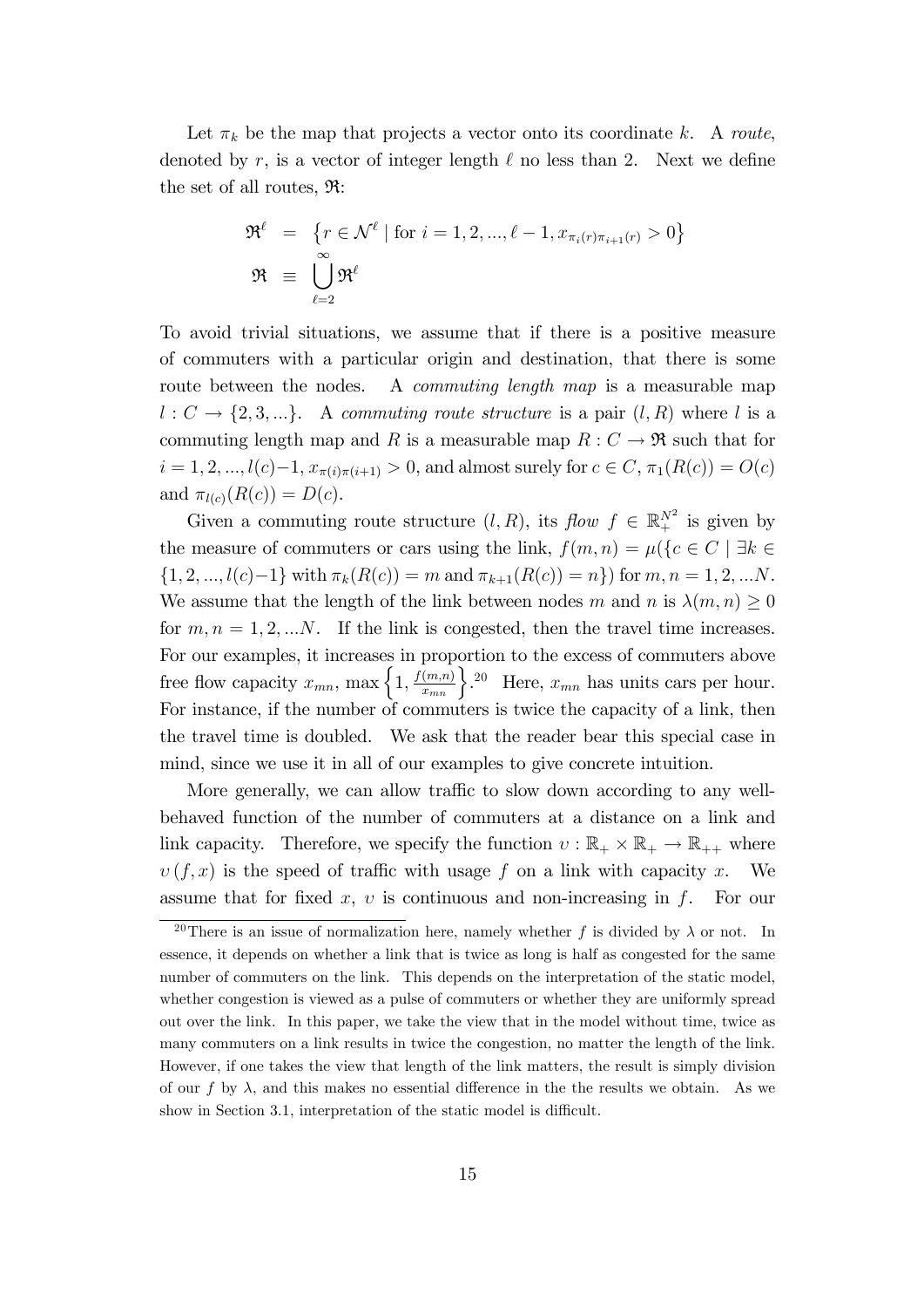Let $\pi_k$ be the map that projects a vector onto its coordinate $k$. A *route*, denoted by $r$, is a vector of integer length $\ell$ no less than 2. Next we define the set of all routes, $\mathfrak{R}$:

$$\begin{aligned}
\mathfrak{R}^{\ell} &= \left\{ r \in \mathcal{N}^{\ell} \mid \text{for } i = 1, 2, ..., \ell - 1, x_{\pi_i(r)\pi_{i+1}(r)} > 0 \right\} \\
\mathfrak{R} &\equiv \bigcup_{\ell=2}^{\infty} \mathfrak{R}^{\ell}
\end{aligned}$$

To avoid trivial situations, we assume that if there is a positive measure of commuters with a particular origin and destination, that there is some route between the nodes. A *commuting length map* is a measurable map $l : C \to \{2, 3, ...\}$. A *commuting route structure* is a pair $(l, R)$ where $l$ is a commuting length map and $R$ is a measurable map $R : C \to \mathfrak{R}$ such that for $i = 1, 2, ..., l(c)-1$, $x_{\pi(i)\pi(i+1)} > 0$, and almost surely for $c \in C$, $\pi_1(R(c)) = O(c)$ and $\pi_{l(c)}(R(c)) = D(c)$.

Given a commuting route structure $(l, R)$, its *flow* $f \in \mathbb{R}_+^{N^2}$ is given by the measure of commuters or cars using the link, $f(m, n) = \mu(\{c \in C \mid \exists k \in \{1, 2, ..., l(c)-1\} \text{ with } \pi_k(R(c)) = m \text{ and } \pi_{k+1}(R(c)) = n\})$ for $m, n = 1, 2, ...N$. We assume that the length of the link between nodes $m$ and $n$ is $\lambda(m, n) \geq 0$ for $m, n = 1, 2, ...N$. If the link is congested, then the travel time increases. For our examples, it increases in proportion to the excess of commuters above free flow capacity $x_{mn}$, $\max\left\{1, \frac{f(m,n)}{x_{mn}}\right\}$.[20] Here, $x_{mn}$ has units cars per hour. For instance, if the number of commuters is twice the capacity of a link, then the travel time is doubled. We ask that the reader bear this special case in mind, since we use it in all of our examples to give concrete intuition.

More generally, we can allow traffic to slow down according to any well-behaved function of the number of commuters at a distance on a link and link capacity. Therefore, we specify the function $\upsilon : \mathbb{R}_+ \times \mathbb{R}_+ \to \mathbb{R}_{++}$ where $\upsilon(f, x)$ is the speed of traffic with usage $f$ on a link with capacity $x$. We assume that for fixed $x$, $\upsilon$ is continuous and non-increasing in $f$. For our

[20] There is an issue of normalization here, namely whether $f$ is divided by $\lambda$ or not. In essence, it depends on whether a link that is twice as long is half as congested for the same number of commuters on the link. This depends on the interpretation of the static model, whether congestion is viewed as a pulse of commuters or whether they are uniformly spread out over the link. In this paper, we take the view that in the model without time, twice as many commuters on a link results in twice the congestion, no matter the length of the link. However, if one takes the view that length of the link matters, the result is simply division of our $f$ by $\lambda$, and this makes no essential difference in the the results we obtain. As we show in Section 3.1, interpretation of the static model is difficult.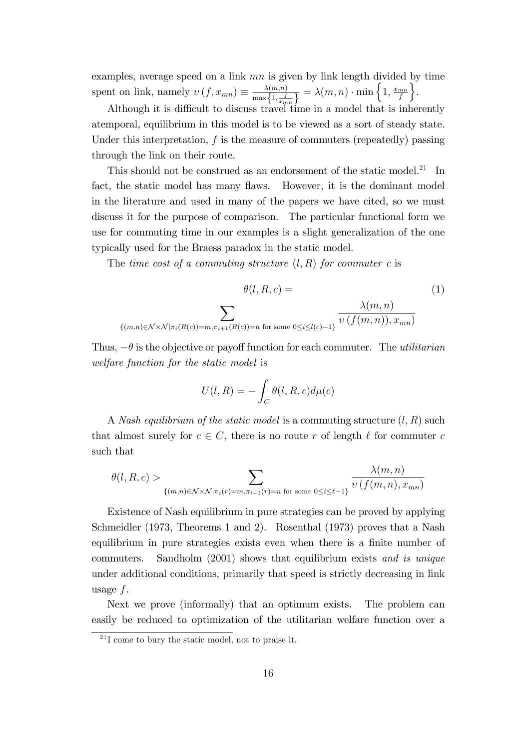examples, average speed on a link $mn$ is given by link length divided by time spent on link, namely $\upsilon(f, x_{mn}) \equiv \frac{\lambda(m,n)}{\max\left\{1, \frac{f}{x_{mn}}\right\}} = \lambda(m,n) \cdot \min\left\{1, \frac{x_{mn}}{f}\right\}$.

Although it is difficult to discuss travel time in a model that is inherently atemporal, equilibrium in this model is to be viewed as a sort of steady state. Under this interpretation, $f$ is the measure of commuters (repeatedly) passing through the link on their route.

This should not be construed as an endorsement of the static model.[21] In fact, the static model has many flaws. However, it is the dominant model in the literature and used in many of the papers we have cited, so we must discuss it for the purpose of comparison. The particular functional form we use for commuting time in our examples is a slight generalization of the one typically used for the Braess paradox in the static model.

The *time cost of a commuting structure* $(l, R)$ *for commuter* $c$ is

$$\theta(l, R, c) = \sum_{\{(m,n) \in \mathcal{N} \times \mathcal{N} | \pi_i(R(c))=m, \pi_{i+1}(R(c))=n \text{ for some } 0 \leq i \leq l(c)-1\}} \frac{\lambda(m,n)}{\upsilon\left(f(m,n)), x_{mn}\right)} \tag{1}$$

Thus, $-\theta$ is the objective or payoff function for each commuter. The *utilitarian welfare function for the static model* is

$$U(l, R) = -\int_C \theta(l, R, c) d\mu(c)$$

A *Nash equilibrium of the static model* is a commuting structure $(l, R)$ such that almost surely for $c \in C$, there is no route $r$ of length $\ell$ for commuter $c$ such that

$$\theta(l, R, c) > \sum_{\{(m,n) \in \mathcal{N} \times \mathcal{N} | \pi_i(r)=m, \pi_{i+1}(r)=n \text{ for some } 0 \leq i \leq \ell-1\}} \frac{\lambda(m,n)}{\upsilon\left(f(m,n), x_{mn}\right)}$$

Existence of Nash equilibrium in pure strategies can be proved by applying Schmeidler (1973, Theorems 1 and 2). Rosenthal (1973) proves that a Nash equilibrium in pure strategies exists even when there is a finite number of commuters. Sandholm (2001) shows that equilibrium exists *and is unique* under additional conditions, primarily that speed is strictly decreasing in link usage $f$.

Next we prove (informally) that an optimum exists. The problem can easily be reduced to optimization of the utilitarian welfare function over a

[21] I come to bury the static model, not to praise it.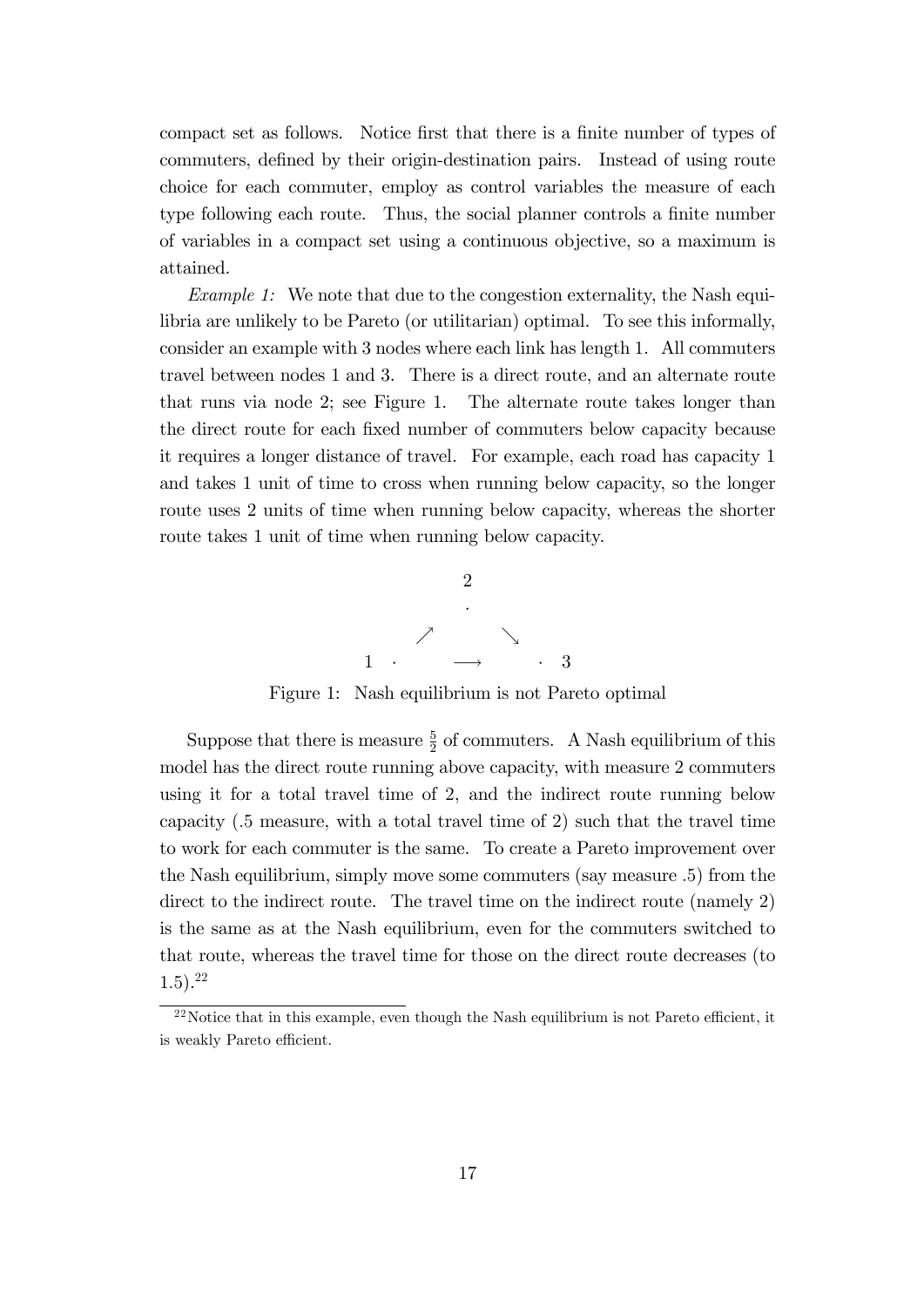compact set as follows. Notice first that there is a finite number of types of commuters, defined by their origin-destination pairs. Instead of using route choice for each commuter, employ as control variables the measure of each type following each route. Thus, the social planner controls a finite number of variables in a compact set using a continuous objective, so a maximum is attained.

*Example 1:* We note that due to the congestion externality, the Nash equilibria are unlikely to be Pareto (or utilitarian) optimal. To see this informally, consider an example with 3 nodes where each link has length 1. All commuters travel between nodes 1 and 3. There is a direct route, and an alternate route that runs via node 2; see Figure 1. The alternate route takes longer than the direct route for each fixed number of commuters below capacity because it requires a longer distance of travel. For example, each road has capacity 1 and takes 1 unit of time to cross when running below capacity, so the longer route uses 2 units of time when running below capacity, whereas the shorter route takes 1 unit of time when running below capacity.

$$
\begin{array}{ccccc}
 & & 2 & & \\
 & & \cdot & & \\
 & \nearrow & & \searrow & \\
1 \ \cdot & & \longrightarrow & & \cdot \ 3
\end{array}
$$

Figure 1: Nash equilibrium is not Pareto optimal

Suppose that there is measure $\frac{5}{2}$ of commuters. A Nash equilibrium of this model has the direct route running above capacity, with measure 2 commuters using it for a total travel time of 2, and the indirect route running below capacity (.5 measure, with a total travel time of 2) such that the travel time to work for each commuter is the same. To create a Pareto improvement over the Nash equilibrium, simply move some commuters (say measure .5) from the direct to the indirect route. The travel time on the indirect route (namely 2) is the same as at the Nash equilibrium, even for the commuters switched to that route, whereas the travel time for those on the direct route decreases (to 1.5).[22]

[22] Notice that in this example, even though the Nash equilibrium is not Pareto efficient, it is weakly Pareto efficient.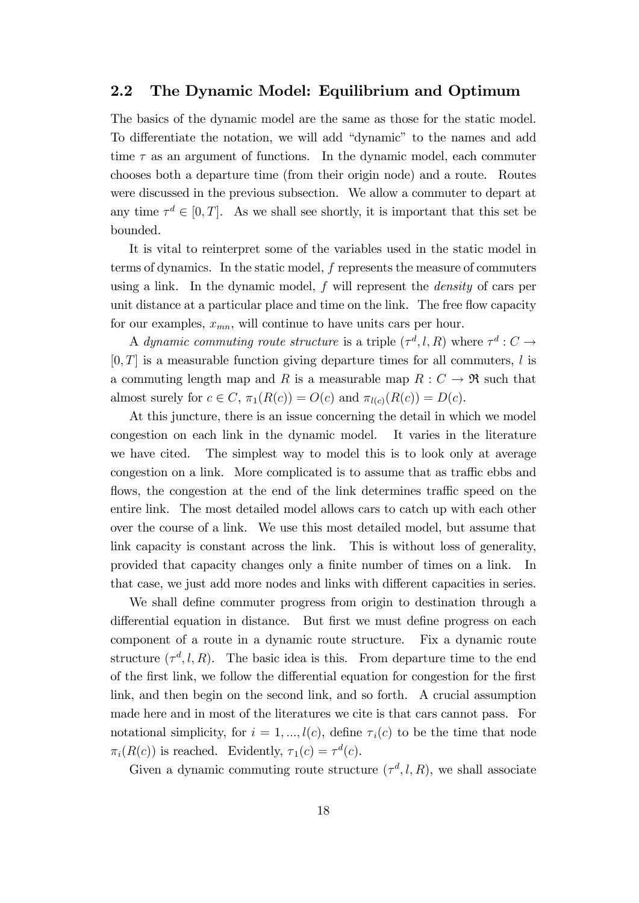## 2.2 The Dynamic Model: Equilibrium and Optimum

The basics of the dynamic model are the same as those for the static model. To differentiate the notation, we will add "dynamic" to the names and add time $\tau$ as an argument of functions. In the dynamic model, each commuter chooses both a departure time (from their origin node) and a route. Routes were discussed in the previous subsection. We allow a commuter to depart at any time $\tau^d \in [0, T]$. As we shall see shortly, it is important that this set be bounded.

It is vital to reinterpret some of the variables used in the static model in terms of dynamics. In the static model, $f$ represents the measure of commuters using a link. In the dynamic model, $f$ will represent the *density* of cars per unit distance at a particular place and time on the link. The free flow capacity for our examples, $x_{mn}$, will continue to have units cars per hour.

A *dynamic commuting route structure* is a triple $(\tau^d, l, R)$ where $\tau^d : C \rightarrow [0, T]$ is a measurable function giving departure times for all commuters, $l$ is a commuting length map and $R$ is a measurable map $R : C \rightarrow \mathfrak{R}$ such that almost surely for $c \in C$, $\pi_1(R(c)) = O(c)$ and $\pi_{l(c)}(R(c)) = D(c)$.

At this juncture, there is an issue concerning the detail in which we model congestion on each link in the dynamic model. It varies in the literature we have cited. The simplest way to model this is to look only at average congestion on a link. More complicated is to assume that as traffic ebbs and flows, the congestion at the end of the link determines traffic speed on the entire link. The most detailed model allows cars to catch up with each other over the course of a link. We use this most detailed model, but assume that link capacity is constant across the link. This is without loss of generality, provided that capacity changes only a finite number of times on a link. In that case, we just add more nodes and links with different capacities in series.

We shall define commuter progress from origin to destination through a differential equation in distance. But first we must define progress on each component of a route in a dynamic route structure. Fix a dynamic route structure $(\tau^d, l, R)$. The basic idea is this. From departure time to the end of the first link, we follow the differential equation for congestion for the first link, and then begin on the second link, and so forth. A crucial assumption made here and in most of the literatures we cite is that cars cannot pass. For notational simplicity, for $i = 1, ..., l(c)$, define $\tau_i(c)$ to be the time that node $\pi_i(R(c))$ is reached. Evidently, $\tau_1(c) = \tau^d(c)$.

Given a dynamic commuting route structure $(\tau^d, l, R)$, we shall associate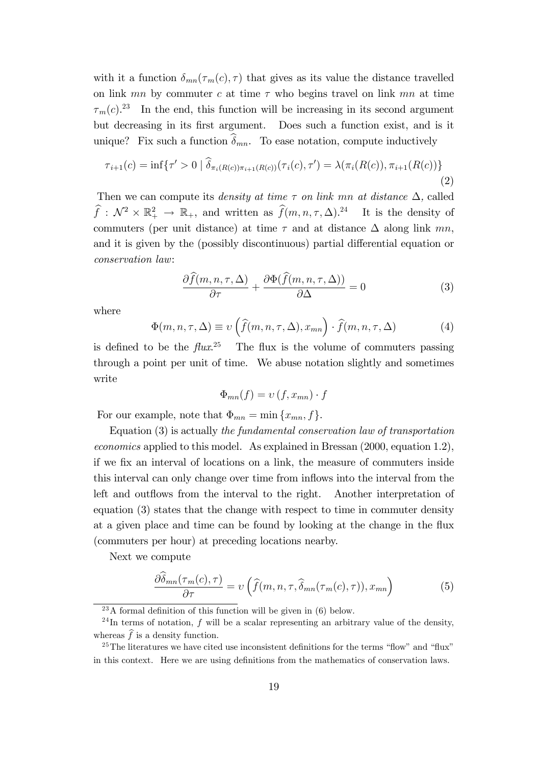with it a function $\delta_{mn}(\tau_m(c), \tau)$ that gives as its value the distance travelled on link $mn$ by commuter $c$ at time $\tau$ who begins travel on link $mn$ at time $\tau_m(c)$.[23] In the end, this function will be increasing in its second argument but decreasing in its first argument. Does such a function exist, and is it unique? Fix such a function $\widehat{\delta}_{mn}$. To ease notation, compute inductively

$$\tau_{i+1}(c) = \inf\{\tau' > 0 \mid \widehat{\delta}_{\pi_i(R(c))\pi_{i+1}(R(c))}(\tau_i(c), \tau') = \lambda(\pi_i(R(c)), \pi_{i+1}(R(c))\} \tag{2}$$

Then we can compute its *density at time* $\tau$ *on link* $mn$ *at distance* $\Delta$, called $\widehat{f} : \mathcal{N}^2 \times \mathbb{R}_+^2 \to \mathbb{R}_+$, and written as $\widehat{f}(m, n, \tau, \Delta)$.[24] It is the density of commuters (per unit distance) at time $\tau$ and at distance $\Delta$ along link $mn$, and it is given by the (possibly discontinuous) partial differential equation or *conservation law*:

$$\frac{\partial \widehat{f}(m, n, \tau, \Delta)}{\partial \tau} + \frac{\partial \Phi(\widehat{f}(m, n, \tau, \Delta))}{\partial \Delta} = 0 \tag{3}$$

where

$$\Phi(m, n, \tau, \Delta) \equiv \upsilon\left(\widehat{f}(m, n, \tau, \Delta), x_{mn}\right) \cdot \widehat{f}(m, n, \tau, \Delta) \tag{4}$$

is defined to be the *flux*.[25] The flux is the volume of commuters passing through a point per unit of time. We abuse notation slightly and sometimes write

$$\Phi_{mn}(f) = \upsilon\left(f, x_{mn}\right) \cdot f$$

For our example, note that $\Phi_{mn} = \min\{x_{mn}, f\}$.

Equation (3) is actually *the fundamental conservation law of transportation economics* applied to this model. As explained in Bressan (2000, equation 1.2), if we fix an interval of locations on a link, the measure of commuters inside this interval can only change over time from inflows into the interval from the left and outflows from the interval to the right. Another interpretation of equation (3) states that the change with respect to time in commuter density at a given place and time can be found by looking at the change in the flux (commuters per hour) at preceding locations nearby.

Next we compute

$$\frac{\partial \widehat{\delta}_{mn}(\tau_m(c), \tau)}{\partial \tau} = \upsilon\left(\widehat{f}(m, n, \tau, \widehat{\delta}_{mn}(\tau_m(c), \tau)), x_{mn}\right) \tag{5}$$

[23] A formal definition of this function will be given in (6) below.

[24] In terms of notation, $f$ will be a scalar representing an arbitrary value of the density, whereas $\widehat{f}$ is a density function.

[25] The literatures we have cited use inconsistent definitions for the terms "flow" and "flux" in this context. Here we are using definitions from the mathematics of conservation laws.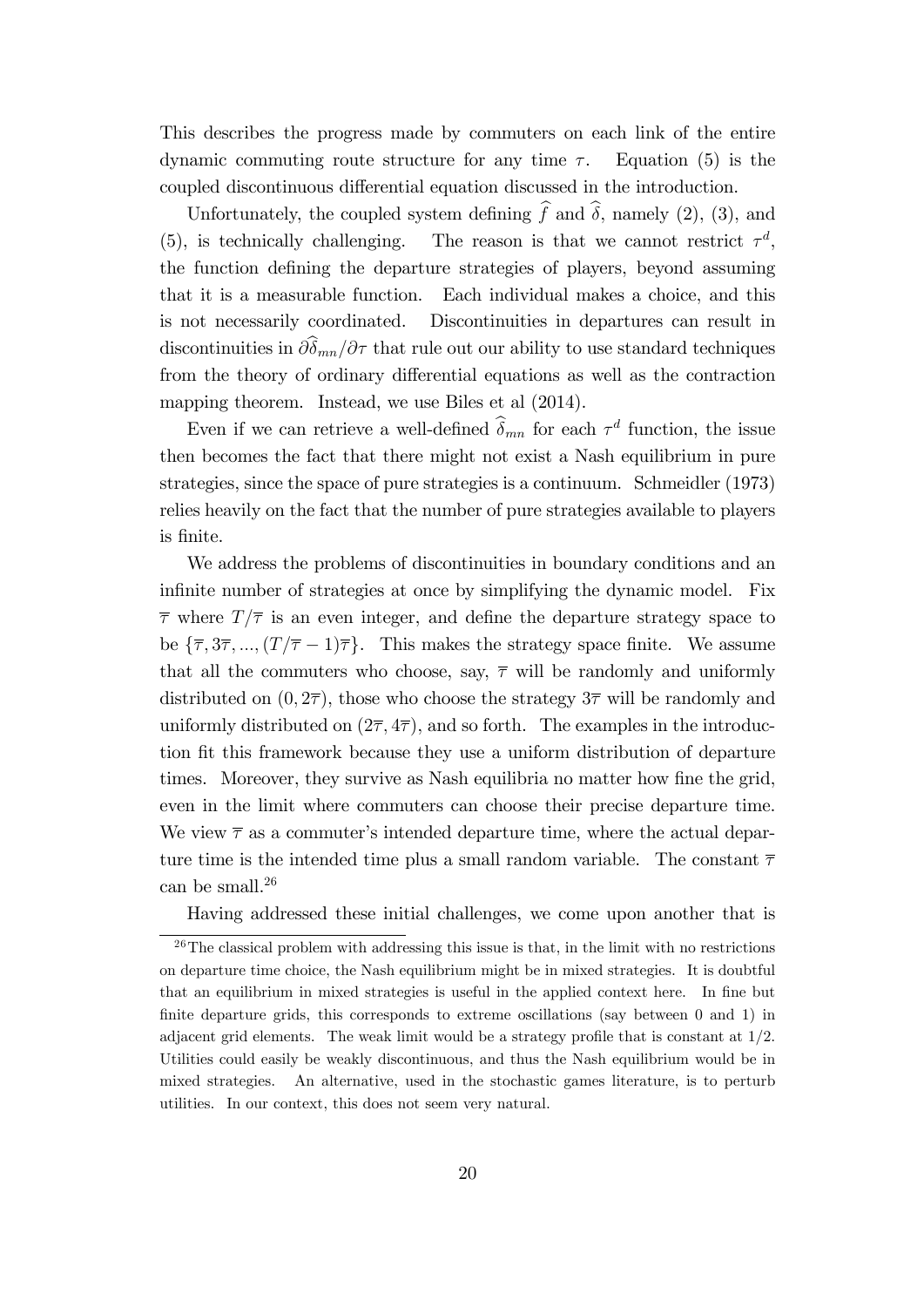This describes the progress made by commuters on each link of the entire dynamic commuting route structure for any time $\tau$. Equation (5) is the coupled discontinuous differential equation discussed in the introduction.

Unfortunately, the coupled system defining $\widehat{f}$ and $\widehat{\delta}$, namely (2), (3), and (5), is technically challenging. The reason is that we cannot restrict $\tau^d$, the function defining the departure strategies of players, beyond assuming that it is a measurable function. Each individual makes a choice, and this is not necessarily coordinated. Discontinuities in departures can result in discontinuities in $\partial\widehat{\delta}_{mn}/\partial\tau$ that rule out our ability to use standard techniques from the theory of ordinary differential equations as well as the contraction mapping theorem. Instead, we use Biles et al (2014).

Even if we can retrieve a well-defined $\widehat{\delta}_{mn}$ for each $\tau^d$ function, the issue then becomes the fact that there might not exist a Nash equilibrium in pure strategies, since the space of pure strategies is a continuum. Schmeidler (1973) relies heavily on the fact that the number of pure strategies available to players is finite.

We address the problems of discontinuities in boundary conditions and an infinite number of strategies at once by simplifying the dynamic model. Fix $\overline{\tau}$ where $T/\overline{\tau}$ is an even integer, and define the departure strategy space to be $\{\overline{\tau}, 3\overline{\tau}, ..., (T/\overline{\tau}-1)\overline{\tau}\}$. This makes the strategy space finite. We assume that all the commuters who choose, say, $\overline{\tau}$ will be randomly and uniformly distributed on $(0, 2\overline{\tau})$, those who choose the strategy $3\overline{\tau}$ will be randomly and uniformly distributed on $(2\overline{\tau}, 4\overline{\tau})$, and so forth. The examples in the introduction fit this framework because they use a uniform distribution of departure times. Moreover, they survive as Nash equilibria no matter how fine the grid, even in the limit where commuters can choose their precise departure time. We view $\overline{\tau}$ as a commuter's intended departure time, where the actual departure time is the intended time plus a small random variable. The constant $\overline{\tau}$ can be small.[26]

Having addressed these initial challenges, we come upon another that is

[26] The classical problem with addressing this issue is that, in the limit with no restrictions on departure time choice, the Nash equilibrium might be in mixed strategies. It is doubtful that an equilibrium in mixed strategies is useful in the applied context here. In fine but finite departure grids, this corresponds to extreme oscillations (say between 0 and 1) in adjacent grid elements. The weak limit would be a strategy profile that is constant at 1/2. Utilities could easily be weakly discontinuous, and thus the Nash equilibrium would be in mixed strategies. An alternative, used in the stochastic games literature, is to perturb utilities. In our context, this does not seem very natural.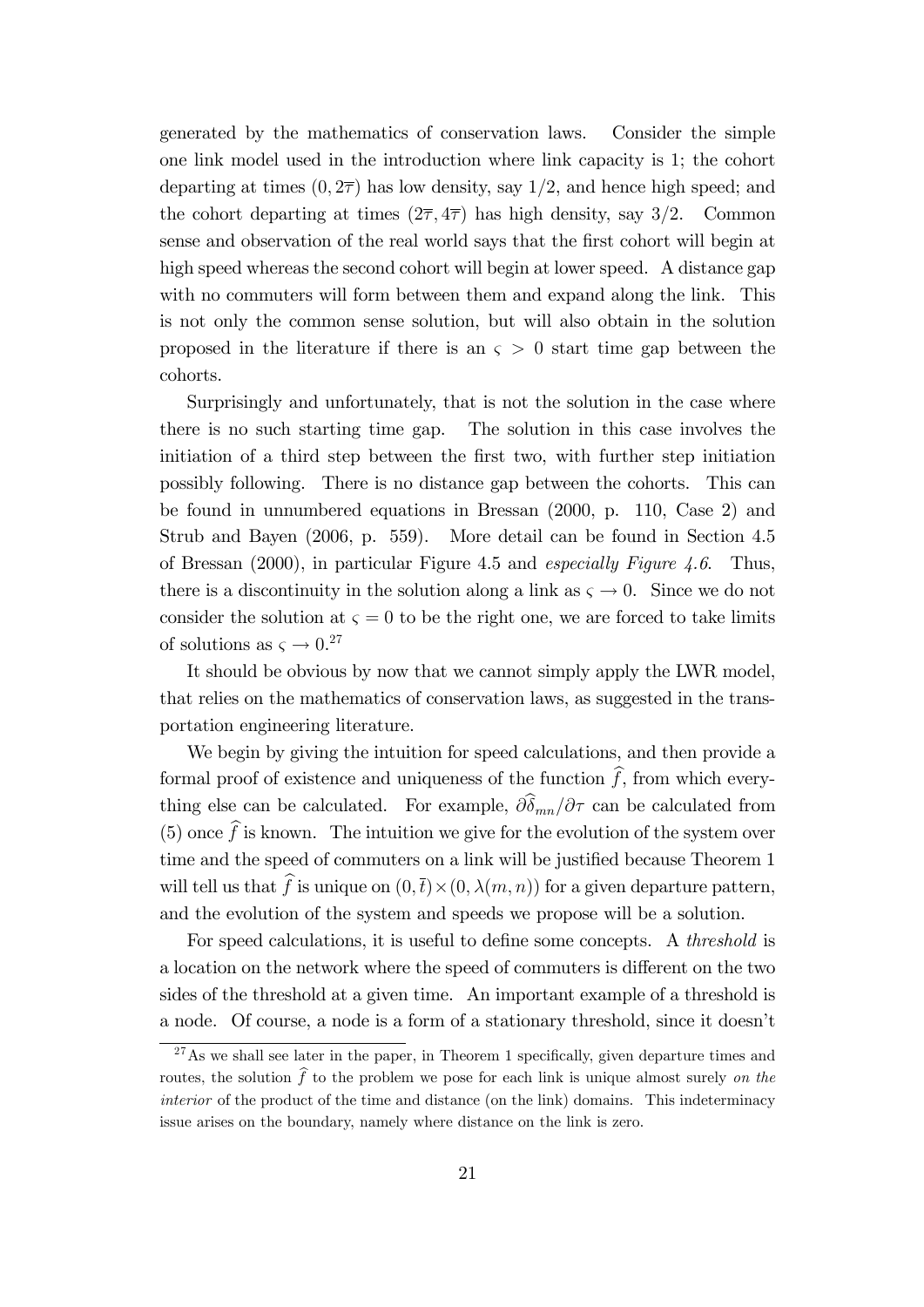generated by the mathematics of conservation laws. Consider the simple one link model used in the introduction where link capacity is 1; the cohort departing at times $(0, 2\overline{\tau})$ has low density, say $1/2$, and hence high speed; and the cohort departing at times $(2\overline{\tau}, 4\overline{\tau})$ has high density, say $3/2$. Common sense and observation of the real world says that the first cohort will begin at high speed whereas the second cohort will begin at lower speed. A distance gap with no commuters will form between them and expand along the link. This is not only the common sense solution, but will also obtain in the solution proposed in the literature if there is an $\varsigma > 0$ start time gap between the cohorts.

Surprisingly and unfortunately, that is not the solution in the case where there is no such starting time gap. The solution in this case involves the initiation of a third step between the first two, with further step initiation possibly following. There is no distance gap between the cohorts. This can be found in unnumbered equations in Bressan (2000, p. 110, Case 2) and Strub and Bayen (2006, p. 559). More detail can be found in Section 4.5 of Bressan (2000), in particular Figure 4.5 and *especially Figure 4.6*. Thus, there is a discontinuity in the solution along a link as $\varsigma \to 0$. Since we do not consider the solution at $\varsigma = 0$ to be the right one, we are forced to take limits of solutions as $\varsigma \to 0$.[27]

It should be obvious by now that we cannot simply apply the LWR model, that relies on the mathematics of conservation laws, as suggested in the transportation engineering literature.

We begin by giving the intuition for speed calculations, and then provide a formal proof of existence and uniqueness of the function $\widehat{f}$, from which everything else can be calculated. For example, $\partial\widehat{\delta}_{mn}/\partial\tau$ can be calculated from (5) once $\widehat{f}$ is known. The intuition we give for the evolution of the system over time and the speed of commuters on a link will be justified because Theorem 1 will tell us that $\widehat{f}$ is unique on $(0, \overline{t}) \times (0, \lambda(m, n))$ for a given departure pattern, and the evolution of the system and speeds we propose will be a solution.

For speed calculations, it is useful to define some concepts. A *threshold* is a location on the network where the speed of commuters is different on the two sides of the threshold at a given time. An important example of a threshold is a node. Of course, a node is a form of a stationary threshold, since it doesn't

[27] As we shall see later in the paper, in Theorem 1 specifically, given departure times and routes, the solution $\widehat{f}$ to the problem we pose for each link is unique almost surely *on the interior* of the product of the time and distance (on the link) domains. This indeterminacy issue arises on the boundary, namely where distance on the link is zero.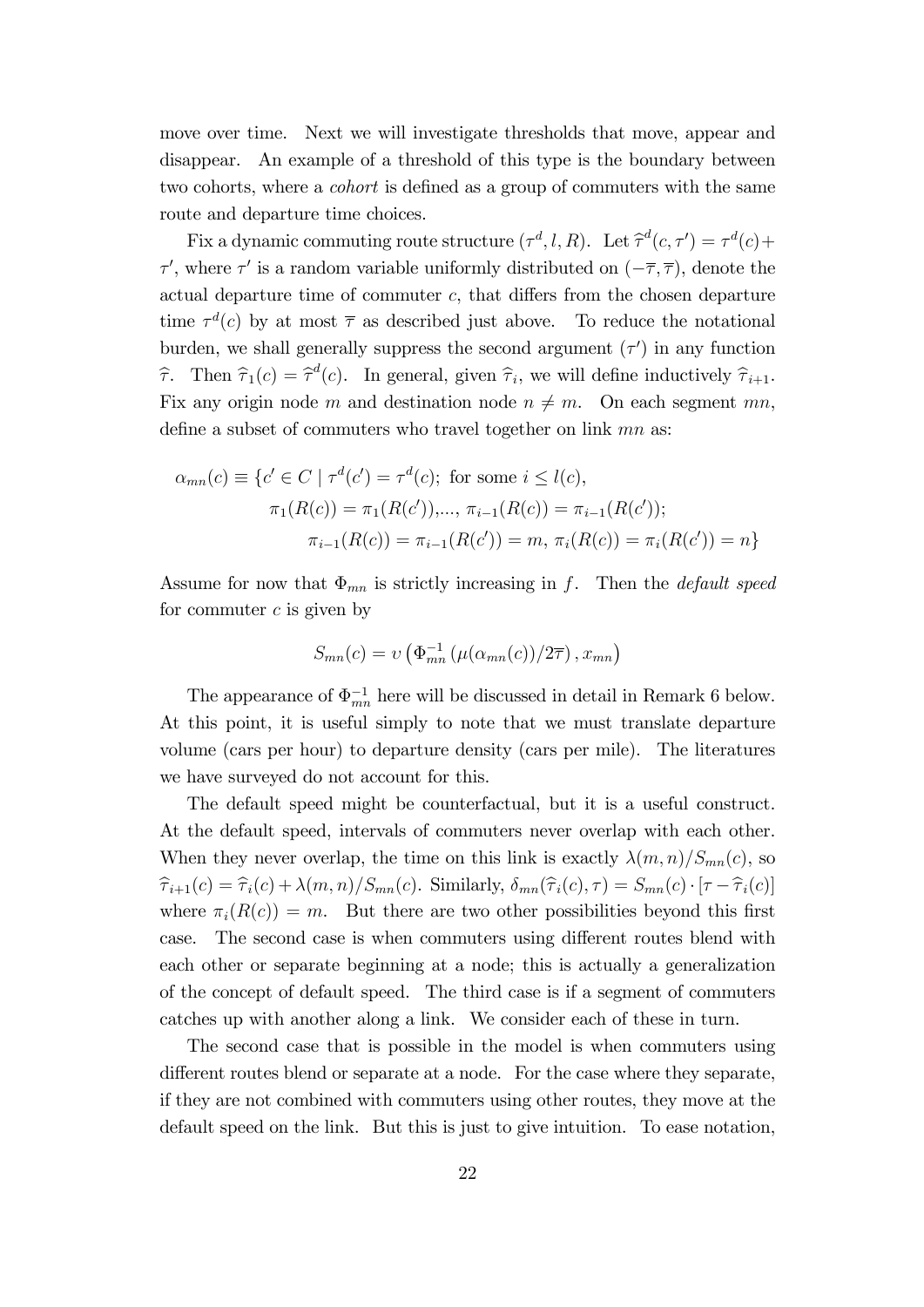move over time. Next we will investigate thresholds that move, appear and disappear. An example of a threshold of this type is the boundary between two cohorts, where a *cohort* is defined as a group of commuters with the same route and departure time choices.

Fix a dynamic commuting route structure $(\tau^d, l, R)$. Let $\widehat{\tau}^d(c, \tau') = \tau^d(c) + \tau'$, where $\tau'$ is a random variable uniformly distributed on $(-\overline{\tau}, \overline{\tau})$, denote the actual departure time of commuter $c$, that differs from the chosen departure time $\tau^d(c)$ by at most $\overline{\tau}$ as described just above. To reduce the notational burden, we shall generally suppress the second argument $(\tau')$ in any function $\widehat{\tau}$. Then $\widehat{\tau}_1(c) = \widehat{\tau}^d(c)$. In general, given $\widehat{\tau}_i$, we will define inductively $\widehat{\tau}_{i+1}$. Fix any origin node $m$ and destination node $n \neq m$. On each segment $mn$, define a subset of commuters who travel together on link $mn$ as:

$$
\begin{aligned}
\alpha_{mn}(c) \equiv \{c' \in C \mid \tau^d(c') = \tau^d(c);\ &\text{for some } i \leq l(c), \\
&\pi_1(R(c)) = \pi_1(R(c')), \ldots, \pi_{i-1}(R(c)) = \pi_{i-1}(R(c')); \\
&\quad \pi_{i-1}(R(c)) = \pi_{i-1}(R(c')) = m,\ \pi_i(R(c)) = \pi_i(R(c')) = n\}
\end{aligned}
$$

Assume for now that $\Phi_{mn}$ is strictly increasing in $f$. Then the *default speed* for commuter $c$ is given by

$$
S_{mn}(c) = \upsilon\left(\Phi_{mn}^{-1}\left(\mu(\alpha_{mn}(c))/2\overline{\tau}\right), x_{mn}\right)
$$

The appearance of $\Phi_{mn}^{-1}$ here will be discussed in detail in Remark 6 below. At this point, it is useful simply to note that we must translate departure volume (cars per hour) to departure density (cars per mile). The literatures we have surveyed do not account for this.

The default speed might be counterfactual, but it is a useful construct. At the default speed, intervals of commuters never overlap with each other. When they never overlap, the time on this link is exactly $\lambda(m, n)/S_{mn}(c)$, so $\widehat{\tau}_{i+1}(c) = \widehat{\tau}_i(c) + \lambda(m, n)/S_{mn}(c)$. Similarly, $\delta_{mn}(\widehat{\tau}_i(c), \tau) = S_{mn}(c) \cdot [\tau - \widehat{\tau}_i(c)]$ where $\pi_i(R(c)) = m$. But there are two other possibilities beyond this first case. The second case is when commuters using different routes blend with each other or separate beginning at a node; this is actually a generalization of the concept of default speed. The third case is if a segment of commuters catches up with another along a link. We consider each of these in turn.

The second case that is possible in the model is when commuters using different routes blend or separate at a node. For the case where they separate, if they are not combined with commuters using other routes, they move at the default speed on the link. But this is just to give intuition. To ease notation,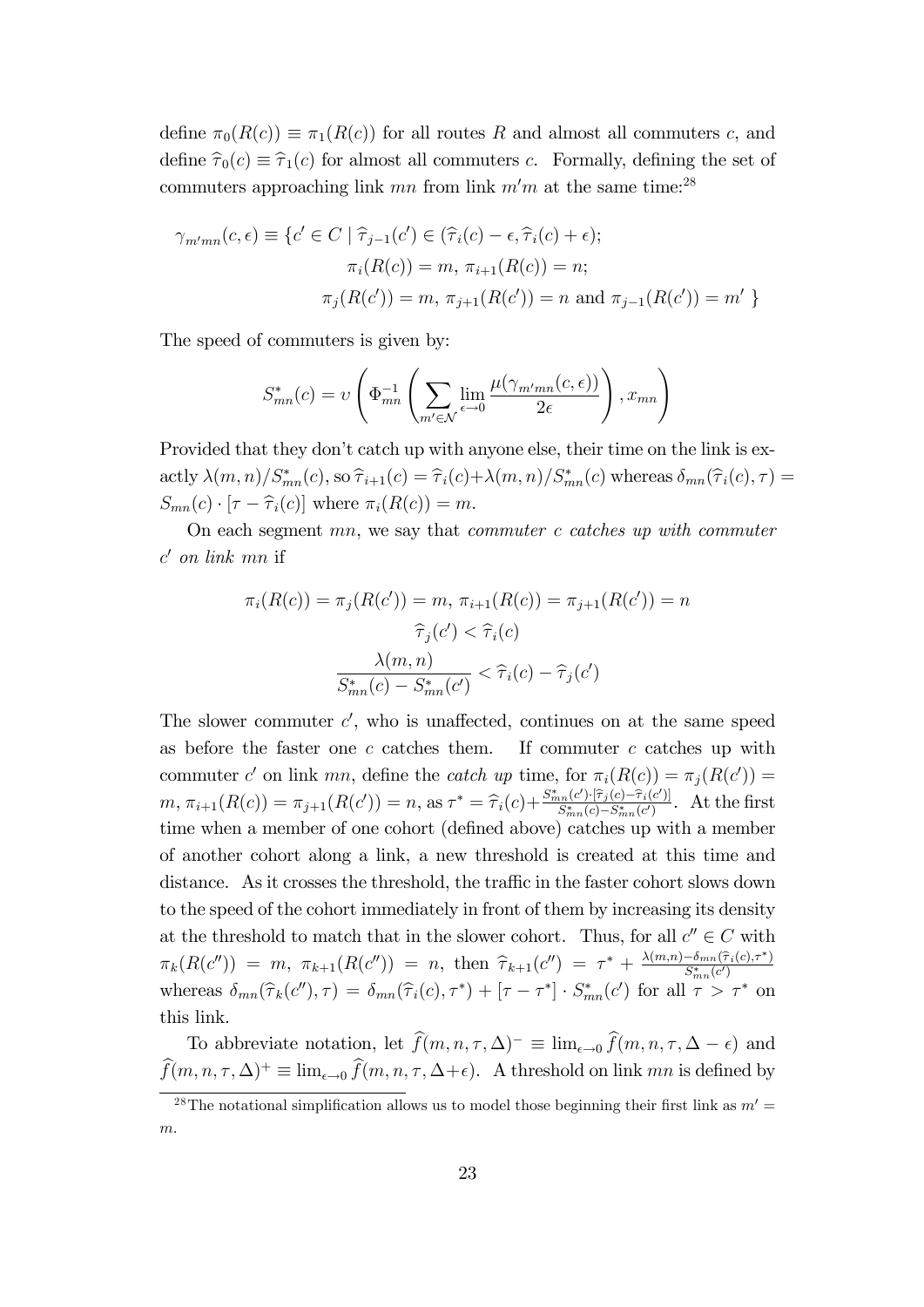define $\pi_0(R(c)) \equiv \pi_1(R(c))$ for all routes $R$ and almost all commuters $c$, and define $\widehat{\tau}_0(c) \equiv \widehat{\tau}_1(c)$ for almost all commuters $c$. Formally, defining the set of commuters approaching link $mn$ from link $m'm$ at the same time:[28]

$$
\begin{aligned}
\gamma_{m'mn}(c,\epsilon) \equiv \{c' \in C \mid \widehat{\tau}_{j-1}(c') \in (\widehat{\tau}_i(c) - \epsilon, \widehat{\tau}_i(c) + \epsilon);\\
\pi_i(R(c)) = m,\, \pi_{i+1}(R(c)) = n;\\
\pi_j(R(c')) = m,\, \pi_{j+1}(R(c')) = n \text{ and } \pi_{j-1}(R(c')) = m' \ \}
\end{aligned}
$$

The speed of commuters is given by:

$$
S^*_{mn}(c) = \upsilon\left(\Phi^{-1}_{mn}\left(\sum_{m' \in \mathcal{N}} \lim_{\epsilon \to 0} \frac{\mu(\gamma_{m'mn}(c,\epsilon))}{2\epsilon}\right), x_{mn}\right)
$$

Provided that they don't catch up with anyone else, their time on the link is exactly $\lambda(m,n)/S^*_{mn}(c)$, so $\widehat{\tau}_{i+1}(c) = \widehat{\tau}_i(c) + \lambda(m,n)/S^*_{mn}(c)$ whereas $\delta_{mn}(\widehat{\tau}_i(c), \tau) = S_{mn}(c) \cdot [\tau - \widehat{\tau}_i(c)]$ where $\pi_i(R(c)) = m$.

On each segment $mn$, we say that *commuter $c$ catches up with commuter $c'$ on link $mn$* if

$$
\begin{gathered}
\pi_i(R(c)) = \pi_j(R(c')) = m,\ \pi_{i+1}(R(c)) = \pi_{j+1}(R(c')) = n\\
\widehat{\tau}_j(c') < \widehat{\tau}_i(c)\\
\frac{\lambda(m,n)}{S^*_{mn}(c) - S^*_{mn}(c')} < \widehat{\tau}_i(c) - \widehat{\tau}_j(c')
\end{gathered}
$$

The slower commuter $c'$, who is unaffected, continues on at the same speed as before the faster one $c$ catches them. If commuter $c$ catches up with commuter $c'$ on link $mn$, define the *catch up* time, for $\pi_i(R(c)) = \pi_j(R(c')) = m$, $\pi_{i+1}(R(c)) = \pi_{j+1}(R(c')) = n$, as $\tau^* = \widehat{\tau}_i(c) + \frac{S^*_{mn}(c') \cdot [\widehat{\tau}_j(c) - \widehat{\tau}_i(c')]}{S^*_{mn}(c) - S^*_{mn}(c')}$. At the first time when a member of one cohort (defined above) catches up with a member of another cohort along a link, a new threshold is created at this time and distance. As it crosses the threshold, the traffic in the faster cohort slows down to the speed of the cohort immediately in front of them by increasing its density at the threshold to match that in the slower cohort. Thus, for all $c'' \in C$ with $\pi_k(R(c'')) = m$, $\pi_{k+1}(R(c'')) = n$, then $\widehat{\tau}_{k+1}(c'') = \tau^* + \frac{\lambda(m,n) - \delta_{mn}(\widehat{\tau}_i(c), \tau^*)}{S^*_{mn}(c')}$ whereas $\delta_{mn}(\widehat{\tau}_k(c''), \tau) = \delta_{mn}(\widehat{\tau}_i(c), \tau^*) + [\tau - \tau^*] \cdot S^*_{mn}(c')$ for all $\tau > \tau^*$ on this link.

To abbreviate notation, let $\widehat{f}(m,n,\tau,\Delta)^- \equiv \lim_{\epsilon \to 0} \widehat{f}(m,n,\tau,\Delta - \epsilon)$ and $\widehat{f}(m,n,\tau,\Delta)^+ \equiv \lim_{\epsilon \to 0} \widehat{f}(m,n,\tau,\Delta + \epsilon)$. A threshold on link $mn$ is defined by

[28] The notational simplification allows us to model those beginning their first link as $m' = m$.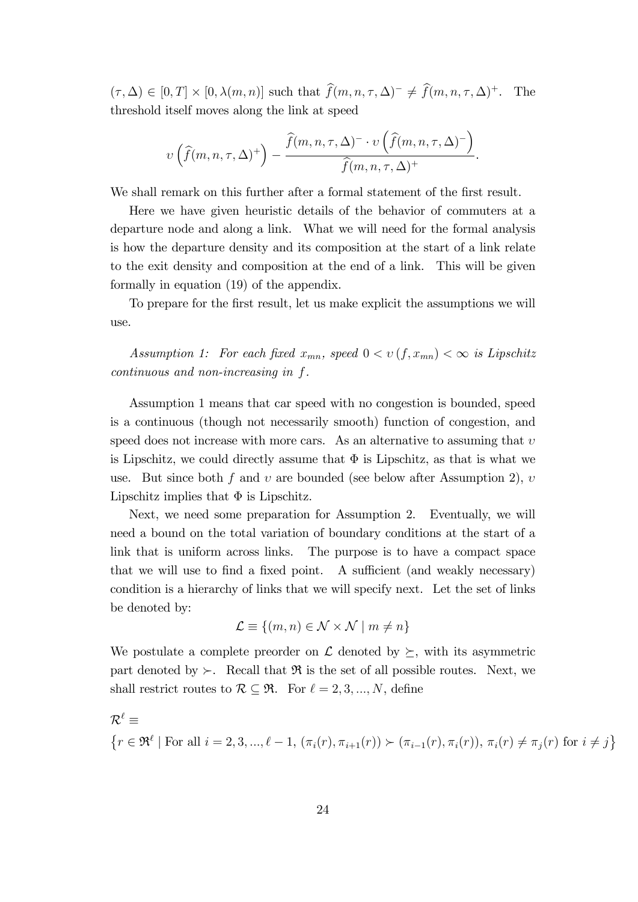$(\tau, \Delta) \in [0, T] \times [0, \lambda(m, n)]$ such that $\widehat{f}(m, n, \tau, \Delta)^- \neq \widehat{f}(m, n, \tau, \Delta)^+$. The threshold itself moves along the link at speed

$$\upsilon\left(\widehat{f}(m, n, \tau, \Delta)^+\right) - \frac{\widehat{f}(m, n, \tau, \Delta)^- \cdot \upsilon\left(\widehat{f}(m, n, \tau, \Delta)^-\right)}{\widehat{f}(m, n, \tau, \Delta)^+}.$$

We shall remark on this further after a formal statement of the first result.

Here we have given heuristic details of the behavior of commuters at a departure node and along a link. What we will need for the formal analysis is how the departure density and its composition at the start of a link relate to the exit density and composition at the end of a link. This will be given formally in equation (19) of the appendix.

To prepare for the first result, let us make explicit the assumptions we will use.

*Assumption 1: For each fixed $x_{mn}$, speed $0 < \upsilon(f, x_{mn}) < \infty$ is Lipschitz continuous and non-increasing in $f$.*

Assumption 1 means that car speed with no congestion is bounded, speed is a continuous (though not necessarily smooth) function of congestion, and speed does not increase with more cars. As an alternative to assuming that $\upsilon$ is Lipschitz, we could directly assume that $\Phi$ is Lipschitz, as that is what we use. But since both $f$ and $\upsilon$ are bounded (see below after Assumption 2), $\upsilon$ Lipschitz implies that $\Phi$ is Lipschitz.

Next, we need some preparation for Assumption 2. Eventually, we will need a bound on the total variation of boundary conditions at the start of a link that is uniform across links. The purpose is to have a compact space that we will use to find a fixed point. A sufficient (and weakly necessary) condition is a hierarchy of links that we will specify next. Let the set of links be denoted by:

$$\mathcal{L} \equiv \{(m, n) \in \mathcal{N} \times \mathcal{N} \mid m \neq n\}$$

We postulate a complete preorder on $\mathcal{L}$ denoted by $\succeq$, with its asymmetric part denoted by $\succ$. Recall that $\mathfrak{R}$ is the set of all possible routes. Next, we shall restrict routes to $\mathcal{R} \subseteq \mathfrak{R}$. For $\ell = 2, 3, ..., N$, define

$$\mathcal{R}^\ell \equiv$$
$$\left\{r \in \mathfrak{R}^\ell \mid \text{For all } i = 2, 3, ..., \ell - 1, \, (\pi_i(r), \pi_{i+1}(r)) \succ (\pi_{i-1}(r), \pi_i(r)), \, \pi_i(r) \neq \pi_j(r) \text{ for } i \neq j\right\}$$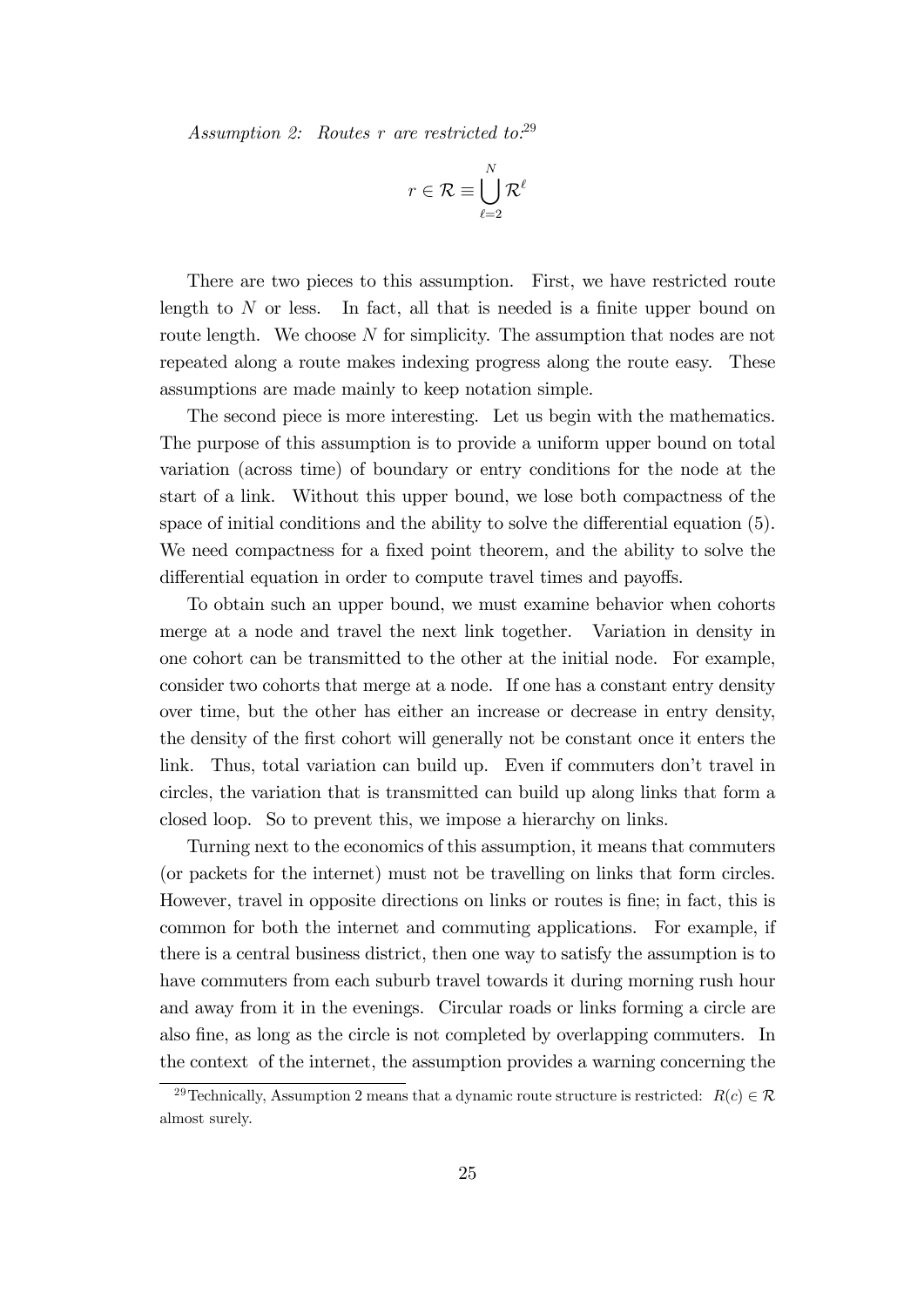*Assumption 2: Routes r are restricted to:*[29]

$$r \in \mathcal{R} \equiv \bigcup_{\ell=2}^{N} \mathcal{R}^{\ell}$$

There are two pieces to this assumption. First, we have restricted route length to $N$ or less. In fact, all that is needed is a finite upper bound on route length. We choose $N$ for simplicity. The assumption that nodes are not repeated along a route makes indexing progress along the route easy. These assumptions are made mainly to keep notation simple.

The second piece is more interesting. Let us begin with the mathematics. The purpose of this assumption is to provide a uniform upper bound on total variation (across time) of boundary or entry conditions for the node at the start of a link. Without this upper bound, we lose both compactness of the space of initial conditions and the ability to solve the differential equation (5). We need compactness for a fixed point theorem, and the ability to solve the differential equation in order to compute travel times and payoffs.

To obtain such an upper bound, we must examine behavior when cohorts merge at a node and travel the next link together. Variation in density in one cohort can be transmitted to the other at the initial node. For example, consider two cohorts that merge at a node. If one has a constant entry density over time, but the other has either an increase or decrease in entry density, the density of the first cohort will generally not be constant once it enters the link. Thus, total variation can build up. Even if commuters don't travel in circles, the variation that is transmitted can build up along links that form a closed loop. So to prevent this, we impose a hierarchy on links.

Turning next to the economics of this assumption, it means that commuters (or packets for the internet) must not be travelling on links that form circles. However, travel in opposite directions on links or routes is fine; in fact, this is common for both the internet and commuting applications. For example, if there is a central business district, then one way to satisfy the assumption is to have commuters from each suburb travel towards it during morning rush hour and away from it in the evenings. Circular roads or links forming a circle are also fine, as long as the circle is not completed by overlapping commuters. In the context of the internet, the assumption provides a warning concerning the

[29] Technically, Assumption 2 means that a dynamic route structure is restricted: $R(c) \in \mathcal{R}$ almost surely.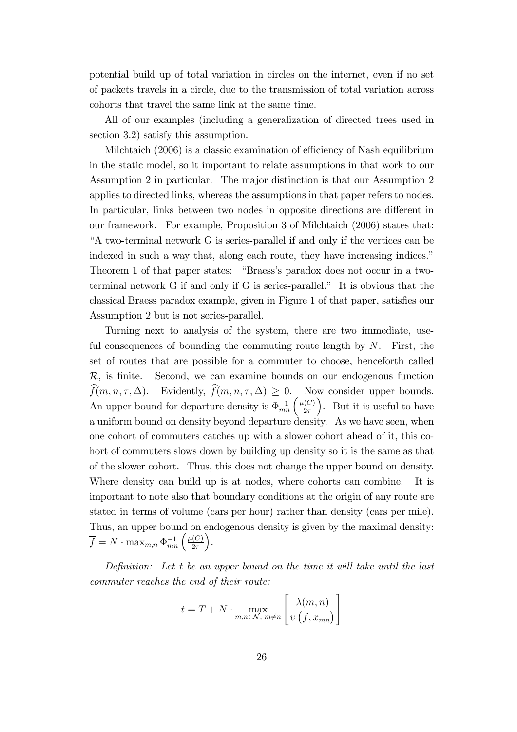potential build up of total variation in circles on the internet, even if no set of packets travels in a circle, due to the transmission of total variation across cohorts that travel the same link at the same time.

All of our examples (including a generalization of directed trees used in section 3.2) satisfy this assumption.

Milchtaich (2006) is a classic examination of efficiency of Nash equilibrium in the static model, so it important to relate assumptions in that work to our Assumption 2 in particular. The major distinction is that our Assumption 2 applies to directed links, whereas the assumptions in that paper refers to nodes. In particular, links between two nodes in opposite directions are different in our framework. For example, Proposition 3 of Milchtaich (2006) states that: "A two-terminal network G is series-parallel if and only if the vertices can be indexed in such a way that, along each route, they have increasing indices." Theorem 1 of that paper states: "Braess's paradox does not occur in a two-terminal network G if and only if G is series-parallel." It is obvious that the classical Braess paradox example, given in Figure 1 of that paper, satisfies our Assumption 2 but is not series-parallel.

Turning next to analysis of the system, there are two immediate, useful consequences of bounding the commuting route length by $N$. First, the set of routes that are possible for a commuter to choose, henceforth called $\mathcal{R}$, is finite. Second, we can examine bounds on our endogenous function $\widehat{f}(m, n, \tau, \Delta)$. Evidently, $\widehat{f}(m, n, \tau, \Delta) \geq 0$. Now consider upper bounds. An upper bound for departure density is $\Phi_{mn}^{-1}\left(\frac{\mu(C)}{2\overline{\tau}}\right)$. But it is useful to have a uniform bound on density beyond departure density. As we have seen, when one cohort of commuters catches up with a slower cohort ahead of it, this cohort of commuters slows down by building up density so it is the same as that of the slower cohort. Thus, this does not change the upper bound on density. Where density can build up is at nodes, where cohorts can combine. It is important to note also that boundary conditions at the origin of any route are stated in terms of volume (cars per hour) rather than density (cars per mile). Thus, an upper bound on endogenous density is given by the maximal density: $\overline{f} = N \cdot \max_{m,n} \Phi_{mn}^{-1}\left(\frac{\mu(C)}{2\overline{\tau}}\right)$.

*Definition: Let $\overline{t}$ be an upper bound on the time it will take until the last commuter reaches the end of their route:*

$$\overline{t} = T + N \cdot \max_{m,n \in \mathcal{N},\ m \neq n} \left[ \frac{\lambda(m,n)}{\upsilon\left(\overline{f}, x_{mn}\right)} \right]$$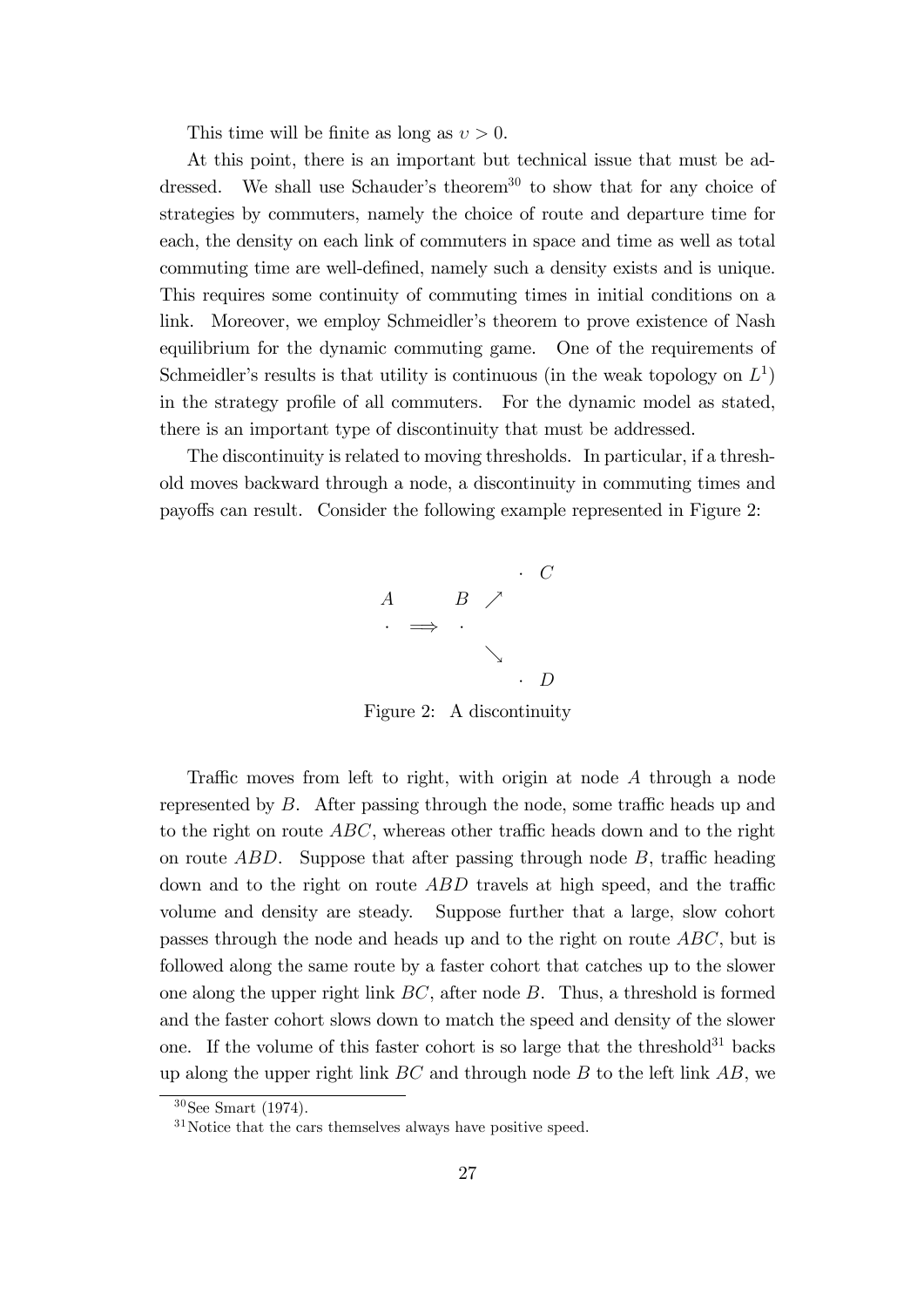This time will be finite as long as $\upsilon > 0$.

At this point, there is an important but technical issue that must be addressed. We shall use Schauder's theorem[30] to show that for any choice of strategies by commuters, namely the choice of route and departure time for each, the density on each link of commuters in space and time as well as total commuting time are well-defined, namely such a density exists and is unique. This requires some continuity of commuting times in initial conditions on a link. Moreover, we employ Schmeidler's theorem to prove existence of Nash equilibrium for the dynamic commuting game. One of the requirements of Schmeidler's results is that utility is continuous (in the weak topology on $L^1$) in the strategy profile of all commuters. For the dynamic model as stated, there is an important type of discontinuity that must be addressed.

The discontinuity is related to moving thresholds. In particular, if a threshold moves backward through a node, a discontinuity in commuting times and payoffs can result. Consider the following example represented in Figure 2:

$$
\begin{array}{ccccc}
 & & & & \cdot \;\; C \\
A & & B & \nearrow & \\
\cdot & \Longrightarrow & \cdot & & \\
 & & & \searrow & \\
 & & & & \cdot \;\; D
\end{array}
$$

Figure 2: A discontinuity

Traffic moves from left to right, with origin at node $A$ through a node represented by $B$. After passing through the node, some traffic heads up and to the right on route $ABC$, whereas other traffic heads down and to the right on route $ABD$. Suppose that after passing through node $B$, traffic heading down and to the right on route $ABD$ travels at high speed, and the traffic volume and density are steady. Suppose further that a large, slow cohort passes through the node and heads up and to the right on route $ABC$, but is followed along the same route by a faster cohort that catches up to the slower one along the upper right link $BC$, after node $B$. Thus, a threshold is formed and the faster cohort slows down to match the speed and density of the slower one. If the volume of this faster cohort is so large that the threshold[31] backs up along the upper right link $BC$ and through node $B$ to the left link $AB$, we

[30] See Smart (1974).

[31] Notice that the cars themselves always have positive speed.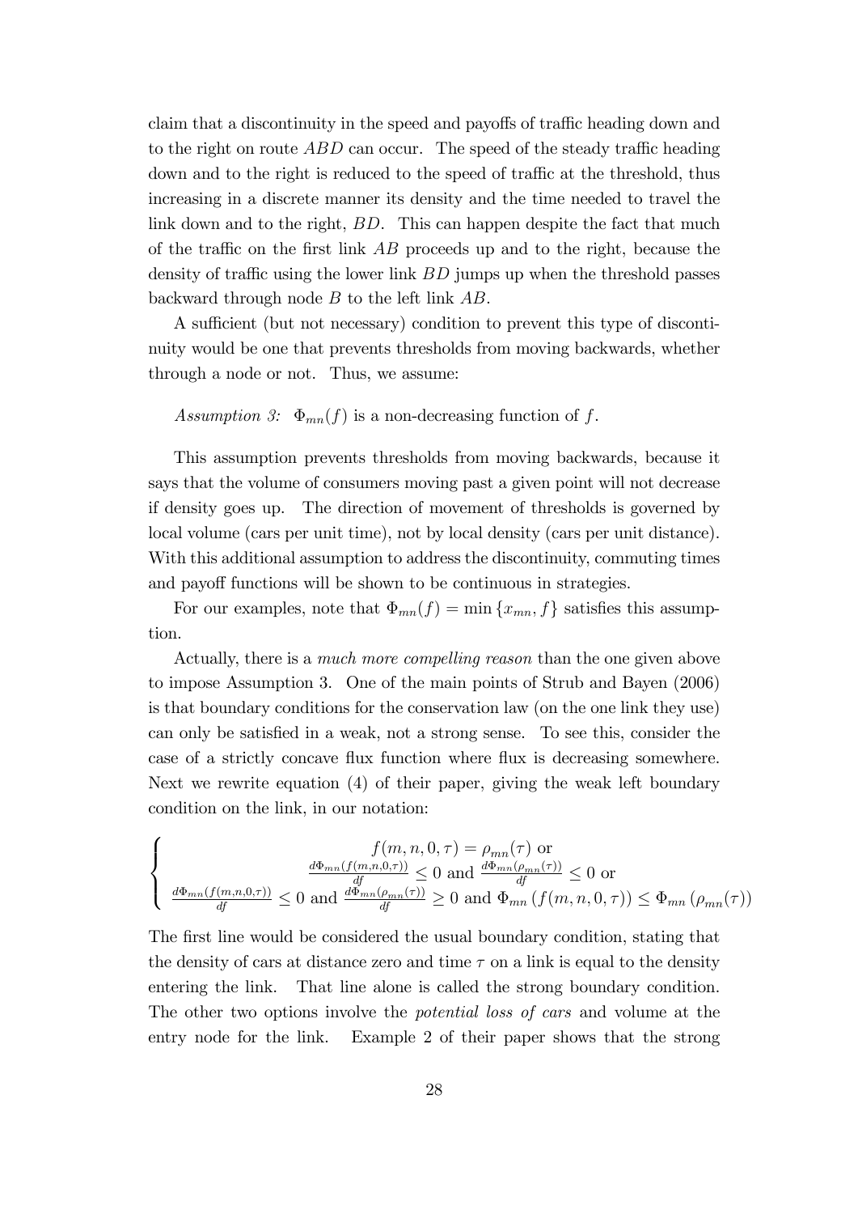claim that a discontinuity in the speed and payoffs of traffic heading down and to the right on route $ABD$ can occur. The speed of the steady traffic heading down and to the right is reduced to the speed of traffic at the threshold, thus increasing in a discrete manner its density and the time needed to travel the link down and to the right, $BD$. This can happen despite the fact that much of the traffic on the first link $AB$ proceeds up and to the right, because the density of traffic using the lower link $BD$ jumps up when the threshold passes backward through node $B$ to the left link $AB$.

A sufficient (but not necessary) condition to prevent this type of discontinuity would be one that prevents thresholds from moving backwards, whether through a node or not. Thus, we assume:

*Assumption 3:* $\Phi_{mn}(f)$ is a non-decreasing function of $f$.

This assumption prevents thresholds from moving backwards, because it says that the volume of consumers moving past a given point will not decrease if density goes up. The direction of movement of thresholds is governed by local volume (cars per unit time), not by local density (cars per unit distance). With this additional assumption to address the discontinuity, commuting times and payoff functions will be shown to be continuous in strategies.

For our examples, note that $\Phi_{mn}(f) = \min\{x_{mn}, f\}$ satisfies this assumption.

Actually, there is a *much more compelling reason* than the one given above to impose Assumption 3. One of the main points of Strub and Bayen (2006) is that boundary conditions for the conservation law (on the one link they use) can only be satisfied in a weak, not a strong sense. To see this, consider the case of a strictly concave flux function where flux is decreasing somewhere. Next we rewrite equation (4) of their paper, giving the weak left boundary condition on the link, in our notation:

$$\begin{cases} f(m,n,0,\tau) = \rho_{mn}(\tau) \text{ or} \\ \frac{d\Phi_{mn}(f(m,n,0,\tau))}{df} \leq 0 \text{ and } \frac{d\Phi_{mn}(\rho_{mn}(\tau))}{df} \leq 0 \text{ or} \\ \frac{d\Phi_{mn}(f(m,n,0,\tau))}{df} \leq 0 \text{ and } \frac{d\Phi_{mn}(\rho_{mn}(\tau))}{df} \geq 0 \text{ and } \Phi_{mn}\left(f(m,n,0,\tau)\right) \leq \Phi_{mn}\left(\rho_{mn}(\tau)\right) \end{cases}$$

The first line would be considered the usual boundary condition, stating that the density of cars at distance zero and time $\tau$ on a link is equal to the density entering the link. That line alone is called the strong boundary condition. The other two options involve the *potential loss of cars* and volume at the entry node for the link. Example 2 of their paper shows that the strong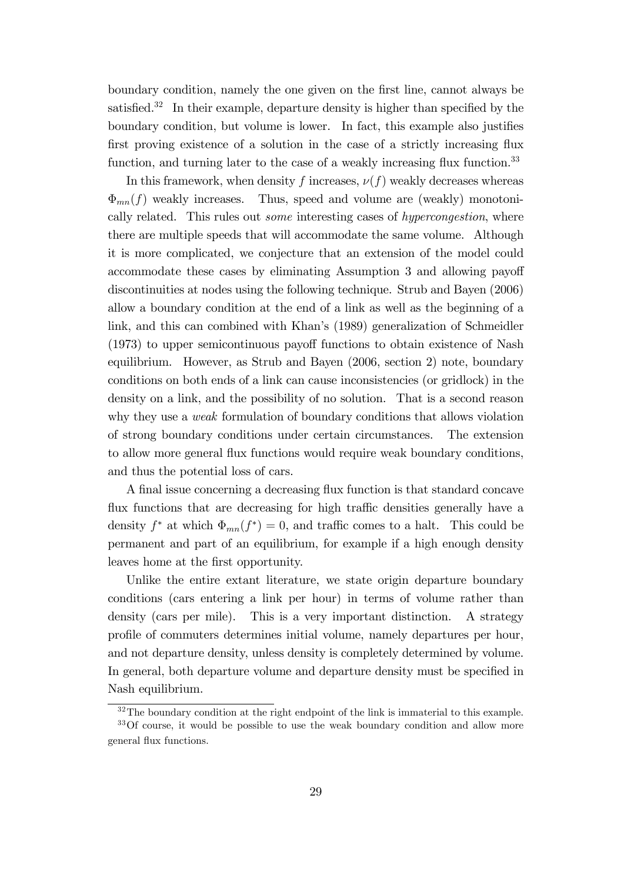boundary condition, namely the one given on the first line, cannot always be satisfied.[32] In their example, departure density is higher than specified by the boundary condition, but volume is lower. In fact, this example also justifies first proving existence of a solution in the case of a strictly increasing flux function, and turning later to the case of a weakly increasing flux function.[33]

In this framework, when density $f$ increases, $\nu(f)$ weakly decreases whereas $\Phi_{mn}(f)$ weakly increases. Thus, speed and volume are (weakly) monotonically related. This rules out *some* interesting cases of *hypercongestion*, where there are multiple speeds that will accommodate the same volume. Although it is more complicated, we conjecture that an extension of the model could accommodate these cases by eliminating Assumption 3 and allowing payoff discontinuities at nodes using the following technique. Strub and Bayen (2006) allow a boundary condition at the end of a link as well as the beginning of a link, and this can combined with Khan's (1989) generalization of Schmeidler (1973) to upper semicontinuous payoff functions to obtain existence of Nash equilibrium. However, as Strub and Bayen (2006, section 2) note, boundary conditions on both ends of a link can cause inconsistencies (or gridlock) in the density on a link, and the possibility of no solution. That is a second reason why they use a *weak* formulation of boundary conditions that allows violation of strong boundary conditions under certain circumstances. The extension to allow more general flux functions would require weak boundary conditions, and thus the potential loss of cars.

A final issue concerning a decreasing flux function is that standard concave flux functions that are decreasing for high traffic densities generally have a density $f^*$ at which $\Phi_{mn}(f^*) = 0$, and traffic comes to a halt. This could be permanent and part of an equilibrium, for example if a high enough density leaves home at the first opportunity.

Unlike the entire extant literature, we state origin departure boundary conditions (cars entering a link per hour) in terms of volume rather than density (cars per mile). This is a very important distinction. A strategy profile of commuters determines initial volume, namely departures per hour, and not departure density, unless density is completely determined by volume. In general, both departure volume and departure density must be specified in Nash equilibrium.

[32] The boundary condition at the right endpoint of the link is immaterial to this example.

[33] Of course, it would be possible to use the weak boundary condition and allow more general flux functions.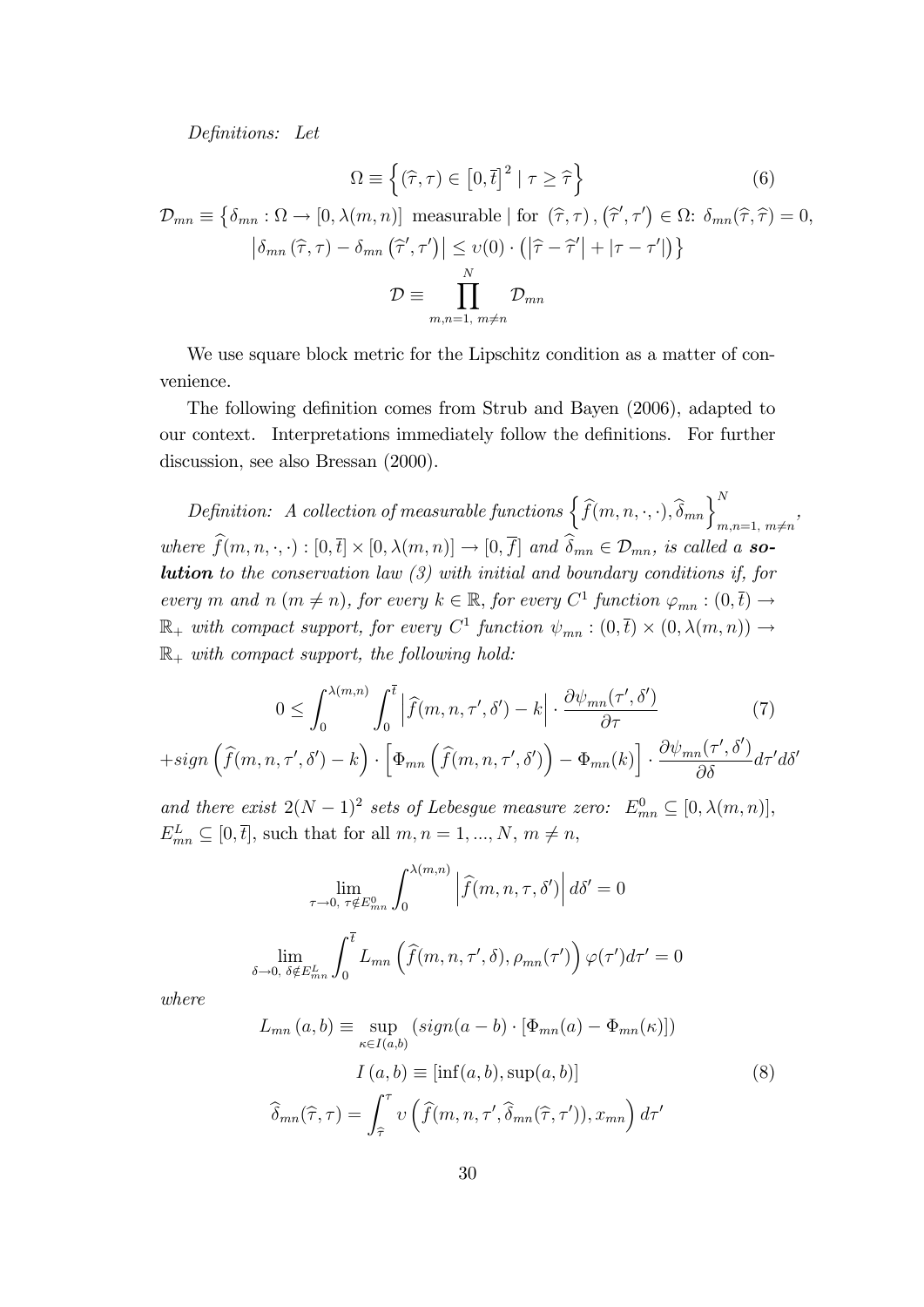*Definitions: Let*

$$\Omega \equiv \left\{ (\widehat{\tau}, \tau) \in \left[0, \overline{t}\right]^2 \mid \tau \geq \widehat{\tau} \right\} \tag{6}$$

$$\mathcal{D}_{mn} \equiv \left\{ \delta_{mn} : \Omega \to [0, \lambda(m,n)] \text{ measurable} \mid \text{for } (\widehat{\tau}, \tau), \left(\widehat{\tau}', \tau'\right) \in \Omega\text{: } \delta_{mn}(\widehat{\tau}, \widehat{\tau}) = 0, \right.$$
$$\left. \left| \delta_{mn}(\widehat{\tau}, \tau) - \delta_{mn}\left(\widehat{\tau}', \tau'\right) \right| \leq \upsilon(0) \cdot \left( \left| \widehat{\tau} - \widehat{\tau}' \right| + |\tau - \tau'| \right) \right\}$$
$$\mathcal{D} \equiv \prod_{m,n=1,\ m \neq n}^{N} \mathcal{D}_{mn}$$

We use square block metric for the Lipschitz condition as a matter of convenience.

The following definition comes from Strub and Bayen (2006), adapted to our context. Interpretations immediately follow the definitions. For further discussion, see also Bressan (2000).

*Definition: A collection of measurable functions* $\left\{ \widehat{f}(m,n,\cdot,\cdot), \widehat{\delta}_{mn} \right\}_{m,n=1,\ m \neq n}^{N}$, *where* $\widehat{f}(m,n,\cdot,\cdot) : [0, \overline{t}] \times [0, \lambda(m,n)] \to [0, \overline{f}]$ *and* $\widehat{\delta}_{mn} \in \mathcal{D}_{mn}$, *is called a **solution** to the conservation law (3) with initial and boundary conditions if, for every* $m$ *and* $n$ $(m \neq n)$, *for every* $k \in \mathbb{R}$, *for every* $C^1$ *function* $\varphi_{mn} : (0, \overline{t}) \to \mathbb{R}_+$ *with compact support, for every* $C^1$ *function* $\psi_{mn} : (0, \overline{t}) \times (0, \lambda(m,n)) \to \mathbb{R}_+$ *with compact support, the following hold:*

$$0 \leq \int_0^{\lambda(m,n)} \int_0^{\overline{t}} \left| \widehat{f}(m,n,\tau',\delta') - k \right| \cdot \frac{\partial \psi_{mn}(\tau',\delta')}{\partial \tau} \tag{7}$$
$$+ sign\left( \widehat{f}(m,n,\tau',\delta') - k \right) \cdot \left[ \Phi_{mn}\left( \widehat{f}(m,n,\tau',\delta') \right) - \Phi_{mn}(k) \right] \cdot \frac{\partial \psi_{mn}(\tau',\delta')}{\partial \delta} d\tau' d\delta'$$

*and there exist* $2(N-1)^2$ *sets of Lebesgue measure zero:* $E_{mn}^0 \subseteq [0, \lambda(m,n)]$, $E_{mn}^L \subseteq [0, \overline{t}]$, such that for all $m, n = 1, ..., N$, $m \neq n$,

$$\lim_{\tau \to 0,\ \tau \notin E_{mn}^0} \int_0^{\lambda(m,n)} \left| \widehat{f}(m,n,\tau,\delta') \right| d\delta' = 0$$

$$\lim_{\delta \to 0,\ \delta \notin E_{mn}^L} \int_0^{\overline{t}} L_{mn}\left( \widehat{f}(m,n,\tau',\delta), \rho_{mn}(\tau') \right) \varphi(\tau') d\tau' = 0$$

*where*

$$L_{mn}(a,b) \equiv \sup_{\kappa \in I(a,b)} \left( sign(a-b) \cdot [\Phi_{mn}(a) - \Phi_{mn}(\kappa)] \right)$$
$$I(a,b) \equiv [\inf(a,b), \sup(a,b)] \tag{8}$$
$$\widehat{\delta}_{mn}(\widehat{\tau}, \tau) = \int_{\widehat{\tau}}^{\tau} \upsilon\left( \widehat{f}(m,n,\tau',\widehat{\delta}_{mn}(\widehat{\tau},\tau')), x_{mn} \right) d\tau'$$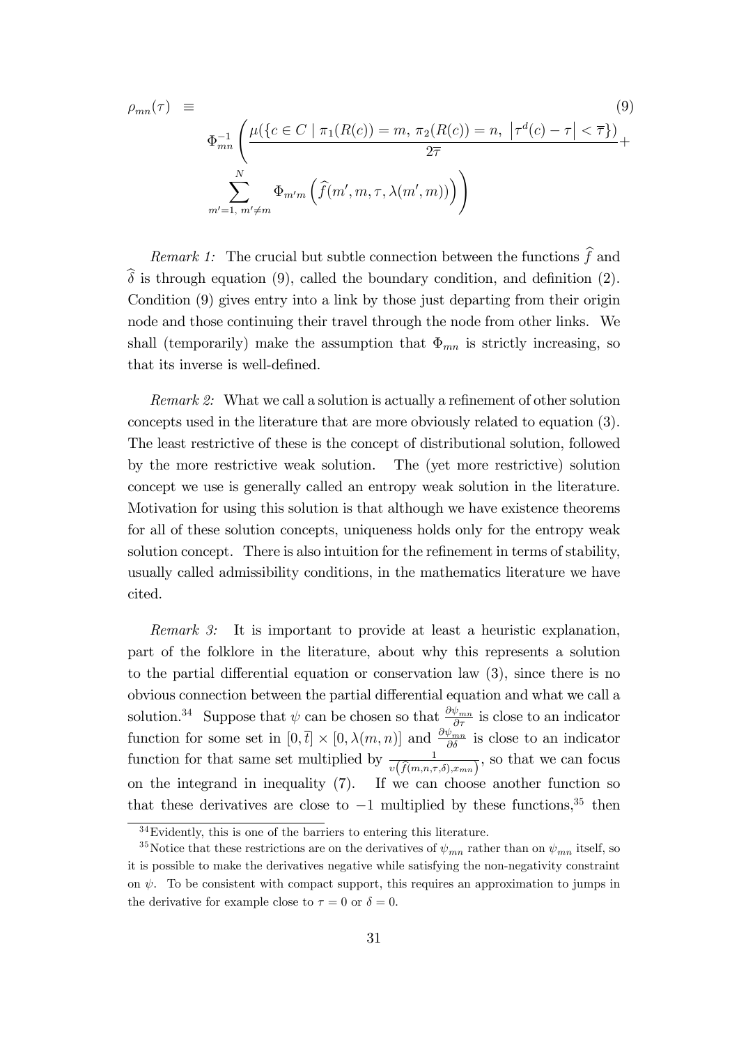$$\rho_{mn}(\tau) \equiv \Phi_{mn}^{-1}\left(\frac{\mu(\{c \in C \mid \pi_1(R(c)) = m,\ \pi_2(R(c)) = n,\ \left|\tau^d(c) - \tau\right| < \overline{\tau}\})}{2\overline{\tau}} + \sum_{m'=1,\ m' \neq m}^{N} \Phi_{m'm}\left(\widehat{f}(m', m, \tau, \lambda(m', m))\right)\right) \tag{9}$$

*Remark 1:* The crucial but subtle connection between the functions $\widehat{f}$ and $\widehat{\delta}$ is through equation (9), called the boundary condition, and definition (2). Condition (9) gives entry into a link by those just departing from their origin node and those continuing their travel through the node from other links. We shall (temporarily) make the assumption that $\Phi_{mn}$ is strictly increasing, so that its inverse is well-defined.

*Remark 2:* What we call a solution is actually a refinement of other solution concepts used in the literature that are more obviously related to equation (3). The least restrictive of these is the concept of distributional solution, followed by the more restrictive weak solution. The (yet more restrictive) solution concept we use is generally called an entropy weak solution in the literature. Motivation for using this solution is that although we have existence theorems for all of these solution concepts, uniqueness holds only for the entropy weak solution concept. There is also intuition for the refinement in terms of stability, usually called admissibility conditions, in the mathematics literature we have cited.

*Remark 3:* It is important to provide at least a heuristic explanation, part of the folklore in the literature, about why this represents a solution to the partial differential equation or conservation law (3), since there is no obvious connection between the partial differential equation and what we call a solution.[34] Suppose that $\psi$ can be chosen so that $\frac{\partial \psi_{mn}}{\partial \tau}$ is close to an indicator function for some set in $[0, \overline{t}] \times [0, \lambda(m, n)]$ and $\frac{\partial \psi_{mn}}{\partial \delta}$ is close to an indicator function for that same set multiplied by $\frac{1}{v\left(\widehat{f}(m,n,\tau,\delta), x_{mn}\right)}$, so that we can focus on the integrand in inequality (7). If we can choose another function so that these derivatives are close to $-1$ multiplied by these functions,[35] then

[34] Evidently, this is one of the barriers to entering this literature.

[35] Notice that these restrictions are on the derivatives of $\psi_{mn}$ rather than on $\psi_{mn}$ itself, so it is possible to make the derivatives negative while satisfying the non-negativity constraint on $\psi$. To be consistent with compact support, this requires an approximation to jumps in the derivative for example close to $\tau = 0$ or $\delta = 0$.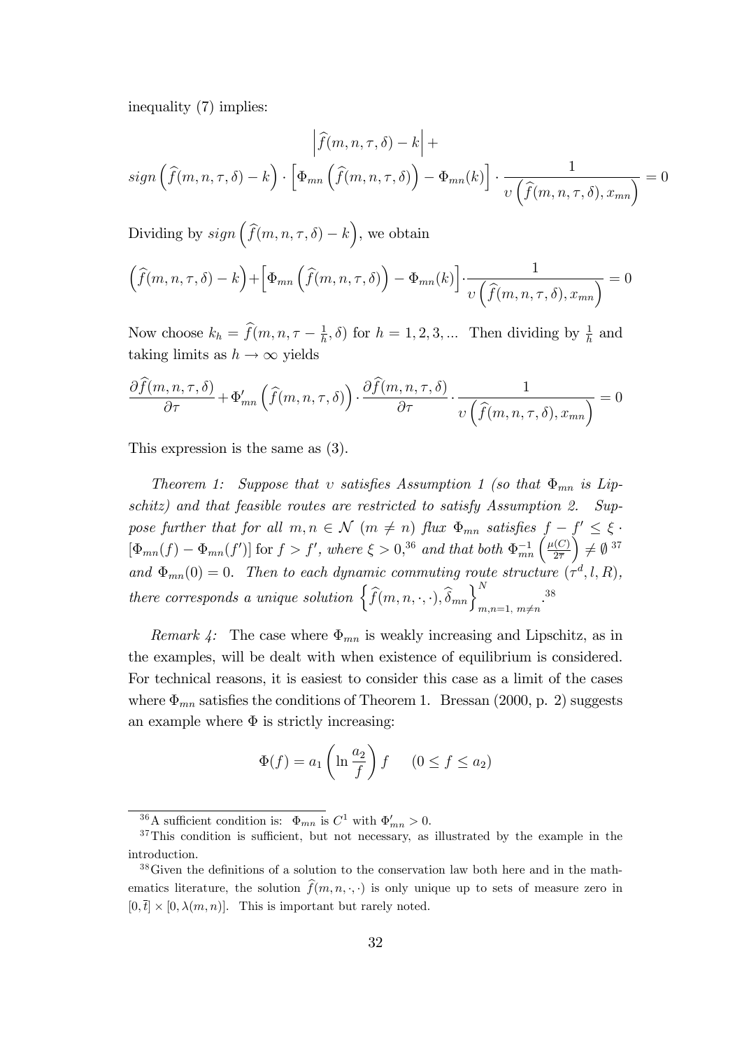inequality (7) implies:

$$\left|\widehat{f}(m,n,\tau,\delta)-k\right|+$$
$$sign\left(\widehat{f}(m,n,\tau,\delta)-k\right)\cdot\left[\Phi_{mn}\left(\widehat{f}(m,n,\tau,\delta)\right)-\Phi_{mn}(k)\right]\cdot\frac{1}{\upsilon\left(\widehat{f}(m,n,\tau,\delta),x_{mn}\right)}=0$$

Dividing by $sign\left(\widehat{f}(m,n,\tau,\delta)-k\right)$, we obtain

$$\left(\widehat{f}(m,n,\tau,\delta)-k\right)+\left[\Phi_{mn}\left(\widehat{f}(m,n,\tau,\delta)\right)-\Phi_{mn}(k)\right]\cdot\frac{1}{\upsilon\left(\widehat{f}(m,n,\tau,\delta),x_{mn}\right)}=0$$

Now choose $k_h=\widehat{f}(m,n,\tau-\frac{1}{h},\delta)$ for $h=1,2,3,...$ Then dividing by $\frac{1}{h}$ and taking limits as $h\to\infty$ yields

$$\frac{\partial\widehat{f}(m,n,\tau,\delta)}{\partial\tau}+\Phi_{mn}'\left(\widehat{f}(m,n,\tau,\delta)\right)\cdot\frac{\partial\widehat{f}(m,n,\tau,\delta)}{\partial\tau}\cdot\frac{1}{\upsilon\left(\widehat{f}(m,n,\tau,\delta),x_{mn}\right)}=0$$

This expression is the same as (3).

*Theorem 1: Suppose that $\upsilon$ satisfies Assumption 1 (so that $\Phi_{mn}$ is Lipschitz) and that feasible routes are restricted to satisfy Assumption 2. Suppose further that for all $m,n\in\mathcal{N}$ $(m\neq n)$ flux $\Phi_{mn}$ satisfies $f-f'\leq\xi\cdot[\Phi_{mn}(f)-\Phi_{mn}(f')]$ for $f>f'$, where $\xi>0$,*[36] *and that both $\Phi_{mn}^{-1}\left(\frac{\mu(C)}{2\overline{\tau}}\right)\neq\emptyset$*[37] *and $\Phi_{mn}(0)=0$. Then to each dynamic commuting route structure $(\tau^d,l,R)$, there corresponds a unique solution $\left\{\widehat{f}(m,n,\cdot,\cdot),\widehat{\delta}_{mn}\right\}_{m,n=1,\ m\neq n}^{N}$.*[38]

*Remark 4:* The case where $\Phi_{mn}$ is weakly increasing and Lipschitz, as in the examples, will be dealt with when existence of equilibrium is considered. For technical reasons, it is easiest to consider this case as a limit of the cases where $\Phi_{mn}$ satisfies the conditions of Theorem 1. Bressan (2000, p. 2) suggests an example where $\Phi$ is strictly increasing:

$$\Phi(f)=a_1\left(\ln\frac{a_2}{f}\right)f\qquad(0\leq f\leq a_2)$$

---

[36] A sufficient condition is: $\Phi_{mn}$ is $C^1$ with $\Phi_{mn}'>0$.

[37] This condition is sufficient, but not necessary, as illustrated by the example in the introduction.

[38] Given the definitions of a solution to the conservation law both here and in the mathematics literature, the solution $\widehat{f}(m,n,\cdot,\cdot)$ is only unique up to sets of measure zero in $[0,\overline{t}]\times[0,\lambda(m,n)]$. This is important but rarely noted.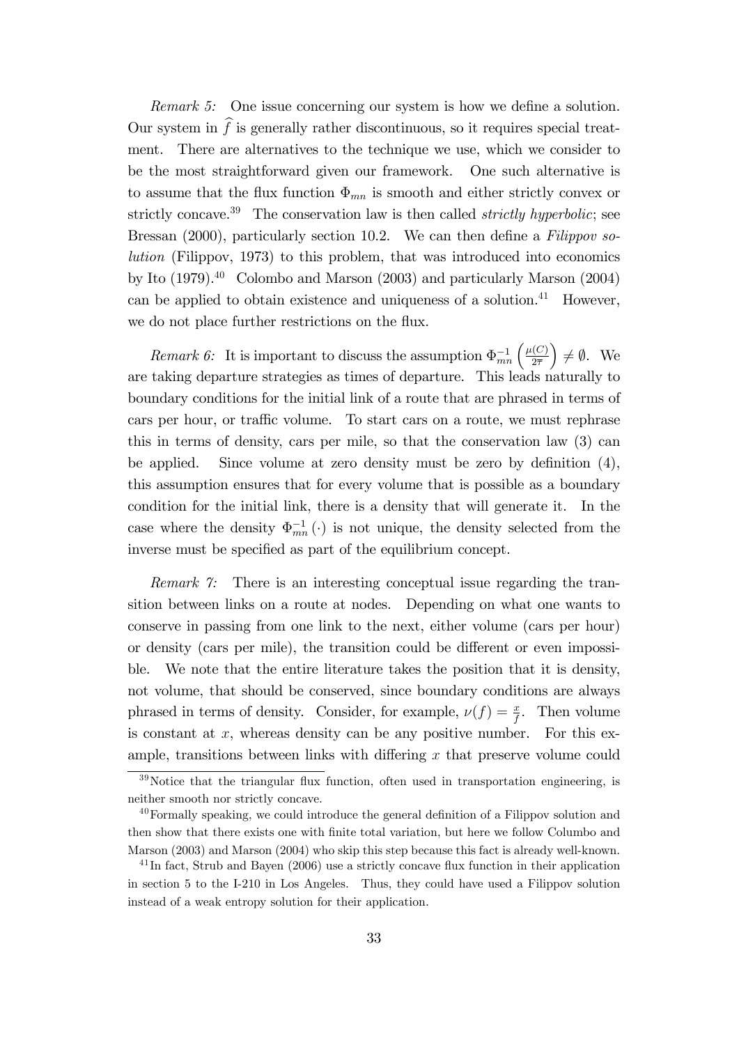*Remark 5:* One issue concerning our system is how we define a solution. Our system in $\widehat{f}$ is generally rather discontinuous, so it requires special treatment. There are alternatives to the technique we use, which we consider to be the most straightforward given our framework. One such alternative is to assume that the flux function $\Phi_{mn}$ is smooth and either strictly convex or strictly concave.[39] The conservation law is then called *strictly hyperbolic*; see Bressan (2000), particularly section 10.2. We can then define a *Filippov solution* (Filippov, 1973) to this problem, that was introduced into economics by Ito (1979).[40] Colombo and Marson (2003) and particularly Marson (2004) can be applied to obtain existence and uniqueness of a solution.[41] However, we do not place further restrictions on the flux.

*Remark 6:* It is important to discuss the assumption $\Phi_{mn}^{-1}\left(\frac{\mu(C)}{2\overline{\tau}}\right) \neq \emptyset$. We are taking departure strategies as times of departure. This leads naturally to boundary conditions for the initial link of a route that are phrased in terms of cars per hour, or traffic volume. To start cars on a route, we must rephrase this in terms of density, cars per mile, so that the conservation law (3) can be applied. Since volume at zero density must be zero by definition (4), this assumption ensures that for every volume that is possible as a boundary condition for the initial link, there is a density that will generate it. In the case where the density $\Phi_{mn}^{-1}(\cdot)$ is not unique, the density selected from the inverse must be specified as part of the equilibrium concept.

*Remark 7:* There is an interesting conceptual issue regarding the transition between links on a route at nodes. Depending on what one wants to conserve in passing from one link to the next, either volume (cars per hour) or density (cars per mile), the transition could be different or even impossible. We note that the entire literature takes the position that it is density, not volume, that should be conserved, since boundary conditions are always phrased in terms of density. Consider, for example, $\nu(f) = \frac{x}{f}$. Then volume is constant at $x$, whereas density can be any positive number. For this example, transitions between links with differing $x$ that preserve volume could

[39] Notice that the triangular flux function, often used in transportation engineering, is neither smooth nor strictly concave.

[40] Formally speaking, we could introduce the general definition of a Filippov solution and then show that there exists one with finite total variation, but here we follow Columbo and Marson (2003) and Marson (2004) who skip this step because this fact is already well-known.

[41] In fact, Strub and Bayen (2006) use a strictly concave flux function in their application in section 5 to the I-210 in Los Angeles. Thus, they could have used a Filippov solution instead of a weak entropy solution for their application.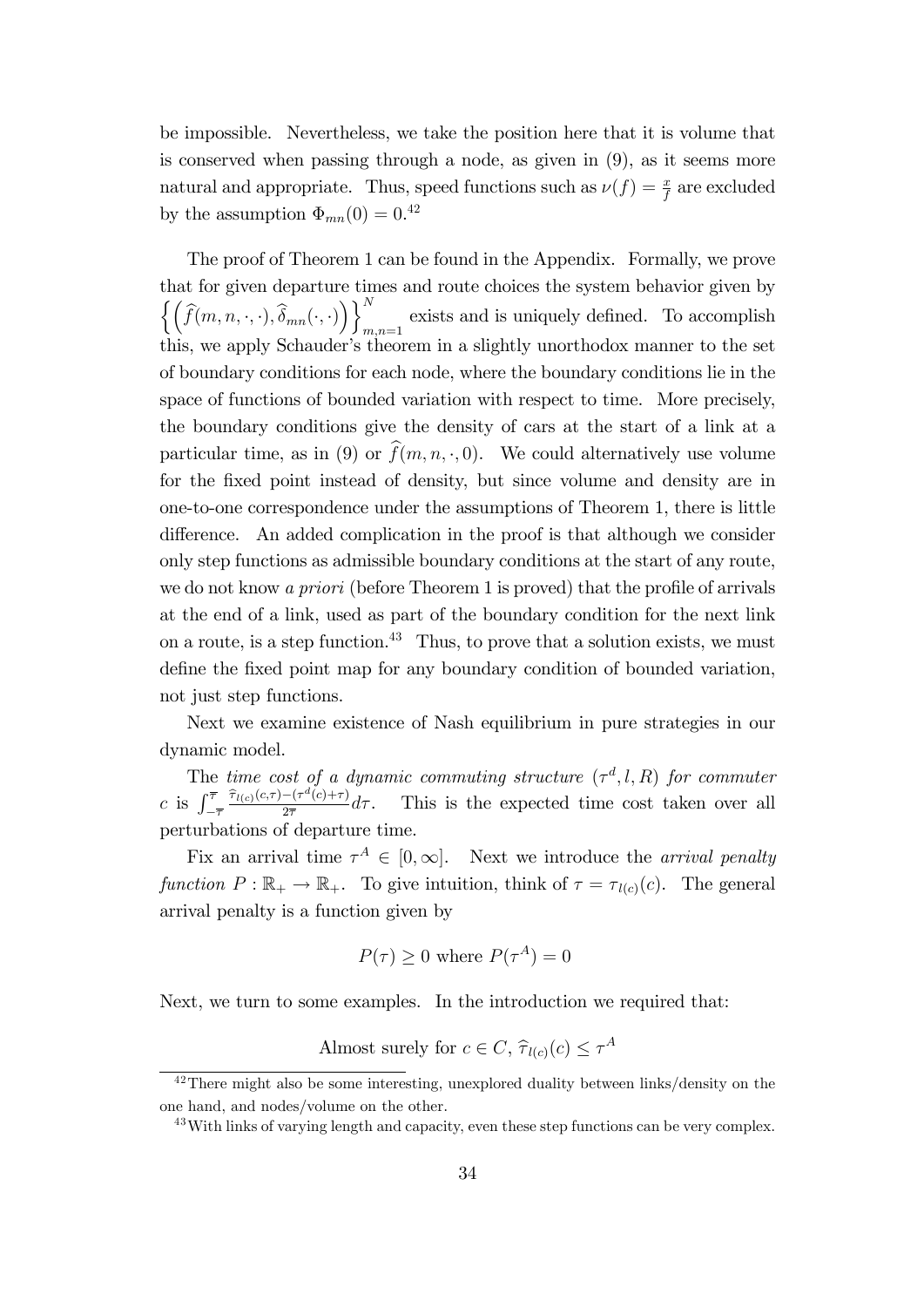be impossible. Nevertheless, we take the position here that it is volume that is conserved when passing through a node, as given in (9), as it seems more natural and appropriate. Thus, speed functions such as $\nu(f) = \frac{x}{f}$ are excluded by the assumption $\Phi_{mn}(0) = 0$.[42]

The proof of Theorem 1 can be found in the Appendix. Formally, we prove that for given departure times and route choices the system behavior given by $\left\{ \left( \widehat{f}(m, n, \cdot, \cdot), \widehat{\delta}_{mn}(\cdot, \cdot) \right) \right\}_{m,n=1}^{N}$ exists and is uniquely defined. To accomplish this, we apply Schauder's theorem in a slightly unorthodox manner to the set of boundary conditions for each node, where the boundary conditions lie in the space of functions of bounded variation with respect to time. More precisely, the boundary conditions give the density of cars at the start of a link at a particular time, as in (9) or $\widehat{f}(m, n, \cdot, 0)$. We could alternatively use volume for the fixed point instead of density, but since volume and density are in one-to-one correspondence under the assumptions of Theorem 1, there is little difference. An added complication in the proof is that although we consider only step functions as admissible boundary conditions at the start of any route, we do not know *a priori* (before Theorem 1 is proved) that the profile of arrivals at the end of a link, used as part of the boundary condition for the next link on a route, is a step function.[43] Thus, to prove that a solution exists, we must define the fixed point map for any boundary condition of bounded variation, not just step functions.

Next we examine existence of Nash equilibrium in pure strategies in our dynamic model.

The *time cost of a dynamic commuting structure* $(\tau^d, l, R)$ *for commuter* $c$ is $\int_{-\overline{\tau}}^{\overline{\tau}} \frac{\widehat{\tau}_{l(c)}(c,\tau) - (\tau^d(c)+\tau)}{2\overline{\tau}} d\tau$. This is the expected time cost taken over all perturbations of departure time.

Fix an arrival time $\tau^A \in [0, \infty]$. Next we introduce the *arrival penalty function* $P : \mathbb{R}_+ \to \mathbb{R}_+$. To give intuition, think of $\tau = \tau_{l(c)}(c)$. The general arrival penalty is a function given by

$$P(\tau) \geq 0 \text{ where } P(\tau^A) = 0$$

Next, we turn to some examples. In the introduction we required that:

$$\text{Almost surely for } c \in C, \, \widehat{\tau}_{l(c)}(c) \leq \tau^A$$

[42] There might also be some interesting, unexplored duality between links/density on the one hand, and nodes/volume on the other.

[43] With links of varying length and capacity, even these step functions can be very complex.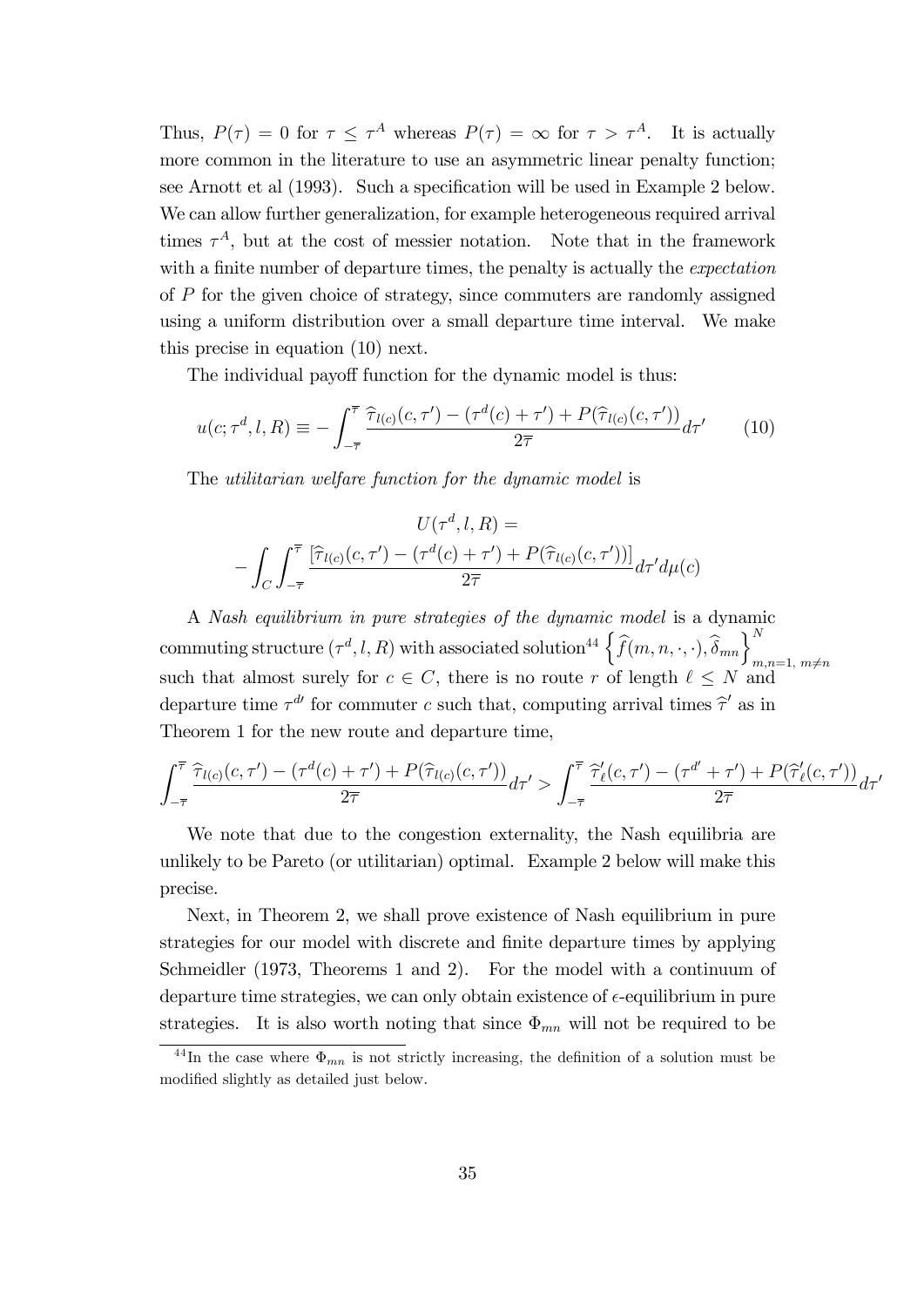Thus, $P(\tau) = 0$ for $\tau \leq \tau^A$ whereas $P(\tau) = \infty$ for $\tau > \tau^A$. It is actually more common in the literature to use an asymmetric linear penalty function; see Arnott et al (1993). Such a specification will be used in Example 2 below. We can allow further generalization, for example heterogeneous required arrival times $\tau^A$, but at the cost of messier notation. Note that in the framework with a finite number of departure times, the penalty is actually the *expectation* of $P$ for the given choice of strategy, since commuters are randomly assigned using a uniform distribution over a small departure time interval. We make this precise in equation (10) next.

The individual payoff function for the dynamic model is thus:

$$u(c; \tau^d, l, R) \equiv -\int_{-\overline{\tau}}^{\overline{\tau}} \frac{\widehat{\tau}_{l(c)}(c, \tau') - (\tau^d(c) + \tau') + P(\widehat{\tau}_{l(c)}(c, \tau'))}{2\overline{\tau}} d\tau' \qquad (10)$$

The *utilitarian welfare function for the dynamic model* is

$$U(\tau^d, l, R) =$$

$$-\int_C \int_{-\overline{\tau}}^{\overline{\tau}} \frac{[\widehat{\tau}_{l(c)}(c, \tau') - (\tau^d(c) + \tau') + P(\widehat{\tau}_{l(c)}(c, \tau'))]}{2\overline{\tau}} d\tau' d\mu(c)$$

A *Nash equilibrium in pure strategies of the dynamic model* is a dynamic commuting structure $(\tau^d, l, R)$ with associated solution[44] $\left\{ \widehat{f}(m, n, \cdot, \cdot), \widehat{\delta}_{mn} \right\}_{m,n=1,\, m\neq n}^{N}$ such that almost surely for $c \in C$, there is no route $r$ of length $\ell \leq N$ and departure time $\tau^{d\prime}$ for commuter $c$ such that, computing arrival times $\widehat{\tau}'$ as in Theorem 1 for the new route and departure time,

$$\int_{-\overline{\tau}}^{\overline{\tau}} \frac{\widehat{\tau}_{l(c)}(c, \tau') - (\tau^d(c) + \tau') + P(\widehat{\tau}_{l(c)}(c, \tau'))}{2\overline{\tau}} d\tau' > \int_{-\overline{\tau}}^{\overline{\tau}} \frac{\widehat{\tau}'_{\ell}(c, \tau') - (\tau^{d\prime} + \tau') + P(\widehat{\tau}'_{\ell}(c, \tau'))}{2\overline{\tau}} d\tau'$$

We note that due to the congestion externality, the Nash equilibria are unlikely to be Pareto (or utilitarian) optimal. Example 2 below will make this precise.

Next, in Theorem 2, we shall prove existence of Nash equilibrium in pure strategies for our model with discrete and finite departure times by applying Schmeidler (1973, Theorems 1 and 2). For the model with a continuum of departure time strategies, we can only obtain existence of $\epsilon$-equilibrium in pure strategies. It is also worth noting that since $\Phi_{mn}$ will not be required to be

[44] In the case where $\Phi_{mn}$ is not strictly increasing, the definition of a solution must be modified slightly as detailed just below.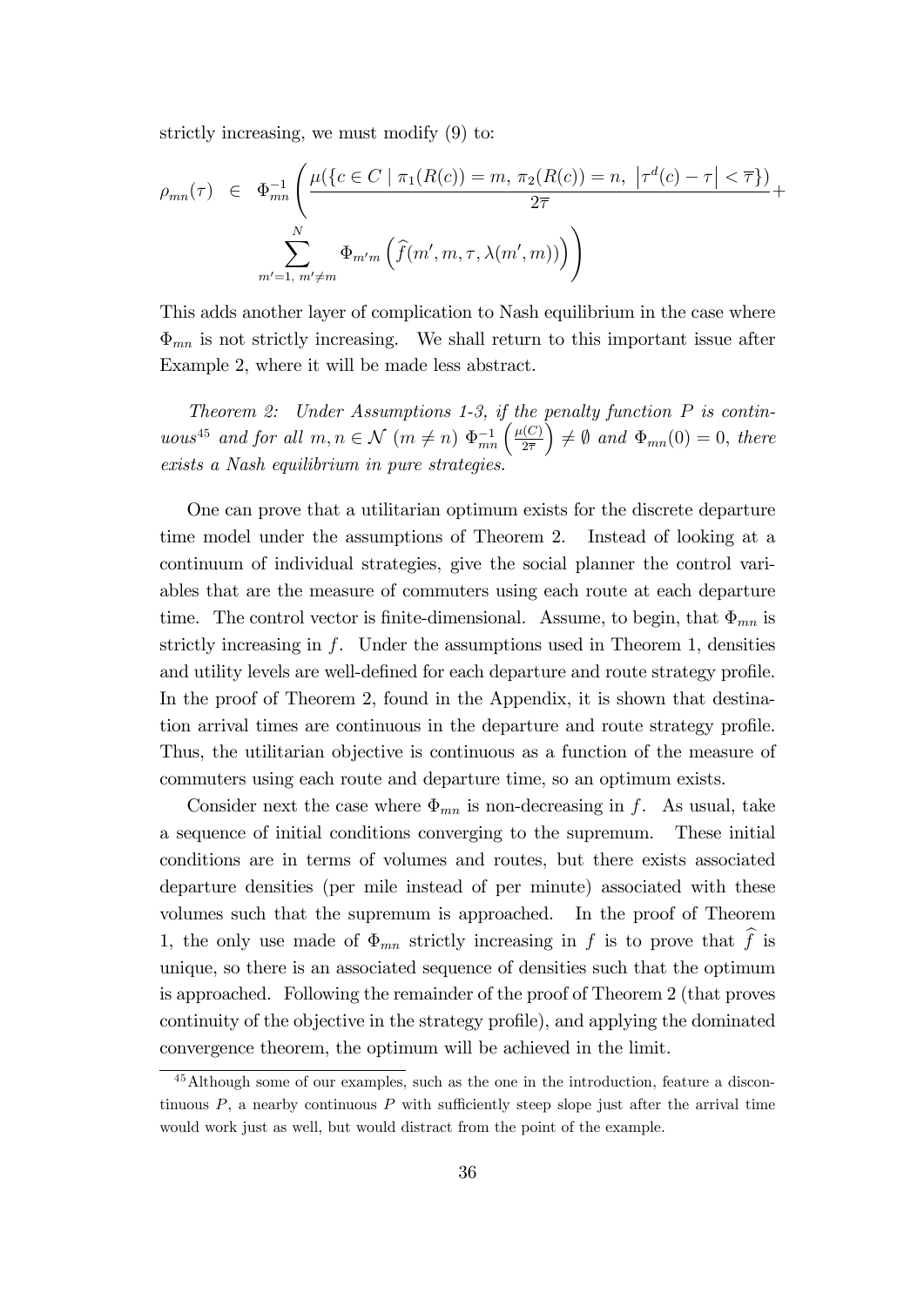strictly increasing, we must modify (9) to:

$$\rho_{mn}(\tau) \in \Phi_{mn}^{-1}\left(\frac{\mu(\{c \in C \mid \pi_1(R(c)) = m,\, \pi_2(R(c)) = n,\, \left|\tau^d(c) - \tau\right| < \overline{\tau}\})}{2\overline{\tau}} + \sum_{m'=1,\, m' \neq m}^{N} \Phi_{m'm}\left(\widehat{f}(m', m, \tau, \lambda(m', m))\right)\right)$$

This adds another layer of complication to Nash equilibrium in the case where $\Phi_{mn}$ is not strictly increasing. We shall return to this important issue after Example 2, where it will be made less abstract.

*Theorem 2: Under Assumptions 1-3, if the penalty function $P$ is continuous*[45] *and for all $m, n \in \mathcal{N}$ ($m \neq n$) $\Phi_{mn}^{-1}\left(\frac{\mu(C)}{2\overline{\tau}}\right) \neq \emptyset$ and $\Phi_{mn}(0) = 0$, there exists a Nash equilibrium in pure strategies.*

One can prove that a utilitarian optimum exists for the discrete departure time model under the assumptions of Theorem 2. Instead of looking at a continuum of individual strategies, give the social planner the control variables that are the measure of commuters using each route at each departure time. The control vector is finite-dimensional. Assume, to begin, that $\Phi_{mn}$ is strictly increasing in $f$. Under the assumptions used in Theorem 1, densities and utility levels are well-defined for each departure and route strategy profile. In the proof of Theorem 2, found in the Appendix, it is shown that destination arrival times are continuous in the departure and route strategy profile. Thus, the utilitarian objective is continuous as a function of the measure of commuters using each route and departure time, so an optimum exists.

Consider next the case where $\Phi_{mn}$ is non-decreasing in $f$. As usual, take a sequence of initial conditions converging to the supremum. These initial conditions are in terms of volumes and routes, but there exists associated departure densities (per mile instead of per minute) associated with these volumes such that the supremum is approached. In the proof of Theorem 1, the only use made of $\Phi_{mn}$ strictly increasing in $f$ is to prove that $\widehat{f}$ is unique, so there is an associated sequence of densities such that the optimum is approached. Following the remainder of the proof of Theorem 2 (that proves continuity of the objective in the strategy profile), and applying the dominated convergence theorem, the optimum will be achieved in the limit.

[45] Although some of our examples, such as the one in the introduction, feature a discontinuous $P$, a nearby continuous $P$ with sufficiently steep slope just after the arrival time would work just as well, but would distract from the point of the example.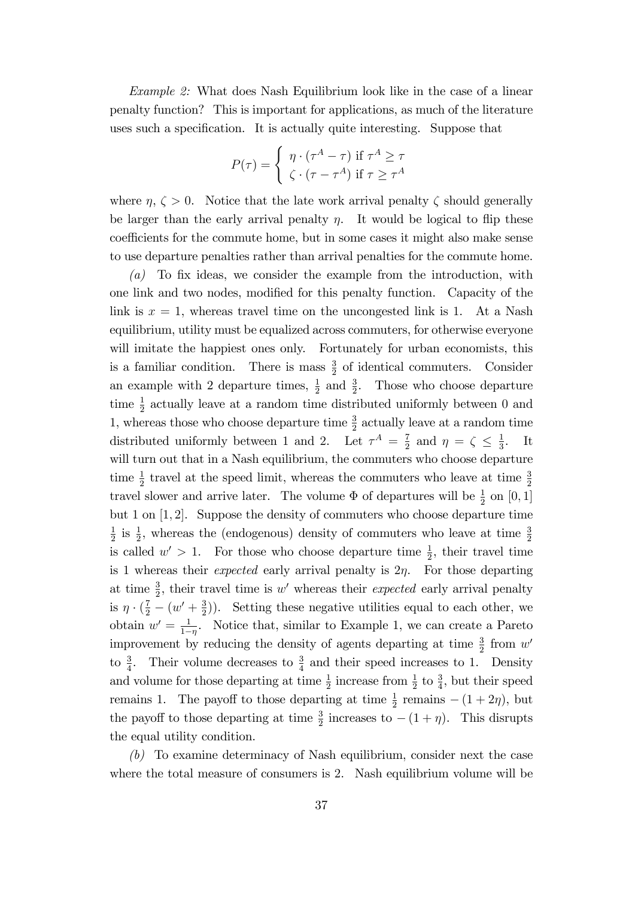*Example 2:* What does Nash Equilibrium look like in the case of a linear penalty function? This is important for applications, as much of the literature uses such a specification. It is actually quite interesting. Suppose that

$$P(\tau) = \left\{ \begin{array}{l} \eta \cdot (\tau^A - \tau) \text{ if } \tau^A \geq \tau \\ \zeta \cdot (\tau - \tau^A) \text{ if } \tau \geq \tau^A \end{array} \right.$$

where $\eta$, $\zeta > 0$. Notice that the late work arrival penalty $\zeta$ should generally be larger than the early arrival penalty $\eta$. It would be logical to flip these coefficients for the commute home, but in some cases it might also make sense to use departure penalties rather than arrival penalties for the commute home.

*(a)* To fix ideas, we consider the example from the introduction, with one link and two nodes, modified for this penalty function. Capacity of the link is $x = 1$, whereas travel time on the uncongested link is 1. At a Nash equilibrium, utility must be equalized across commuters, for otherwise everyone will imitate the happiest ones only. Fortunately for urban economists, this is a familiar condition. There is mass $\frac{3}{2}$ of identical commuters. Consider an example with 2 departure times, $\frac{1}{2}$ and $\frac{3}{2}$. Those who choose departure time $\frac{1}{2}$ actually leave at a random time distributed uniformly between 0 and 1, whereas those who choose departure time $\frac{3}{2}$ actually leave at a random time distributed uniformly between 1 and 2. Let $\tau^A = \frac{7}{2}$ and $\eta = \zeta \leq \frac{1}{3}$. It will turn out that in a Nash equilibrium, the commuters who choose departure time $\frac{1}{2}$ travel at the speed limit, whereas the commuters who leave at time $\frac{3}{2}$ travel slower and arrive later. The volume $\Phi$ of departures will be $\frac{1}{2}$ on $[0, 1]$ but 1 on $[1, 2]$. Suppose the density of commuters who choose departure time $\frac{1}{2}$ is $\frac{1}{2}$, whereas the (endogenous) density of commuters who leave at time $\frac{3}{2}$ is called $w' > 1$. For those who choose departure time $\frac{1}{2}$, their travel time is 1 whereas their *expected* early arrival penalty is $2\eta$. For those departing at time $\frac{3}{2}$, their travel time is $w'$ whereas their *expected* early arrival penalty is $\eta \cdot (\frac{7}{2} - (w' + \frac{3}{2}))$. Setting these negative utilities equal to each other, we obtain $w' = \frac{1}{1-\eta}$. Notice that, similar to Example 1, we can create a Pareto improvement by reducing the density of agents departing at time $\frac{3}{2}$ from $w'$ to $\frac{3}{4}$. Their volume decreases to $\frac{3}{4}$ and their speed increases to 1. Density and volume for those departing at time $\frac{1}{2}$ increase from $\frac{1}{2}$ to $\frac{3}{4}$, but their speed remains 1. The payoff to those departing at time $\frac{1}{2}$ remains $-(1 + 2\eta)$, but the payoff to those departing at time $\frac{3}{2}$ increases to $-(1 + \eta)$. This disrupts the equal utility condition.

*(b)* To examine determinacy of Nash equilibrium, consider next the case where the total measure of consumers is 2. Nash equilibrium volume will be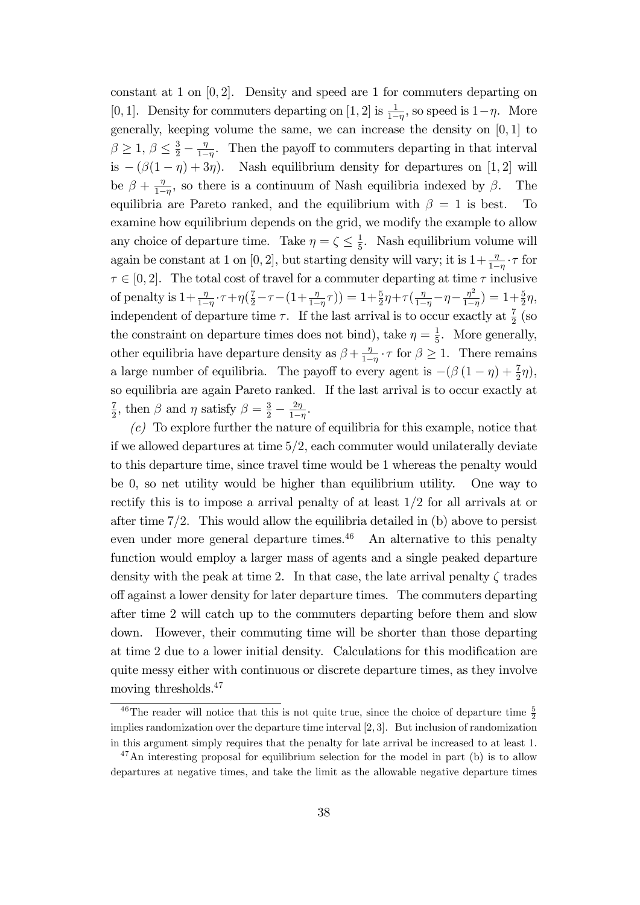constant at 1 on $[0,2]$. Density and speed are 1 for commuters departing on $[0,1]$. Density for commuters departing on $[1,2]$ is $\frac{1}{1-\eta}$, so speed is $1-\eta$. More generally, keeping volume the same, we can increase the density on $[0,1]$ to $\beta \geq 1$, $\beta \leq \frac{3}{2} - \frac{\eta}{1-\eta}$. Then the payoff to commuters departing in that interval is $-(\beta(1-\eta)+3\eta)$. Nash equilibrium density for departures on $[1,2]$ will be $\beta + \frac{\eta}{1-\eta}$, so there is a continuum of Nash equilibria indexed by $\beta$. The equilibria are Pareto ranked, and the equilibrium with $\beta = 1$ is best. To examine how equilibrium depends on the grid, we modify the example to allow any choice of departure time. Take $\eta = \zeta \leq \frac{1}{5}$. Nash equilibrium volume will again be constant at 1 on $[0,2]$, but starting density will vary; it is $1 + \frac{\eta}{1-\eta} \cdot \tau$ for $\tau \in [0,2]$. The total cost of travel for a commuter departing at time $\tau$ inclusive of penalty is $1 + \frac{\eta}{1-\eta} \cdot \tau + \eta(\frac{7}{2} - \tau - (1 + \frac{\eta}{1-\eta}\tau)) = 1 + \frac{5}{2}\eta + \tau(\frac{\eta}{1-\eta} - \eta - \frac{\eta^2}{1-\eta}) = 1 + \frac{5}{2}\eta$, independent of departure time $\tau$. If the last arrival is to occur exactly at $\frac{7}{2}$ (so the constraint on departure times does not bind), take $\eta = \frac{1}{5}$. More generally, other equilibria have departure density as $\beta + \frac{\eta}{1-\eta} \cdot \tau$ for $\beta \geq 1$. There remains a large number of equilibria. The payoff to every agent is $-(\beta(1-\eta) + \frac{7}{2}\eta)$, so equilibria are again Pareto ranked. If the last arrival is to occur exactly at $\frac{7}{2}$, then $\beta$ and $\eta$ satisfy $\beta = \frac{3}{2} - \frac{2\eta}{1-\eta}$.

*(c)* To explore further the nature of equilibria for this example, notice that if we allowed departures at time $5/2$, each commuter would unilaterally deviate to this departure time, since travel time would be 1 whereas the penalty would be 0, so net utility would be higher than equilibrium utility. One way to rectify this is to impose a arrival penalty of at least $1/2$ for all arrivals at or after time $7/2$. This would allow the equilibria detailed in (b) above to persist even under more general departure times.[46] An alternative to this penalty function would employ a larger mass of agents and a single peaked departure density with the peak at time 2. In that case, the late arrival penalty $\zeta$ trades off against a lower density for later departure times. The commuters departing after time 2 will catch up to the commuters departing before them and slow down. However, their commuting time will be shorter than those departing at time 2 due to a lower initial density. Calculations for this modification are quite messy either with continuous or discrete departure times, as they involve moving thresholds.[47]

[46] The reader will notice that this is not quite true, since the choice of departure time $\frac{5}{2}$ implies randomization over the departure time interval $[2,3]$. But inclusion of randomization in this argument simply requires that the penalty for late arrival be increased to at least 1.

[47] An interesting proposal for equilibrium selection for the model in part (b) is to allow departures at negative times, and take the limit as the allowable negative departure times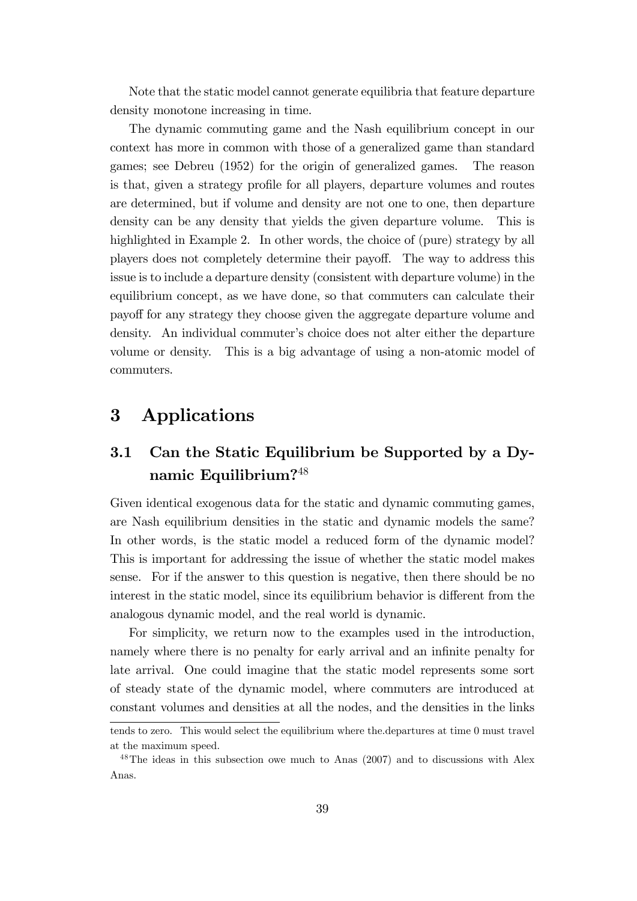Note that the static model cannot generate equilibria that feature departure density monotone increasing in time.

The dynamic commuting game and the Nash equilibrium concept in our context has more in common with those of a generalized game than standard games; see Debreu (1952) for the origin of generalized games. The reason is that, given a strategy profile for all players, departure volumes and routes are determined, but if volume and density are not one to one, then departure density can be any density that yields the given departure volume. This is highlighted in Example 2. In other words, the choice of (pure) strategy by all players does not completely determine their payoff. The way to address this issue is to include a departure density (consistent with departure volume) in the equilibrium concept, as we have done, so that commuters can calculate their payoff for any strategy they choose given the aggregate departure volume and density. An individual commuter's choice does not alter either the departure volume or density. This is a big advantage of using a non-atomic model of commuters.

# 3 Applications

## 3.1 Can the Static Equilibrium be Supported by a Dynamic Equilibrium?[48]

Given identical exogenous data for the static and dynamic commuting games, are Nash equilibrium densities in the static and dynamic models the same? In other words, is the static model a reduced form of the dynamic model? This is important for addressing the issue of whether the static model makes sense. For if the answer to this question is negative, then there should be no interest in the static model, since its equilibrium behavior is different from the analogous dynamic model, and the real world is dynamic.

For simplicity, we return now to the examples used in the introduction, namely where there is no penalty for early arrival and an infinite penalty for late arrival. One could imagine that the static model represents some sort of steady state of the dynamic model, where commuters are introduced at constant volumes and densities at all the nodes, and the densities in the links

tends to zero. This would select the equilibrium where the.departures at time 0 must travel at the maximum speed.

[48] The ideas in this subsection owe much to Anas (2007) and to discussions with Alex Anas.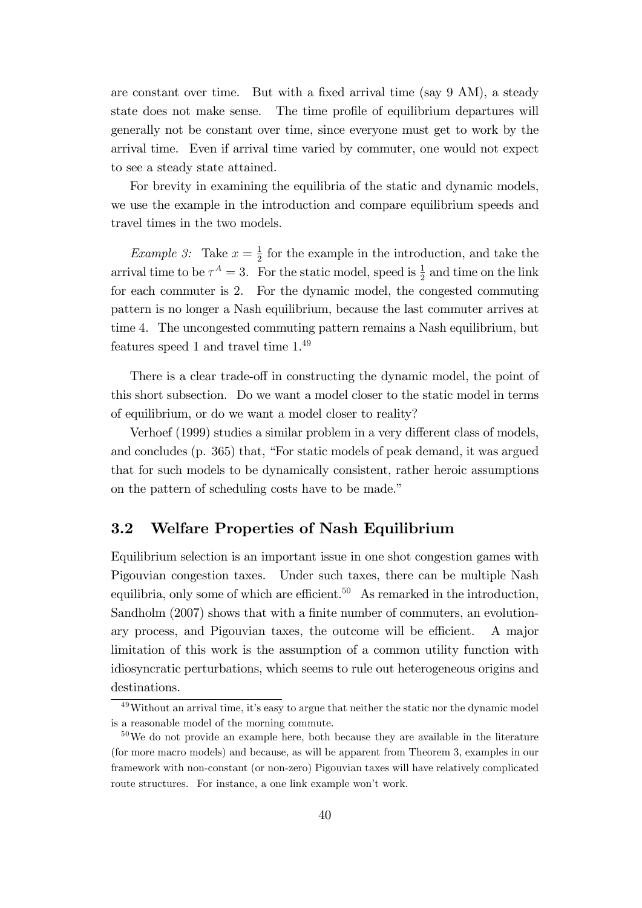are constant over time. But with a fixed arrival time (say 9 AM), a steady state does not make sense. The time profile of equilibrium departures will generally not be constant over time, since everyone must get to work by the arrival time. Even if arrival time varied by commuter, one would not expect to see a steady state attained.

For brevity in examining the equilibria of the static and dynamic models, we use the example in the introduction and compare equilibrium speeds and travel times in the two models.

*Example 3:* Take $x = \frac{1}{2}$ for the example in the introduction, and take the arrival time to be $\tau^A = 3$. For the static model, speed is $\frac{1}{2}$ and time on the link for each commuter is 2. For the dynamic model, the congested commuting pattern is no longer a Nash equilibrium, because the last commuter arrives at time 4. The uncongested commuting pattern remains a Nash equilibrium, but features speed 1 and travel time 1.[49]

There is a clear trade-off in constructing the dynamic model, the point of this short subsection. Do we want a model closer to the static model in terms of equilibrium, or do we want a model closer to reality?

Verhoef (1999) studies a similar problem in a very different class of models, and concludes (p. 365) that, "For static models of peak demand, it was argued that for such models to be dynamically consistent, rather heroic assumptions on the pattern of scheduling costs have to be made."

## 3.2 Welfare Properties of Nash Equilibrium

Equilibrium selection is an important issue in one shot congestion games with Pigouvian congestion taxes. Under such taxes, there can be multiple Nash equilibria, only some of which are efficient.[50] As remarked in the introduction, Sandholm (2007) shows that with a finite number of commuters, an evolutionary process, and Pigouvian taxes, the outcome will be efficient. A major limitation of this work is the assumption of a common utility function with idiosyncratic perturbations, which seems to rule out heterogeneous origins and destinations.

[49] Without an arrival time, it's easy to argue that neither the static nor the dynamic model is a reasonable model of the morning commute.

[50] We do not provide an example here, both because they are available in the literature (for more macro models) and because, as will be apparent from Theorem 3, examples in our framework with non-constant (or non-zero) Pigouvian taxes will have relatively complicated route structures. For instance, a one link example won't work.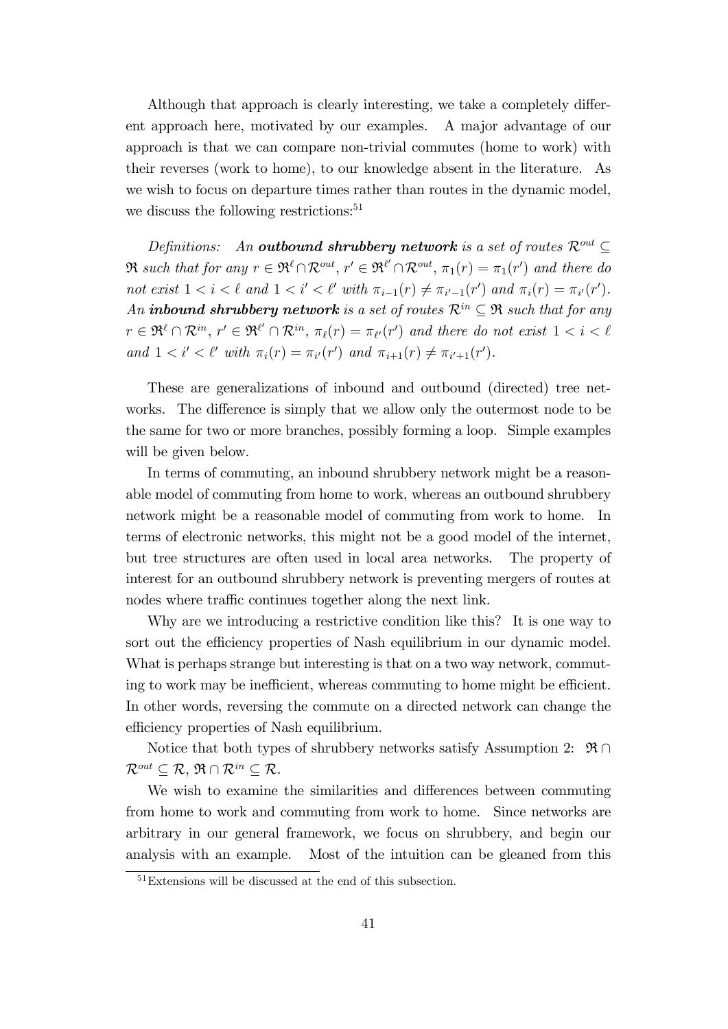Although that approach is clearly interesting, we take a completely different approach here, motivated by our examples. A major advantage of our approach is that we can compare non-trivial commutes (home to work) with their reverses (work to home), to our knowledge absent in the literature. As we wish to focus on departure times rather than routes in the dynamic model, we discuss the following restrictions:[51]

*Definitions:* An ***outbound shrubbery network*** *is a set of routes* $\mathcal{R}^{out} \subseteq \mathfrak{R}$ *such that for any* $r \in \mathfrak{R}^{\ell} \cap \mathcal{R}^{out}$, $r' \in \mathfrak{R}^{\ell'} \cap \mathcal{R}^{out}$, $\pi_1(r) = \pi_1(r')$ *and there do not exist* $1 < i < \ell$ *and* $1 < i' < \ell'$ *with* $\pi_{i-1}(r) \neq \pi_{i'-1}(r')$ *and* $\pi_i(r) = \pi_{i'}(r')$. *An* ***inbound shrubbery network*** *is a set of routes* $\mathcal{R}^{in} \subseteq \mathfrak{R}$ *such that for any* $r \in \mathfrak{R}^{\ell} \cap \mathcal{R}^{in}$, $r' \in \mathfrak{R}^{\ell'} \cap \mathcal{R}^{in}$, $\pi_\ell(r) = \pi_{\ell'}(r')$ *and there do not exist* $1 < i < \ell$ *and* $1 < i' < \ell'$ *with* $\pi_i(r) = \pi_{i'}(r')$ *and* $\pi_{i+1}(r) \neq \pi_{i'+1}(r')$.

These are generalizations of inbound and outbound (directed) tree networks. The difference is simply that we allow only the outermost node to be the same for two or more branches, possibly forming a loop. Simple examples will be given below.

In terms of commuting, an inbound shrubbery network might be a reasonable model of commuting from home to work, whereas an outbound shrubbery network might be a reasonable model of commuting from work to home. In terms of electronic networks, this might not be a good model of the internet, but tree structures are often used in local area networks. The property of interest for an outbound shrubbery network is preventing mergers of routes at nodes where traffic continues together along the next link.

Why are we introducing a restrictive condition like this? It is one way to sort out the efficiency properties of Nash equilibrium in our dynamic model. What is perhaps strange but interesting is that on a two way network, commuting to work may be inefficient, whereas commuting to home might be efficient. In other words, reversing the commute on a directed network can change the efficiency properties of Nash equilibrium.

Notice that both types of shrubbery networks satisfy Assumption 2: $\mathfrak{R} \cap \mathcal{R}^{out} \subseteq \mathcal{R}$, $\mathfrak{R} \cap \mathcal{R}^{in} \subseteq \mathcal{R}$.

We wish to examine the similarities and differences between commuting from home to work and commuting from work to home. Since networks are arbitrary in our general framework, we focus on shrubbery, and begin our analysis with an example. Most of the intuition can be gleaned from this

[51] Extensions will be discussed at the end of this subsection.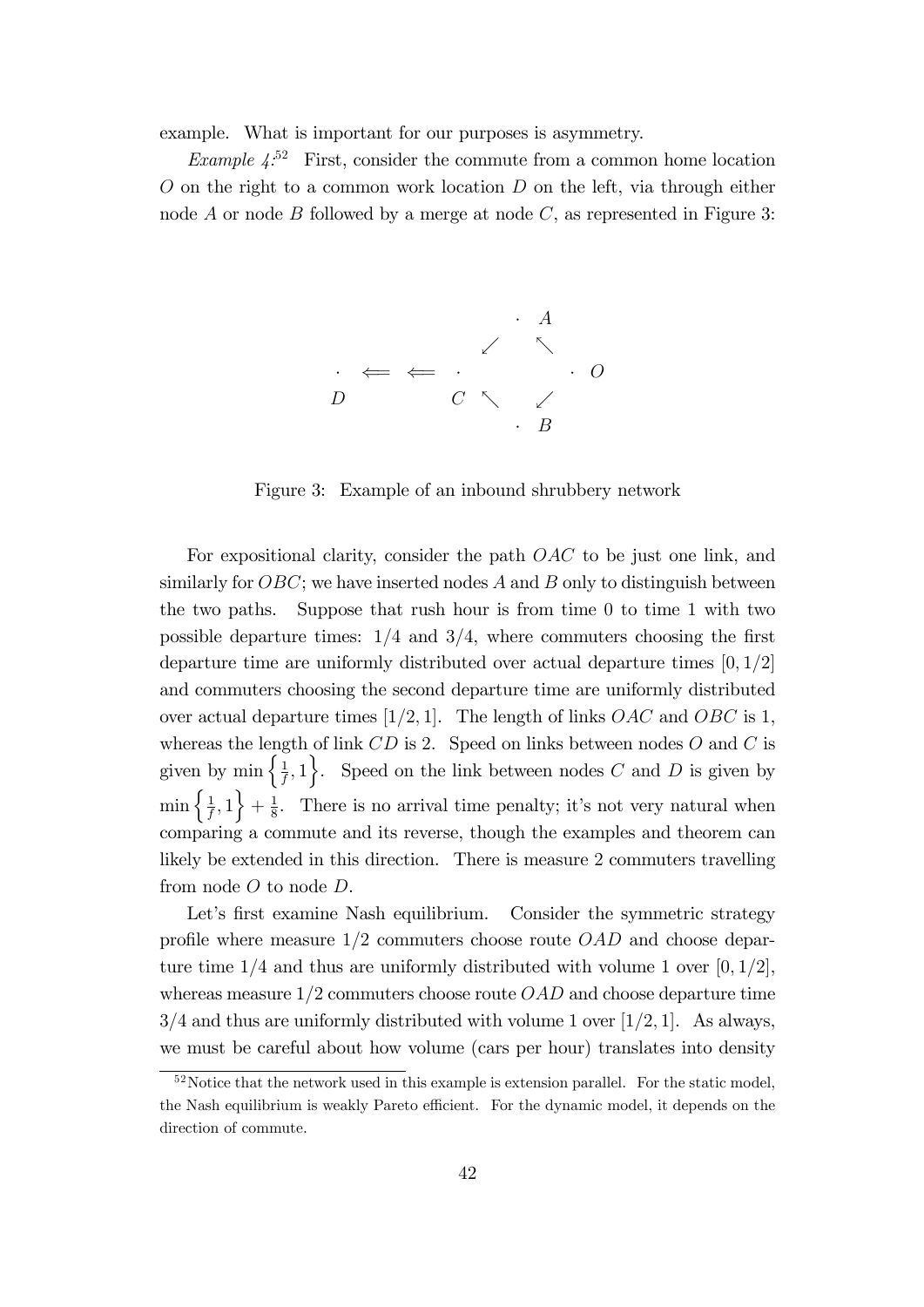example. What is important for our purposes is asymmetry.

*Example 4*:[52] First, consider the commute from a common home location $O$ on the right to a common work location $D$ on the left, via through either node $A$ or node $B$ followed by a merge at node $C$, as represented in Figure 3:

$$
\begin{array}{ccccccc}
 & & & & \cdot\ A & & \\
 & & & \swarrow & & \nwarrow & \\
\cdot & \Longleftarrow & \Longleftarrow & \cdot & & & \cdot\ O \\
D & & & C\ \nwarrow & & \swarrow & \\
 & & & & \cdot\ B & &
\end{array}
$$

Figure 3: Example of an inbound shrubbery network

For expositional clarity, consider the path $OAC$ to be just one link, and similarly for $OBC$; we have inserted nodes $A$ and $B$ only to distinguish between the two paths. Suppose that rush hour is from time 0 to time 1 with two possible departure times: $1/4$ and $3/4$, where commuters choosing the first departure time are uniformly distributed over actual departure times $[0, 1/2]$ and commuters choosing the second departure time are uniformly distributed over actual departure times $[1/2, 1]$. The length of links $OAC$ and $OBC$ is 1, whereas the length of link $CD$ is 2. Speed on links between nodes $O$ and $C$ is given by $\min\left\{\frac{1}{f}, 1\right\}$. Speed on the link between nodes $C$ and $D$ is given by $\min\left\{\frac{1}{f}, 1\right\} + \frac{1}{8}$. There is no arrival time penalty; it's not very natural when comparing a commute and its reverse, though the examples and theorem can likely be extended in this direction. There is measure 2 commuters travelling from node $O$ to node $D$.

Let's first examine Nash equilibrium. Consider the symmetric strategy profile where measure $1/2$ commuters choose route $OAD$ and choose departure time $1/4$ and thus are uniformly distributed with volume 1 over $[0, 1/2]$, whereas measure $1/2$ commuters choose route $OAD$ and choose departure time $3/4$ and thus are uniformly distributed with volume 1 over $[1/2, 1]$. As always, we must be careful about how volume (cars per hour) translates into density

[52] Notice that the network used in this example is extension parallel. For the static model, the Nash equilibrium is weakly Pareto efficient. For the dynamic model, it depends on the direction of commute.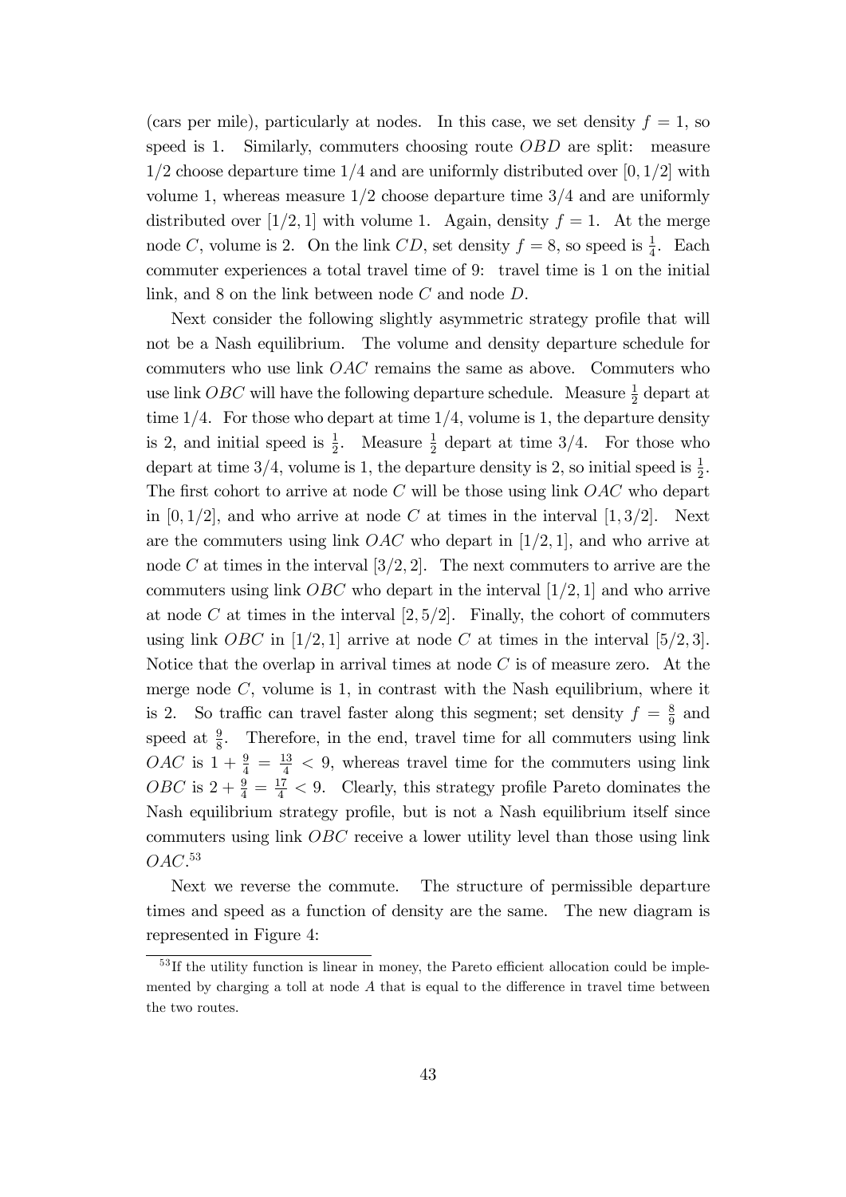(cars per mile), particularly at nodes. In this case, we set density $f = 1$, so speed is 1. Similarly, commuters choosing route $OBD$ are split: measure $1/2$ choose departure time $1/4$ and are uniformly distributed over $[0, 1/2]$ with volume 1, whereas measure $1/2$ choose departure time $3/4$ and are uniformly distributed over $[1/2, 1]$ with volume 1. Again, density $f = 1$. At the merge node $C$, volume is 2. On the link $CD$, set density $f = 8$, so speed is $\frac{1}{4}$. Each commuter experiences a total travel time of 9: travel time is 1 on the initial link, and 8 on the link between node $C$ and node $D$.

Next consider the following slightly asymmetric strategy profile that will not be a Nash equilibrium. The volume and density departure schedule for commuters who use link $OAC$ remains the same as above. Commuters who use link $OBC$ will have the following departure schedule. Measure $\frac{1}{2}$ depart at time $1/4$. For those who depart at time $1/4$, volume is 1, the departure density is 2, and initial speed is $\frac{1}{2}$. Measure $\frac{1}{2}$ depart at time $3/4$. For those who depart at time $3/4$, volume is 1, the departure density is 2, so initial speed is $\frac{1}{2}$. The first cohort to arrive at node $C$ will be those using link $OAC$ who depart in $[0, 1/2]$, and who arrive at node $C$ at times in the interval $[1, 3/2]$. Next are the commuters using link $OAC$ who depart in $[1/2, 1]$, and who arrive at node $C$ at times in the interval $[3/2, 2]$. The next commuters to arrive are the commuters using link $OBC$ who depart in the interval $[1/2, 1]$ and who arrive at node $C$ at times in the interval $[2, 5/2]$. Finally, the cohort of commuters using link $OBC$ in $[1/2, 1]$ arrive at node $C$ at times in the interval $[5/2, 3]$. Notice that the overlap in arrival times at node $C$ is of measure zero. At the merge node $C$, volume is 1, in contrast with the Nash equilibrium, where it is 2. So traffic can travel faster along this segment; set density $f = \frac{8}{9}$ and speed at $\frac{9}{8}$. Therefore, in the end, travel time for all commuters using link $OAC$ is $1 + \frac{9}{4} = \frac{13}{4} < 9$, whereas travel time for the commuters using link $OBC$ is $2 + \frac{9}{4} = \frac{17}{4} < 9$. Clearly, this strategy profile Pareto dominates the Nash equilibrium strategy profile, but is not a Nash equilibrium itself since commuters using link $OBC$ receive a lower utility level than those using link $OAC$.[53]

Next we reverse the commute. The structure of permissible departure times and speed as a function of density are the same. The new diagram is represented in Figure 4:

[53] If the utility function is linear in money, the Pareto efficient allocation could be implemented by charging a toll at node $A$ that is equal to the difference in travel time between the two routes.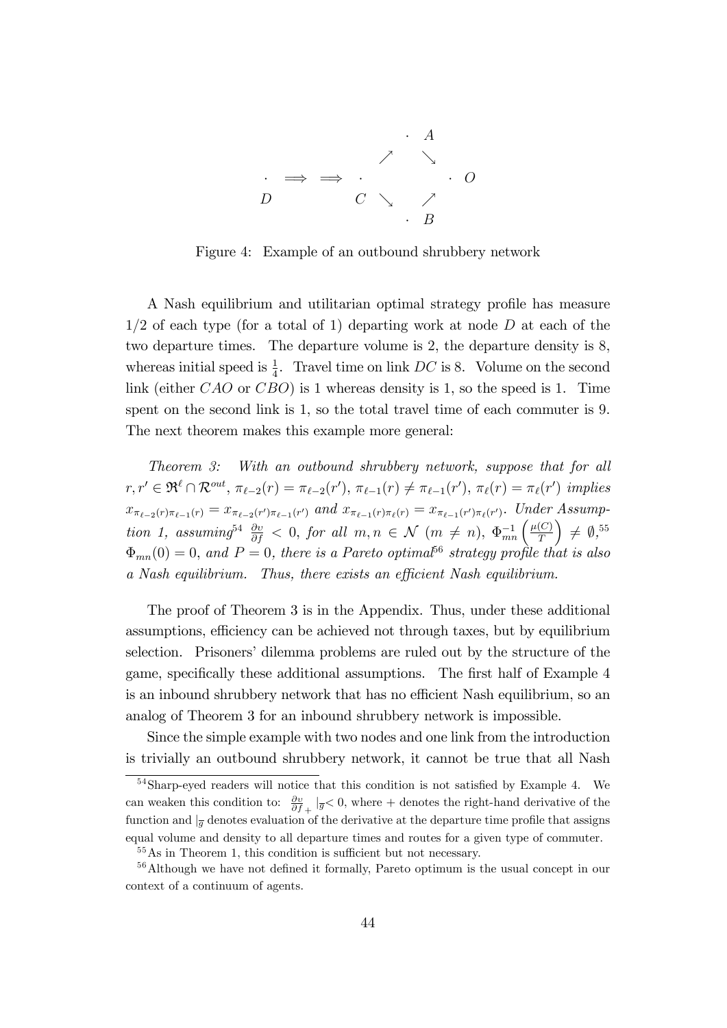$$
\begin{array}{ccccccc}
 & & & & \cdot & A & \\
 & & & \nearrow & & \searrow & \\
\cdot & \Longrightarrow & \Longrightarrow & \cdot & & & \cdot \;\; O \\
D & & & C \;\; \searrow & & \nearrow & \\
 & & & & \cdot & B &
\end{array}
$$

Figure 4: Example of an outbound shrubbery network

A Nash equilibrium and utilitarian optimal strategy profile has measure 1/2 of each type (for a total of 1) departing work at node $D$ at each of the two departure times. The departure volume is 2, the departure density is 8, whereas initial speed is $\frac{1}{4}$. Travel time on link $DC$ is 8. Volume on the second link (either $CAO$ or $CBO$) is 1 whereas density is 1, so the speed is 1. Time spent on the second link is 1, so the total travel time of each commuter is 9. The next theorem makes this example more general:

*Theorem 3: With an outbound shrubbery network, suppose that for all* $r, r' \in \mathfrak{R}^{\ell} \cap \mathcal{R}^{out}$, $\pi_{\ell-2}(r) = \pi_{\ell-2}(r')$, $\pi_{\ell-1}(r) \neq \pi_{\ell-1}(r')$, $\pi_{\ell}(r) = \pi_{\ell}(r')$ *implies* $x_{\pi_{\ell-2}(r)\pi_{\ell-1}(r)} = x_{\pi_{\ell-2}(r')\pi_{\ell-1}(r')}$ *and* $x_{\pi_{\ell-1}(r)\pi_{\ell}(r)} = x_{\pi_{\ell-1}(r')\pi_{\ell}(r')}$. *Under Assumption 1, assuming*[54] $\frac{\partial v}{\partial f} < 0$, *for all* $m, n \in \mathcal{N}$ $(m \neq n)$, $\Phi_{mn}^{-1}\left(\frac{\mu(C)}{T}\right) \neq \emptyset$,[55] $\Phi_{mn}(0) = 0$, *and* $P = 0$, *there is a Pareto optimal*[56] *strategy profile that is also a Nash equilibrium. Thus, there exists an efficient Nash equilibrium.*

The proof of Theorem 3 is in the Appendix. Thus, under these additional assumptions, efficiency can be achieved not through taxes, but by equilibrium selection. Prisoners' dilemma problems are ruled out by the structure of the game, specifically these additional assumptions. The first half of Example 4 is an inbound shrubbery network that has no efficient Nash equilibrium, so an analog of Theorem 3 for an inbound shrubbery network is impossible.

Since the simple example with two nodes and one link from the introduction is trivially an outbound shrubbery network, it cannot be true that all Nash

---

[54] Sharp-eyed readers will notice that this condition is not satisfied by Example 4. We can weaken this condition to: $\frac{\partial v}{\partial f}_{+} |_{\overline{g}} < 0$, where $+$ denotes the right-hand derivative of the function and $|_{\overline{g}}$ denotes evaluation of the derivative at the departure time profile that assigns equal volume and density to all departure times and routes for a given type of commuter.

[55] As in Theorem 1, this condition is sufficient but not necessary.

[56] Although we have not defined it formally, Pareto optimum is the usual concept in our context of a continuum of agents.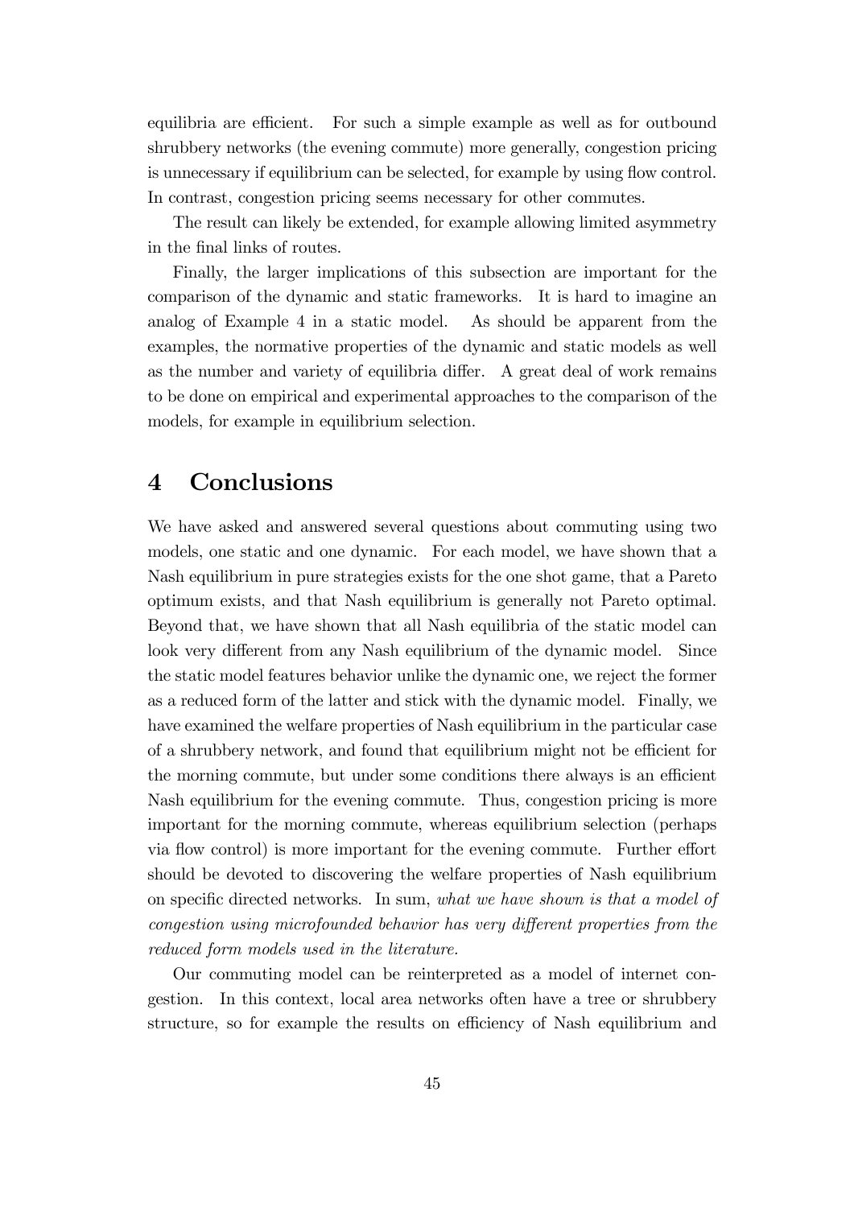equilibria are efficient. For such a simple example as well as for outbound shrubbery networks (the evening commute) more generally, congestion pricing is unnecessary if equilibrium can be selected, for example by using flow control. In contrast, congestion pricing seems necessary for other commutes.

The result can likely be extended, for example allowing limited asymmetry in the final links of routes.

Finally, the larger implications of this subsection are important for the comparison of the dynamic and static frameworks. It is hard to imagine an analog of Example 4 in a static model. As should be apparent from the examples, the normative properties of the dynamic and static models as well as the number and variety of equilibria differ. A great deal of work remains to be done on empirical and experimental approaches to the comparison of the models, for example in equilibrium selection.

# 4 Conclusions

We have asked and answered several questions about commuting using two models, one static and one dynamic. For each model, we have shown that a Nash equilibrium in pure strategies exists for the one shot game, that a Pareto optimum exists, and that Nash equilibrium is generally not Pareto optimal. Beyond that, we have shown that all Nash equilibria of the static model can look very different from any Nash equilibrium of the dynamic model. Since the static model features behavior unlike the dynamic one, we reject the former as a reduced form of the latter and stick with the dynamic model. Finally, we have examined the welfare properties of Nash equilibrium in the particular case of a shrubbery network, and found that equilibrium might not be efficient for the morning commute, but under some conditions there always is an efficient Nash equilibrium for the evening commute. Thus, congestion pricing is more important for the morning commute, whereas equilibrium selection (perhaps via flow control) is more important for the evening commute. Further effort should be devoted to discovering the welfare properties of Nash equilibrium on specific directed networks. In sum, *what we have shown is that a model of congestion using microfounded behavior has very different properties from the reduced form models used in the literature.*

Our commuting model can be reinterpreted as a model of internet congestion. In this context, local area networks often have a tree or shrubbery structure, so for example the results on efficiency of Nash equilibrium and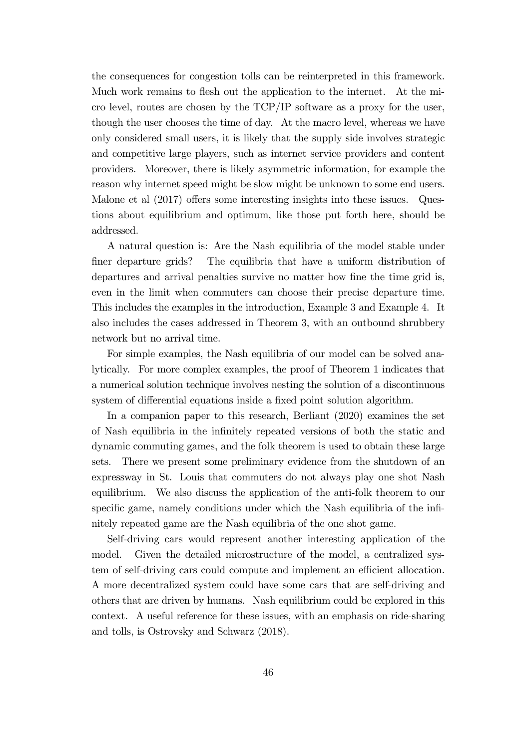the consequences for congestion tolls can be reinterpreted in this framework. Much work remains to flesh out the application to the internet. At the micro level, routes are chosen by the TCP/IP software as a proxy for the user, though the user chooses the time of day. At the macro level, whereas we have only considered small users, it is likely that the supply side involves strategic and competitive large players, such as internet service providers and content providers. Moreover, there is likely asymmetric information, for example the reason why internet speed might be slow might be unknown to some end users. Malone et al (2017) offers some interesting insights into these issues. Questions about equilibrium and optimum, like those put forth here, should be addressed.

A natural question is: Are the Nash equilibria of the model stable under finer departure grids? The equilibria that have a uniform distribution of departures and arrival penalties survive no matter how fine the time grid is, even in the limit when commuters can choose their precise departure time. This includes the examples in the introduction, Example 3 and Example 4. It also includes the cases addressed in Theorem 3, with an outbound shrubbery network but no arrival time.

For simple examples, the Nash equilibria of our model can be solved analytically. For more complex examples, the proof of Theorem 1 indicates that a numerical solution technique involves nesting the solution of a discontinuous system of differential equations inside a fixed point solution algorithm.

In a companion paper to this research, Berliant (2020) examines the set of Nash equilibria in the infinitely repeated versions of both the static and dynamic commuting games, and the folk theorem is used to obtain these large sets. There we present some preliminary evidence from the shutdown of an expressway in St. Louis that commuters do not always play one shot Nash equilibrium. We also discuss the application of the anti-folk theorem to our specific game, namely conditions under which the Nash equilibria of the infinitely repeated game are the Nash equilibria of the one shot game.

Self-driving cars would represent another interesting application of the model. Given the detailed microstructure of the model, a centralized system of self-driving cars could compute and implement an efficient allocation. A more decentralized system could have some cars that are self-driving and others that are driven by humans. Nash equilibrium could be explored in this context. A useful reference for these issues, with an emphasis on ride-sharing and tolls, is Ostrovsky and Schwarz (2018).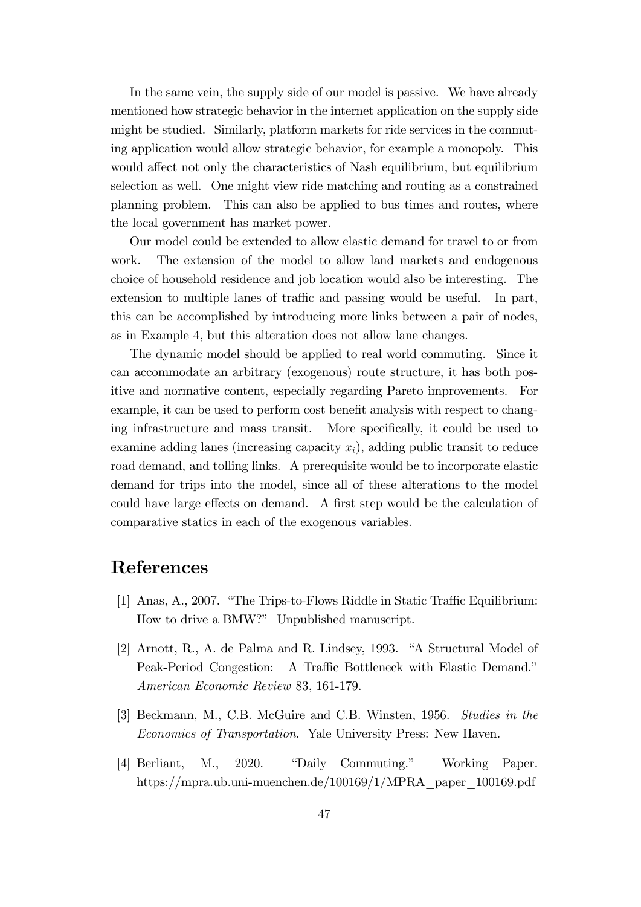In the same vein, the supply side of our model is passive. We have already mentioned how strategic behavior in the internet application on the supply side might be studied. Similarly, platform markets for ride services in the commuting application would allow strategic behavior, for example a monopoly. This would affect not only the characteristics of Nash equilibrium, but equilibrium selection as well. One might view ride matching and routing as a constrained planning problem. This can also be applied to bus times and routes, where the local government has market power.

Our model could be extended to allow elastic demand for travel to or from work. The extension of the model to allow land markets and endogenous choice of household residence and job location would also be interesting. The extension to multiple lanes of traffic and passing would be useful. In part, this can be accomplished by introducing more links between a pair of nodes, as in Example 4, but this alteration does not allow lane changes.

The dynamic model should be applied to real world commuting. Since it can accommodate an arbitrary (exogenous) route structure, it has both positive and normative content, especially regarding Pareto improvements. For example, it can be used to perform cost benefit analysis with respect to changing infrastructure and mass transit. More specifically, it could be used to examine adding lanes (increasing capacity $x_i$), adding public transit to reduce road demand, and tolling links. A prerequisite would be to incorporate elastic demand for trips into the model, since all of these alterations to the model could have large effects on demand. A first step would be the calculation of comparative statics in each of the exogenous variables.

# References

[1] Anas, A., 2007. "The Trips-to-Flows Riddle in Static Traffic Equilibrium: How to drive a BMW?" Unpublished manuscript.

[2] Arnott, R., A. de Palma and R. Lindsey, 1993. "A Structural Model of Peak-Period Congestion: A Traffic Bottleneck with Elastic Demand." *American Economic Review* 83, 161-179.

[3] Beckmann, M., C.B. McGuire and C.B. Winsten, 1956. *Studies in the Economics of Transportation*. Yale University Press: New Haven.

[4] Berliant, M., 2020. "Daily Commuting." Working Paper. https://mpra.ub.uni-muenchen.de/100169/1/MPRA_paper_100169.pdf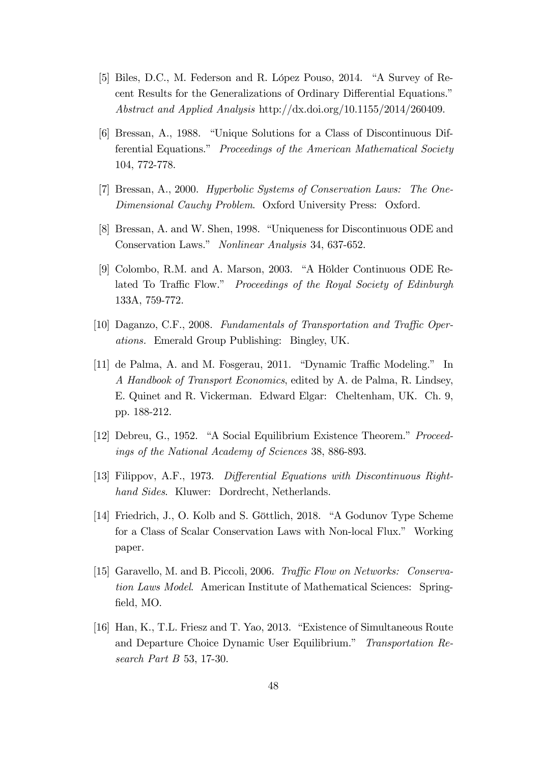[5] Biles, D.C., M. Federson and R. López Pouso, 2014. "A Survey of Recent Results for the Generalizations of Ordinary Differential Equations." *Abstract and Applied Analysis* http://dx.doi.org/10.1155/2014/260409.

[6] Bressan, A., 1988. "Unique Solutions for a Class of Discontinuous Differential Equations." *Proceedings of the American Mathematical Society* 104, 772-778.

[7] Bressan, A., 2000. *Hyperbolic Systems of Conservation Laws: The One-Dimensional Cauchy Problem*. Oxford University Press: Oxford.

[8] Bressan, A. and W. Shen, 1998. "Uniqueness for Discontinuous ODE and Conservation Laws." *Nonlinear Analysis* 34, 637-652.

[9] Colombo, R.M. and A. Marson, 2003. "A Hölder Continuous ODE Related To Traffic Flow." *Proceedings of the Royal Society of Edinburgh* 133A, 759-772.

[10] Daganzo, C.F., 2008. *Fundamentals of Transportation and Traffic Operations.* Emerald Group Publishing: Bingley, UK.

[11] de Palma, A. and M. Fosgerau, 2011. "Dynamic Traffic Modeling." In *A Handbook of Transport Economics*, edited by A. de Palma, R. Lindsey, E. Quinet and R. Vickerman. Edward Elgar: Cheltenham, UK. Ch. 9, pp. 188-212.

[12] Debreu, G., 1952. "A Social Equilibrium Existence Theorem." *Proceedings of the National Academy of Sciences* 38, 886-893.

[13] Filippov, A.F., 1973. *Differential Equations with Discontinuous Righthand Sides*. Kluwer: Dordrecht, Netherlands.

[14] Friedrich, J., O. Kolb and S. Göttlich, 2018. "A Godunov Type Scheme for a Class of Scalar Conservation Laws with Non-local Flux." Working paper.

[15] Garavello, M. and B. Piccoli, 2006. *Traffic Flow on Networks: Conservation Laws Model*. American Institute of Mathematical Sciences: Springfield, MO.

[16] Han, K., T.L. Friesz and T. Yao, 2013. "Existence of Simultaneous Route and Departure Choice Dynamic User Equilibrium." *Transportation Research Part B* 53, 17-30.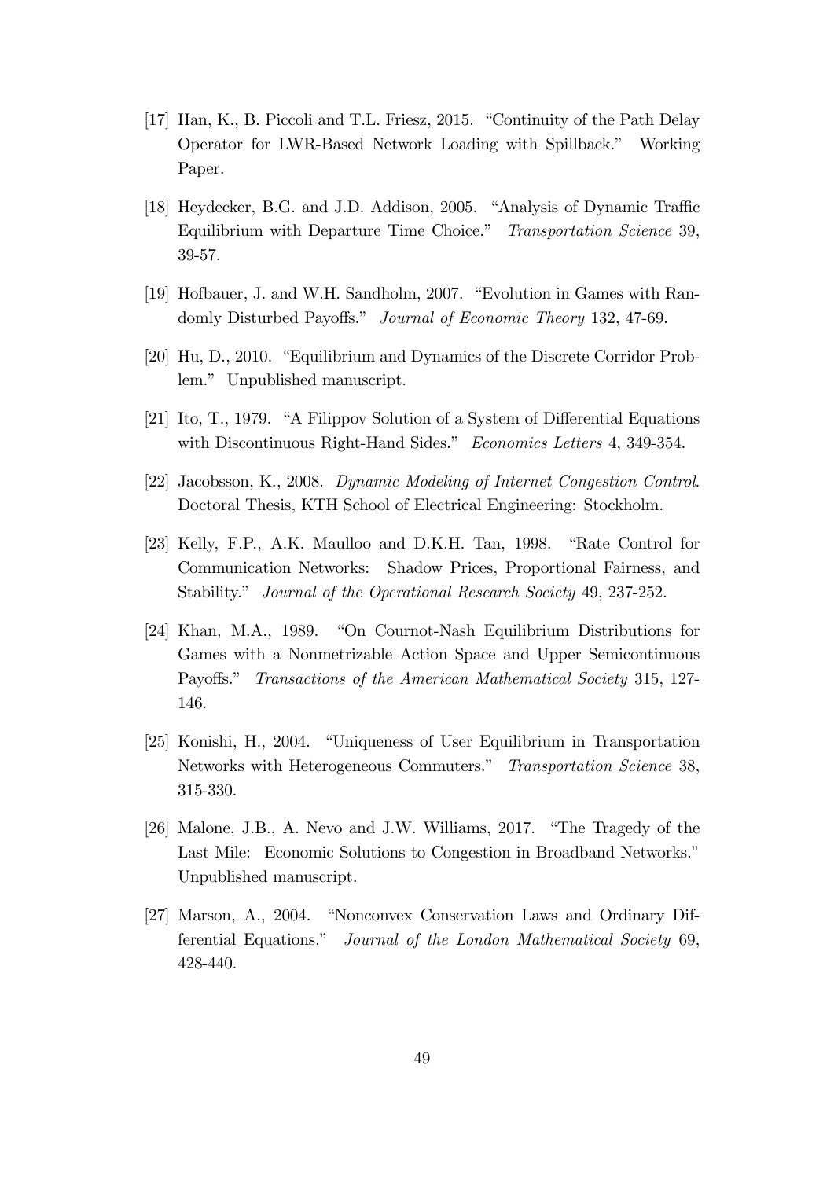[17] Han, K., B. Piccoli and T.L. Friesz, 2015. "Continuity of the Path Delay Operator for LWR-Based Network Loading with Spillback." Working Paper.

[18] Heydecker, B.G. and J.D. Addison, 2005. "Analysis of Dynamic Traffic Equilibrium with Departure Time Choice." *Transportation Science* 39, 39-57.

[19] Hofbauer, J. and W.H. Sandholm, 2007. "Evolution in Games with Randomly Disturbed Payoffs." *Journal of Economic Theory* 132, 47-69.

[20] Hu, D., 2010. "Equilibrium and Dynamics of the Discrete Corridor Problem." Unpublished manuscript.

[21] Ito, T., 1979. "A Filippov Solution of a System of Differential Equations with Discontinuous Right-Hand Sides." *Economics Letters* 4, 349-354.

[22] Jacobsson, K., 2008. *Dynamic Modeling of Internet Congestion Control*. Doctoral Thesis, KTH School of Electrical Engineering: Stockholm.

[23] Kelly, F.P., A.K. Maulloo and D.K.H. Tan, 1998. "Rate Control for Communication Networks: Shadow Prices, Proportional Fairness, and Stability." *Journal of the Operational Research Society* 49, 237-252.

[24] Khan, M.A., 1989. "On Cournot-Nash Equilibrium Distributions for Games with a Nonmetrizable Action Space and Upper Semicontinuous Payoffs." *Transactions of the American Mathematical Society* 315, 127-146.

[25] Konishi, H., 2004. "Uniqueness of User Equilibrium in Transportation Networks with Heterogeneous Commuters." *Transportation Science* 38, 315-330.

[26] Malone, J.B., A. Nevo and J.W. Williams, 2017. "The Tragedy of the Last Mile: Economic Solutions to Congestion in Broadband Networks." Unpublished manuscript.

[27] Marson, A., 2004. "Nonconvex Conservation Laws and Ordinary Differential Equations." *Journal of the London Mathematical Society* 69, 428-440.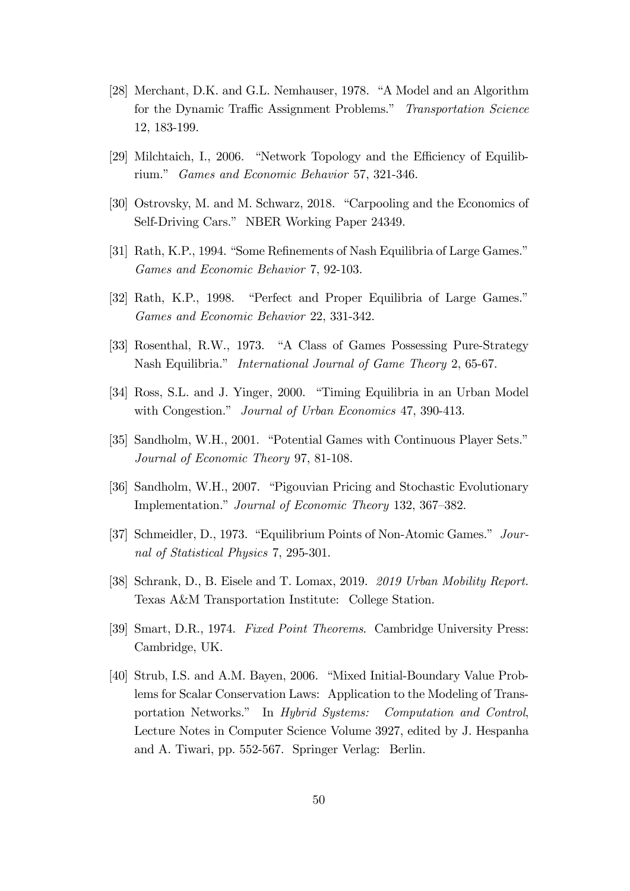[28] Merchant, D.K. and G.L. Nemhauser, 1978. "A Model and an Algorithm for the Dynamic Traffic Assignment Problems." *Transportation Science* 12, 183-199.

[29] Milchtaich, I., 2006. "Network Topology and the Efficiency of Equilibrium." *Games and Economic Behavior* 57, 321-346.

[30] Ostrovsky, M. and M. Schwarz, 2018. "Carpooling and the Economics of Self-Driving Cars." NBER Working Paper 24349.

[31] Rath, K.P., 1994. "Some Refinements of Nash Equilibria of Large Games." *Games and Economic Behavior* 7, 92-103.

[32] Rath, K.P., 1998. "Perfect and Proper Equilibria of Large Games." *Games and Economic Behavior* 22, 331-342.

[33] Rosenthal, R.W., 1973. "A Class of Games Possessing Pure-Strategy Nash Equilibria." *International Journal of Game Theory* 2, 65-67.

[34] Ross, S.L. and J. Yinger, 2000. "Timing Equilibria in an Urban Model with Congestion." *Journal of Urban Economics* 47, 390-413.

[35] Sandholm, W.H., 2001. "Potential Games with Continuous Player Sets." *Journal of Economic Theory* 97, 81-108.

[36] Sandholm, W.H., 2007. "Pigouvian Pricing and Stochastic Evolutionary Implementation." *Journal of Economic Theory* 132, 367–382.

[37] Schmeidler, D., 1973. "Equilibrium Points of Non-Atomic Games." *Journal of Statistical Physics* 7, 295-301.

[38] Schrank, D., B. Eisele and T. Lomax, 2019. *2019 Urban Mobility Report.* Texas A&M Transportation Institute: College Station.

[39] Smart, D.R., 1974. *Fixed Point Theorems*. Cambridge University Press: Cambridge, UK.

[40] Strub, I.S. and A.M. Bayen, 2006. "Mixed Initial-Boundary Value Problems for Scalar Conservation Laws: Application to the Modeling of Transportation Networks." In *Hybrid Systems: Computation and Control*, Lecture Notes in Computer Science Volume 3927, edited by J. Hespanha and A. Tiwari, pp. 552-567. Springer Verlag: Berlin.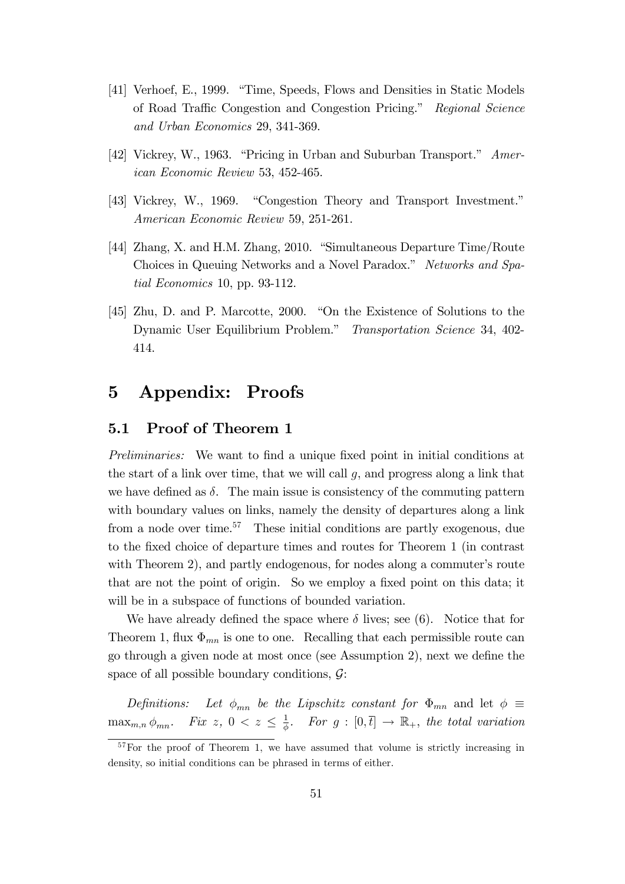[41] Verhoef, E., 1999. "Time, Speeds, Flows and Densities in Static Models of Road Traffic Congestion and Congestion Pricing." *Regional Science and Urban Economics* 29, 341-369.

[42] Vickrey, W., 1963. "Pricing in Urban and Suburban Transport." *American Economic Review* 53, 452-465.

[43] Vickrey, W., 1969. "Congestion Theory and Transport Investment." *American Economic Review* 59, 251-261.

[44] Zhang, X. and H.M. Zhang, 2010. "Simultaneous Departure Time/Route Choices in Queuing Networks and a Novel Paradox." *Networks and Spatial Economics* 10, pp. 93-112.

[45] Zhu, D. and P. Marcotte, 2000. "On the Existence of Solutions to the Dynamic User Equilibrium Problem." *Transportation Science* 34, 402-414.

# 5 Appendix: Proofs

## 5.1 Proof of Theorem 1

*Preliminaries:* We want to find a unique fixed point in initial conditions at the start of a link over time, that we will call $g$, and progress along a link that we have defined as $\delta$. The main issue is consistency of the commuting pattern with boundary values on links, namely the density of departures along a link from a node over time.[57] These initial conditions are partly exogenous, due to the fixed choice of departure times and routes for Theorem 1 (in contrast with Theorem 2), and partly endogenous, for nodes along a commuter's route that are not the point of origin. So we employ a fixed point on this data; it will be in a subspace of functions of bounded variation.

We have already defined the space where $\delta$ lives; see (6). Notice that for Theorem 1, flux $\Phi_{mn}$ is one to one. Recalling that each permissible route can go through a given node at most once (see Assumption 2), next we define the space of all possible boundary conditions, $\mathcal{G}$:

*Definitions: Let* $\phi_{mn}$ *be the Lipschitz constant for* $\Phi_{mn}$ and let $\phi \equiv \max_{m,n} \phi_{mn}$. *Fix* $z$, $0 < z \leq \frac{1}{\phi}$. *For* $g : [0, \overline{t}] \to \mathbb{R}_+$, *the total variation*

[57] For the proof of Theorem 1, we have assumed that volume is strictly increasing in density, so initial conditions can be phrased in terms of either.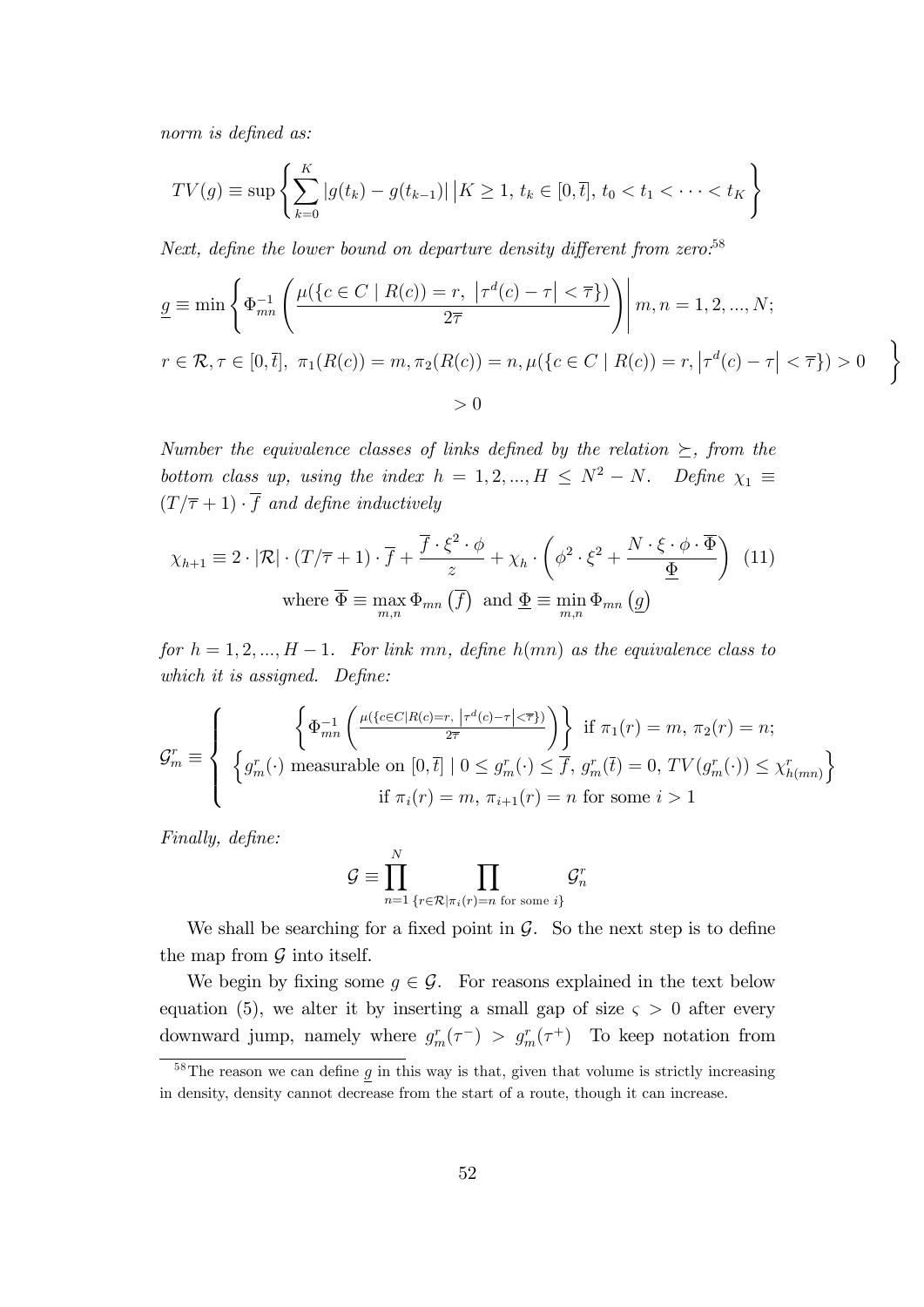*norm is defined as:*

$$TV(g) \equiv \sup \left\{ \sum_{k=0}^{K} |g(t_k) - g(t_{k-1})| \,\middle|\, K \geq 1,\, t_k \in [0, \bar{t}],\, t_0 < t_1 < \cdots < t_K \right\}$$

*Next, define the lower bound on departure density different from zero:*[58]

$$\underline{g} \equiv \min \left\{ \Phi_{mn}^{-1} \left( \frac{\mu(\{c \in C \mid R(c) = r,\ \left|\tau^d(c) - \tau\right| < \overline{\tau}\})}{2\overline{\tau}} \right) \middle| \; m, n = 1, 2, ..., N; \right.$$
$$\left. r \in \mathcal{R}, \tau \in [0, \bar{t}],\ \pi_1(R(c)) = m, \pi_2(R(c)) = n, \mu(\{c \in C \mid R(c) = r, \left|\tau^d(c) - \tau\right| < \overline{\tau}\}) > 0 \right\}$$
$$> 0$$

*Number the equivalence classes of links defined by the relation $\succeq$, from the bottom class up, using the index $h = 1, 2, ..., H \leq N^2 - N$. Define $\chi_1 \equiv (T/\overline{\tau} + 1) \cdot \overline{f}$ and define inductively*

$$\chi_{h+1} \equiv 2 \cdot |\mathcal{R}| \cdot (T/\overline{\tau} + 1) \cdot \overline{f} + \frac{\overline{f} \cdot \xi^2 \cdot \phi}{z} + \chi_h \cdot \left( \phi^2 \cdot \xi^2 + \frac{N \cdot \xi \cdot \phi \cdot \overline{\Phi}}{\underline{\Phi}} \right) \quad (11)$$
$$\text{where } \overline{\Phi} \equiv \max_{m,n} \Phi_{mn}\left(\overline{f}\right) \text{ and } \underline{\Phi} \equiv \min_{m,n} \Phi_{mn}\left(\underline{g}\right)$$

*for $h = 1, 2, ..., H - 1$. For link $mn$, define $h(mn)$ as the equivalence class to which it is assigned. Define:*

$$\mathcal{G}_m^r \equiv \begin{cases} \left\{ \Phi_{mn}^{-1} \left( \frac{\mu(\{c \in C \mid R(c) = r,\ \left|\tau^d(c) - \tau\right| < \overline{\tau}\})}{2\overline{\tau}} \right) \right\} \text{ if } \pi_1(r) = m,\ \pi_2(r) = n; \\ \left\{ g_m^r(\cdot) \text{ measurable on } [0, \bar{t}] \mid 0 \leq g_m^r(\cdot) \leq \overline{f},\ g_m^r(\bar{t}) = 0,\ TV(g_m^r(\cdot)) \leq \chi_{h(mn)}^r \right\} \\ \qquad \text{if } \pi_i(r) = m,\ \pi_{i+1}(r) = n \text{ for some } i > 1 \end{cases}$$

*Finally, define:*

$$\mathcal{G} \equiv \prod_{n=1}^{N} \prod_{\{r \in \mathcal{R} \mid \pi_i(r) = n \text{ for some } i\}} \mathcal{G}_n^r$$

We shall be searching for a fixed point in $\mathcal{G}$. So the next step is to define the map from $\mathcal{G}$ into itself.

We begin by fixing some $g \in \mathcal{G}$. For reasons explained in the text below equation (5), we alter it by inserting a small gap of size $\varsigma > 0$ after every downward jump, namely where $g_m^r(\tau^-) > g_m^r(\tau^+)$ To keep notation from

[58] The reason we can define $\underline{g}$ in this way is that, given that volume is strictly increasing in density, density cannot decrease from the start of a route, though it can increase.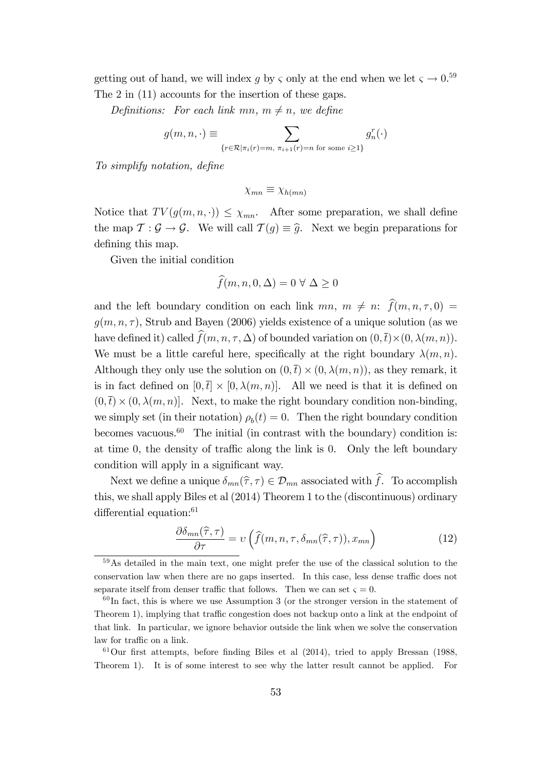getting out of hand, we will index $g$ by $\varsigma$ only at the end when we let $\varsigma \to 0$.[59] The 2 in (11) accounts for the insertion of these gaps.

*Definitions: For each link $mn$, $m \neq n$, we define*

$$g(m, n, \cdot) \equiv \sum_{\{r \in \mathcal{R} | \pi_i(r)=m, \ \pi_{i+1}(r)=n \text{ for some } i \geq 1\}} g_n^r(\cdot)$$

*To simplify notation, define*

$$\chi_{mn} \equiv \chi_{h(mn)}$$

Notice that $TV(g(m, n, \cdot)) \leq \chi_{mn}$. After some preparation, we shall define the map $\mathcal{T} : \mathcal{G} \to \mathcal{G}$. We will call $\mathcal{T}(g) \equiv \widehat{g}$. Next we begin preparations for defining this map.

Given the initial condition

$$\widehat{f}(m, n, 0, \Delta) = 0 \ \forall \ \Delta \geq 0$$

and the left boundary condition on each link $mn$, $m \neq n$: $\widehat{f}(m, n, \tau, 0) = g(m, n, \tau)$, Strub and Bayen (2006) yields existence of a unique solution (as we have defined it) called $\widehat{f}(m, n, \tau, \Delta)$ of bounded variation on $(0, \bar{t}) \times (0, \lambda(m, n))$. We must be a little careful here, specifically at the right boundary $\lambda(m, n)$. Although they only use the solution on $(0, \bar{t}) \times (0, \lambda(m, n))$, as they remark, it is in fact defined on $[0, \bar{t}] \times [0, \lambda(m, n)]$. All we need is that it is defined on $(0, \bar{t}) \times (0, \lambda(m, n)]$. Next, to make the right boundary condition non-binding, we simply set (in their notation) $\rho_b(t) = 0$. Then the right boundary condition becomes vacuous.[60] The initial (in contrast with the boundary) condition is: at time 0, the density of traffic along the link is 0. Only the left boundary condition will apply in a significant way.

Next we define a unique $\delta_{mn}(\widehat{\tau}, \tau) \in \mathcal{D}_{mn}$ associated with $\widehat{f}$. To accomplish this, we shall apply Biles et al (2014) Theorem 1 to the (discontinuous) ordinary differential equation:[61]

$$\frac{\partial \delta_{mn}(\widehat{\tau}, \tau)}{\partial \tau} = \upsilon\left(\widehat{f}(m, n, \tau, \delta_{mn}(\widehat{\tau}, \tau)), x_{mn}\right) \tag{12}$$

---

[59] As detailed in the main text, one might prefer the use of the classical solution to the conservation law when there are no gaps inserted. In this case, less dense traffic does not separate itself from denser traffic that follows. Then we can set $\varsigma = 0$.

[60] In fact, this is where we use Assumption 3 (or the stronger version in the statement of Theorem 1), implying that traffic congestion does not backup onto a link at the endpoint of that link. In particular, we ignore behavior outside the link when we solve the conservation law for traffic on a link.

[61] Our first attempts, before finding Biles et al (2014), tried to apply Bressan (1988, Theorem 1). It is of some interest to see why the latter result cannot be applied. For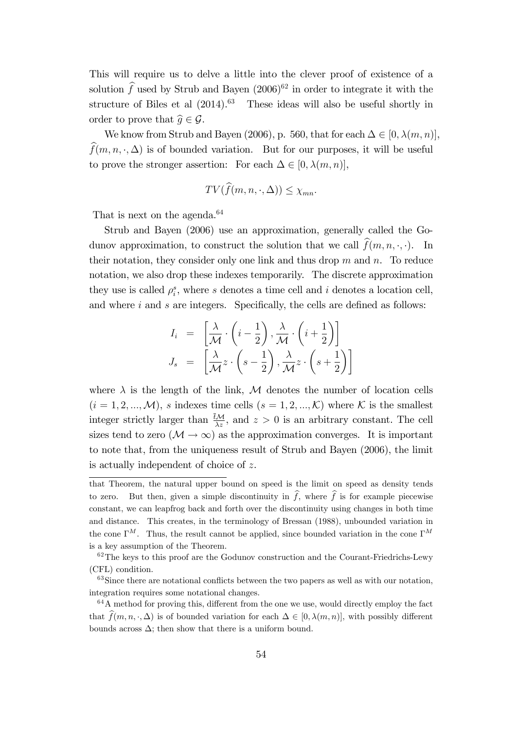This will require us to delve a little into the clever proof of existence of a solution $\widehat{f}$ used by Strub and Bayen (2006)[62] in order to integrate it with the structure of Biles et al (2014).[63] These ideas will also be useful shortly in order to prove that $\widehat{g} \in \mathcal{G}$.

We know from Strub and Bayen (2006), p. 560, that for each $\Delta \in [0, \lambda(m,n)]$, $\widehat{f}(m,n,\cdot,\Delta)$ is of bounded variation. But for our purposes, it will be useful to prove the stronger assertion: For each $\Delta \in [0, \lambda(m,n)]$,

$$TV(\widehat{f}(m,n,\cdot,\Delta)) \leq \chi_{mn}.$$

That is next on the agenda.[64]

Strub and Bayen (2006) use an approximation, generally called the Godunov approximation, to construct the solution that we call $\widehat{f}(m,n,\cdot,\cdot)$. In their notation, they consider only one link and thus drop $m$ and $n$. To reduce notation, we also drop these indexes temporarily. The discrete approximation they use is called $\rho_i^s$, where $s$ denotes a time cell and $i$ denotes a location cell, and where $i$ and $s$ are integers. Specifically, the cells are defined as follows:

$$\begin{aligned} I_i &= \left[\frac{\lambda}{\mathcal{M}} \cdot \left(i - \frac{1}{2}\right), \frac{\lambda}{\mathcal{M}} \cdot \left(i + \frac{1}{2}\right)\right] \\ J_s &= \left[\frac{\lambda}{\mathcal{M}} z \cdot \left(s - \frac{1}{2}\right), \frac{\lambda}{\mathcal{M}} z \cdot \left(s + \frac{1}{2}\right)\right] \end{aligned}$$

where $\lambda$ is the length of the link, $\mathcal{M}$ denotes the number of location cells ($i = 1, 2, ..., \mathcal{M}$), $s$ indexes time cells ($s = 1, 2, ..., \mathcal{K}$) where $\mathcal{K}$ is the smallest integer strictly larger than $\frac{\bar{t}\mathcal{M}}{\lambda z}$, and $z > 0$ is an arbitrary constant. The cell sizes tend to zero ($\mathcal{M} \to \infty$) as the approximation converges. It is important to note that, from the uniqueness result of Strub and Bayen (2006), the limit is actually independent of choice of $z$.

---

that Theorem, the natural upper bound on speed is the limit on speed as density tends to zero. But then, given a simple discontinuity in $\widehat{f}$, where $\widehat{f}$ is for example piecewise constant, we can leapfrog back and forth over the discontinuity using changes in both time and distance. This creates, in the terminology of Bressan (1988), unbounded variation in the cone $\Gamma^M$. Thus, the result cannot be applied, since bounded variation in the cone $\Gamma^M$ is a key assumption of the Theorem.

[62] The keys to this proof are the Godunov construction and the Courant-Friedrichs-Lewy (CFL) condition.

[63] Since there are notational conflicts between the two papers as well as with our notation, integration requires some notational changes.

[64] A method for proving this, different from the one we use, would directly employ the fact that $\widehat{f}(m,n,\cdot,\Delta)$ is of bounded variation for each $\Delta \in [0, \lambda(m,n)]$, with possibly different bounds across $\Delta$; then show that there is a uniform bound.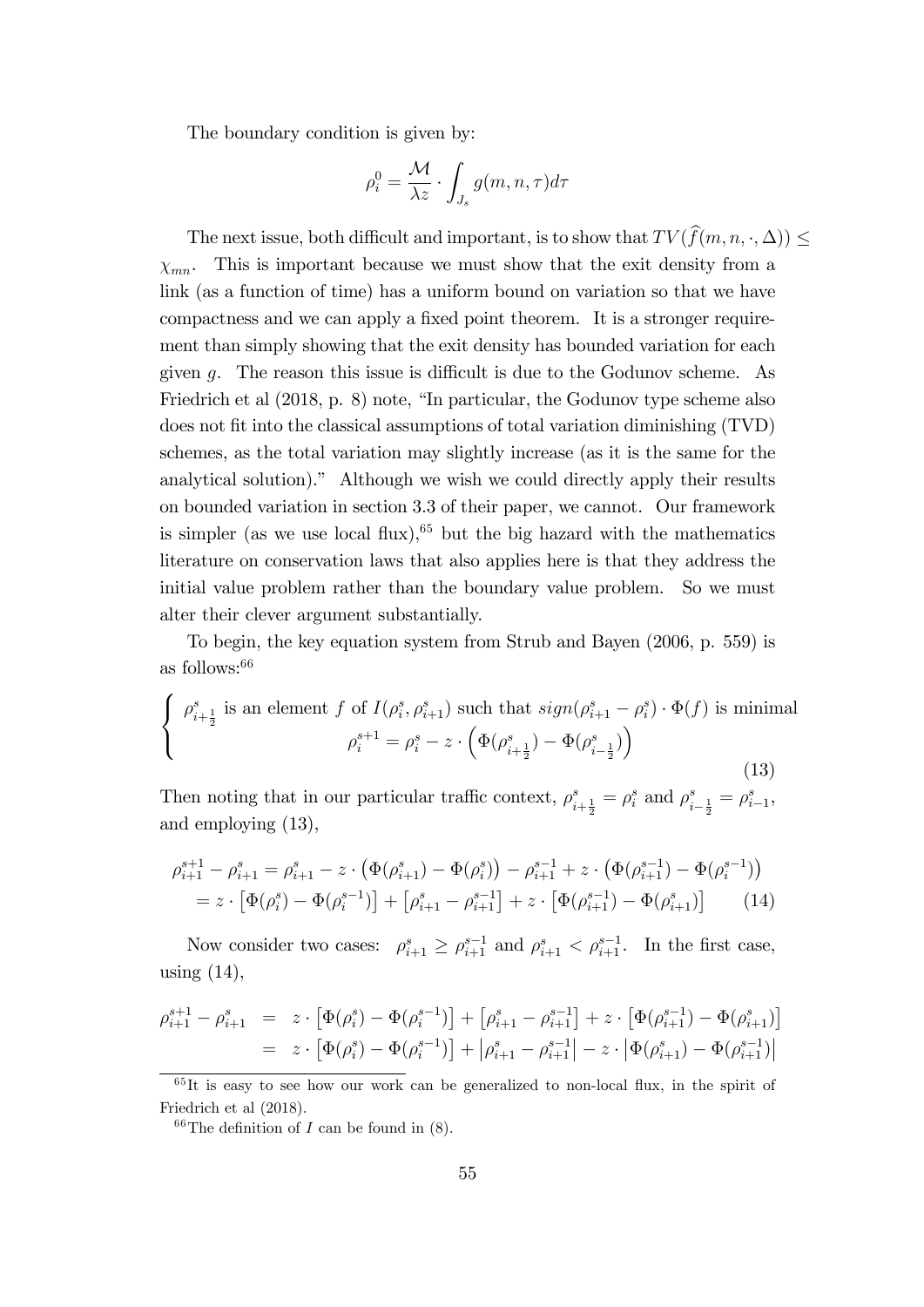The boundary condition is given by:

$$\rho_i^0 = \frac{\mathcal{M}}{\lambda z} \cdot \int_{J_s} g(m,n,\tau) d\tau$$

The next issue, both difficult and important, is to show that $TV(\widehat{f}(m,n,\cdot,\Delta)) \leq \chi_{mn}$. This is important because we must show that the exit density from a link (as a function of time) has a uniform bound on variation so that we have compactness and we can apply a fixed point theorem. It is a stronger requirement than simply showing that the exit density has bounded variation for each given $g$. The reason this issue is difficult is due to the Godunov scheme. As Friedrich et al (2018, p. 8) note, "In particular, the Godunov type scheme also does not fit into the classical assumptions of total variation diminishing (TVD) schemes, as the total variation may slightly increase (as it is the same for the analytical solution)." Although we wish we could directly apply their results on bounded variation in section 3.3 of their paper, we cannot. Our framework is simpler (as we use local flux),[65] but the big hazard with the mathematics literature on conservation laws that also applies here is that they address the initial value problem rather than the boundary value problem. So we must alter their clever argument substantially.

To begin, the key equation system from Strub and Bayen (2006, p. 559) is as follows:[66]

$$\left\{ \begin{array}{l} \rho_{i+\frac{1}{2}}^s \text{ is an element } f \text{ of } I(\rho_i^s, \rho_{i+1}^s) \text{ such that } sign(\rho_{i+1}^s - \rho_i^s) \cdot \Phi(f) \text{ is minimal} \\ \rho_i^{s+1} = \rho_i^s - z \cdot \left( \Phi(\rho_{i+\frac{1}{2}}^s) - \Phi(\rho_{i-\frac{1}{2}}^s) \right) \end{array} \right. \tag{13}$$

Then noting that in our particular traffic context, $\rho_{i+\frac{1}{2}}^s = \rho_i^s$ and $\rho_{i-\frac{1}{2}}^s = \rho_{i-1}^s$, and employing (13),

$$\begin{aligned} \rho_{i+1}^{s+1} - \rho_{i+1}^s &= \rho_{i+1}^s - z \cdot \left( \Phi(\rho_{i+1}^s) - \Phi(\rho_i^s) \right) - \rho_{i+1}^{s-1} + z \cdot \left( \Phi(\rho_{i+1}^{s-1}) - \Phi(\rho_i^{s-1}) \right) \\ &= z \cdot \left[ \Phi(\rho_i^s) - \Phi(\rho_i^{s-1}) \right] + \left[ \rho_{i+1}^s - \rho_{i+1}^{s-1} \right] + z \cdot \left[ \Phi(\rho_{i+1}^{s-1}) - \Phi(\rho_{i+1}^s) \right] \end{aligned} \tag{14}$$

Now consider two cases: $\rho_{i+1}^s \geq \rho_{i+1}^{s-1}$ and $\rho_{i+1}^s < \rho_{i+1}^{s-1}$. In the first case, using (14),

$$\begin{aligned} \rho_{i+1}^{s+1} - \rho_{i+1}^s &= z \cdot \left[ \Phi(\rho_i^s) - \Phi(\rho_i^{s-1}) \right] + \left[ \rho_{i+1}^s - \rho_{i+1}^{s-1} \right] + z \cdot \left[ \Phi(\rho_{i+1}^{s-1}) - \Phi(\rho_{i+1}^s) \right] \\ &= z \cdot \left[ \Phi(\rho_i^s) - \Phi(\rho_i^{s-1}) \right] + \left| \rho_{i+1}^s - \rho_{i+1}^{s-1} \right| - z \cdot \left| \Phi(\rho_{i+1}^s) - \Phi(\rho_{i+1}^{s-1}) \right| \end{aligned}$$

[65] It is easy to see how our work can be generalized to non-local flux, in the spirit of Friedrich et al (2018).

[66] The definition of $I$ can be found in (8).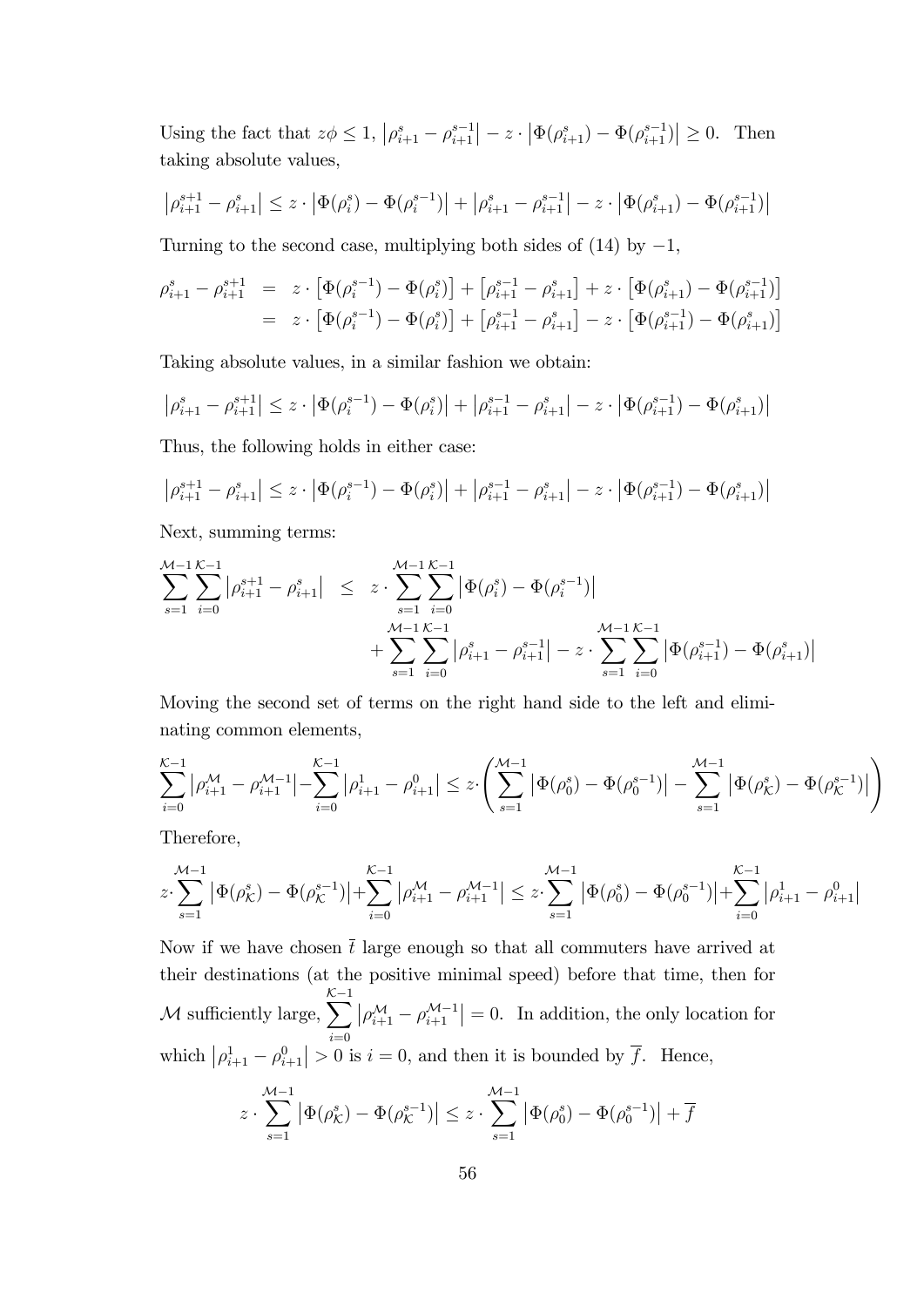Using the fact that $z\phi \leq 1$, $\left|\rho_{i+1}^{s}-\rho_{i+1}^{s-1}\right| - z \cdot \left|\Phi(\rho_{i+1}^{s}) - \Phi(\rho_{i+1}^{s-1})\right| \geq 0$. Then taking absolute values,

$$\left|\rho_{i+1}^{s+1}-\rho_{i+1}^{s}\right| \leq z \cdot \left|\Phi(\rho_{i}^{s}) - \Phi(\rho_{i}^{s-1})\right| + \left|\rho_{i+1}^{s}-\rho_{i+1}^{s-1}\right| - z \cdot \left|\Phi(\rho_{i+1}^{s}) - \Phi(\rho_{i+1}^{s-1})\right|$$

Turning to the second case, multiplying both sides of (14) by $-1$,

$$\begin{aligned}
\rho_{i+1}^{s}-\rho_{i+1}^{s+1} &= z \cdot \left[\Phi(\rho_{i}^{s-1}) - \Phi(\rho_{i}^{s})\right] + \left[\rho_{i+1}^{s-1}-\rho_{i+1}^{s}\right] + z \cdot \left[\Phi(\rho_{i+1}^{s}) - \Phi(\rho_{i+1}^{s-1})\right] \\
&= z \cdot \left[\Phi(\rho_{i}^{s-1}) - \Phi(\rho_{i}^{s})\right] + \left[\rho_{i+1}^{s-1}-\rho_{i+1}^{s}\right] - z \cdot \left[\Phi(\rho_{i+1}^{s-1}) - \Phi(\rho_{i+1}^{s})\right]
\end{aligned}$$

Taking absolute values, in a similar fashion we obtain:

$$\left|\rho_{i+1}^{s}-\rho_{i+1}^{s+1}\right| \leq z \cdot \left|\Phi(\rho_{i}^{s-1}) - \Phi(\rho_{i}^{s})\right| + \left|\rho_{i+1}^{s-1}-\rho_{i+1}^{s}\right| - z \cdot \left|\Phi(\rho_{i+1}^{s-1}) - \Phi(\rho_{i+1}^{s})\right|$$

Thus, the following holds in either case:

$$\left|\rho_{i+1}^{s+1}-\rho_{i+1}^{s}\right| \leq z \cdot \left|\Phi(\rho_{i}^{s-1}) - \Phi(\rho_{i}^{s})\right| + \left|\rho_{i+1}^{s-1}-\rho_{i+1}^{s}\right| - z \cdot \left|\Phi(\rho_{i+1}^{s-1}) - \Phi(\rho_{i+1}^{s})\right|$$

Next, summing terms:

$$\begin{aligned}
\sum_{s=1}^{\mathcal{M}-1}\sum_{i=0}^{\mathcal{K}-1}\left|\rho_{i+1}^{s+1}-\rho_{i+1}^{s}\right| &\leq z \cdot \sum_{s=1}^{\mathcal{M}-1}\sum_{i=0}^{\mathcal{K}-1}\left|\Phi(\rho_{i}^{s}) - \Phi(\rho_{i}^{s-1})\right| \\
&\quad + \sum_{s=1}^{\mathcal{M}-1}\sum_{i=0}^{\mathcal{K}-1}\left|\rho_{i+1}^{s}-\rho_{i+1}^{s-1}\right| - z \cdot \sum_{s=1}^{\mathcal{M}-1}\sum_{i=0}^{\mathcal{K}-1}\left|\Phi(\rho_{i+1}^{s-1}) - \Phi(\rho_{i+1}^{s})\right|
\end{aligned}$$

Moving the second set of terms on the right hand side to the left and eliminating common elements,

$$\sum_{i=0}^{\mathcal{K}-1}\left|\rho_{i+1}^{\mathcal{M}}-\rho_{i+1}^{\mathcal{M}-1}\right| - \sum_{i=0}^{\mathcal{K}-1}\left|\rho_{i+1}^{1}-\rho_{i+1}^{0}\right| \leq z \cdot \left(\sum_{s=1}^{\mathcal{M}-1}\left|\Phi(\rho_{0}^{s}) - \Phi(\rho_{0}^{s-1})\right| - \sum_{s=1}^{\mathcal{M}-1}\left|\Phi(\rho_{\mathcal{K}}^{s}) - \Phi(\rho_{\mathcal{K}}^{s-1})\right|\right)$$

Therefore,

$$z \cdot \sum_{s=1}^{\mathcal{M}-1}\left|\Phi(\rho_{\mathcal{K}}^{s}) - \Phi(\rho_{\mathcal{K}}^{s-1})\right| + \sum_{i=0}^{\mathcal{K}-1}\left|\rho_{i+1}^{\mathcal{M}}-\rho_{i+1}^{\mathcal{M}-1}\right| \leq z \cdot \sum_{s=1}^{\mathcal{M}-1}\left|\Phi(\rho_{0}^{s}) - \Phi(\rho_{0}^{s-1})\right| + \sum_{i=0}^{\mathcal{K}-1}\left|\rho_{i+1}^{1}-\rho_{i+1}^{0}\right|$$

Now if we have chosen $\bar{t}$ large enough so that all commuters have arrived at their destinations (at the positive minimal speed) before that time, then for $\mathcal{M}$ sufficiently large, $\sum_{i=0}^{\mathcal{K}-1}\left|\rho_{i+1}^{\mathcal{M}}-\rho_{i+1}^{\mathcal{M}-1}\right| = 0$. In addition, the only location for which $\left|\rho_{i+1}^{1}-\rho_{i+1}^{0}\right| > 0$ is $i = 0$, and then it is bounded by $\overline{f}$. Hence,

$$z \cdot \sum_{s=1}^{\mathcal{M}-1}\left|\Phi(\rho_{\mathcal{K}}^{s}) - \Phi(\rho_{\mathcal{K}}^{s-1})\right| \leq z \cdot \sum_{s=1}^{\mathcal{M}-1}\left|\Phi(\rho_{0}^{s}) - \Phi(\rho_{0}^{s-1})\right| + \overline{f}$$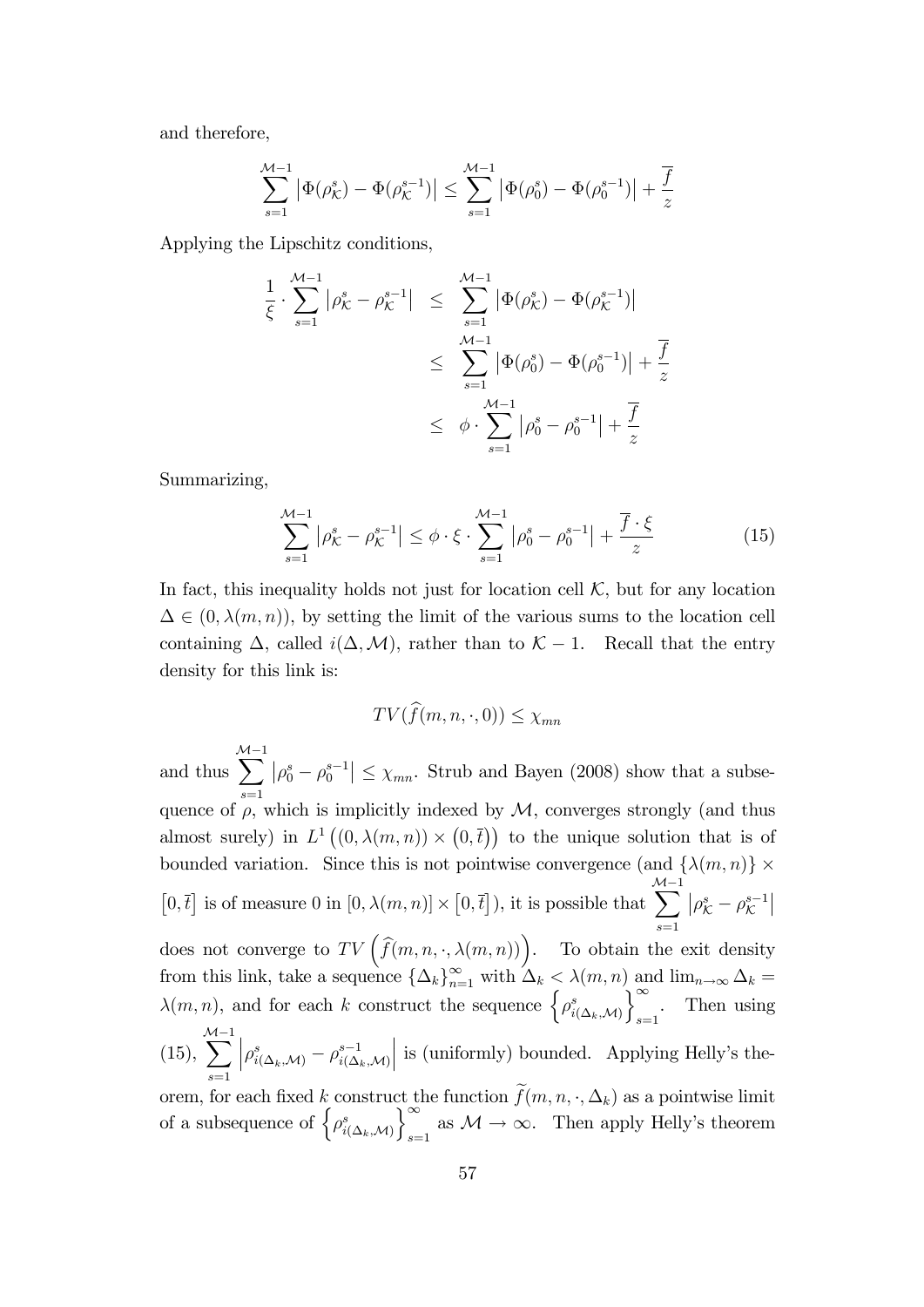and therefore,

$$\sum_{s=1}^{\mathcal{M}-1} \left|\Phi(\rho_{\mathcal{K}}^s) - \Phi(\rho_{\mathcal{K}}^{s-1})\right| \leq \sum_{s=1}^{\mathcal{M}-1} \left|\Phi(\rho_0^s) - \Phi(\rho_0^{s-1})\right| + \frac{\overline{f}}{z}$$

Applying the Lipschitz conditions,

$$\begin{aligned}
\frac{1}{\xi} \cdot \sum_{s=1}^{\mathcal{M}-1} \left|\rho_{\mathcal{K}}^s - \rho_{\mathcal{K}}^{s-1}\right| &\leq \sum_{s=1}^{\mathcal{M}-1} \left|\Phi(\rho_{\mathcal{K}}^s) - \Phi(\rho_{\mathcal{K}}^{s-1})\right| \\
&\leq \sum_{s=1}^{\mathcal{M}-1} \left|\Phi(\rho_0^s) - \Phi(\rho_0^{s-1})\right| + \frac{\overline{f}}{z} \\
&\leq \phi \cdot \sum_{s=1}^{\mathcal{M}-1} \left|\rho_0^s - \rho_0^{s-1}\right| + \frac{\overline{f}}{z}
\end{aligned}$$

Summarizing,

$$\sum_{s=1}^{\mathcal{M}-1} \left|\rho_{\mathcal{K}}^s - \rho_{\mathcal{K}}^{s-1}\right| \leq \phi \cdot \xi \cdot \sum_{s=1}^{\mathcal{M}-1} \left|\rho_0^s - \rho_0^{s-1}\right| + \frac{\overline{f} \cdot \xi}{z} \tag{15}$$

In fact, this inequality holds not just for location cell $\mathcal{K}$, but for any location $\Delta \in (0, \lambda(m,n))$, by setting the limit of the various sums to the location cell containing $\Delta$, called $i(\Delta, \mathcal{M})$, rather than to $\mathcal{K} - 1$. Recall that the entry density for this link is:

$$TV(\widehat{f}(m,n,\cdot,0)) \leq \chi_{mn}$$

and thus $\sum_{s=1}^{\mathcal{M}-1} \left|\rho_0^s - \rho_0^{s-1}\right| \leq \chi_{mn}$. Strub and Bayen (2008) show that a subsequence of $\rho$, which is implicitly indexed by $\mathcal{M}$, converges strongly (and thus almost surely) in $L^1\left((0, \lambda(m,n)) \times (0, \overline{t})\right)$ to the unique solution that is of bounded variation. Since this is not pointwise convergence (and $\{\lambda(m,n)\} \times [0, \overline{t}]$ is of measure 0 in $[0, \lambda(m,n)] \times [0, \overline{t}]$), it is possible that $\sum_{s=1}^{\mathcal{M}-1} \left|\rho_{\mathcal{K}}^s - \rho_{\mathcal{K}}^{s-1}\right|$ does not converge to $TV\left(\widehat{f}(m,n,\cdot,\lambda(m,n))\right)$. To obtain the exit density from this link, take a sequence $\{\Delta_k\}_{n=1}^{\infty}$ with $\Delta_k < \lambda(m,n)$ and $\lim_{n\to\infty} \Delta_k = \lambda(m,n)$, and for each $k$ construct the sequence $\left\{\rho_{i(\Delta_k,\mathcal{M})}^s\right\}_{s=1}^{\infty}$. Then using (15), $\sum_{s=1}^{\mathcal{M}-1} \left|\rho_{i(\Delta_k,\mathcal{M})}^s - \rho_{i(\Delta_k,\mathcal{M})}^{s-1}\right|$ is (uniformly) bounded. Applying Helly's theorem, for each fixed $k$ construct the function $\widetilde{f}(m,n,\cdot,\Delta_k)$ as a pointwise limit of a subsequence of $\left\{\rho_{i(\Delta_k,\mathcal{M})}^s\right\}_{s=1}^{\infty}$ as $\mathcal{M} \to \infty$. Then apply Helly's theorem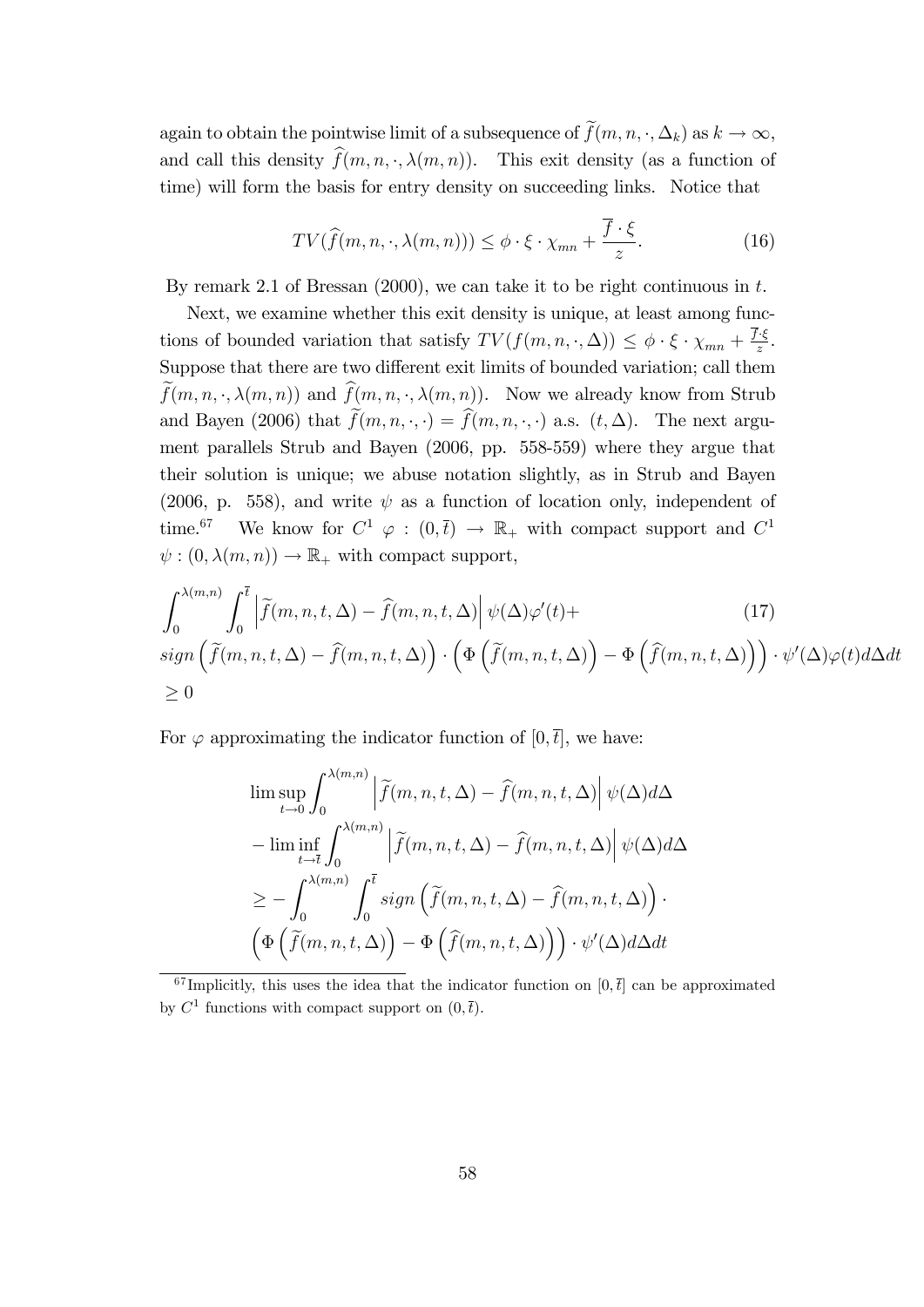again to obtain the pointwise limit of a subsequence of $\widetilde{f}(m, n, \cdot, \Delta_k)$ as $k \to \infty$, and call this density $\widehat{f}(m, n, \cdot, \lambda(m, n))$. This exit density (as a function of time) will form the basis for entry density on succeeding links. Notice that

$$TV(\widehat{f}(m, n, \cdot, \lambda(m, n))) \leq \phi \cdot \xi \cdot \chi_{mn} + \frac{\overline{f} \cdot \xi}{z}. \tag{16}$$

By remark 2.1 of Bressan (2000), we can take it to be right continuous in $t$.

Next, we examine whether this exit density is unique, at least among functions of bounded variation that satisfy $TV(f(m, n, \cdot, \Delta)) \leq \phi \cdot \xi \cdot \chi_{mn} + \frac{\overline{f} \cdot \xi}{z}$. Suppose that there are two different exit limits of bounded variation; call them $\widetilde{f}(m, n, \cdot, \lambda(m, n))$ and $\widehat{f}(m, n, \cdot, \lambda(m, n))$. Now we already know from Strub and Bayen (2006) that $\widetilde{f}(m, n, \cdot, \cdot) = \widehat{f}(m, n, \cdot, \cdot)$ a.s. $(t, \Delta)$. The next argument parallels Strub and Bayen (2006, pp. 558-559) where they argue that their solution is unique; we abuse notation slightly, as in Strub and Bayen (2006, p. 558), and write $\psi$ as a function of location only, independent of time.[67] We know for $C^1$ $\varphi : (0, \overline{t}) \to \mathbb{R}_+$ with compact support and $C^1$ $\psi : (0, \lambda(m, n)) \to \mathbb{R}_+$ with compact support,

$$\begin{aligned} &\int_0^{\lambda(m,n)} \int_0^{\overline{t}} \left| \widetilde{f}(m, n, t, \Delta) - \widehat{f}(m, n, t, \Delta) \right| \psi(\Delta) \varphi'(t) + \\ &sign\left( \widetilde{f}(m, n, t, \Delta) - \widehat{f}(m, n, t, \Delta) \right) \cdot \left( \Phi\left( \widetilde{f}(m, n, t, \Delta) \right) - \Phi\left( \widehat{f}(m, n, t, \Delta) \right) \right) \cdot \psi'(\Delta) \varphi(t) d\Delta dt \\ &\geq 0 \end{aligned} \tag{17}$$

For $\varphi$ approximating the indicator function of $[0, \overline{t}]$, we have:

$$\begin{aligned} &\limsup_{t \to 0} \int_0^{\lambda(m,n)} \left| \widetilde{f}(m, n, t, \Delta) - \widehat{f}(m, n, t, \Delta) \right| \psi(\Delta) d\Delta \\ &- \liminf_{t \to \overline{t}} \int_0^{\lambda(m,n)} \left| \widetilde{f}(m, n, t, \Delta) - \widehat{f}(m, n, t, \Delta) \right| \psi(\Delta) d\Delta \\ &\geq - \int_0^{\lambda(m,n)} \int_0^{\overline{t}} sign\left( \widetilde{f}(m, n, t, \Delta) - \widehat{f}(m, n, t, \Delta) \right) \cdot \\ &\left( \Phi\left( \widetilde{f}(m, n, t, \Delta) \right) - \Phi\left( \widehat{f}(m, n, t, \Delta) \right) \right) \cdot \psi'(\Delta) d\Delta dt \end{aligned}$$

[67] Implicitly, this uses the idea that the indicator function on $[0, \overline{t}]$ can be approximated by $C^1$ functions with compact support on $(0, \overline{t})$.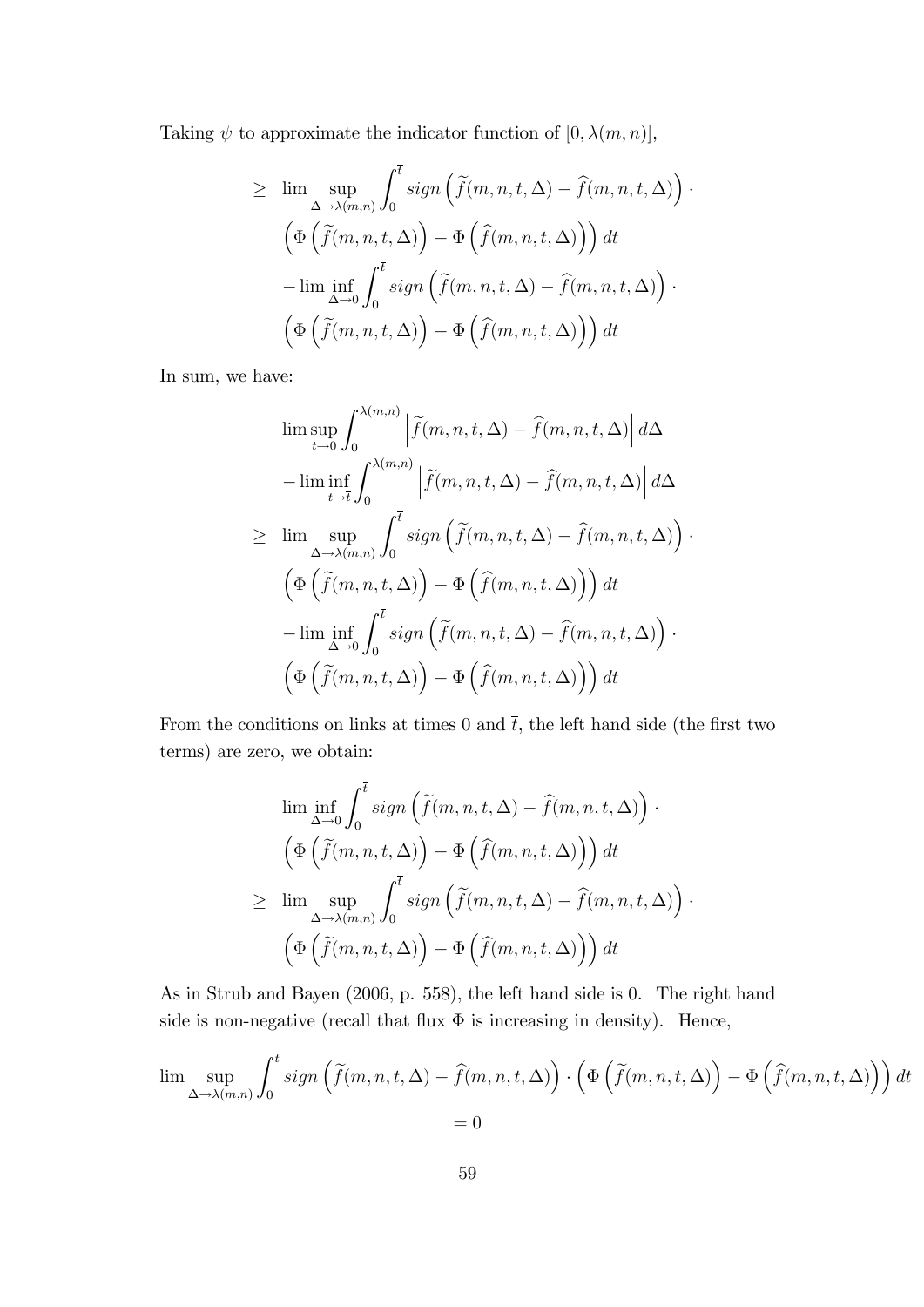Taking $\psi$ to approximate the indicator function of $[0, \lambda(m,n)]$,

$$
\begin{aligned}
\geq \; & \lim \sup_{\Delta \to \lambda(m,n)} \int_0^{\overline{t}} sign\left(\widetilde{f}(m,n,t,\Delta) - \widehat{f}(m,n,t,\Delta)\right) \cdot \\
& \left(\Phi\left(\widetilde{f}(m,n,t,\Delta)\right) - \Phi\left(\widehat{f}(m,n,t,\Delta)\right)\right) dt \\
& - \lim \inf_{\Delta \to 0} \int_0^{\overline{t}} sign\left(\widetilde{f}(m,n,t,\Delta) - \widehat{f}(m,n,t,\Delta)\right) \cdot \\
& \left(\Phi\left(\widetilde{f}(m,n,t,\Delta)\right) - \Phi\left(\widehat{f}(m,n,t,\Delta)\right)\right) dt
\end{aligned}
$$

In sum, we have:

$$
\begin{aligned}
& \lim \sup_{t \to 0} \int_0^{\lambda(m,n)} \left|\widetilde{f}(m,n,t,\Delta) - \widehat{f}(m,n,t,\Delta)\right| d\Delta \\
& - \lim \inf_{t \to \overline{t}} \int_0^{\lambda(m,n)} \left|\widetilde{f}(m,n,t,\Delta) - \widehat{f}(m,n,t,\Delta)\right| d\Delta \\
\geq \; & \lim \sup_{\Delta \to \lambda(m,n)} \int_0^{\overline{t}} sign\left(\widetilde{f}(m,n,t,\Delta) - \widehat{f}(m,n,t,\Delta)\right) \cdot \\
& \left(\Phi\left(\widetilde{f}(m,n,t,\Delta)\right) - \Phi\left(\widehat{f}(m,n,t,\Delta)\right)\right) dt \\
& - \lim \inf_{\Delta \to 0} \int_0^{\overline{t}} sign\left(\widetilde{f}(m,n,t,\Delta) - \widehat{f}(m,n,t,\Delta)\right) \cdot \\
& \left(\Phi\left(\widetilde{f}(m,n,t,\Delta)\right) - \Phi\left(\widehat{f}(m,n,t,\Delta)\right)\right) dt
\end{aligned}
$$

From the conditions on links at times 0 and $\overline{t}$, the left hand side (the first two terms) are zero, we obtain:

$$
\begin{aligned}
& \lim \inf_{\Delta \to 0} \int_0^{\overline{t}} sign\left(\widetilde{f}(m,n,t,\Delta) - \widehat{f}(m,n,t,\Delta)\right) \cdot \\
& \left(\Phi\left(\widetilde{f}(m,n,t,\Delta)\right) - \Phi\left(\widehat{f}(m,n,t,\Delta)\right)\right) dt \\
\geq \; & \lim \sup_{\Delta \to \lambda(m,n)} \int_0^{\overline{t}} sign\left(\widetilde{f}(m,n,t,\Delta) - \widehat{f}(m,n,t,\Delta)\right) \cdot \\
& \left(\Phi\left(\widetilde{f}(m,n,t,\Delta)\right) - \Phi\left(\widehat{f}(m,n,t,\Delta)\right)\right) dt
\end{aligned}
$$

As in Strub and Bayen (2006, p. 558), the left hand side is 0. The right hand side is non-negative (recall that flux $\Phi$ is increasing in density). Hence,

$$
\lim \sup_{\Delta \to \lambda(m,n)} \int_0^{\overline{t}} sign\left(\widetilde{f}(m,n,t,\Delta) - \widehat{f}(m,n,t,\Delta)\right) \cdot \left(\Phi\left(\widetilde{f}(m,n,t,\Delta)\right) - \Phi\left(\widehat{f}(m,n,t,\Delta)\right)\right) dt = 0
$$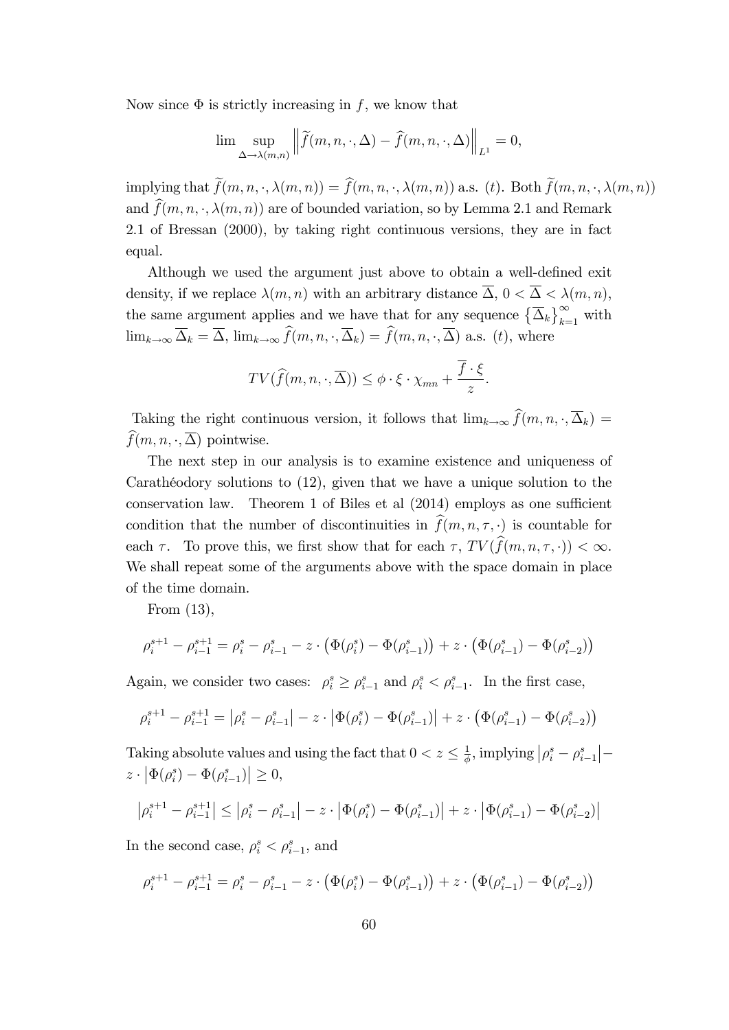Now since $\Phi$ is strictly increasing in $f$, we know that

$$\lim_{\Delta \to \lambda(m,n)} \sup \left\| \widetilde{f}(m,n,\cdot,\Delta) - \widehat{f}(m,n,\cdot,\Delta) \right\|_{L^1} = 0,$$

implying that $\widetilde{f}(m,n,\cdot,\lambda(m,n)) = \widehat{f}(m,n,\cdot,\lambda(m,n))$ a.s. $(t)$. Both $\widetilde{f}(m,n,\cdot,\lambda(m,n))$ and $\widehat{f}(m,n,\cdot,\lambda(m,n))$ are of bounded variation, so by Lemma 2.1 and Remark 2.1 of Bressan (2000), by taking right continuous versions, they are in fact equal.

Although we used the argument just above to obtain a well-defined exit density, if we replace $\lambda(m,n)$ with an arbitrary distance $\overline{\Delta}$, $0 < \overline{\Delta} < \lambda(m,n)$, the same argument applies and we have that for any sequence $\left\{\overline{\Delta}_k\right\}_{k=1}^{\infty}$ with $\lim_{k\to\infty} \overline{\Delta}_k = \overline{\Delta}$, $\lim_{k\to\infty} \widehat{f}(m,n,\cdot,\overline{\Delta}_k) = \widehat{f}(m,n,\cdot,\overline{\Delta})$ a.s. $(t)$, where

$$TV(\widehat{f}(m,n,\cdot,\overline{\Delta})) \leq \phi \cdot \xi \cdot \chi_{mn} + \frac{\overline{f} \cdot \xi}{z}.$$

Taking the right continuous version, it follows that $\lim_{k\to\infty} \widehat{f}(m,n,\cdot,\overline{\Delta}_k) = \widehat{f}(m,n,\cdot,\overline{\Delta})$ pointwise.

The next step in our analysis is to examine existence and uniqueness of Carathéodory solutions to (12), given that we have a unique solution to the conservation law. Theorem 1 of Biles et al (2014) employs as one sufficient condition that the number of discontinuities in $\widehat{f}(m,n,\tau,\cdot)$ is countable for each $\tau$. To prove this, we first show that for each $\tau$, $TV(\widehat{f}(m,n,\tau,\cdot)) < \infty$. We shall repeat some of the arguments above with the space domain in place of the time domain.

From (13),

$$\rho_i^{s+1} - \rho_{i-1}^{s+1} = \rho_i^s - \rho_{i-1}^s - z \cdot \left(\Phi(\rho_i^s) - \Phi(\rho_{i-1}^s)\right) + z \cdot \left(\Phi(\rho_{i-1}^s) - \Phi(\rho_{i-2}^s)\right)$$

Again, we consider two cases: $\rho_i^s \geq \rho_{i-1}^s$ and $\rho_i^s < \rho_{i-1}^s$. In the first case,

$$\rho_i^{s+1} - \rho_{i-1}^{s+1} = \left|\rho_i^s - \rho_{i-1}^s\right| - z \cdot \left|\Phi(\rho_i^s) - \Phi(\rho_{i-1}^s)\right| + z \cdot \left(\Phi(\rho_{i-1}^s) - \Phi(\rho_{i-2}^s)\right)$$

Taking absolute values and using the fact that $0 < z \leq \frac{1}{\phi}$, implying $\left|\rho_i^s - \rho_{i-1}^s\right| - z \cdot \left|\Phi(\rho_i^s) - \Phi(\rho_{i-1}^s)\right| \geq 0$,

$$\left|\rho_i^{s+1} - \rho_{i-1}^{s+1}\right| \leq \left|\rho_i^s - \rho_{i-1}^s\right| - z \cdot \left|\Phi(\rho_i^s) - \Phi(\rho_{i-1}^s)\right| + z \cdot \left|\Phi(\rho_{i-1}^s) - \Phi(\rho_{i-2}^s)\right|$$

In the second case, $\rho_i^s < \rho_{i-1}^s$, and

$$\rho_i^{s+1} - \rho_{i-1}^{s+1} = \rho_i^s - \rho_{i-1}^s - z \cdot \left(\Phi(\rho_i^s) - \Phi(\rho_{i-1}^s)\right) + z \cdot \left(\Phi(\rho_{i-1}^s) - \Phi(\rho_{i-2}^s)\right)$$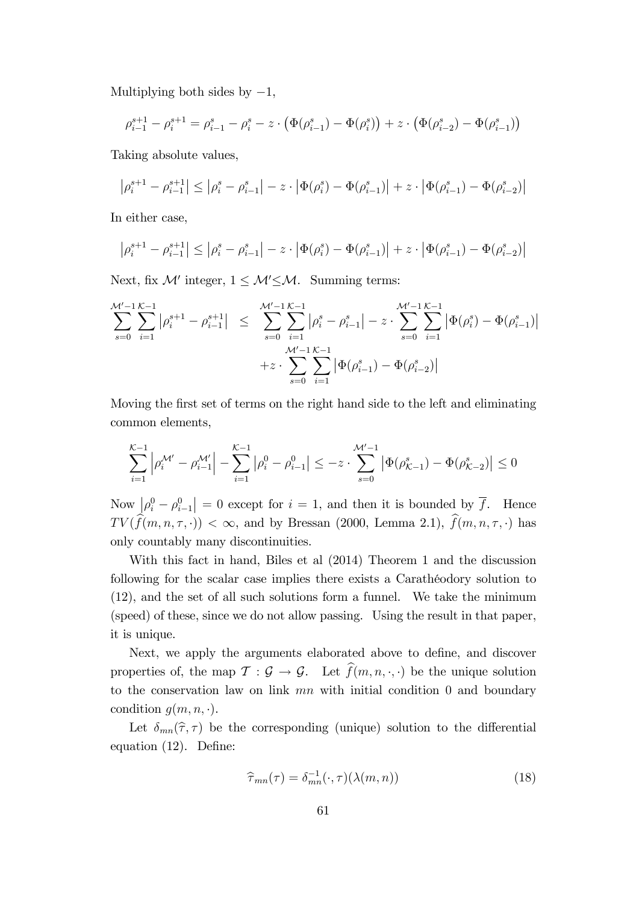Multiplying both sides by $-1$,

$$\rho_{i-1}^{s+1} - \rho_i^{s+1} = \rho_{i-1}^s - \rho_i^s - z \cdot \left(\Phi(\rho_{i-1}^s) - \Phi(\rho_i^s)\right) + z \cdot \left(\Phi(\rho_{i-2}^s) - \Phi(\rho_{i-1}^s)\right)$$

Taking absolute values,

$$\left|\rho_i^{s+1} - \rho_{i-1}^{s+1}\right| \leq \left|\rho_i^s - \rho_{i-1}^s\right| - z \cdot \left|\Phi(\rho_i^s) - \Phi(\rho_{i-1}^s)\right| + z \cdot \left|\Phi(\rho_{i-1}^s) - \Phi(\rho_{i-2}^s)\right|$$

In either case,

$$\left|\rho_i^{s+1} - \rho_{i-1}^{s+1}\right| \leq \left|\rho_i^s - \rho_{i-1}^s\right| - z \cdot \left|\Phi(\rho_i^s) - \Phi(\rho_{i-1}^s)\right| + z \cdot \left|\Phi(\rho_{i-1}^s) - \Phi(\rho_{i-2}^s)\right|$$

Next, fix $\mathcal{M}'$ integer, $1 \leq \mathcal{M}' \leq \mathcal{M}$. Summing terms:

$$\begin{aligned}\sum_{s=0}^{\mathcal{M}'-1} \sum_{i=1}^{\mathcal{K}-1} \left|\rho_i^{s+1} - \rho_{i-1}^{s+1}\right| \leq\ & \sum_{s=0}^{\mathcal{M}'-1} \sum_{i=1}^{\mathcal{K}-1} \left|\rho_i^s - \rho_{i-1}^s\right| - z \cdot \sum_{s=0}^{\mathcal{M}'-1} \sum_{i=1}^{\mathcal{K}-1} \left|\Phi(\rho_i^s) - \Phi(\rho_{i-1}^s)\right| \\ & + z \cdot \sum_{s=0}^{\mathcal{M}'-1} \sum_{i=1}^{\mathcal{K}-1} \left|\Phi(\rho_{i-1}^s) - \Phi(\rho_{i-2}^s)\right|\end{aligned}$$

Moving the first set of terms on the right hand side to the left and eliminating common elements,

$$\sum_{i=1}^{\mathcal{K}-1} \left|\rho_i^{\mathcal{M}'} - \rho_{i-1}^{\mathcal{M}'}\right| - \sum_{i=1}^{\mathcal{K}-1} \left|\rho_i^0 - \rho_{i-1}^0\right| \leq -z \cdot \sum_{s=0}^{\mathcal{M}'-1} \left|\Phi(\rho_{\mathcal{K}-1}^s) - \Phi(\rho_{\mathcal{K}-2}^s)\right| \leq 0$$

Now $\left|\rho_i^0 - \rho_{i-1}^0\right| = 0$ except for $i = 1$, and then it is bounded by $\overline{f}$. Hence $TV(\widehat{f}(m, n, \tau, \cdot)) < \infty$, and by Bressan (2000, Lemma 2.1), $\widehat{f}(m, n, \tau, \cdot)$ has only countably many discontinuities.

With this fact in hand, Biles et al (2014) Theorem 1 and the discussion following for the scalar case implies there exists a Carathéodory solution to (12), and the set of all such solutions form a funnel. We take the minimum (speed) of these, since we do not allow passing. Using the result in that paper, it is unique.

Next, we apply the arguments elaborated above to define, and discover properties of, the map $\mathcal{T} : \mathcal{G} \to \mathcal{G}$. Let $\widehat{f}(m, n, \cdot, \cdot)$ be the unique solution to the conservation law on link $mn$ with initial condition 0 and boundary condition $g(m, n, \cdot)$.

Let $\delta_{mn}(\widehat{\tau}, \tau)$ be the corresponding (unique) solution to the differential equation (12). Define:

$$\widehat{\tau}_{mn}(\tau) = \delta_{mn}^{-1}(\cdot, \tau)(\lambda(m, n)) \tag{18}$$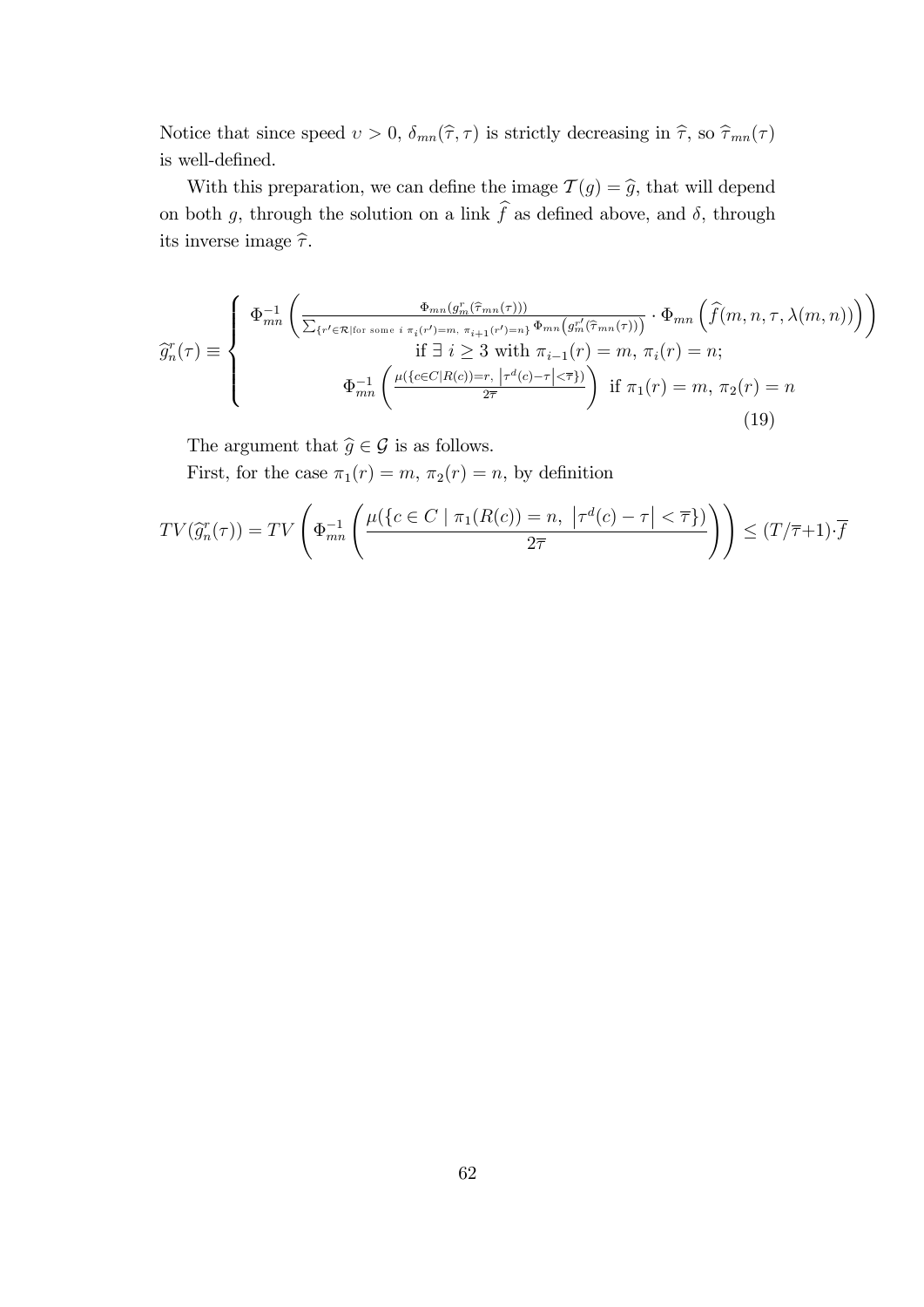Notice that since speed $\upsilon > 0$, $\delta_{mn}(\widehat{\tau}, \tau)$ is strictly decreasing in $\widehat{\tau}$, so $\widehat{\tau}_{mn}(\tau)$ is well-defined.

With this preparation, we can define the image $\mathcal{T}(g) = \widehat{g}$, that will depend on both $g$, through the solution on a link $\widehat{f}$ as defined above, and $\delta$, through its inverse image $\widehat{\tau}$.

$$
\widehat{g}_n^r(\tau) \equiv \begin{cases} \Phi_{mn}^{-1}\left( \frac{\Phi_{mn}(g_m^r(\widehat{\tau}_{mn}(\tau)))}{\sum_{\{r' \in \mathcal{R} | \text{for some } i \ \pi_i(r')=m, \ \pi_{i+1}(r')=n\}} \Phi_{mn}\left(g_m^{r'}(\widehat{\tau}_{mn}(\tau))\right)} \cdot \Phi_{mn}\left(\widehat{f}(m,n,\tau,\lambda(m,n))\right)\right) \\ \qquad \text{if } \exists \ i \geq 3 \text{ with } \pi_{i-1}(r) = m, \ \pi_i(r) = n; \\ \Phi_{mn}^{-1}\left(\frac{\mu(\{c \in C | R(c) = r, \ \left|\tau^d(c) - \tau\right| < \overline{\tau}\})}{2\overline{\tau}}\right) \ \text{ if } \pi_1(r) = m, \ \pi_2(r) = n \end{cases} \tag{19}
$$

The argument that $\widehat{g} \in \mathcal{G}$ is as follows.

First, for the case $\pi_1(r) = m$, $\pi_2(r) = n$, by definition

$$
TV(\widehat{g}_n^r(\tau)) = TV\left(\Phi_{mn}^{-1}\left(\frac{\mu(\{c \in C \mid \pi_1(R(c)) = n, \ \left|\tau^d(c) - \tau\right| < \overline{\tau}\})}{2\overline{\tau}}\right)\right) \leq (T/\overline{\tau}+1) \cdot \overline{f}
$$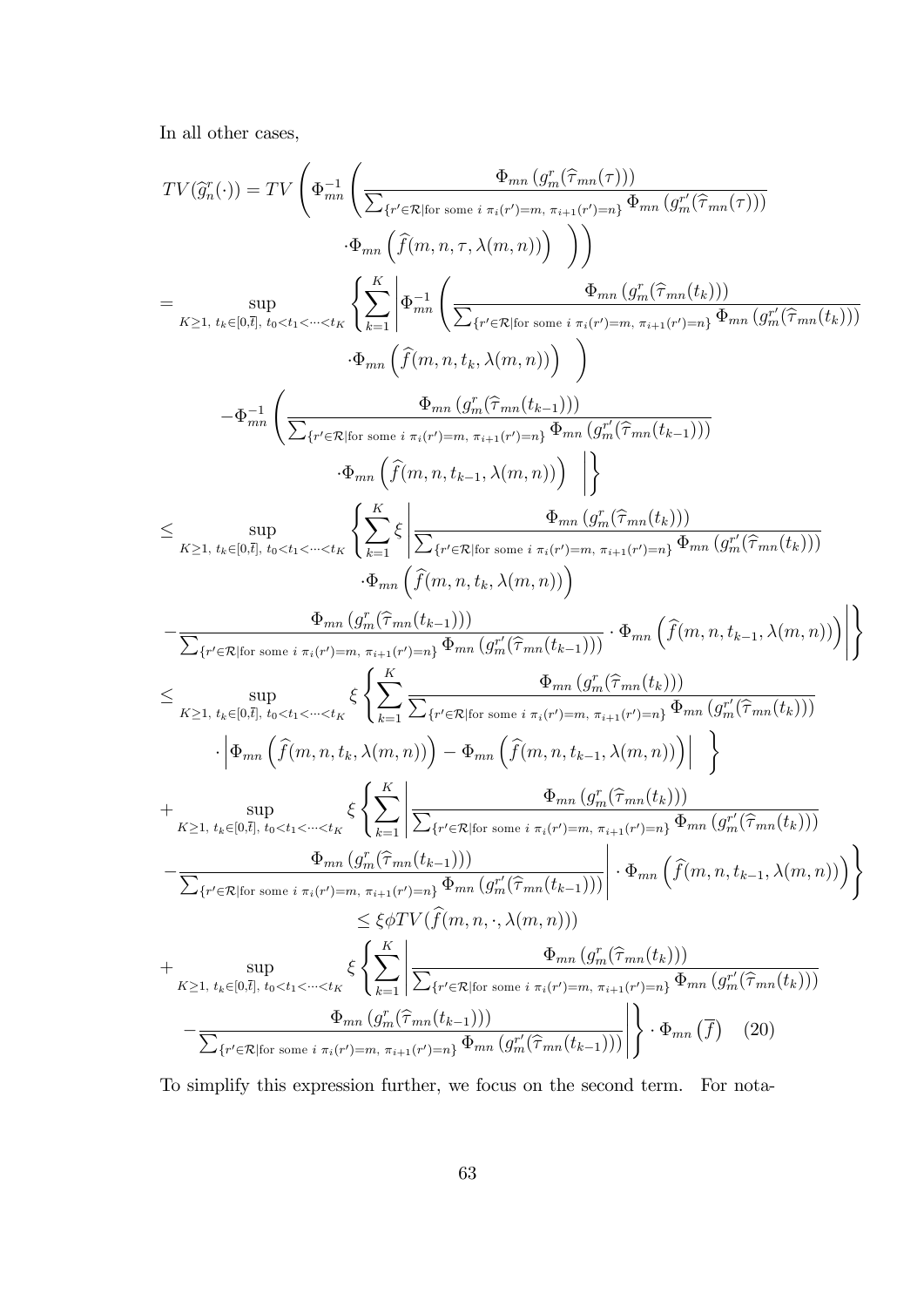In all other cases,

$$
\begin{aligned}
TV(\widehat{g}_n^r(\cdot)) &= TV\left(\Phi_{mn}^{-1}\left(\frac{\Phi_{mn}\left(g_m^r(\widehat{\tau}_{mn}(\tau))\right)}{\sum_{\{r'\in\mathcal{R}|\text{for some } i\ \pi_i(r')=m,\ \pi_{i+1}(r')=n\}}\Phi_{mn}\left(g_m^{r'}(\widehat{\tau}_{mn}(\tau))\right)}\right.\right.\\
&\qquad\left.\left.\cdot\Phi_{mn}\left(\widehat{f}(m,n,\tau,\lambda(m,n))\right)\right)\right)\\
&= \sup_{K\geq 1,\ t_k\in[0,\bar{t}],\ t_0<t_1<\cdots<t_K}\left\{\sum_{k=1}^{K}\left|\Phi_{mn}^{-1}\left(\frac{\Phi_{mn}\left(g_m^r(\widehat{\tau}_{mn}(t_k))\right)}{\sum_{\{r'\in\mathcal{R}|\text{for some } i\ \pi_i(r')=m,\ \pi_{i+1}(r')=n\}}\Phi_{mn}\left(g_m^{r'}(\widehat{\tau}_{mn}(t_k))\right)}\right.\right.\right.\\
&\qquad\left.\cdot\Phi_{mn}\left(\widehat{f}(m,n,t_k,\lambda(m,n))\right)\right)\\
&\qquad-\Phi_{mn}^{-1}\left(\frac{\Phi_{mn}\left(g_m^r(\widehat{\tau}_{mn}(t_{k-1}))\right)}{\sum_{\{r'\in\mathcal{R}|\text{for some } i\ \pi_i(r')=m,\ \pi_{i+1}(r')=n\}}\Phi_{mn}\left(g_m^{r'}(\widehat{\tau}_{mn}(t_{k-1}))\right)}\right.\\
&\qquad\left.\left.\left.\cdot\Phi_{mn}\left(\widehat{f}(m,n,t_{k-1},\lambda(m,n))\right)\right)\right|\right\}\\
&\leq \sup_{K\geq 1,\ t_k\in[0,\bar{t}],\ t_0<t_1<\cdots<t_K}\left\{\sum_{k=1}^{K}\xi\left|\frac{\Phi_{mn}\left(g_m^r(\widehat{\tau}_{mn}(t_k))\right)}{\sum_{\{r'\in\mathcal{R}|\text{for some } i\ \pi_i(r')=m,\ \pi_{i+1}(r')=n\}}\Phi_{mn}\left(g_m^{r'}(\widehat{\tau}_{mn}(t_k))\right)}\right.\right.\\
&\qquad\cdot\Phi_{mn}\left(\widehat{f}(m,n,t_k,\lambda(m,n))\right)\\
&\qquad\left.\left.-\frac{\Phi_{mn}\left(g_m^r(\widehat{\tau}_{mn}(t_{k-1}))\right)}{\sum_{\{r'\in\mathcal{R}|\text{for some } i\ \pi_i(r')=m,\ \pi_{i+1}(r')=n\}}\Phi_{mn}\left(g_m^{r'}(\widehat{\tau}_{mn}(t_{k-1}))\right)}\cdot\Phi_{mn}\left(\widehat{f}(m,n,t_{k-1},\lambda(m,n))\right)\right|\right\}\\
&\leq \sup_{K\geq 1,\ t_k\in[0,\bar{t}],\ t_0<t_1<\cdots<t_K}\xi\left\{\sum_{k=1}^{K}\frac{\Phi_{mn}\left(g_m^r(\widehat{\tau}_{mn}(t_k))\right)}{\sum_{\{r'\in\mathcal{R}|\text{for some } i\ \pi_i(r')=m,\ \pi_{i+1}(r')=n\}}\Phi_{mn}\left(g_m^{r'}(\widehat{\tau}_{mn}(t_k))\right)}\right.\\
&\qquad\left.\cdot\left|\Phi_{mn}\left(\widehat{f}(m,n,t_k,\lambda(m,n))\right)-\Phi_{mn}\left(\widehat{f}(m,n,t_{k-1},\lambda(m,n))\right)\right|\right\}\\
&\quad+\sup_{K\geq 1,\ t_k\in[0,\bar{t}],\ t_0<t_1<\cdots<t_K}\xi\left\{\sum_{k=1}^{K}\left|\frac{\Phi_{mn}\left(g_m^r(\widehat{\tau}_{mn}(t_k))\right)}{\sum_{\{r'\in\mathcal{R}|\text{for some } i\ \pi_i(r')=m,\ \pi_{i+1}(r')=n\}}\Phi_{mn}\left(g_m^{r'}(\widehat{\tau}_{mn}(t_k))\right)}\right.\right.\\
&\qquad\left.\left.-\frac{\Phi_{mn}\left(g_m^r(\widehat{\tau}_{mn}(t_{k-1}))\right)}{\sum_{\{r'\in\mathcal{R}|\text{for some } i\ \pi_i(r')=m,\ \pi_{i+1}(r')=n\}}\Phi_{mn}\left(g_m^{r'}(\widehat{\tau}_{mn}(t_{k-1}))\right)}\right|\cdot\Phi_{mn}\left(\widehat{f}(m,n,t_{k-1},\lambda(m,n))\right)\right\}\\
&\leq \xi\phi TV(\widehat{f}(m,n,\cdot,\lambda(m,n)))\\
&\quad+\sup_{K\geq 1,\ t_k\in[0,\bar{t}],\ t_0<t_1<\cdots<t_K}\xi\left\{\sum_{k=1}^{K}\left|\frac{\Phi_{mn}\left(g_m^r(\widehat{\tau}_{mn}(t_k))\right)}{\sum_{\{r'\in\mathcal{R}|\text{for some } i\ \pi_i(r')=m,\ \pi_{i+1}(r')=n\}}\Phi_{mn}\left(g_m^{r'}(\widehat{\tau}_{mn}(t_k))\right)}\right.\right.\\
&\qquad\left.\left.-\frac{\Phi_{mn}\left(g_m^r(\widehat{\tau}_{mn}(t_{k-1}))\right)}{\sum_{\{r'\in\mathcal{R}|\text{for some } i\ \pi_i(r')=m,\ \pi_{i+1}(r')=n\}}\Phi_{mn}\left(g_m^{r'}(\widehat{\tau}_{mn}(t_{k-1}))\right)}\right|\right\}\cdot\Phi_{mn}\left(\overline{f}\right) \qquad (20)
\end{aligned}
$$

To simplify this expression further, we focus on the second term. For nota-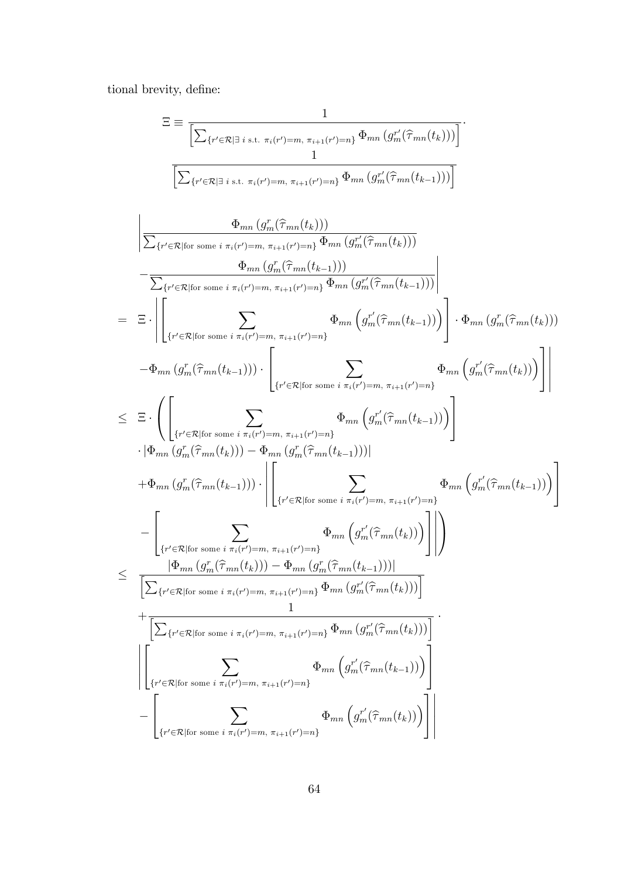tional brevity, define:

$$\Xi \equiv \frac{1}{\left[\sum_{\{r' \in \mathcal{R} | \exists\, i \text{ s.t. } \pi_i(r')=m,\ \pi_{i+1}(r')=n\}} \Phi_{mn}\left(g_m^{r'}(\widehat{\tau}_{mn}(t_k))\right)\right]} \cdot \frac{1}{\left[\sum_{\{r' \in \mathcal{R} | \exists\, i \text{ s.t. } \pi_i(r')=m,\ \pi_{i+1}(r')=n\}} \Phi_{mn}\left(g_m^{r'}(\widehat{\tau}_{mn}(t_{k-1}))\right)\right]}$$

$$\begin{aligned}
&\left| \frac{\Phi_{mn}\left(g_m^{r}(\widehat{\tau}_{mn}(t_k))\right)}{\sum_{\{r' \in \mathcal{R} | \text{for some } i\ \pi_i(r')=m,\ \pi_{i+1}(r')=n\}} \Phi_{mn}\left(g_m^{r'}(\widehat{\tau}_{mn}(t_k))\right)} \right. \\
&\left. - \frac{\Phi_{mn}\left(g_m^{r}(\widehat{\tau}_{mn}(t_{k-1}))\right)}{\sum_{\{r' \in \mathcal{R} | \text{for some } i\ \pi_i(r')=m,\ \pi_{i+1}(r')=n\}} \Phi_{mn}\left(g_m^{r'}(\widehat{\tau}_{mn}(t_{k-1}))\right)} \right| \\
= \;& \Xi \cdot \left| \left[ \sum_{\{r' \in \mathcal{R} | \text{for some } i\ \pi_i(r')=m,\ \pi_{i+1}(r')=n\}} \Phi_{mn}\left(g_m^{r'}(\widehat{\tau}_{mn}(t_{k-1}))\right) \right] \cdot \Phi_{mn}\left(g_m^{r}(\widehat{\tau}_{mn}(t_k))\right) \right. \\
&\left. - \Phi_{mn}\left(g_m^{r}(\widehat{\tau}_{mn}(t_{k-1}))\right) \cdot \left[ \sum_{\{r' \in \mathcal{R} | \text{for some } i\ \pi_i(r')=m,\ \pi_{i+1}(r')=n\}} \Phi_{mn}\left(g_m^{r'}(\widehat{\tau}_{mn}(t_k))\right) \right] \right| \\
\leq \;& \Xi \cdot \left( \left[ \sum_{\{r' \in \mathcal{R} | \text{for some } i\ \pi_i(r')=m,\ \pi_{i+1}(r')=n\}} \Phi_{mn}\left(g_m^{r'}(\widehat{\tau}_{mn}(t_{k-1}))\right) \right] \right. \\
&\cdot \left| \Phi_{mn}\left(g_m^{r}(\widehat{\tau}_{mn}(t_k))\right) - \Phi_{mn}\left(g_m^{r}(\widehat{\tau}_{mn}(t_{k-1}))\right) \right| \\
&+ \Phi_{mn}\left(g_m^{r}(\widehat{\tau}_{mn}(t_{k-1}))\right) \cdot \left| \left[ \sum_{\{r' \in \mathcal{R} | \text{for some } i\ \pi_i(r')=m,\ \pi_{i+1}(r')=n\}} \Phi_{mn}\left(g_m^{r'}(\widehat{\tau}_{mn}(t_{k-1}))\right) \right] \right. \\
&\left.\left. - \left[ \sum_{\{r' \in \mathcal{R} | \text{for some } i\ \pi_i(r')=m,\ \pi_{i+1}(r')=n\}} \Phi_{mn}\left(g_m^{r'}(\widehat{\tau}_{mn}(t_k))\right) \right] \right| \right) \\
\leq \;& \frac{\left| \Phi_{mn}\left(g_m^{r}(\widehat{\tau}_{mn}(t_k))\right) - \Phi_{mn}\left(g_m^{r}(\widehat{\tau}_{mn}(t_{k-1}))\right) \right|}{\left[\sum_{\{r' \in \mathcal{R} | \text{for some } i\ \pi_i(r')=m,\ \pi_{i+1}(r')=n\}} \Phi_{mn}\left(g_m^{r'}(\widehat{\tau}_{mn}(t_k))\right)\right]} \\
&+ \frac{1}{\left[\sum_{\{r' \in \mathcal{R} | \text{for some } i\ \pi_i(r')=m,\ \pi_{i+1}(r')=n\}} \Phi_{mn}\left(g_m^{r'}(\widehat{\tau}_{mn}(t_k))\right)\right]} \cdot \\
&\left| \left[ \sum_{\{r' \in \mathcal{R} | \text{for some } i\ \pi_i(r')=m,\ \pi_{i+1}(r')=n\}} \Phi_{mn}\left(g_m^{r'}(\widehat{\tau}_{mn}(t_{k-1}))\right) \right] \right. \\
&\left. - \left[ \sum_{\{r' \in \mathcal{R} | \text{for some } i\ \pi_i(r')=m,\ \pi_{i+1}(r')=n\}} \Phi_{mn}\left(g_m^{r'}(\widehat{\tau}_{mn}(t_k))\right) \right] \right|
\end{aligned}$$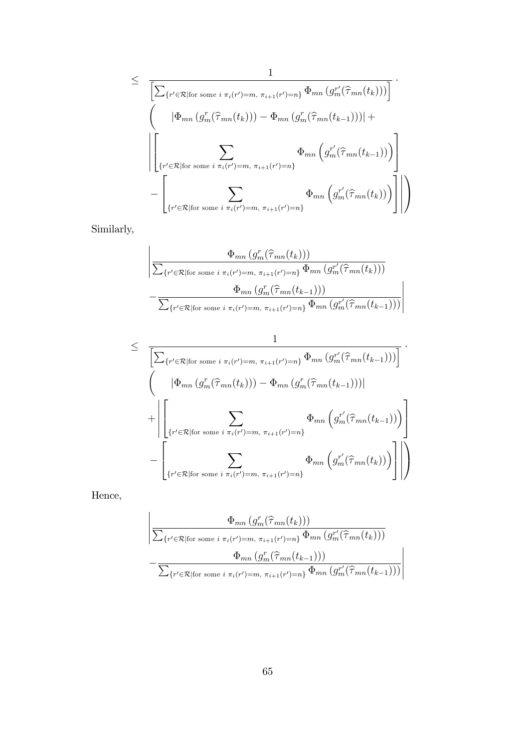$$
\leq \frac{1}{\left[\sum_{\{r'\in\mathcal{R}|\text{for some } i\ \pi_i(r')=m,\ \pi_{i+1}(r')=n\}} \Phi_{mn}\left(g_m^{r'}(\widehat{\tau}_{mn}(t_k))\right)\right]} \cdot \left( \left|\Phi_{mn}\left(g_m^{r}(\widehat{\tau}_{mn}(t_k))\right) - \Phi_{mn}\left(g_m^{r}(\widehat{\tau}_{mn}(t_{k-1}))\right)\right| + \left| \left[ \sum_{\{r'\in\mathcal{R}|\text{for some } i\ \pi_i(r')=m,\ \pi_{i+1}(r')=n\}} \Phi_{mn}\left(g_m^{r'}(\widehat{\tau}_{mn}(t_{k-1}))\right) \right] - \left[ \sum_{\{r'\in\mathcal{R}|\text{for some } i\ \pi_i(r')=m,\ \pi_{i+1}(r')=n\}} \Phi_{mn}\left(g_m^{r'}(\widehat{\tau}_{mn}(t_k))\right) \right] \right| \right)
$$

Similarly,

$$
\left| \frac{\Phi_{mn}\left(g_m^{r}(\widehat{\tau}_{mn}(t_k))\right)}{\sum_{\{r'\in\mathcal{R}|\text{for some } i\ \pi_i(r')=m,\ \pi_{i+1}(r')=n\}} \Phi_{mn}\left(g_m^{r'}(\widehat{\tau}_{mn}(t_k))\right)} - \frac{\Phi_{mn}\left(g_m^{r}(\widehat{\tau}_{mn}(t_{k-1}))\right)}{\sum_{\{r'\in\mathcal{R}|\text{for some } i\ \pi_i(r')=m,\ \pi_{i+1}(r')=n\}} \Phi_{mn}\left(g_m^{r'}(\widehat{\tau}_{mn}(t_{k-1}))\right)} \right|
$$

$$
\leq \frac{1}{\left[\sum_{\{r'\in\mathcal{R}|\text{for some } i\ \pi_i(r')=m,\ \pi_{i+1}(r')=n\}} \Phi_{mn}\left(g_m^{r'}(\widehat{\tau}_{mn}(t_{k-1}))\right)\right]} \cdot \left( \left|\Phi_{mn}\left(g_m^{r}(\widehat{\tau}_{mn}(t_k))\right) - \Phi_{mn}\left(g_m^{r}(\widehat{\tau}_{mn}(t_{k-1}))\right)\right| + \left| \left[ \sum_{\{r'\in\mathcal{R}|\text{for some } i\ \pi_i(r')=m,\ \pi_{i+1}(r')=n\}} \Phi_{mn}\left(g_m^{r'}(\widehat{\tau}_{mn}(t_{k-1}))\right) \right] - \left[ \sum_{\{r'\in\mathcal{R}|\text{for some } i\ \pi_i(r')=m,\ \pi_{i+1}(r')=n\}} \Phi_{mn}\left(g_m^{r'}(\widehat{\tau}_{mn}(t_k))\right) \right] \right| \right)
$$

Hence,

$$
\left| \frac{\Phi_{mn}\left(g_m^{r}(\widehat{\tau}_{mn}(t_k))\right)}{\sum_{\{r'\in\mathcal{R}|\text{for some } i\ \pi_i(r')=m,\ \pi_{i+1}(r')=n\}} \Phi_{mn}\left(g_m^{r'}(\widehat{\tau}_{mn}(t_k))\right)} - \frac{\Phi_{mn}\left(g_m^{r}(\widehat{\tau}_{mn}(t_{k-1}))\right)}{\sum_{\{r'\in\mathcal{R}|\text{for some } i\ \pi_i(r')=m,\ \pi_{i+1}(r')=n\}} \Phi_{mn}\left(g_m^{r'}(\widehat{\tau}_{mn}(t_{k-1}))\right)} \right|
$$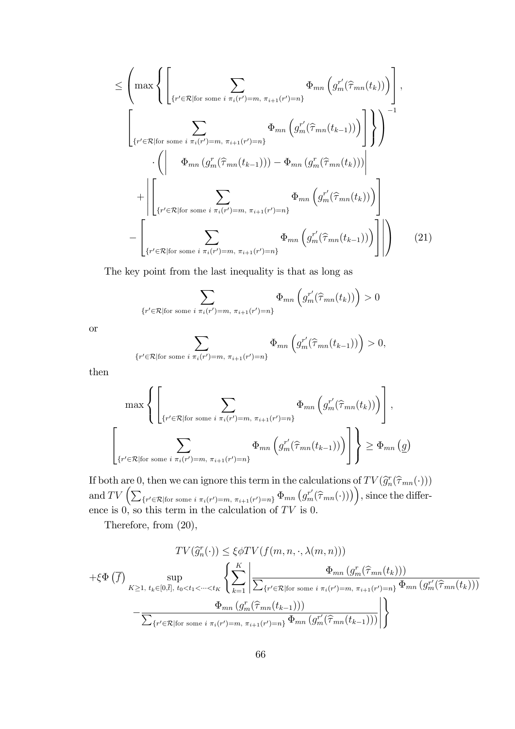$$
\leq \left( \max \left\{ \left[ \sum_{\{r' \in \mathcal{R} | \text{for some } i \ \pi_i(r')=m, \ \pi_{i+1}(r')=n\}} \Phi_{mn}\left( g_m^{r'}(\widehat{\tau}_{mn}(t_k)) \right) \right], \right.\right.
$$

$$
\left.\left. \left[ \sum_{\{r' \in \mathcal{R} | \text{for some } i \ \pi_i(r')=m, \ \pi_{i+1}(r')=n\}} \Phi_{mn}\left( g_m^{r'}(\widehat{\tau}_{mn}(t_{k-1})) \right) \right] \right\} \right)^{-1}
$$

$$
\cdot \left( \left| \quad \Phi_{mn}\left( g_m^{r}(\widehat{\tau}_{mn}(t_{k-1})) \right) - \Phi_{mn}\left( g_m^{r}(\widehat{\tau}_{mn}(t_k)) \right) \right| \right.
$$

$$
+ \left| \left[ \sum_{\{r' \in \mathcal{R} | \text{for some } i \ \pi_i(r')=m, \ \pi_{i+1}(r')=n\}} \Phi_{mn}\left( g_m^{r'}(\widehat{\tau}_{mn}(t_k)) \right) \right] \right.
$$

$$
\left. \left. - \left[ \sum_{\{r' \in \mathcal{R} | \text{for some } i \ \pi_i(r')=m, \ \pi_{i+1}(r')=n\}} \Phi_{mn}\left( g_m^{r'}(\widehat{\tau}_{mn}(t_{k-1})) \right) \right] \right| \right) \tag{21}
$$

The key point from the last inequality is that as long as

$$
\sum_{\{r' \in \mathcal{R} | \text{for some } i \ \pi_i(r')=m, \ \pi_{i+1}(r')=n\}} \Phi_{mn}\left( g_m^{r'}(\widehat{\tau}_{mn}(t_k)) \right) > 0
$$

or

$$
\sum_{\{r' \in \mathcal{R} | \text{for some } i \ \pi_i(r')=m, \ \pi_{i+1}(r')=n\}} \Phi_{mn}\left( g_m^{r'}(\widehat{\tau}_{mn}(t_{k-1})) \right) > 0,
$$

then

$$
\max \left\{ \left[ \sum_{\{r' \in \mathcal{R} | \text{for some } i \ \pi_i(r')=m, \ \pi_{i+1}(r')=n\}} \Phi_{mn}\left( g_m^{r'}(\widehat{\tau}_{mn}(t_k)) \right) \right], \right.
$$

$$
\left. \left[ \sum_{\{r' \in \mathcal{R} | \text{for some } i \ \pi_i(r')=m, \ \pi_{i+1}(r')=n\}} \Phi_{mn}\left( g_m^{r'}(\widehat{\tau}_{mn}(t_{k-1})) \right) \right] \right\} \geq \Phi_{mn}\left( \underline{g} \right)
$$

If both are 0, then we can ignore this term in the calculations of $TV(\widehat{g}_n^r(\widehat{\tau}_{mn}(\cdot)))$ and $TV\left( \sum_{\{r' \in \mathcal{R} | \text{for some } i \ \pi_i(r')=m, \ \pi_{i+1}(r')=n\}} \Phi_{mn}\left( g_m^{r'}(\widehat{\tau}_{mn}(\cdot)) \right) \right)$, since the difference is 0, so this term in the calculation of $TV$ is 0.

Therefore, from (20),

$$
TV(\widehat{g}_n^r(\cdot)) \leq \xi \phi TV(f(m,n,\cdot,\lambda(m,n)))
$$

$$
+\xi \Phi\left( \overline{f} \right) \sup_{K \geq 1, \ t_k \in [0,\overline{t}], \ t_0 < t_1 < \cdots < t_K} \left\{ \sum_{k=1}^{K} \left| \frac{\Phi_{mn}\left( g_m^{r}(\widehat{\tau}_{mn}(t_k)) \right)}{\sum_{\{r' \in \mathcal{R} | \text{for some } i \ \pi_i(r')=m, \ \pi_{i+1}(r')=n\}} \Phi_{mn}\left( g_m^{r'}(\widehat{\tau}_{mn}(t_k)) \right)} \right. \right.
$$

$$
\left. \left. - \frac{\Phi_{mn}\left( g_m^{r}(\widehat{\tau}_{mn}(t_{k-1})) \right)}{\sum_{\{r' \in \mathcal{R} | \text{for some } i \ \pi_i(r')=m, \ \pi_{i+1}(r')=n\}} \Phi_{mn}\left( g_m^{r'}(\widehat{\tau}_{mn}(t_{k-1})) \right)} \right| \right\}
$$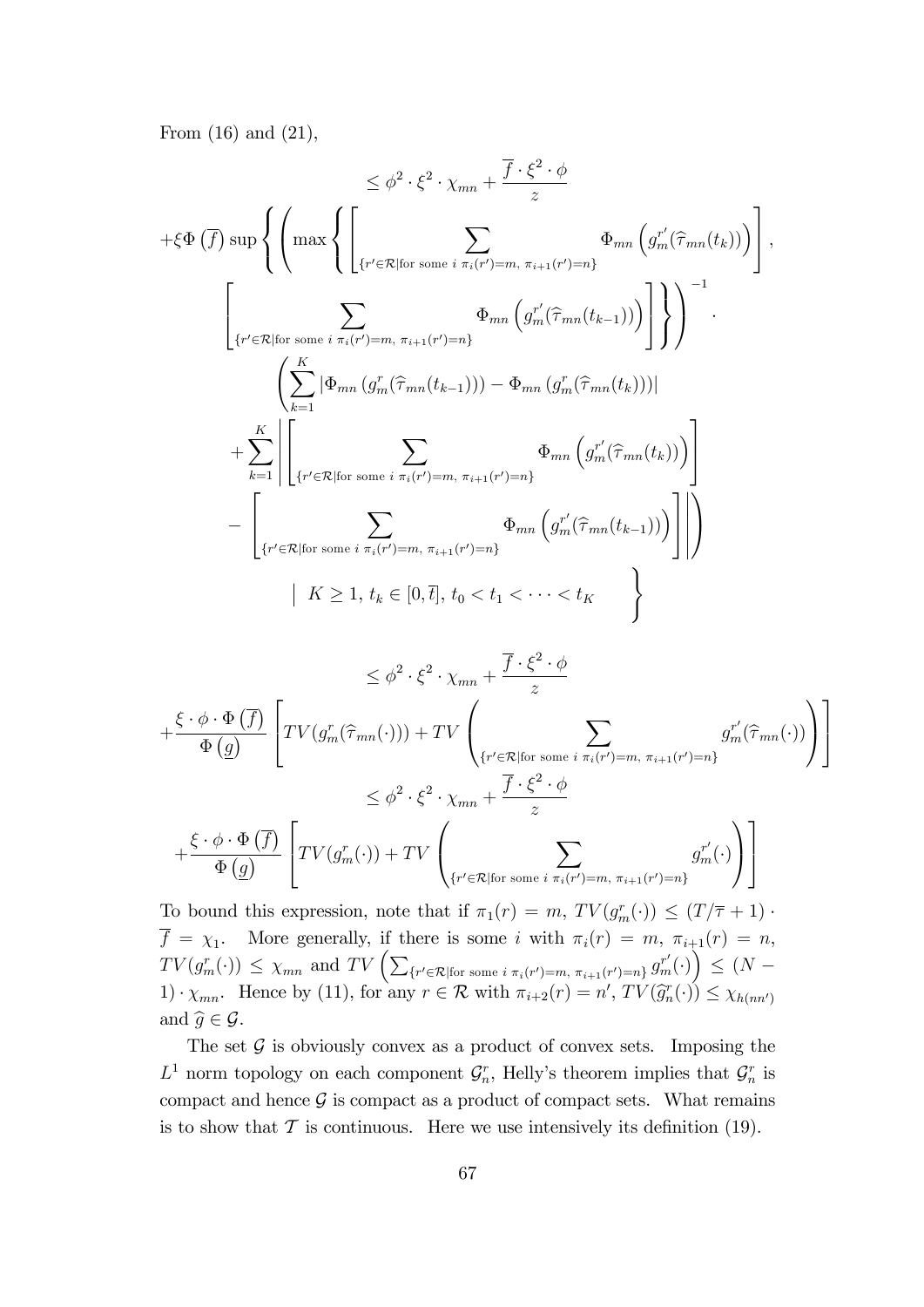From (16) and (21),

$$
\leq \phi^2 \cdot \xi^2 \cdot \chi_{mn} + \frac{\overline{f} \cdot \xi^2 \cdot \phi}{z}
$$

$$
+\xi \Phi\left(\overline{f}\right) \sup \left\{ \left( \max\left\{ \left[ \sum_{\{r' \in \mathcal{R} | \text{for some } i \ \pi_i(r')=m, \ \pi_{i+1}(r')=n\}} \Phi_{mn}\left(g_m^{r'}(\widehat{\tau}_{mn}(t_k))\right) \right], \right.\right.\right.
$$

$$
\left.\left. \left[ \sum_{\{r' \in \mathcal{R} | \text{for some } i \ \pi_i(r')=m, \ \pi_{i+1}(r')=n\}} \Phi_{mn}\left(g_m^{r'}(\widehat{\tau}_{mn}(t_{k-1}))\right) \right] \right\} \right)^{-1} \cdot
$$

$$
\left( \sum_{k=1}^{K} \left| \Phi_{mn}\left(g_m^r(\widehat{\tau}_{mn}(t_{k-1}))\right) - \Phi_{mn}\left(g_m^r(\widehat{\tau}_{mn}(t_k))\right) \right| \right.
$$

$$
+ \sum_{k=1}^{K} \left| \left[ \sum_{\{r' \in \mathcal{R} | \text{for some } i \ \pi_i(r')=m, \ \pi_{i+1}(r')=n\}} \Phi_{mn}\left(g_m^{r'}(\widehat{\tau}_{mn}(t_k))\right) \right] \right.
$$

$$
\left. \left. - \left[ \sum_{\{r' \in \mathcal{R} | \text{for some } i \ \pi_i(r')=m, \ \pi_{i+1}(r')=n\}} \Phi_{mn}\left(g_m^{r'}(\widehat{\tau}_{mn}(t_{k-1}))\right) \right] \right| \right)
$$

$$
\left. \Big| \ K \geq 1, \, t_k \in [0, \overline{t}], \, t_0 < t_1 < \cdots < t_K \right\}
$$

$$
\leq \phi^2 \cdot \xi^2 \cdot \chi_{mn} + \frac{\overline{f} \cdot \xi^2 \cdot \phi}{z}
$$

$$
+ \frac{\xi \cdot \phi \cdot \Phi\left(\overline{f}\right)}{\Phi\left(\underline{g}\right)} \left[ TV(g_m^r(\widehat{\tau}_{mn}(\cdot))) + TV\left( \sum_{\{r' \in \mathcal{R} | \text{for some } i \ \pi_i(r')=m, \ \pi_{i+1}(r')=n\}} g_m^{r'}(\widehat{\tau}_{mn}(\cdot)) \right) \right]
$$

$$
\leq \phi^2 \cdot \xi^2 \cdot \chi_{mn} + \frac{\overline{f} \cdot \xi^2 \cdot \phi}{z}
$$

$$
+ \frac{\xi \cdot \phi \cdot \Phi\left(\overline{f}\right)}{\Phi\left(\underline{g}\right)} \left[ TV(g_m^r(\cdot)) + TV\left( \sum_{\{r' \in \mathcal{R} | \text{for some } i \ \pi_i(r')=m, \ \pi_{i+1}(r')=n\}} g_m^{r'}(\cdot) \right) \right]
$$

To bound this expression, note that if $\pi_1(r) = m$, $TV(g_m^r(\cdot)) \leq (T/\overline{\tau} + 1) \cdot \overline{f} = \chi_1$. More generally, if there is some $i$ with $\pi_i(r) = m$, $\pi_{i+1}(r) = n$, $TV(g_m^r(\cdot)) \leq \chi_{mn}$ and $TV\left(\sum_{\{r' \in \mathcal{R} | \text{for some } i \ \pi_i(r')=m, \ \pi_{i+1}(r')=n\}} g_m^{r'}(\cdot)\right) \leq (N-1) \cdot \chi_{mn}$. Hence by (11), for any $r \in \mathcal{R}$ with $\pi_{i+2}(r) = n'$, $TV(\widehat{g}_n^r(\cdot)) \leq \chi_{h(nn')}$ and $\widehat{g} \in \mathcal{G}$.

The set $\mathcal{G}$ is obviously convex as a product of convex sets. Imposing the $L^1$ norm topology on each component $\mathcal{G}_n^r$, Helly's theorem implies that $\mathcal{G}_n^r$ is compact and hence $\mathcal{G}$ is compact as a product of compact sets. What remains is to show that $\mathcal{T}$ is continuous. Here we use intensively its definition (19).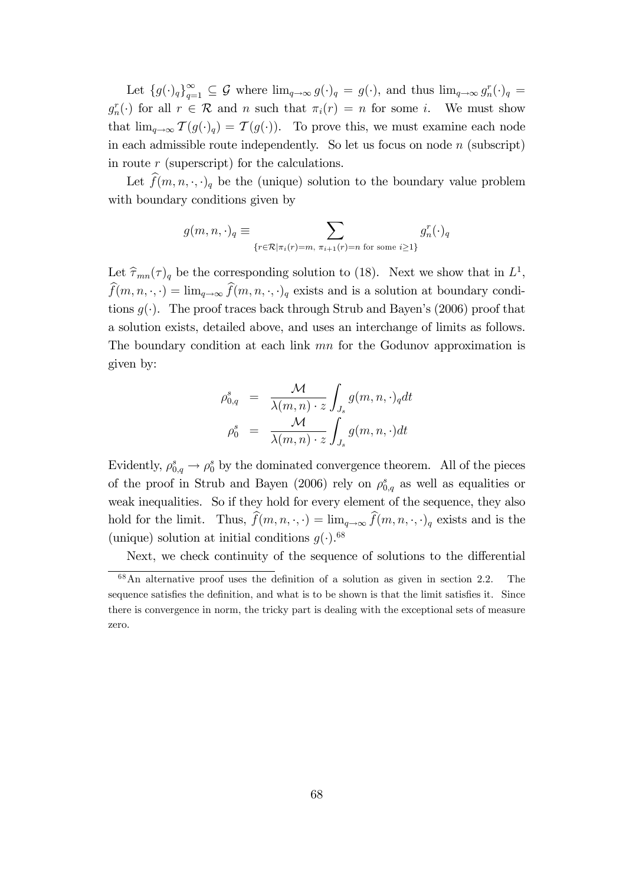Let $\{g(\cdot)_q\}_{q=1}^{\infty} \subseteq \mathcal{G}$ where $\lim_{q\to\infty} g(\cdot)_q = g(\cdot)$, and thus $\lim_{q\to\infty} g_n^r(\cdot)_q = g_n^r(\cdot)$ for all $r \in \mathcal{R}$ and $n$ such that $\pi_i(r) = n$ for some $i$. We must show that $\lim_{q\to\infty} \mathcal{T}(g(\cdot)_q) = \mathcal{T}(g(\cdot))$. To prove this, we must examine each node in each admissible route independently. So let us focus on node $n$ (subscript) in route $r$ (superscript) for the calculations.

Let $\widehat{f}(m, n, \cdot, \cdot)_q$ be the (unique) solution to the boundary value problem with boundary conditions given by

$$g(m, n, \cdot)_q \equiv \sum_{\{r\in\mathcal{R}|\pi_i(r)=m,\ \pi_{i+1}(r)=n \text{ for some } i\geq 1\}} g_n^r(\cdot)_q$$

Let $\widehat{\tau}_{mn}(\tau)_q$ be the corresponding solution to (18). Next we show that in $L^1$, $\widehat{f}(m, n, \cdot, \cdot) = \lim_{q\to\infty} \widehat{f}(m, n, \cdot, \cdot)_q$ exists and is a solution at boundary conditions $g(\cdot)$. The proof traces back through Strub and Bayen's (2006) proof that a solution exists, detailed above, and uses an interchange of limits as follows. The boundary condition at each link $mn$ for the Godunov approximation is given by:

$$\begin{aligned}
\rho_{0,q}^s &= \frac{\mathcal{M}}{\lambda(m,n)\cdot z}\int_{J_s} g(m,n,\cdot)_q dt \\
\rho_0^s &= \frac{\mathcal{M}}{\lambda(m,n)\cdot z}\int_{J_s} g(m,n,\cdot) dt
\end{aligned}$$

Evidently, $\rho_{0,q}^s \to \rho_0^s$ by the dominated convergence theorem. All of the pieces of the proof in Strub and Bayen (2006) rely on $\rho_{0,q}^s$ as well as equalities or weak inequalities. So if they hold for every element of the sequence, they also hold for the limit. Thus, $\widehat{f}(m, n, \cdot, \cdot) = \lim_{q\to\infty} \widehat{f}(m, n, \cdot, \cdot)_q$ exists and is the (unique) solution at initial conditions $g(\cdot)$.[68]

Next, we check continuity of the sequence of solutions to the differential

[68] An alternative proof uses the definition of a solution as given in section 2.2. The sequence satisfies the definition, and what is to be shown is that the limit satisfies it. Since there is convergence in norm, the tricky part is dealing with the exceptional sets of measure zero.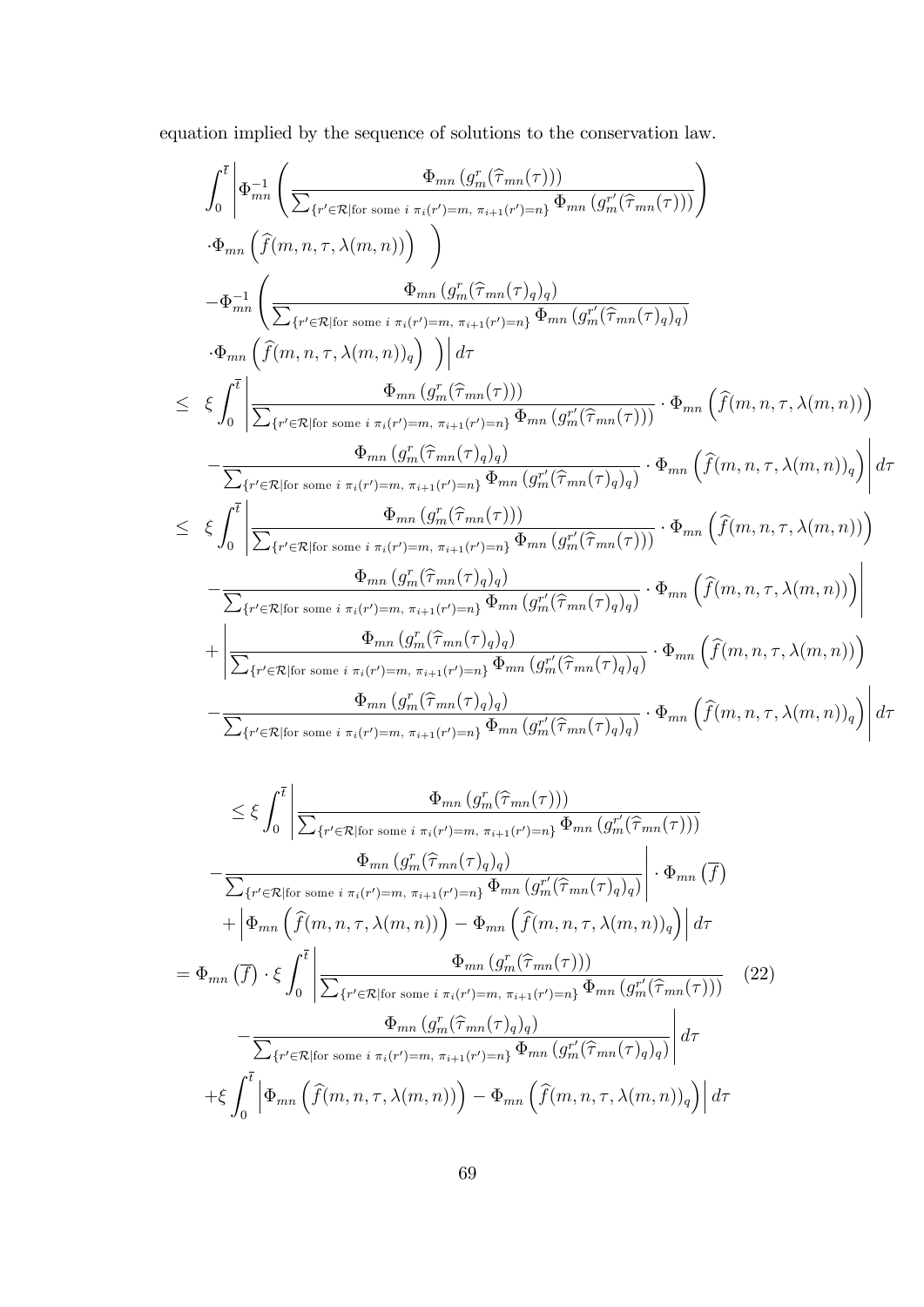equation implied by the sequence of solutions to the conservation law.

$$
\begin{aligned}
&\int_0^{\overline{t}} \Bigg| \Phi_{mn}^{-1} \left( \frac{\Phi_{mn}\left(g_m^r(\widehat{\tau}_{mn}(\tau))\right)}{\sum_{\{r'\in\mathcal{R}|\text{for some } i\ \pi_i(r')=m,\ \pi_{i+1}(r')=n\}} \Phi_{mn}\left(g_m^{r'}(\widehat{\tau}_{mn}(\tau))\right)} \right. \\
&\left. \cdot \Phi_{mn}\left(\widehat{f}(m,n,\tau,\lambda(m,n))\right) \right) \\
&-\Phi_{mn}^{-1} \left( \frac{\Phi_{mn}\left(g_m^r(\widehat{\tau}_{mn}(\tau)_q)_q\right)}{\sum_{\{r'\in\mathcal{R}|\text{for some } i\ \pi_i(r')=m,\ \pi_{i+1}(r')=n\}} \Phi_{mn}\left(g_m^{r'}(\widehat{\tau}_{mn}(\tau)_q)_q\right)} \right. \\
&\left. \cdot \Phi_{mn}\left(\widehat{f}(m,n,\tau,\lambda(m,n))_q\right) \right) \Bigg| d\tau \\
\leq\ & \xi \int_0^{\overline{t}} \Bigg| \frac{\Phi_{mn}\left(g_m^r(\widehat{\tau}_{mn}(\tau))\right)}{\sum_{\{r'\in\mathcal{R}|\text{for some } i\ \pi_i(r')=m,\ \pi_{i+1}(r')=n\}} \Phi_{mn}\left(g_m^{r'}(\widehat{\tau}_{mn}(\tau))\right)} \cdot \Phi_{mn}\left(\widehat{f}(m,n,\tau,\lambda(m,n))\right) \\
&- \frac{\Phi_{mn}\left(g_m^r(\widehat{\tau}_{mn}(\tau)_q)_q\right)}{\sum_{\{r'\in\mathcal{R}|\text{for some } i\ \pi_i(r')=m,\ \pi_{i+1}(r')=n\}} \Phi_{mn}\left(g_m^{r'}(\widehat{\tau}_{mn}(\tau)_q)_q\right)} \cdot \Phi_{mn}\left(\widehat{f}(m,n,\tau,\lambda(m,n))_q\right) \Bigg| d\tau \\
\leq\ & \xi \int_0^{\overline{t}} \Bigg| \frac{\Phi_{mn}\left(g_m^r(\widehat{\tau}_{mn}(\tau))\right)}{\sum_{\{r'\in\mathcal{R}|\text{for some } i\ \pi_i(r')=m,\ \pi_{i+1}(r')=n\}} \Phi_{mn}\left(g_m^{r'}(\widehat{\tau}_{mn}(\tau))\right)} \cdot \Phi_{mn}\left(\widehat{f}(m,n,\tau,\lambda(m,n))\right) \\
&- \frac{\Phi_{mn}\left(g_m^r(\widehat{\tau}_{mn}(\tau)_q)_q\right)}{\sum_{\{r'\in\mathcal{R}|\text{for some } i\ \pi_i(r')=m,\ \pi_{i+1}(r')=n\}} \Phi_{mn}\left(g_m^{r'}(\widehat{\tau}_{mn}(\tau)_q)_q\right)} \cdot \Phi_{mn}\left(\widehat{f}(m,n,\tau,\lambda(m,n))\right) \Bigg| \\
&+ \Bigg| \frac{\Phi_{mn}\left(g_m^r(\widehat{\tau}_{mn}(\tau)_q)_q\right)}{\sum_{\{r'\in\mathcal{R}|\text{for some } i\ \pi_i(r')=m,\ \pi_{i+1}(r')=n\}} \Phi_{mn}\left(g_m^{r'}(\widehat{\tau}_{mn}(\tau)_q)_q\right)} \cdot \Phi_{mn}\left(\widehat{f}(m,n,\tau,\lambda(m,n))\right) \\
&- \frac{\Phi_{mn}\left(g_m^r(\widehat{\tau}_{mn}(\tau)_q)_q\right)}{\sum_{\{r'\in\mathcal{R}|\text{for some } i\ \pi_i(r')=m,\ \pi_{i+1}(r')=n\}} \Phi_{mn}\left(g_m^{r'}(\widehat{\tau}_{mn}(\tau)_q)_q\right)} \cdot \Phi_{mn}\left(\widehat{f}(m,n,\tau,\lambda(m,n))_q\right) \Bigg| d\tau
\end{aligned}
$$

$$
\begin{aligned}
&\leq \xi \int_0^{\overline{t}} \Bigg| \frac{\Phi_{mn}\left(g_m^r(\widehat{\tau}_{mn}(\tau))\right)}{\sum_{\{r'\in\mathcal{R}|\text{for some } i\ \pi_i(r')=m,\ \pi_{i+1}(r')=n\}} \Phi_{mn}\left(g_m^{r'}(\widehat{\tau}_{mn}(\tau))\right)} \\
&\quad - \frac{\Phi_{mn}\left(g_m^r(\widehat{\tau}_{mn}(\tau)_q)_q\right)}{\sum_{\{r'\in\mathcal{R}|\text{for some } i\ \pi_i(r')=m,\ \pi_{i+1}(r')=n\}} \Phi_{mn}\left(g_m^{r'}(\widehat{\tau}_{mn}(\tau)_q)_q\right)} \Bigg| \cdot \Phi_{mn}\left(\overline{f}\right) \\
&\quad + \left| \Phi_{mn}\left(\widehat{f}(m,n,\tau,\lambda(m,n))\right) - \Phi_{mn}\left(\widehat{f}(m,n,\tau,\lambda(m,n))_q\right) \right| d\tau \\
&= \Phi_{mn}\left(\overline{f}\right) \cdot \xi \int_0^{\overline{t}} \Bigg| \frac{\Phi_{mn}\left(g_m^r(\widehat{\tau}_{mn}(\tau))\right)}{\sum_{\{r'\in\mathcal{R}|\text{for some } i\ \pi_i(r')=m,\ \pi_{i+1}(r')=n\}} \Phi_{mn}\left(g_m^{r'}(\widehat{\tau}_{mn}(\tau))\right)} \qquad (22) \\
&\quad - \frac{\Phi_{mn}\left(g_m^r(\widehat{\tau}_{mn}(\tau)_q)_q\right)}{\sum_{\{r'\in\mathcal{R}|\text{for some } i\ \pi_i(r')=m,\ \pi_{i+1}(r')=n\}} \Phi_{mn}\left(g_m^{r'}(\widehat{\tau}_{mn}(\tau)_q)_q\right)} \Bigg| d\tau \\
&\quad + \xi \int_0^{\overline{t}} \left| \Phi_{mn}\left(\widehat{f}(m,n,\tau,\lambda(m,n))\right) - \Phi_{mn}\left(\widehat{f}(m,n,\tau,\lambda(m,n))_q\right) \right| d\tau
\end{aligned}
$$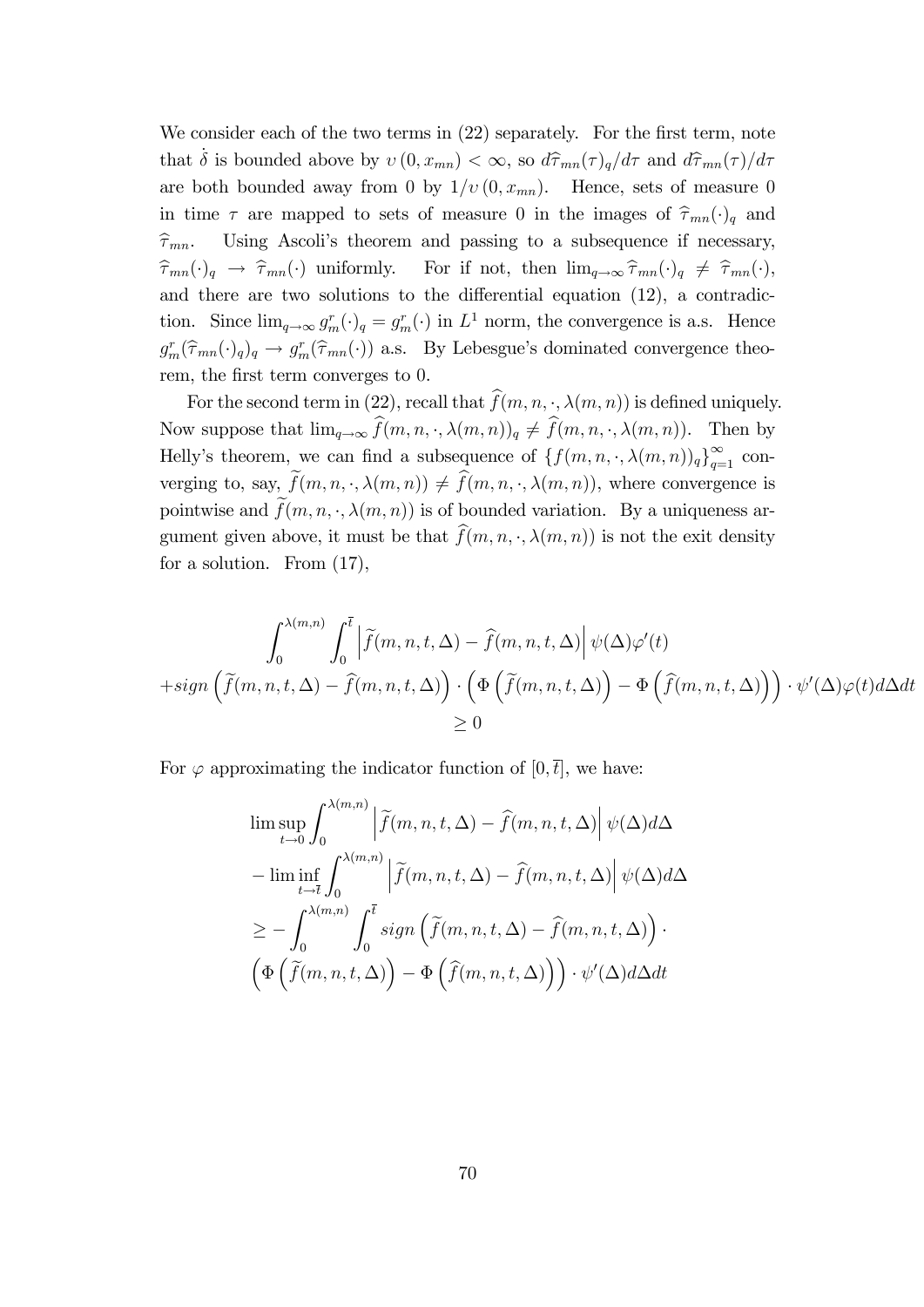We consider each of the two terms in (22) separately. For the first term, note that $\dot{\delta}$ is bounded above by $\upsilon(0, x_{mn}) < \infty$, so $d\widehat{\tau}_{mn}(\tau)_q/d\tau$ and $d\widehat{\tau}_{mn}(\tau)/d\tau$ are both bounded away from 0 by $1/\upsilon(0, x_{mn})$. Hence, sets of measure 0 in time $\tau$ are mapped to sets of measure 0 in the images of $\widehat{\tau}_{mn}(\cdot)_q$ and $\widehat{\tau}_{mn}$. Using Ascoli's theorem and passing to a subsequence if necessary, $\widehat{\tau}_{mn}(\cdot)_q \to \widehat{\tau}_{mn}(\cdot)$ uniformly. For if not, then $\lim_{q\to\infty} \widehat{\tau}_{mn}(\cdot)_q \neq \widehat{\tau}_{mn}(\cdot)$, and there are two solutions to the differential equation (12), a contradiction. Since $\lim_{q\to\infty} g_m^r(\cdot)_q = g_m^r(\cdot)$ in $L^1$ norm, the convergence is a.s. Hence $g_m^r(\widehat{\tau}_{mn}(\cdot)_q)_q \to g_m^r(\widehat{\tau}_{mn}(\cdot))$ a.s. By Lebesgue's dominated convergence theorem, the first term converges to 0.

For the second term in (22), recall that $\widehat{f}(m, n, \cdot, \lambda(m, n))$ is defined uniquely. Now suppose that $\lim_{q\to\infty} \widehat{f}(m, n, \cdot, \lambda(m, n))_q \neq \widehat{f}(m, n, \cdot, \lambda(m, n))$. Then by Helly's theorem, we can find a subsequence of $\{f(m, n, \cdot, \lambda(m, n))_q\}_{q=1}^{\infty}$ converging to, say, $\widetilde{f}(m, n, \cdot, \lambda(m, n)) \neq \widehat{f}(m, n, \cdot, \lambda(m, n))$, where convergence is pointwise and $\widetilde{f}(m, n, \cdot, \lambda(m, n))$ is of bounded variation. By a uniqueness argument given above, it must be that $\widehat{f}(m, n, \cdot, \lambda(m, n))$ is not the exit density for a solution. From (17),

$$
\begin{gathered}
\int_0^{\lambda(m,n)} \int_0^{\overline{t}} \left| \widetilde{f}(m,n,t,\Delta) - \widehat{f}(m,n,t,\Delta) \right| \psi(\Delta)\varphi'(t) \\
+ sign\left(\widetilde{f}(m,n,t,\Delta) - \widehat{f}(m,n,t,\Delta)\right) \cdot \left(\Phi\left(\widetilde{f}(m,n,t,\Delta)\right) - \Phi\left(\widehat{f}(m,n,t,\Delta)\right)\right) \cdot \psi'(\Delta)\varphi(t) d\Delta dt \\
\geq 0
\end{gathered}
$$

For $\varphi$ approximating the indicator function of $[0, \overline{t}]$, we have:

$$
\begin{aligned}
&\limsup_{t\to 0} \int_0^{\lambda(m,n)} \left| \widetilde{f}(m,n,t,\Delta) - \widehat{f}(m,n,t,\Delta) \right| \psi(\Delta) d\Delta \\
&- \liminf_{t\to \overline{t}} \int_0^{\lambda(m,n)} \left| \widetilde{f}(m,n,t,\Delta) - \widehat{f}(m,n,t,\Delta) \right| \psi(\Delta) d\Delta \\
&\geq - \int_0^{\lambda(m,n)} \int_0^{\overline{t}} sign\left(\widetilde{f}(m,n,t,\Delta) - \widehat{f}(m,n,t,\Delta)\right) \cdot \\
&\left(\Phi\left(\widetilde{f}(m,n,t,\Delta)\right) - \Phi\left(\widehat{f}(m,n,t,\Delta)\right)\right) \cdot \psi'(\Delta) d\Delta dt
\end{aligned}
$$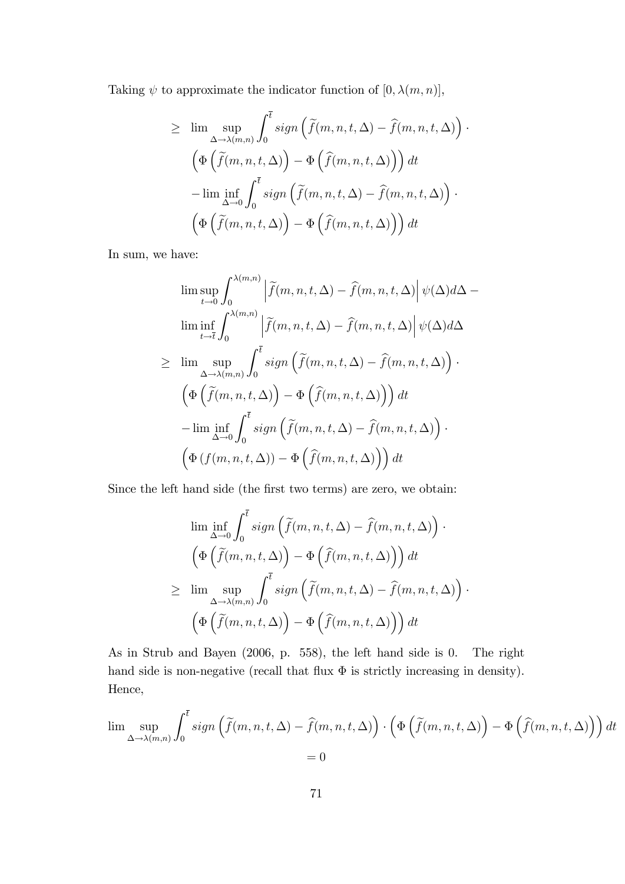Taking $\psi$ to approximate the indicator function of $[0, \lambda(m,n)]$,

$$
\begin{aligned}
\geq \ & \lim \sup_{\Delta \to \lambda(m,n)} \int_0^{\bar{t}} sign\left(\widetilde{f}(m,n,t,\Delta) - \widehat{f}(m,n,t,\Delta)\right) \cdot \\
& \left(\Phi\left(\widetilde{f}(m,n,t,\Delta)\right) - \Phi\left(\widehat{f}(m,n,t,\Delta)\right)\right) dt \\
& - \lim \inf_{\Delta \to 0} \int_0^{\bar{t}} sign\left(\widetilde{f}(m,n,t,\Delta) - \widehat{f}(m,n,t,\Delta)\right) \cdot \\
& \left(\Phi\left(\widetilde{f}(m,n,t,\Delta)\right) - \Phi\left(\widehat{f}(m,n,t,\Delta)\right)\right) dt
\end{aligned}
$$

In sum, we have:

$$
\begin{aligned}
& \lim \sup_{t \to 0} \int_0^{\lambda(m,n)} \left|\widetilde{f}(m,n,t,\Delta) - \widehat{f}(m,n,t,\Delta)\right| \psi(\Delta) d\Delta - \\
& \lim \inf_{t \to \bar{t}} \int_0^{\lambda(m,n)} \left|\widetilde{f}(m,n,t,\Delta) - \widehat{f}(m,n,t,\Delta)\right| \psi(\Delta) d\Delta \\
\geq \ & \lim \sup_{\Delta \to \lambda(m,n)} \int_0^{\bar{t}} sign\left(\widetilde{f}(m,n,t,\Delta) - \widehat{f}(m,n,t,\Delta)\right) \cdot \\
& \left(\Phi\left(\widetilde{f}(m,n,t,\Delta)\right) - \Phi\left(\widehat{f}(m,n,t,\Delta)\right)\right) dt \\
& - \lim \inf_{\Delta \to 0} \int_0^{\bar{t}} sign\left(\widetilde{f}(m,n,t,\Delta) - \widehat{f}(m,n,t,\Delta)\right) \cdot \\
& \left(\Phi\left(f(m,n,t,\Delta)\right) - \Phi\left(\widehat{f}(m,n,t,\Delta)\right)\right) dt
\end{aligned}
$$

Since the left hand side (the first two terms) are zero, we obtain:

$$
\begin{aligned}
& \lim \inf_{\Delta \to 0} \int_0^{\bar{t}} sign\left(\widetilde{f}(m,n,t,\Delta) - \widehat{f}(m,n,t,\Delta)\right) \cdot \\
& \left(\Phi\left(\widetilde{f}(m,n,t,\Delta)\right) - \Phi\left(\widehat{f}(m,n,t,\Delta)\right)\right) dt \\
\geq \ & \lim \sup_{\Delta \to \lambda(m,n)} \int_0^{\bar{t}} sign\left(\widetilde{f}(m,n,t,\Delta) - \widehat{f}(m,n,t,\Delta)\right) \cdot \\
& \left(\Phi\left(\widetilde{f}(m,n,t,\Delta)\right) - \Phi\left(\widehat{f}(m,n,t,\Delta)\right)\right) dt
\end{aligned}
$$

As in Strub and Bayen (2006, p. 558), the left hand side is 0. The right hand side is non-negative (recall that flux $\Phi$ is strictly increasing in density). Hence,

$$
\lim \sup_{\Delta \to \lambda(m,n)} \int_0^{\bar{t}} sign\left(\widetilde{f}(m,n,t,\Delta) - \widehat{f}(m,n,t,\Delta)\right) \cdot \left(\Phi\left(\widetilde{f}(m,n,t,\Delta)\right) - \Phi\left(\widehat{f}(m,n,t,\Delta)\right)\right) dt = 0
$$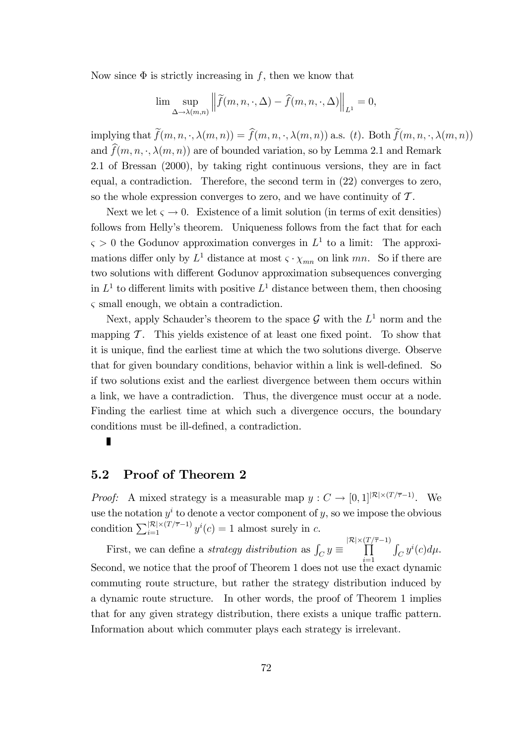Now since $\Phi$ is strictly increasing in $f$, then we know that

$$\lim \sup_{\Delta \to \lambda(m,n)} \left\| \widetilde{f}(m,n,\cdot,\Delta) - \widehat{f}(m,n,\cdot,\Delta) \right\|_{L^1} = 0,$$

implying that $\widetilde{f}(m,n,\cdot,\lambda(m,n)) = \widehat{f}(m,n,\cdot,\lambda(m,n))$ a.s. $(t)$. Both $\widetilde{f}(m,n,\cdot,\lambda(m,n))$ and $\widehat{f}(m,n,\cdot,\lambda(m,n))$ are of bounded variation, so by Lemma 2.1 and Remark 2.1 of Bressan (2000), by taking right continuous versions, they are in fact equal, a contradiction. Therefore, the second term in (22) converges to zero, so the whole expression converges to zero, and we have continuity of $\mathcal{T}$.

Next we let $\varsigma \to 0$. Existence of a limit solution (in terms of exit densities) follows from Helly's theorem. Uniqueness follows from the fact that for each $\varsigma > 0$ the Godunov approximation converges in $L^1$ to a limit: The approximations differ only by $L^1$ distance at most $\varsigma \cdot \chi_{mn}$ on link $mn$. So if there are two solutions with different Godunov approximation subsequences converging in $L^1$ to different limits with positive $L^1$ distance between them, then choosing $\varsigma$ small enough, we obtain a contradiction.

Next, apply Schauder's theorem to the space $\mathcal{G}$ with the $L^1$ norm and the mapping $\mathcal{T}$. This yields existence of at least one fixed point. To show that it is unique, find the earliest time at which the two solutions diverge. Observe that for given boundary conditions, behavior within a link is well-defined. So if two solutions exist and the earliest divergence between them occurs within a link, we have a contradiction. Thus, the divergence must occur at a node. Finding the earliest time at which such a divergence occurs, the boundary conditions must be ill-defined, a contradiction.

∎

## 5.2 Proof of Theorem 2

*Proof:* A mixed strategy is a measurable map $y : C \to [0,1]^{|\mathcal{R}| \times (T/\overline{\tau}-1)}$. We use the notation $y^i$ to denote a vector component of $y$, so we impose the obvious condition $\sum_{i=1}^{|\mathcal{R}| \times (T/\overline{\tau}-1)} y^i(c) = 1$ almost surely in $c$.

First, we can define a *strategy distribution* as $\int_C y \equiv \prod_{i=1}^{|\mathcal{R}| \times (T/\overline{\tau}-1)} \int_C y^i(c) d\mu$. Second, we notice that the proof of Theorem 1 does not use the exact dynamic commuting route structure, but rather the strategy distribution induced by a dynamic route structure. In other words, the proof of Theorem 1 implies that for any given strategy distribution, there exists a unique traffic pattern. Information about which commuter plays each strategy is irrelevant.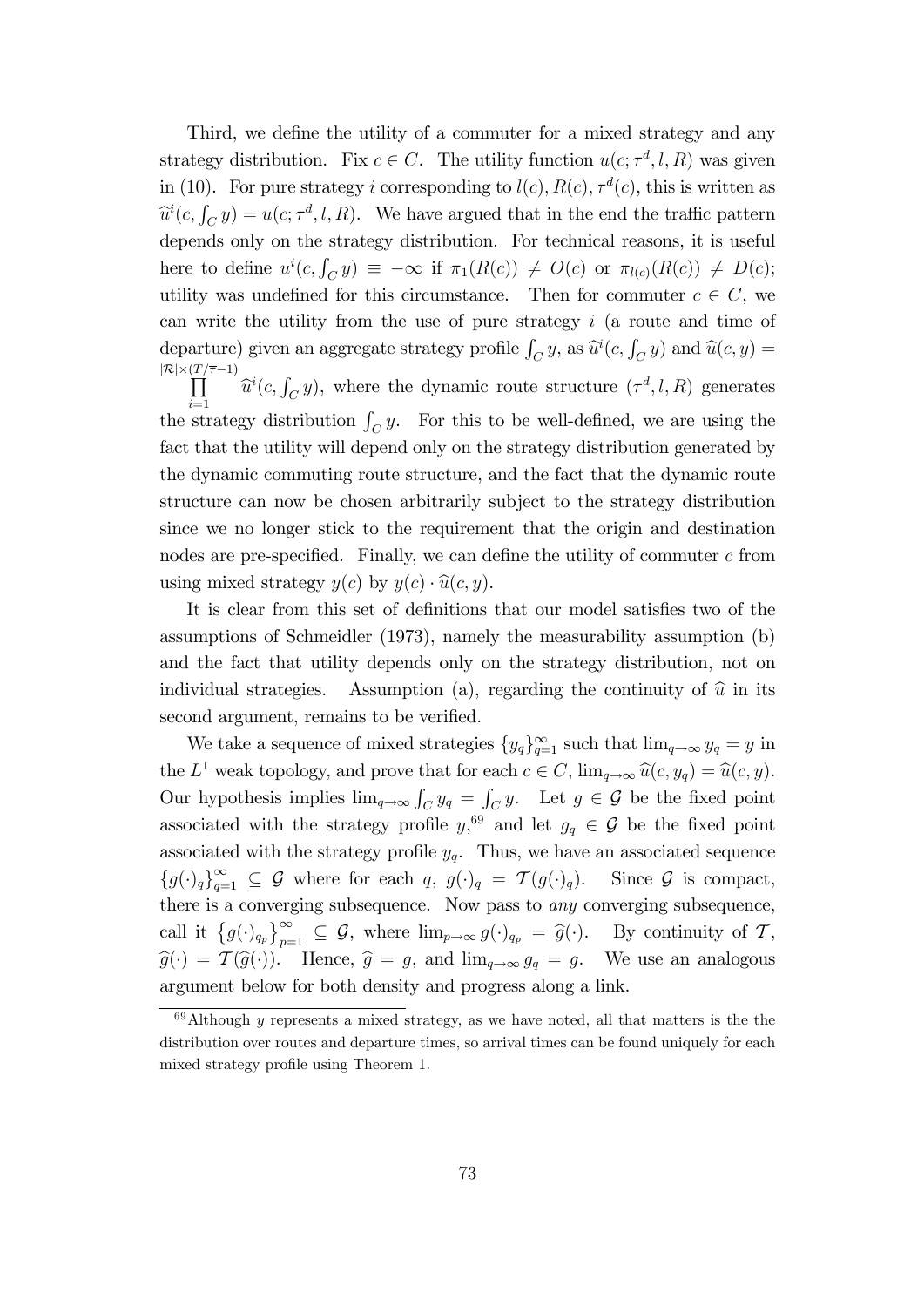Third, we define the utility of a commuter for a mixed strategy and any strategy distribution. Fix $c \in C$. The utility function $u(c; \tau^d, l, R)$ was given in (10). For pure strategy $i$ corresponding to $l(c), R(c), \tau^d(c)$, this is written as $\widehat{u}^i(c, \int_C y) = u(c; \tau^d, l, R)$. We have argued that in the end the traffic pattern depends only on the strategy distribution. For technical reasons, it is useful here to define $u^i(c, \int_C y) \equiv -\infty$ if $\pi_1(R(c)) \neq O(c)$ or $\pi_{l(c)}(R(c)) \neq D(c)$; utility was undefined for this circumstance. Then for commuter $c \in C$, we can write the utility from the use of pure strategy $i$ (a route and time of departure) given an aggregate strategy profile $\int_C y$, as $\widehat{u}^i(c, \int_C y)$ and $\widehat{u}(c, y) = \prod_{i=1}^{|\mathcal{R}| \times (T/\overline{\tau}-1)} \widehat{u}^i(c, \int_C y)$, where the dynamic route structure $(\tau^d, l, R)$ generates the strategy distribution $\int_C y$. For this to be well-defined, we are using the fact that the utility will depend only on the strategy distribution generated by the dynamic commuting route structure, and the fact that the dynamic route structure can now be chosen arbitrarily subject to the strategy distribution since we no longer stick to the requirement that the origin and destination nodes are pre-specified. Finally, we can define the utility of commuter $c$ from using mixed strategy $y(c)$ by $y(c) \cdot \widehat{u}(c, y)$.

It is clear from this set of definitions that our model satisfies two of the assumptions of Schmeidler (1973), namely the measurability assumption (b) and the fact that utility depends only on the strategy distribution, not on individual strategies. Assumption (a), regarding the continuity of $\widehat{u}$ in its second argument, remains to be verified.

We take a sequence of mixed strategies $\{y_q\}_{q=1}^{\infty}$ such that $\lim_{q\to\infty} y_q = y$ in the $L^1$ weak topology, and prove that for each $c \in C$, $\lim_{q\to\infty} \widehat{u}(c, y_q) = \widehat{u}(c, y)$. Our hypothesis implies $\lim_{q\to\infty} \int_C y_q = \int_C y$. Let $g \in \mathcal{G}$ be the fixed point associated with the strategy profile $y$,[69] and let $g_q \in \mathcal{G}$ be the fixed point associated with the strategy profile $y_q$. Thus, we have an associated sequence $\{g(\cdot)_q\}_{q=1}^{\infty} \subseteq \mathcal{G}$ where for each $q$, $g(\cdot)_q = \mathcal{T}(g(\cdot)_q)$. Since $\mathcal{G}$ is compact, there is a converging subsequence. Now pass to *any* converging subsequence, call it $\left\{g(\cdot)_{q_p}\right\}_{p=1}^{\infty} \subseteq \mathcal{G}$, where $\lim_{p\to\infty} g(\cdot)_{q_p} = \widehat{g}(\cdot)$. By continuity of $\mathcal{T}$, $\widehat{g}(\cdot) = \mathcal{T}(\widehat{g}(\cdot))$. Hence, $\widehat{g} = g$, and $\lim_{q\to\infty} g_q = g$. We use an analogous argument below for both density and progress along a link.

[69] Although $y$ represents a mixed strategy, as we have noted, all that matters is the the distribution over routes and departure times, so arrival times can be found uniquely for each mixed strategy profile using Theorem 1.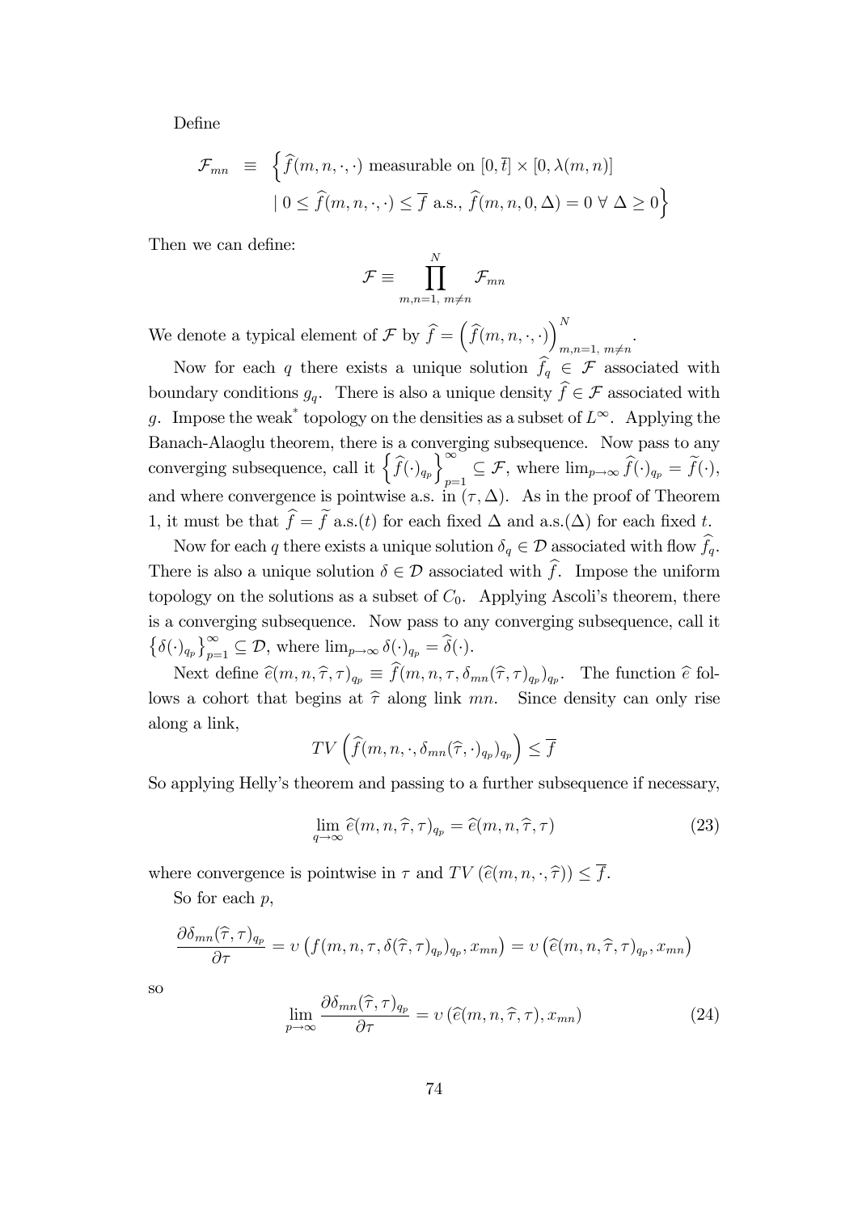Define

$$\mathcal{F}_{mn} \equiv \Big\{ \widehat{f}(m,n,\cdot,\cdot) \text{ measurable on } [0,\overline{t}] \times [0,\lambda(m,n)]$$
$$\mid 0 \leq \widehat{f}(m,n,\cdot,\cdot) \leq \overline{f} \text{ a.s., } \widehat{f}(m,n,0,\Delta) = 0 \ \forall \ \Delta \geq 0 \Big\}$$

Then we can define:

$$\mathcal{F} \equiv \prod_{m,n=1,\ m\neq n}^{N} \mathcal{F}_{mn}$$

We denote a typical element of $\mathcal{F}$ by $\widehat{f} = \left( \widehat{f}(m,n,\cdot,\cdot) \right)_{m,n=1,\ m\neq n}^{N}$.

Now for each $q$ there exists a unique solution $\widehat{f}_q \in \mathcal{F}$ associated with boundary conditions $g_q$. There is also a unique density $\widehat{f} \in \mathcal{F}$ associated with $g$. Impose the weak$^*$ topology on the densities as a subset of $L^\infty$. Applying the Banach-Alaoglu theorem, there is a converging subsequence. Now pass to any converging subsequence, call it $\left\{ \widehat{f}(\cdot)_{q_p} \right\}_{p=1}^{\infty} \subseteq \mathcal{F}$, where $\lim_{p\to\infty} \widehat{f}(\cdot)_{q_p} = \widetilde{f}(\cdot)$, and where convergence is pointwise a.s. in $(\tau, \Delta)$. As in the proof of Theorem 1, it must be that $\widehat{f} = \widetilde{f}$ a.s.$(t)$ for each fixed $\Delta$ and a.s.$(\Delta)$ for each fixed $t$.

Now for each $q$ there exists a unique solution $\delta_q \in \mathcal{D}$ associated with flow $\widehat{f}_q$. There is also a unique solution $\delta \in \mathcal{D}$ associated with $\widehat{f}$. Impose the uniform topology on the solutions as a subset of $C_0$. Applying Ascoli's theorem, there is a converging subsequence. Now pass to any converging subsequence, call it $\left\{ \delta(\cdot)_{q_p} \right\}_{p=1}^{\infty} \subseteq \mathcal{D}$, where $\lim_{p\to\infty} \delta(\cdot)_{q_p} = \widehat{\delta}(\cdot)$.

Next define $\widehat{e}(m,n,\widehat{\tau},\tau)_{q_p} \equiv \widehat{f}(m,n,\tau,\delta_{mn}(\widehat{\tau},\tau)_{q_p})_{q_p}$. The function $\widehat{e}$ follows a cohort that begins at $\widehat{\tau}$ along link $mn$. Since density can only rise along a link,

$$TV\left( \widehat{f}(m,n,\cdot,\delta_{mn}(\widehat{\tau},\cdot)_{q_p})_{q_p} \right) \leq \overline{f}$$

So applying Helly's theorem and passing to a further subsequence if necessary,

$$\lim_{q\to\infty} \widehat{e}(m,n,\widehat{\tau},\tau)_{q_p} = \widehat{e}(m,n,\widehat{\tau},\tau) \tag{23}$$

where convergence is pointwise in $\tau$ and $TV\left(\widehat{e}(m,n,\cdot,\widehat{\tau})\right) \leq \overline{f}$.

So for each $p$,

$$\frac{\partial \delta_{mn}(\widehat{\tau},\tau)_{q_p}}{\partial \tau} = \upsilon\left( f(m,n,\tau,\delta(\widehat{\tau},\tau)_{q_p})_{q_p}, x_{mn} \right) = \upsilon\left( \widehat{e}(m,n,\widehat{\tau},\tau)_{q_p}, x_{mn} \right)$$

so

$$\lim_{p\to\infty} \frac{\partial \delta_{mn}(\widehat{\tau},\tau)_{q_p}}{\partial \tau} = \upsilon\left(\widehat{e}(m,n,\widehat{\tau},\tau), x_{mn}\right) \tag{24}$$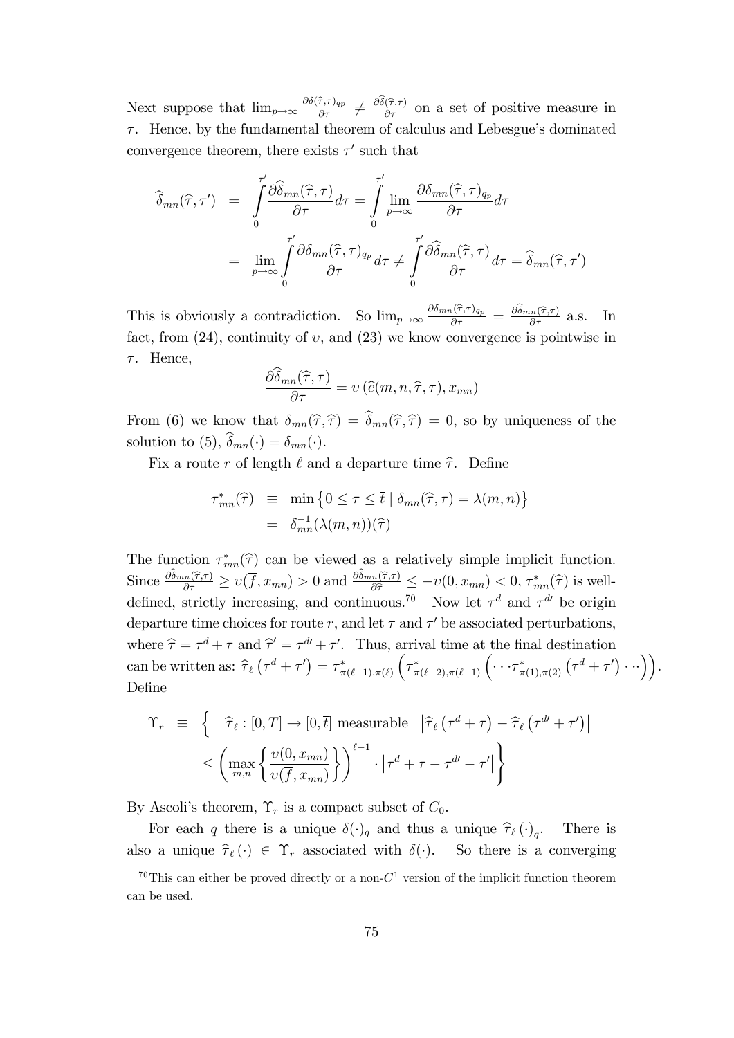Next suppose that $\lim_{p\to\infty} \frac{\partial \delta(\widehat{\tau},\tau)_{q_p}}{\partial \tau} \neq \frac{\partial \widehat{\delta}(\widehat{\tau},\tau)}{\partial \tau}$ on a set of positive measure in $\tau$. Hence, by the fundamental theorem of calculus and Lebesgue's dominated convergence theorem, there exists $\tau'$ such that

$$
\begin{aligned}
\widehat{\delta}_{mn}(\widehat{\tau},\tau') &= \int_0^{\tau'} \frac{\partial \widehat{\delta}_{mn}(\widehat{\tau},\tau)}{\partial \tau} d\tau = \int_0^{\tau'} \lim_{p\to\infty} \frac{\partial \delta_{mn}(\widehat{\tau},\tau)_{q_p}}{\partial \tau} d\tau \\
&= \lim_{p\to\infty} \int_0^{\tau'} \frac{\partial \delta_{mn}(\widehat{\tau},\tau)_{q_p}}{\partial \tau} d\tau \neq \int_0^{\tau'} \frac{\partial \widehat{\delta}_{mn}(\widehat{\tau},\tau)}{\partial \tau} d\tau = \widehat{\delta}_{mn}(\widehat{\tau},\tau')
\end{aligned}
$$

This is obviously a contradiction. So $\lim_{p\to\infty} \frac{\partial \delta_{mn}(\widehat{\tau},\tau)_{q_p}}{\partial \tau} = \frac{\partial \widehat{\delta}_{mn}(\widehat{\tau},\tau)}{\partial \tau}$ a.s. In fact, from (24), continuity of $\upsilon$, and (23) we know convergence is pointwise in $\tau$. Hence,

$$
\frac{\partial \widehat{\delta}_{mn}(\widehat{\tau},\tau)}{\partial \tau} = \upsilon\left(\widehat{e}(m,n,\widehat{\tau},\tau), x_{mn}\right)
$$

From (6) we know that $\delta_{mn}(\widehat{\tau},\widehat{\tau}) = \widehat{\delta}_{mn}(\widehat{\tau},\widehat{\tau}) = 0$, so by uniqueness of the solution to (5), $\widehat{\delta}_{mn}(\cdot) = \delta_{mn}(\cdot)$.

Fix a route $r$ of length $\ell$ and a departure time $\widehat{\tau}$. Define

$$
\begin{aligned}
\tau^*_{mn}(\widehat{\tau}) &\equiv \min\left\{0 \leq \tau \leq \overline{t} \mid \delta_{mn}(\widehat{\tau},\tau) = \lambda(m,n)\right\} \\
&= \delta^{-1}_{mn}(\lambda(m,n))(\widehat{\tau})
\end{aligned}
$$

The function $\tau^*_{mn}(\widehat{\tau})$ can be viewed as a relatively simple implicit function. Since $\frac{\partial \widehat{\delta}_{mn}(\widehat{\tau},\tau)}{\partial \tau} \geq \upsilon(\overline{f}, x_{mn}) > 0$ and $\frac{\partial \widehat{\delta}_{mn}(\widehat{\tau},\tau)}{\partial \widehat{\tau}} \leq -\upsilon(0, x_{mn}) < 0$, $\tau^*_{mn}(\widehat{\tau})$ is well-defined, strictly increasing, and continuous.[70] Now let $\tau^d$ and $\tau^{d\prime}$ be origin departure time choices for route $r$, and let $\tau$ and $\tau'$ be associated perturbations, where $\widehat{\tau} = \tau^d + \tau$ and $\widehat{\tau}' = \tau^{d\prime} + \tau'$. Thus, arrival time at the final destination can be written as: $\widehat{\tau}_\ell\left(\tau^d + \tau'\right) = \tau^*_{\pi(\ell-1),\pi(\ell)}\left(\tau^*_{\pi(\ell-2),\pi(\ell-1)}\left(\cdots \tau^*_{\pi(1),\pi(2)}\left(\tau^d + \tau'\right)\cdots\right)\right)$. Define

$$
\begin{aligned}
\Upsilon_r \equiv \Bigg\{ & \widehat{\tau}_\ell : [0,T] \to [0,\overline{t}] \text{ measurable} \mid \left|\widehat{\tau}_\ell\left(\tau^d + \tau\right) - \widehat{\tau}_\ell\left(\tau^{d\prime} + \tau'\right)\right| \\
& \leq \left(\max_{m,n}\left\{\frac{\upsilon(0, x_{mn})}{\upsilon(\overline{f}, x_{mn})}\right\}\right)^{\ell-1} \cdot \left|\tau^d + \tau - \tau^{d\prime} - \tau'\right| \Bigg\}
\end{aligned}
$$

By Ascoli's theorem, $\Upsilon_r$ is a compact subset of $C_0$.

For each $q$ there is a unique $\delta(\cdot)_q$ and thus a unique $\widehat{\tau}_\ell(\cdot)_q$. There is also a unique $\widehat{\tau}_\ell(\cdot) \in \Upsilon_r$ associated with $\delta(\cdot)$. So there is a converging

[70] This can either be proved directly or a non-$C^1$ version of the implicit function theorem can be used.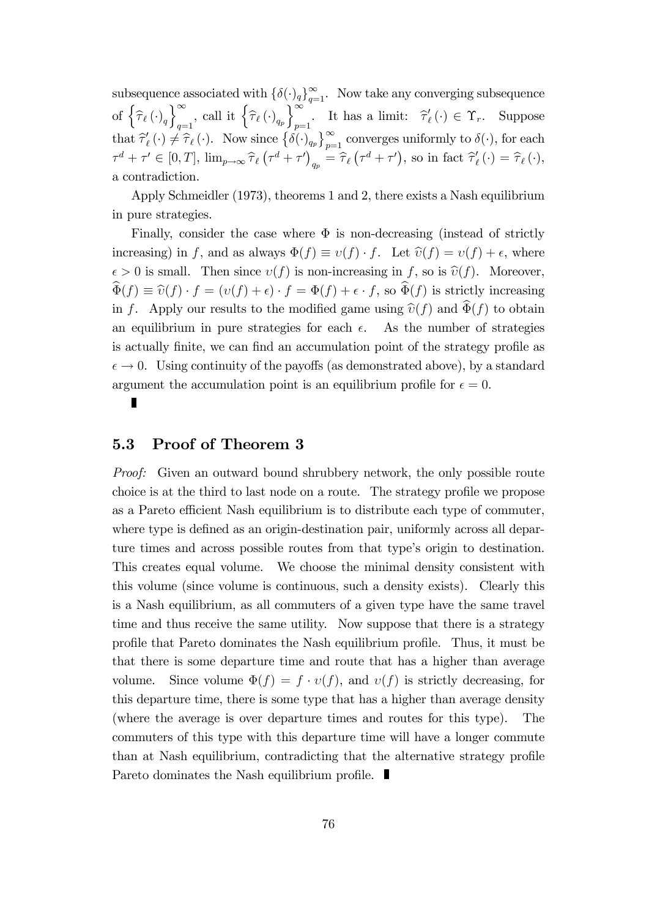subsequence associated with $\{\delta(\cdot)_q\}_{q=1}^{\infty}$. Now take any converging subsequence of $\left\{\widehat{\tau}_\ell(\cdot)_q\right\}_{q=1}^{\infty}$, call it $\left\{\widehat{\tau}_\ell(\cdot)_{q_p}\right\}_{p=1}^{\infty}$. It has a limit: $\widehat{\tau}'_\ell(\cdot) \in \Upsilon_r$. Suppose that $\widehat{\tau}'_\ell(\cdot) \neq \widehat{\tau}_\ell(\cdot)$. Now since $\left\{\delta(\cdot)_{q_p}\right\}_{p=1}^{\infty}$ converges uniformly to $\delta(\cdot)$, for each $\tau^d + \tau' \in [0, T]$, $\lim_{p\to\infty} \widehat{\tau}_\ell\left(\tau^d + \tau'\right)_{q_p} = \widehat{\tau}_\ell\left(\tau^d + \tau'\right)$, so in fact $\widehat{\tau}'_\ell(\cdot) = \widehat{\tau}_\ell(\cdot)$, a contradiction.

Apply Schmeidler (1973), theorems 1 and 2, there exists a Nash equilibrium in pure strategies.

Finally, consider the case where $\Phi$ is non-decreasing (instead of strictly increasing) in $f$, and as always $\Phi(f) \equiv \upsilon(f) \cdot f$. Let $\widehat{\upsilon}(f) = \upsilon(f) + \epsilon$, where $\epsilon > 0$ is small. Then since $\upsilon(f)$ is non-increasing in $f$, so is $\widehat{\upsilon}(f)$. Moreover, $\widehat{\Phi}(f) \equiv \widehat{\upsilon}(f) \cdot f = (\upsilon(f) + \epsilon) \cdot f = \Phi(f) + \epsilon \cdot f$, so $\widehat{\Phi}(f)$ is strictly increasing in $f$. Apply our results to the modified game using $\widehat{\upsilon}(f)$ and $\widehat{\Phi}(f)$ to obtain an equilibrium in pure strategies for each $\epsilon$. As the number of strategies is actually finite, we can find an accumulation point of the strategy profile as $\epsilon \to 0$. Using continuity of the payoffs (as demonstrated above), by a standard argument the accumulation point is an equilibrium profile for $\epsilon = 0$.

■

### 5.3 Proof of Theorem 3

*Proof:* Given an outward bound shrubbery network, the only possible route choice is at the third to last node on a route. The strategy profile we propose as a Pareto efficient Nash equilibrium is to distribute each type of commuter, where type is defined as an origin-destination pair, uniformly across all departure times and across possible routes from that type's origin to destination. This creates equal volume. We choose the minimal density consistent with this volume (since volume is continuous, such a density exists). Clearly this is a Nash equilibrium, as all commuters of a given type have the same travel time and thus receive the same utility. Now suppose that there is a strategy profile that Pareto dominates the Nash equilibrium profile. Thus, it must be that there is some departure time and route that has a higher than average volume. Since volume $\Phi(f) = f \cdot \upsilon(f)$, and $\upsilon(f)$ is strictly decreasing, for this departure time, there is some type that has a higher than average density (where the average is over departure times and routes for this type). The commuters of this type with this departure time will have a longer commute than at Nash equilibrium, contradicting that the alternative strategy profile Pareto dominates the Nash equilibrium profile. ■